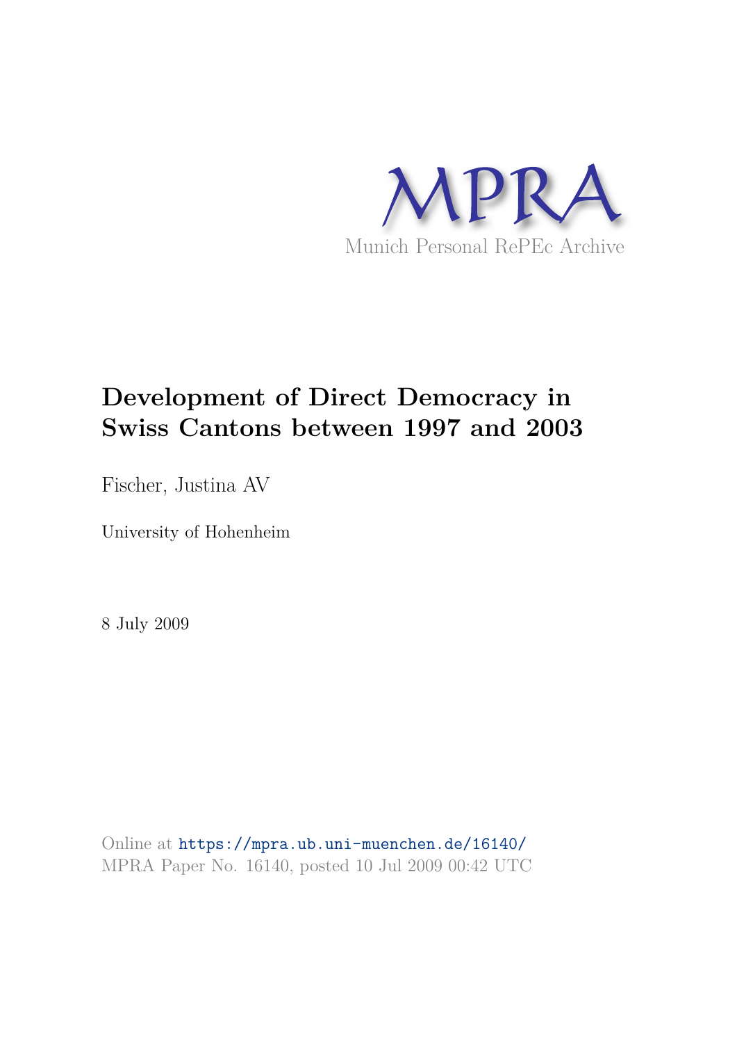MPRA

Munich Personal RePEc Archive

# Development of Direct Democracy in Swiss Cantons between 1997 and 2003

Fischer, Justina AV

University of Hohenheim

8 July 2009

Online at https://mpra.ub.uni-muenchen.de/16140/
MPRA Paper No. 16140, posted 10 Jul 2009 00:42 UTC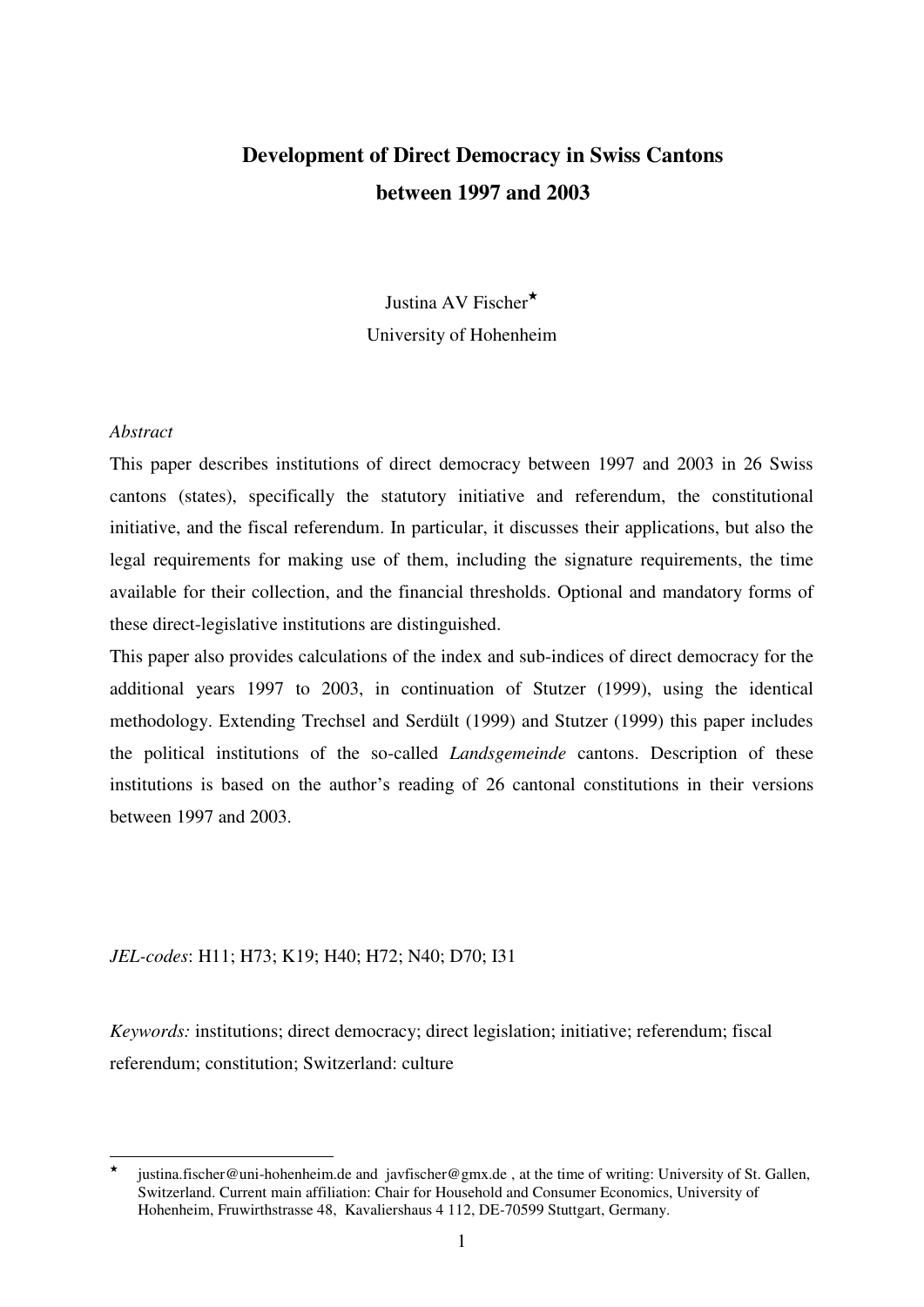# Development of Direct Democracy in Swiss Cantons between 1997 and 2003

Justina AV Fischer[⋆]

University of Hohenheim

*Abstract*

This paper describes institutions of direct democracy between 1997 and 2003 in 26 Swiss cantons (states), specifically the statutory initiative and referendum, the constitutional initiative, and the fiscal referendum. In particular, it discusses their applications, but also the legal requirements for making use of them, including the signature requirements, the time available for their collection, and the financial thresholds. Optional and mandatory forms of these direct-legislative institutions are distinguished.

This paper also provides calculations of the index and sub-indices of direct democracy for the additional years 1997 to 2003, in continuation of Stutzer (1999), using the identical methodology. Extending Trechsel and Serdült (1999) and Stutzer (1999) this paper includes the political institutions of the so-called *Landsgemeinde* cantons. Description of these institutions is based on the author's reading of 26 cantonal constitutions in their versions between 1997 and 2003.

*JEL-codes*: H11; H73; K19; H40; H72; N40; D70; I31

*Keywords:* institutions; direct democracy; direct legislation; initiative; referendum; fiscal referendum; constitution; Switzerland: culture

---

[⋆] justina.fischer@uni-hohenheim.de and javfischer@gmx.de , at the time of writing: University of St. Gallen, Switzerland. Current main affiliation: Chair for Household and Consumer Economics, University of Hohenheim, Fruwirthstrasse 48, Kavaliershaus 4 112, DE-70599 Stuttgart, Germany.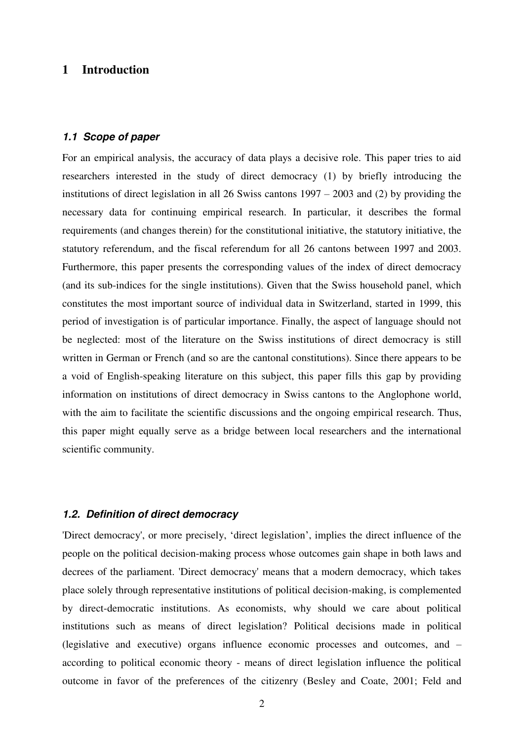# 1 Introduction

### *1.1 Scope of paper*

For an empirical analysis, the accuracy of data plays a decisive role. This paper tries to aid researchers interested in the study of direct democracy (1) by briefly introducing the institutions of direct legislation in all 26 Swiss cantons 1997 – 2003 and (2) by providing the necessary data for continuing empirical research. In particular, it describes the formal requirements (and changes therein) for the constitutional initiative, the statutory initiative, the statutory referendum, and the fiscal referendum for all 26 cantons between 1997 and 2003. Furthermore, this paper presents the corresponding values of the index of direct democracy (and its sub-indices for the single institutions). Given that the Swiss household panel, which constitutes the most important source of individual data in Switzerland, started in 1999, this period of investigation is of particular importance. Finally, the aspect of language should not be neglected: most of the literature on the Swiss institutions of direct democracy is still written in German or French (and so are the cantonal constitutions). Since there appears to be a void of English-speaking literature on this subject, this paper fills this gap by providing information on institutions of direct democracy in Swiss cantons to the Anglophone world, with the aim to facilitate the scientific discussions and the ongoing empirical research. Thus, this paper might equally serve as a bridge between local researchers and the international scientific community.

### *1.2. Definition of direct democracy*

'Direct democracy', or more precisely, 'direct legislation', implies the direct influence of the people on the political decision-making process whose outcomes gain shape in both laws and decrees of the parliament. 'Direct democracy' means that a modern democracy, which takes place solely through representative institutions of political decision-making, is complemented by direct-democratic institutions. As economists, why should we care about political institutions such as means of direct legislation? Political decisions made in political (legislative and executive) organs influence economic processes and outcomes, and – according to political economic theory - means of direct legislation influence the political outcome in favor of the preferences of the citizenry (Besley and Coate, 2001; Feld and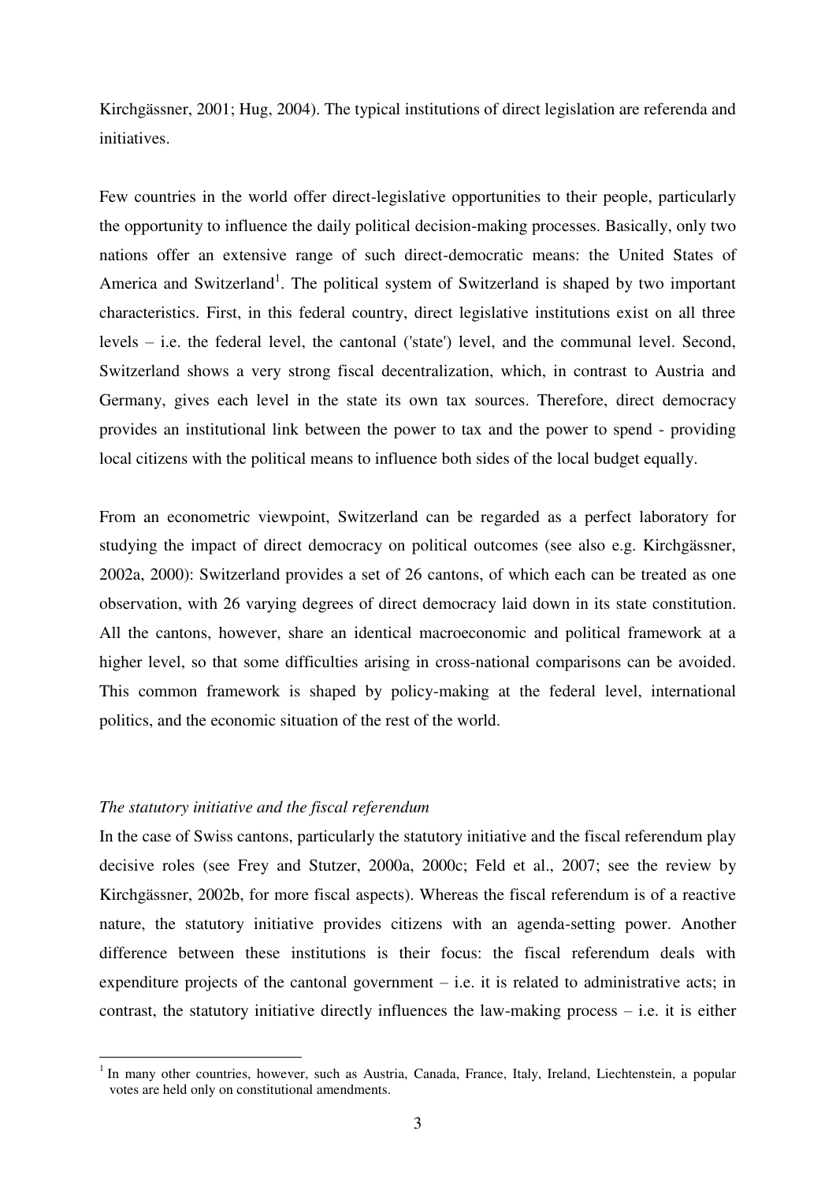Kirchgässner, 2001; Hug, 2004). The typical institutions of direct legislation are referenda and initiatives.

Few countries in the world offer direct-legislative opportunities to their people, particularly the opportunity to influence the daily political decision-making processes. Basically, only two nations offer an extensive range of such direct-democratic means: the United States of America and Switzerland[1]. The political system of Switzerland is shaped by two important characteristics. First, in this federal country, direct legislative institutions exist on all three levels – i.e. the federal level, the cantonal ('state') level, and the communal level. Second, Switzerland shows a very strong fiscal decentralization, which, in contrast to Austria and Germany, gives each level in the state its own tax sources. Therefore, direct democracy provides an institutional link between the power to tax and the power to spend - providing local citizens with the political means to influence both sides of the local budget equally.

From an econometric viewpoint, Switzerland can be regarded as a perfect laboratory for studying the impact of direct democracy on political outcomes (see also e.g. Kirchgässner, 2002a, 2000): Switzerland provides a set of 26 cantons, of which each can be treated as one observation, with 26 varying degrees of direct democracy laid down in its state constitution. All the cantons, however, share an identical macroeconomic and political framework at a higher level, so that some difficulties arising in cross-national comparisons can be avoided. This common framework is shaped by policy-making at the federal level, international politics, and the economic situation of the rest of the world.

*The statutory initiative and the fiscal referendum*

In the case of Swiss cantons, particularly the statutory initiative and the fiscal referendum play decisive roles (see Frey and Stutzer, 2000a, 2000c; Feld et al., 2007; see the review by Kirchgässner, 2002b, for more fiscal aspects). Whereas the fiscal referendum is of a reactive nature, the statutory initiative provides citizens with an agenda-setting power. Another difference between these institutions is their focus: the fiscal referendum deals with expenditure projects of the cantonal government – i.e. it is related to administrative acts; in contrast, the statutory initiative directly influences the law-making process – i.e. it is either

[1] In many other countries, however, such as Austria, Canada, France, Italy, Ireland, Liechtenstein, a popular votes are held only on constitutional amendments.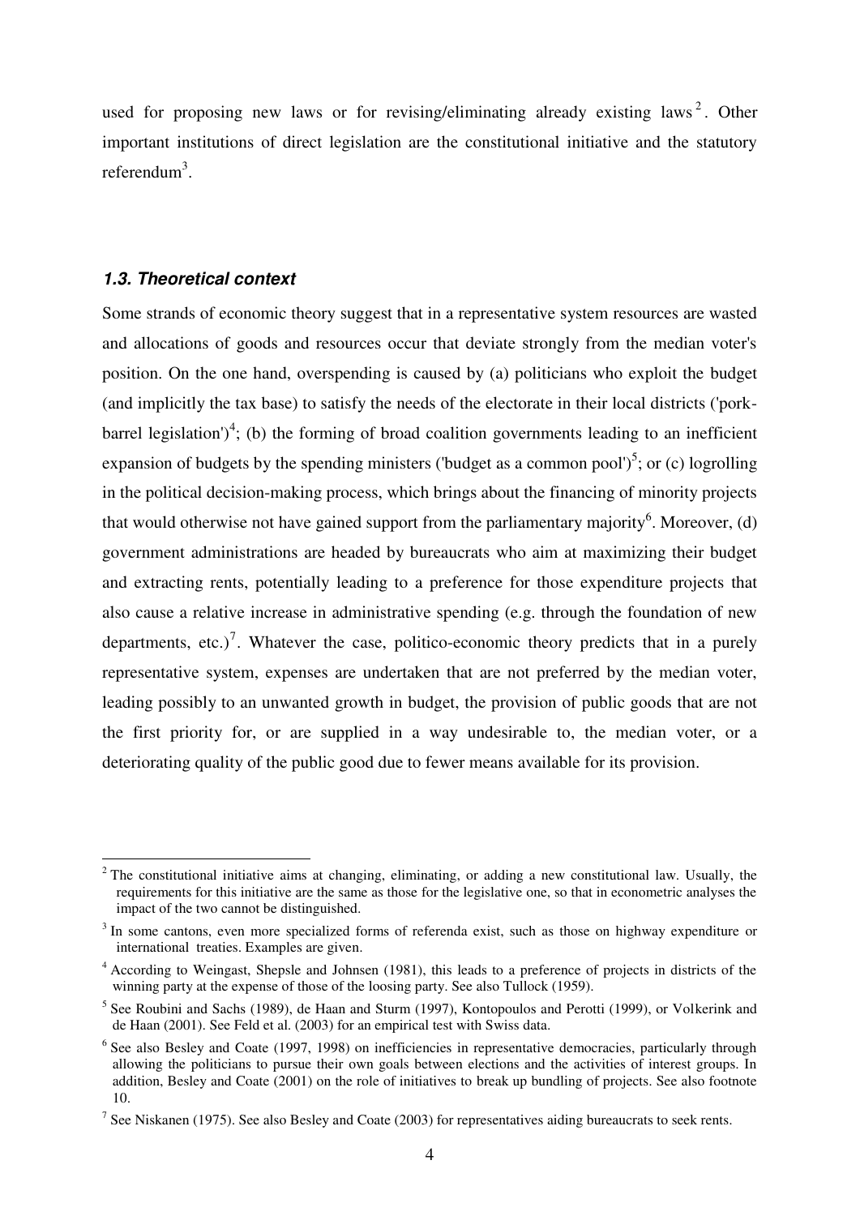used for proposing new laws or for revising/eliminating already existing laws[2]. Other important institutions of direct legislation are the constitutional initiative and the statutory referendum[3].

### *1.3. Theoretical context*

Some strands of economic theory suggest that in a representative system resources are wasted and allocations of goods and resources occur that deviate strongly from the median voter's position. On the one hand, overspending is caused by (a) politicians who exploit the budget (and implicitly the tax base) to satisfy the needs of the electorate in their local districts ('pork-barrel legislation')[4]; (b) the forming of broad coalition governments leading to an inefficient expansion of budgets by the spending ministers ('budget as a common pool')[5]; or (c) logrolling in the political decision-making process, which brings about the financing of minority projects that would otherwise not have gained support from the parliamentary majority[6]. Moreover, (d) government administrations are headed by bureaucrats who aim at maximizing their budget and extracting rents, potentially leading to a preference for those expenditure projects that also cause a relative increase in administrative spending (e.g. through the foundation of new departments, etc.)[7]. Whatever the case, politico-economic theory predicts that in a purely representative system, expenses are undertaken that are not preferred by the median voter, leading possibly to an unwanted growth in budget, the provision of public goods that are not the first priority for, or are supplied in a way undesirable to, the median voter, or a deteriorating quality of the public good due to fewer means available for its provision.

---

[2] The constitutional initiative aims at changing, eliminating, or adding a new constitutional law. Usually, the requirements for this initiative are the same as those for the legislative one, so that in econometric analyses the impact of the two cannot be distinguished.

[3] In some cantons, even more specialized forms of referenda exist, such as those on highway expenditure or international treaties. Examples are given.

[4] According to Weingast, Shepsle and Johnsen (1981), this leads to a preference of projects in districts of the winning party at the expense of those of the loosing party. See also Tullock (1959).

[5] See Roubini and Sachs (1989), de Haan and Sturm (1997), Kontopoulos and Perotti (1999), or Volkerink and de Haan (2001). See Feld et al. (2003) for an empirical test with Swiss data.

[6] See also Besley and Coate (1997, 1998) on inefficiencies in representative democracies, particularly through allowing the politicians to pursue their own goals between elections and the activities of interest groups. In addition, Besley and Coate (2001) on the role of initiatives to break up bundling of projects. See also footnote 10.

[7] See Niskanen (1975). See also Besley and Coate (2003) for representatives aiding bureaucrats to seek rents.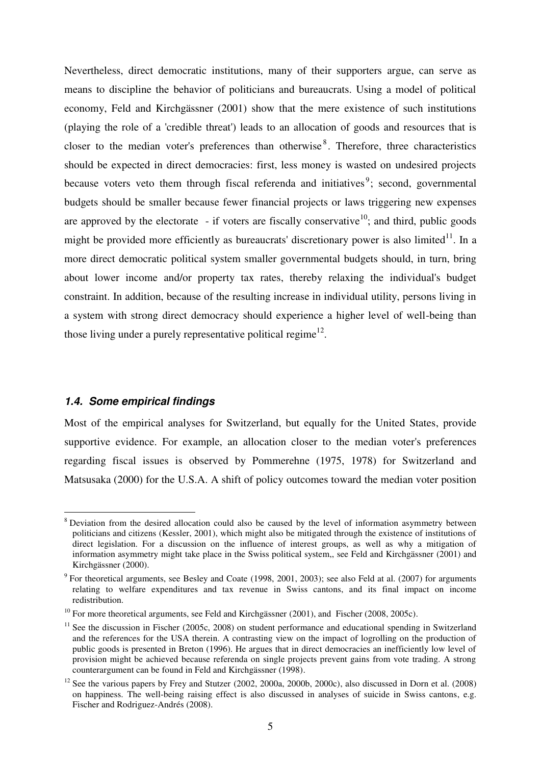Nevertheless, direct democratic institutions, many of their supporters argue, can serve as means to discipline the behavior of politicians and bureaucrats. Using a model of political economy, Feld and Kirchgässner (2001) show that the mere existence of such institutions (playing the role of a 'credible threat') leads to an allocation of goods and resources that is closer to the median voter's preferences than otherwise[8]. Therefore, three characteristics should be expected in direct democracies: first, less money is wasted on undesired projects because voters veto them through fiscal referenda and initiatives[9]; second, governmental budgets should be smaller because fewer financial projects or laws triggering new expenses are approved by the electorate - if voters are fiscally conservative[10]; and third, public goods might be provided more efficiently as bureaucrats' discretionary power is also limited[11]. In a more direct democratic political system smaller governmental budgets should, in turn, bring about lower income and/or property tax rates, thereby relaxing the individual's budget constraint. In addition, because of the resulting increase in individual utility, persons living in a system with strong direct democracy should experience a higher level of well-being than those living under a purely representative political regime[12].

### *1.4. Some empirical findings*

Most of the empirical analyses for Switzerland, but equally for the United States, provide supportive evidence. For example, an allocation closer to the median voter's preferences regarding fiscal issues is observed by Pommerehne (1975, 1978) for Switzerland and Matsusaka (2000) for the U.S.A. A shift of policy outcomes toward the median voter position

---

[8] Deviation from the desired allocation could also be caused by the level of information asymmetry between politicians and citizens (Kessler, 2001), which might also be mitigated through the existence of institutions of direct legislation. For a discussion on the influence of interest groups, as well as why a mitigation of information asymmetry might take place in the Swiss political system,, see Feld and Kirchgässner (2001) and Kirchgässner (2000).

[9] For theoretical arguments, see Besley and Coate (1998, 2001, 2003); see also Feld at al. (2007) for arguments relating to welfare expenditures and tax revenue in Swiss cantons, and its final impact on income redistribution.

[10] For more theoretical arguments, see Feld and Kirchgässner (2001), and Fischer (2008, 2005c).

[11] See the discussion in Fischer (2005c, 2008) on student performance and educational spending in Switzerland and the references for the USA therein. A contrasting view on the impact of logrolling on the production of public goods is presented in Breton (1996). He argues that in direct democracies an inefficiently low level of provision might be achieved because referenda on single projects prevent gains from vote trading. A strong counterargument can be found in Feld and Kirchgässner (1998).

[12] See the various papers by Frey and Stutzer (2002, 2000a, 2000b, 2000c), also discussed in Dorn et al. (2008) on happiness. The well-being raising effect is also discussed in analyses of suicide in Swiss cantons, e.g. Fischer and Rodriguez-Andrés (2008).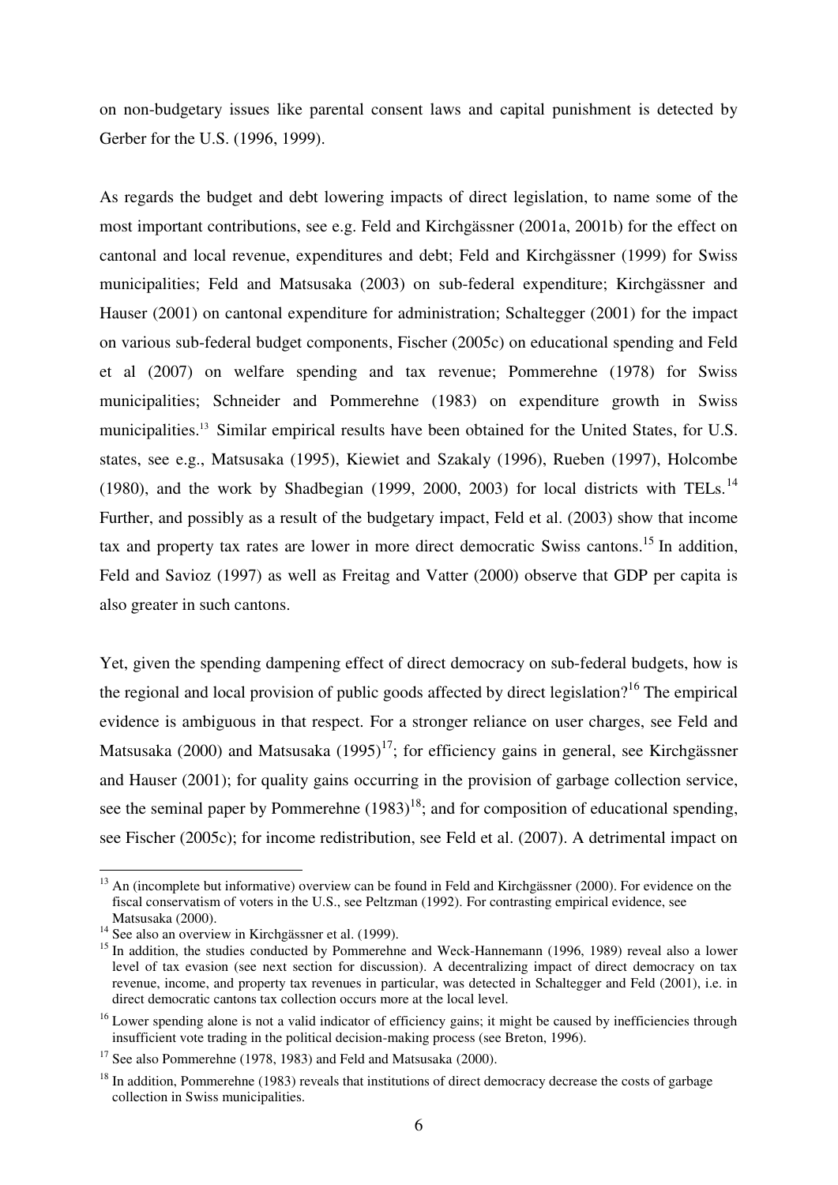on non-budgetary issues like parental consent laws and capital punishment is detected by Gerber for the U.S. (1996, 1999).

As regards the budget and debt lowering impacts of direct legislation, to name some of the most important contributions, see e.g. Feld and Kirchgässner (2001a, 2001b) for the effect on cantonal and local revenue, expenditures and debt; Feld and Kirchgässner (1999) for Swiss municipalities; Feld and Matsusaka (2003) on sub-federal expenditure; Kirchgässner and Hauser (2001) on cantonal expenditure for administration; Schaltegger (2001) for the impact on various sub-federal budget components, Fischer (2005c) on educational spending and Feld et al (2007) on welfare spending and tax revenue; Pommerehne (1978) for Swiss municipalities; Schneider and Pommerehne (1983) on expenditure growth in Swiss municipalities.[13] Similar empirical results have been obtained for the United States, for U.S. states, see e.g., Matsusaka (1995), Kiewiet and Szakaly (1996), Rueben (1997), Holcombe (1980), and the work by Shadbegian (1999, 2000, 2003) for local districts with TELs.[14] Further, and possibly as a result of the budgetary impact, Feld et al. (2003) show that income tax and property tax rates are lower in more direct democratic Swiss cantons.[15] In addition, Feld and Savioz (1997) as well as Freitag and Vatter (2000) observe that GDP per capita is also greater in such cantons.

Yet, given the spending dampening effect of direct democracy on sub-federal budgets, how is the regional and local provision of public goods affected by direct legislation?[16] The empirical evidence is ambiguous in that respect. For a stronger reliance on user charges, see Feld and Matsusaka (2000) and Matsusaka (1995)[17]; for efficiency gains in general, see Kirchgässner and Hauser (2001); for quality gains occurring in the provision of garbage collection service, see the seminal paper by Pommerehne (1983)[18]; and for composition of educational spending, see Fischer (2005c); for income redistribution, see Feld et al. (2007). A detrimental impact on

---

[13] An (incomplete but informative) overview can be found in Feld and Kirchgässner (2000). For evidence on the fiscal conservatism of voters in the U.S., see Peltzman (1992). For contrasting empirical evidence, see Matsusaka (2000).

[14] See also an overview in Kirchgässner et al. (1999).

[15] In addition, the studies conducted by Pommerehne and Weck-Hannemann (1996, 1989) reveal also a lower level of tax evasion (see next section for discussion). A decentralizing impact of direct democracy on tax revenue, income, and property tax revenues in particular, was detected in Schaltegger and Feld (2001), i.e. in direct democratic cantons tax collection occurs more at the local level.

[16] Lower spending alone is not a valid indicator of efficiency gains; it might be caused by inefficiencies through insufficient vote trading in the political decision-making process (see Breton, 1996).

[17] See also Pommerehne (1978, 1983) and Feld and Matsusaka (2000).

[18] In addition, Pommerehne (1983) reveals that institutions of direct democracy decrease the costs of garbage collection in Swiss municipalities.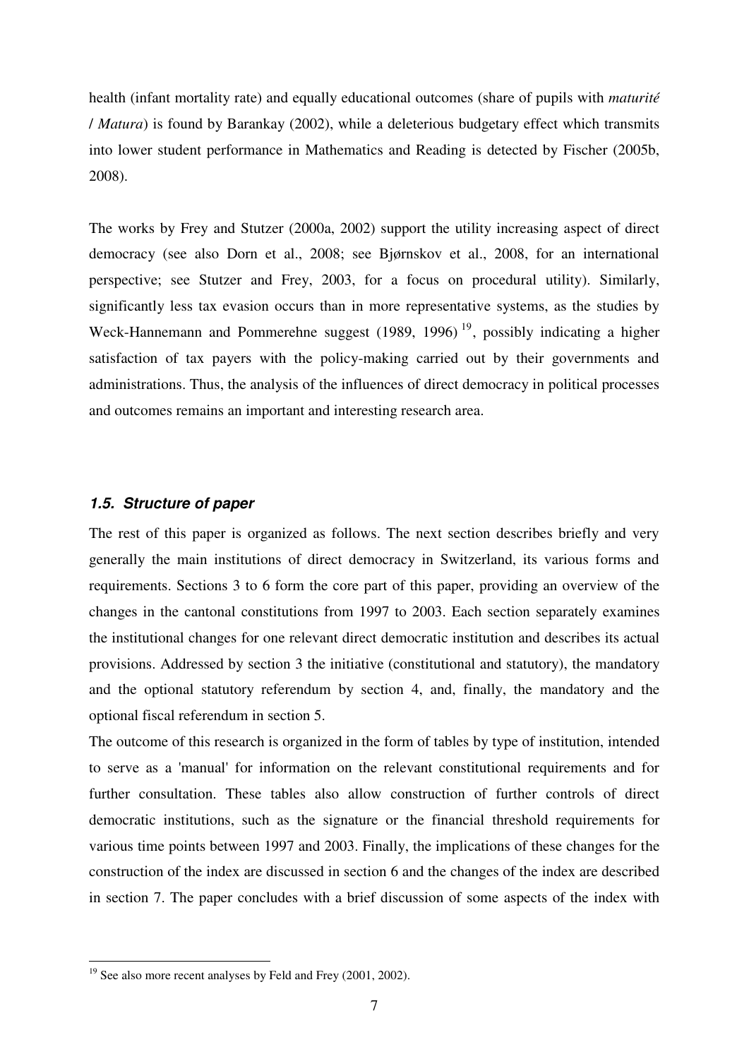health (infant mortality rate) and equally educational outcomes (share of pupils with *maturité* / *Matura*) is found by Barankay (2002), while a deleterious budgetary effect which transmits into lower student performance in Mathematics and Reading is detected by Fischer (2005b, 2008).

The works by Frey and Stutzer (2000a, 2002) support the utility increasing aspect of direct democracy (see also Dorn et al., 2008; see Bjørnskov et al., 2008, for an international perspective; see Stutzer and Frey, 2003, for a focus on procedural utility). Similarly, significantly less tax evasion occurs than in more representative systems, as the studies by Weck-Hannemann and Pommerehne suggest (1989, 1996) [19], possibly indicating a higher satisfaction of tax payers with the policy-making carried out by their governments and administrations. Thus, the analysis of the influences of direct democracy in political processes and outcomes remains an important and interesting research area.

### *1.5. Structure of paper*

The rest of this paper is organized as follows. The next section describes briefly and very generally the main institutions of direct democracy in Switzerland, its various forms and requirements. Sections 3 to 6 form the core part of this paper, providing an overview of the changes in the cantonal constitutions from 1997 to 2003. Each section separately examines the institutional changes for one relevant direct democratic institution and describes its actual provisions. Addressed by section 3 the initiative (constitutional and statutory), the mandatory and the optional statutory referendum by section 4, and, finally, the mandatory and the optional fiscal referendum in section 5.

The outcome of this research is organized in the form of tables by type of institution, intended to serve as a 'manual' for information on the relevant constitutional requirements and for further consultation. These tables also allow construction of further controls of direct democratic institutions, such as the signature or the financial threshold requirements for various time points between 1997 and 2003. Finally, the implications of these changes for the construction of the index are discussed in section 6 and the changes of the index are described in section 7. The paper concludes with a brief discussion of some aspects of the index with

---

[19] See also more recent analyses by Feld and Frey (2001, 2002).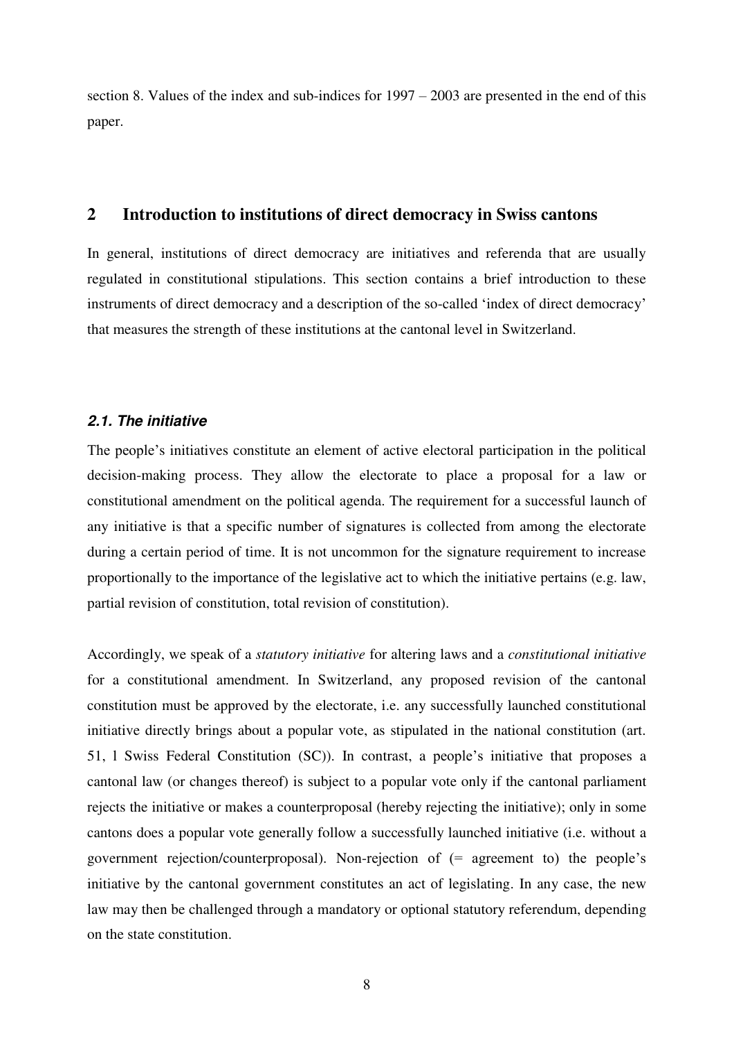section 8. Values of the index and sub-indices for 1997 – 2003 are presented in the end of this paper.

## 2 Introduction to institutions of direct democracy in Swiss cantons

In general, institutions of direct democracy are initiatives and referenda that are usually regulated in constitutional stipulations. This section contains a brief introduction to these instruments of direct democracy and a description of the so-called 'index of direct democracy' that measures the strength of these institutions at the cantonal level in Switzerland.

### *2.1. The initiative*

The people's initiatives constitute an element of active electoral participation in the political decision-making process. They allow the electorate to place a proposal for a law or constitutional amendment on the political agenda. The requirement for a successful launch of any initiative is that a specific number of signatures is collected from among the electorate during a certain period of time. It is not uncommon for the signature requirement to increase proportionally to the importance of the legislative act to which the initiative pertains (e.g. law, partial revision of constitution, total revision of constitution).

Accordingly, we speak of a *statutory initiative* for altering laws and a *constitutional initiative* for a constitutional amendment. In Switzerland, any proposed revision of the cantonal constitution must be approved by the electorate, i.e. any successfully launched constitutional initiative directly brings about a popular vote, as stipulated in the national constitution (art. 51, 1 Swiss Federal Constitution (SC)). In contrast, a people's initiative that proposes a cantonal law (or changes thereof) is subject to a popular vote only if the cantonal parliament rejects the initiative or makes a counterproposal (hereby rejecting the initiative); only in some cantons does a popular vote generally follow a successfully launched initiative (i.e. without a government rejection/counterproposal). Non-rejection of (= agreement to) the people's initiative by the cantonal government constitutes an act of legislating. In any case, the new law may then be challenged through a mandatory or optional statutory referendum, depending on the state constitution.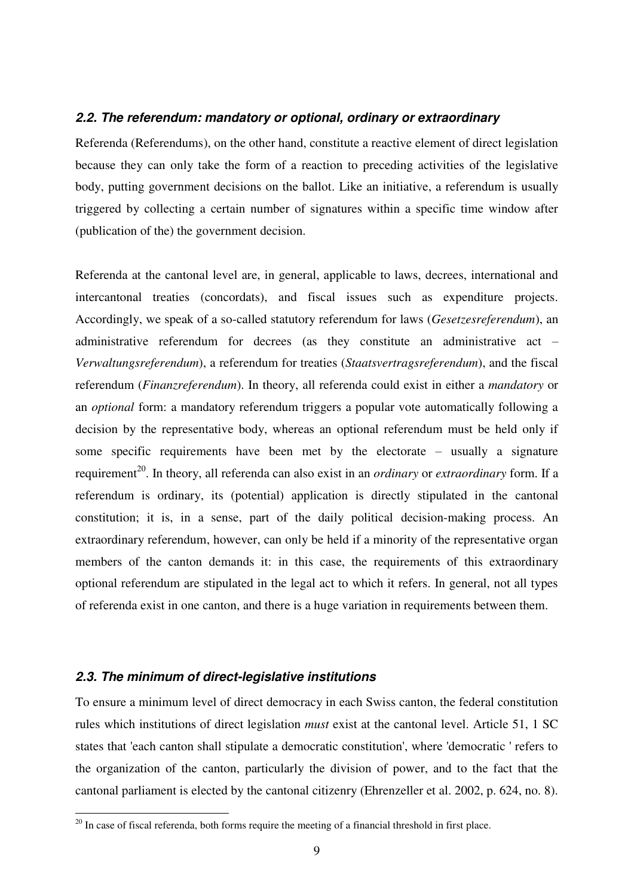### *2.2. The referendum: mandatory or optional, ordinary or extraordinary*

Referenda (Referendums), on the other hand, constitute a reactive element of direct legislation because they can only take the form of a reaction to preceding activities of the legislative body, putting government decisions on the ballot. Like an initiative, a referendum is usually triggered by collecting a certain number of signatures within a specific time window after (publication of the) the government decision.

Referenda at the cantonal level are, in general, applicable to laws, decrees, international and intercantonal treaties (concordats), and fiscal issues such as expenditure projects. Accordingly, we speak of a so-called statutory referendum for laws (*Gesetzesreferendum*), an administrative referendum for decrees (as they constitute an administrative act – *Verwaltungsreferendum*), a referendum for treaties (*Staatsvertragsreferendum*), and the fiscal referendum (*Finanzreferendum*). In theory, all referenda could exist in either a *mandatory* or an *optional* form: a mandatory referendum triggers a popular vote automatically following a decision by the representative body, whereas an optional referendum must be held only if some specific requirements have been met by the electorate – usually a signature requirement[20]. In theory, all referenda can also exist in an *ordinary* or *extraordinary* form. If a referendum is ordinary, its (potential) application is directly stipulated in the cantonal constitution; it is, in a sense, part of the daily political decision-making process. An extraordinary referendum, however, can only be held if a minority of the representative organ members of the canton demands it: in this case, the requirements of this extraordinary optional referendum are stipulated in the legal act to which it refers. In general, not all types of referenda exist in one canton, and there is a huge variation in requirements between them.

### *2.3. The minimum of direct-legislative institutions*

To ensure a minimum level of direct democracy in each Swiss canton, the federal constitution rules which institutions of direct legislation *must* exist at the cantonal level. Article 51, 1 SC states that 'each canton shall stipulate a democratic constitution', where 'democratic ' refers to the organization of the canton, particularly the division of power, and to the fact that the cantonal parliament is elected by the cantonal citizenry (Ehrenzeller et al. 2002, p. 624, no. 8).

---

[20] In case of fiscal referenda, both forms require the meeting of a financial threshold in first place.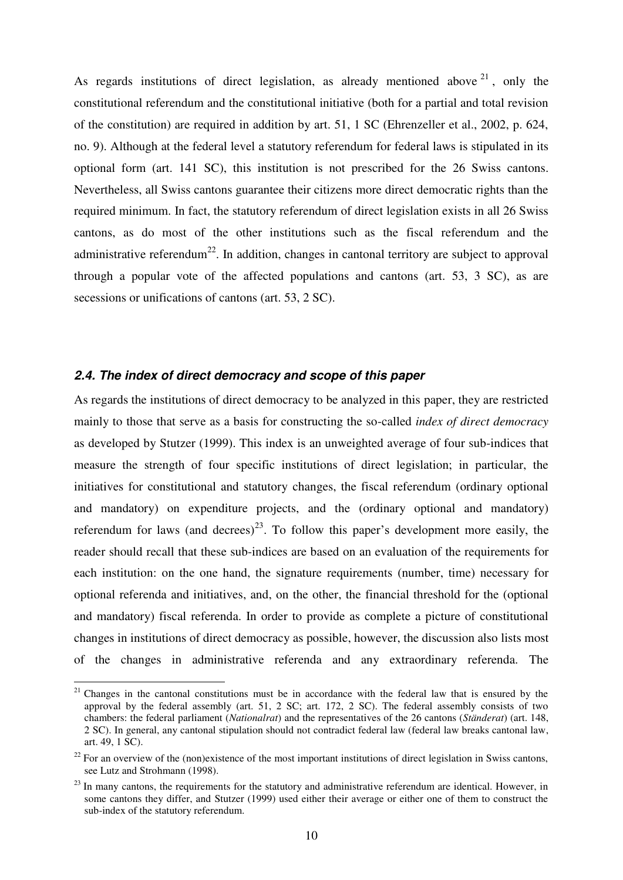As regards institutions of direct legislation, as already mentioned above [21], only the constitutional referendum and the constitutional initiative (both for a partial and total revision of the constitution) are required in addition by art. 51, 1 SC (Ehrenzeller et al., 2002, p. 624, no. 9). Although at the federal level a statutory referendum for federal laws is stipulated in its optional form (art. 141 SC), this institution is not prescribed for the 26 Swiss cantons. Nevertheless, all Swiss cantons guarantee their citizens more direct democratic rights than the required minimum. In fact, the statutory referendum of direct legislation exists in all 26 Swiss cantons, as do most of the other institutions such as the fiscal referendum and the administrative referendum[22]. In addition, changes in cantonal territory are subject to approval through a popular vote of the affected populations and cantons (art. 53, 3 SC), as are secessions or unifications of cantons (art. 53, 2 SC).

### *2.4. The index of direct democracy and scope of this paper*

As regards the institutions of direct democracy to be analyzed in this paper, they are restricted mainly to those that serve as a basis for constructing the so-called *index of direct democracy* as developed by Stutzer (1999). This index is an unweighted average of four sub-indices that measure the strength of four specific institutions of direct legislation; in particular, the initiatives for constitutional and statutory changes, the fiscal referendum (ordinary optional and mandatory) on expenditure projects, and the (ordinary optional and mandatory) referendum for laws (and decrees)[23]. To follow this paper's development more easily, the reader should recall that these sub-indices are based on an evaluation of the requirements for each institution: on the one hand, the signature requirements (number, time) necessary for optional referenda and initiatives, and, on the other, the financial threshold for the (optional and mandatory) fiscal referenda. In order to provide as complete a picture of constitutional changes in institutions of direct democracy as possible, however, the discussion also lists most of the changes in administrative referenda and any extraordinary referenda. The

---

[21] Changes in the cantonal constitutions must be in accordance with the federal law that is ensured by the approval by the federal assembly (art. 51, 2 SC; art. 172, 2 SC). The federal assembly consists of two chambers: the federal parliament (*Nationalrat*) and the representatives of the 26 cantons (*Ständerat*) (art. 148, 2 SC). In general, any cantonal stipulation should not contradict federal law (federal law breaks cantonal law, art. 49, 1 SC).

[22] For an overview of the (non)existence of the most important institutions of direct legislation in Swiss cantons, see Lutz and Strohmann (1998).

[23] In many cantons, the requirements for the statutory and administrative referendum are identical. However, in some cantons they differ, and Stutzer (1999) used either their average or either one of them to construct the sub-index of the statutory referendum.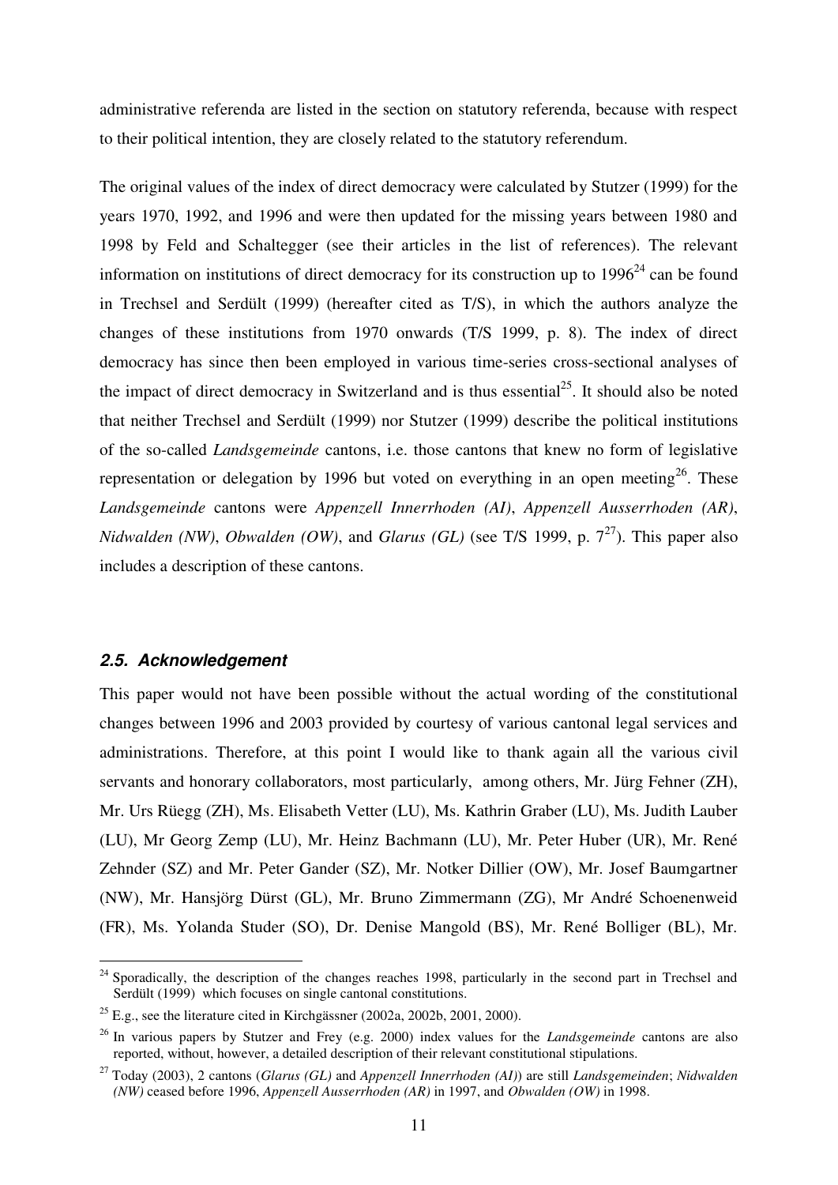administrative referenda are listed in the section on statutory referenda, because with respect to their political intention, they are closely related to the statutory referendum.

The original values of the index of direct democracy were calculated by Stutzer (1999) for the years 1970, 1992, and 1996 and were then updated for the missing years between 1980 and 1998 by Feld and Schaltegger (see their articles in the list of references). The relevant information on institutions of direct democracy for its construction up to 1996[24] can be found in Trechsel and Serdült (1999) (hereafter cited as T/S), in which the authors analyze the changes of these institutions from 1970 onwards (T/S 1999, p. 8). The index of direct democracy has since then been employed in various time-series cross-sectional analyses of the impact of direct democracy in Switzerland and is thus essential[25]. It should also be noted that neither Trechsel and Serdült (1999) nor Stutzer (1999) describe the political institutions of the so-called *Landsgemeinde* cantons, i.e. those cantons that knew no form of legislative representation or delegation by 1996 but voted on everything in an open meeting[26]. These *Landsgemeinde* cantons were *Appenzell Innerrhoden (AI)*, *Appenzell Ausserrhoden (AR)*, *Nidwalden (NW)*, *Obwalden (OW)*, and *Glarus (GL)* (see T/S 1999, p. 7[27]). This paper also includes a description of these cantons.

### *2.5. Acknowledgement*

This paper would not have been possible without the actual wording of the constitutional changes between 1996 and 2003 provided by courtesy of various cantonal legal services and administrations. Therefore, at this point I would like to thank again all the various civil servants and honorary collaborators, most particularly, among others, Mr. Jürg Fehner (ZH), Mr. Urs Rüegg (ZH), Ms. Elisabeth Vetter (LU), Ms. Kathrin Graber (LU), Ms. Judith Lauber (LU), Mr Georg Zemp (LU), Mr. Heinz Bachmann (LU), Mr. Peter Huber (UR), Mr. René Zehnder (SZ) and Mr. Peter Gander (SZ), Mr. Notker Dillier (OW), Mr. Josef Baumgartner (NW), Mr. Hansjörg Dürst (GL), Mr. Bruno Zimmermann (ZG), Mr André Schoenenweid (FR), Ms. Yolanda Studer (SO), Dr. Denise Mangold (BS), Mr. René Bolliger (BL), Mr.

---

[24] Sporadically, the description of the changes reaches 1998, particularly in the second part in Trechsel and Serdült (1999) which focuses on single cantonal constitutions.

[25] E.g., see the literature cited in Kirchgässner (2002a, 2002b, 2001, 2000).

[26] In various papers by Stutzer and Frey (e.g. 2000) index values for the *Landsgemeinde* cantons are also reported, without, however, a detailed description of their relevant constitutional stipulations.

[27] Today (2003), 2 cantons (*Glarus (GL)* and *Appenzell Innerrhoden (AI)*) are still *Landsgemeinden*; *Nidwalden (NW)* ceased before 1996, *Appenzell Ausserrhoden (AR)* in 1997, and *Obwalden (OW)* in 1998.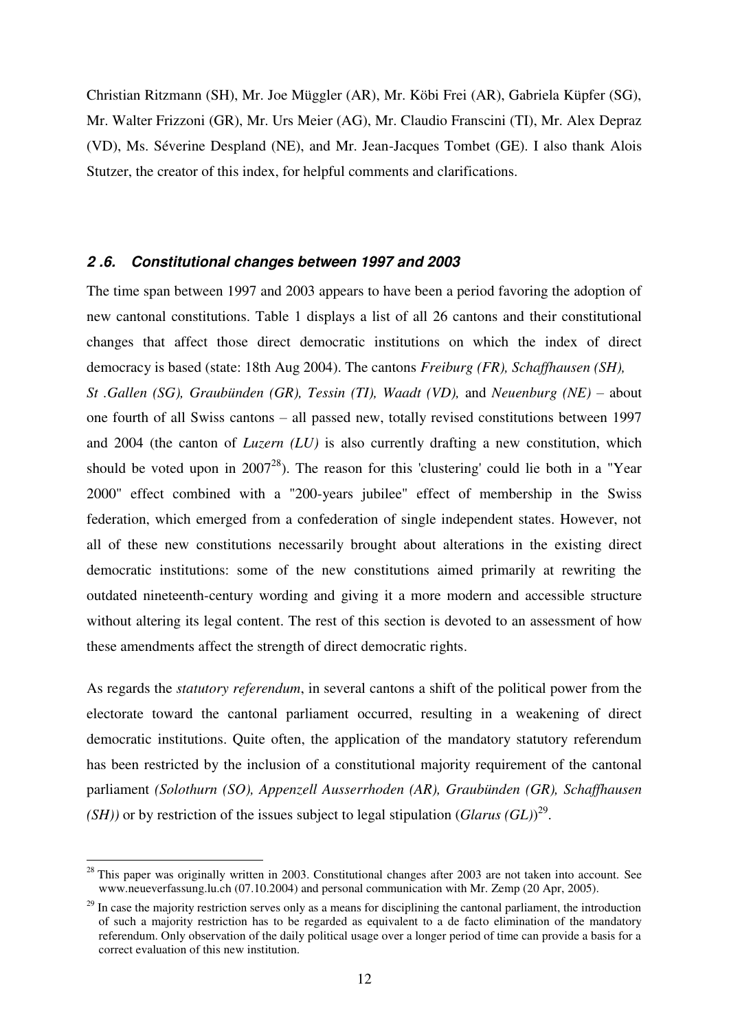Christian Ritzmann (SH), Mr. Joe Müggler (AR), Mr. Köbi Frei (AR), Gabriela Küpfer (SG), Mr. Walter Frizzoni (GR), Mr. Urs Meier (AG), Mr. Claudio Franscini (TI), Mr. Alex Depraz (VD), Ms. Séverine Despland (NE), and Mr. Jean-Jacques Tombet (GE). I also thank Alois Stutzer, the creator of this index, for helpful comments and clarifications.

### *2 .6. Constitutional changes between 1997 and 2003*

The time span between 1997 and 2003 appears to have been a period favoring the adoption of new cantonal constitutions. Table 1 displays a list of all 26 cantons and their constitutional changes that affect those direct democratic institutions on which the index of direct democracy is based (state: 18th Aug 2004). The cantons *Freiburg (FR), Schaffhausen (SH), St .Gallen (SG), Graubünden (GR), Tessin (TI), Waadt (VD),* and *Neuenburg (NE)* – about one fourth of all Swiss cantons – all passed new, totally revised constitutions between 1997 and 2004 (the canton of *Luzern (LU)* is also currently drafting a new constitution, which should be voted upon in 2007[28]). The reason for this 'clustering' could lie both in a "Year 2000" effect combined with a "200-years jubilee" effect of membership in the Swiss federation, which emerged from a confederation of single independent states. However, not all of these new constitutions necessarily brought about alterations in the existing direct democratic institutions: some of the new constitutions aimed primarily at rewriting the outdated nineteenth-century wording and giving it a more modern and accessible structure without altering its legal content. The rest of this section is devoted to an assessment of how these amendments affect the strength of direct democratic rights.

As regards the *statutory referendum*, in several cantons a shift of the political power from the electorate toward the cantonal parliament occurred, resulting in a weakening of direct democratic institutions. Quite often, the application of the mandatory statutory referendum has been restricted by the inclusion of a constitutional majority requirement of the cantonal parliament *(Solothurn (SO), Appenzell Ausserrhoden (AR), Graubünden (GR), Schaffhausen (SH))* or by restriction of the issues subject to legal stipulation (*Glarus (GL)*)[29].

---

[28] This paper was originally written in 2003. Constitutional changes after 2003 are not taken into account. See www.neueverfassung.lu.ch (07.10.2004) and personal communication with Mr. Zemp (20 Apr, 2005).

[29] In case the majority restriction serves only as a means for disciplining the cantonal parliament, the introduction of such a majority restriction has to be regarded as equivalent to a de facto elimination of the mandatory referendum. Only observation of the daily political usage over a longer period of time can provide a basis for a correct evaluation of this new institution.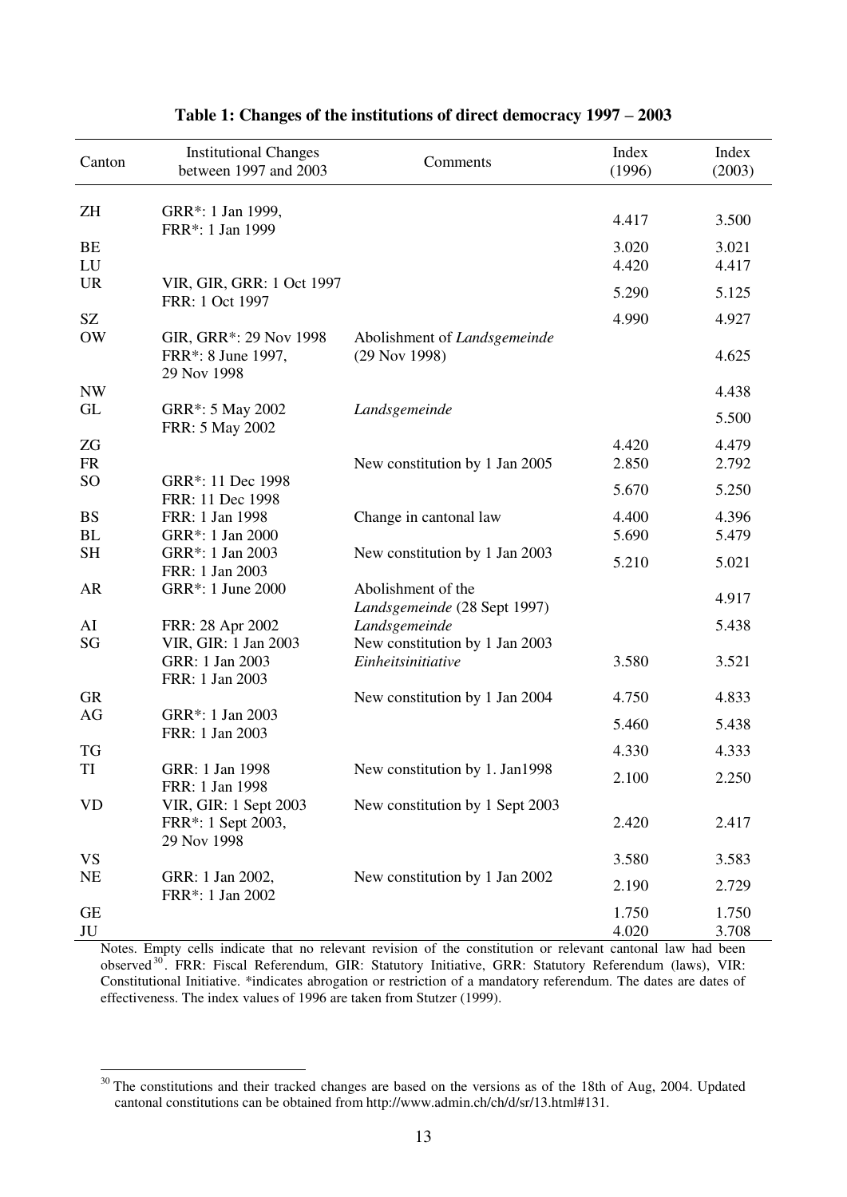**Table 1: Changes of the institutions of direct democracy 1997 – 2003**

| Canton | Institutional Changes between 1997 and 2003 | Comments | Index (1996) | Index (2003) |
|---|---|---|---|---|
| ZH | GRR*: 1 Jan 1999, FRR*: 1 Jan 1999 | | 4.417 | 3.500 |
| BE | | | 3.020 | 3.021 |
| LU | | | 4.420 | 4.417 |
| UR | VIR, GIR, GRR: 1 Oct 1997 FRR: 1 Oct 1997 | | 5.290 | 5.125 |
| SZ | | | 4.990 | 4.927 |
| OW | GIR, GRR*: 29 Nov 1998 FRR*: 8 June 1997, 29 Nov 1998 | Abolishment of *Landsgemeinde* (29 Nov 1998) | | 4.625 |
| NW | | | | 4.438 |
| GL | GRR*: 5 May 2002 FRR: 5 May 2002 | *Landsgemeinde* | | 5.500 |
| ZG | | | 4.420 | 4.479 |
| FR | | New constitution by 1 Jan 2005 | 2.850 | 2.792 |
| SO | GRR*: 11 Dec 1998 FRR: 11 Dec 1998 | | 5.670 | 5.250 |
| BS | FRR: 1 Jan 1998 | Change in cantonal law | 4.400 | 4.396 |
| BL | GRR*: 1 Jan 2000 | | 5.690 | 5.479 |
| SH | GRR*: 1 Jan 2003 FRR: 1 Jan 2003 | New constitution by 1 Jan 2003 | 5.210 | 5.021 |
| AR | GRR*: 1 June 2000 | Abolishment of the *Landsgemeinde* (28 Sept 1997) | | 4.917 |
| AI | FRR: 28 Apr 2002 | *Landsgemeinde* | | 5.438 |
| SG | VIR, GIR: 1 Jan 2003 GRR: 1 Jan 2003 FRR: 1 Jan 2003 | New constitution by 1 Jan 2003 *Einheitsinitiative* | 3.580 | 3.521 |
| GR | | New constitution by 1 Jan 2004 | 4.750 | 4.833 |
| AG | GRR*: 1 Jan 2003 FRR: 1 Jan 2003 | | 5.460 | 5.438 |
| TG | | | 4.330 | 4.333 |
| TI | GRR: 1 Jan 1998 FRR: 1 Jan 1998 | New constitution by 1. Jan1998 | 2.100 | 2.250 |
| VD | VIR, GIR: 1 Sept 2003 FRR*: 1 Sept 2003, 29 Nov 1998 | New constitution by 1 Sept 2003 | 2.420 | 2.417 |
| VS | | | 3.580 | 3.583 |
| NE | GRR: 1 Jan 2002, FRR*: 1 Jan 2002 | New constitution by 1 Jan 2002 | 2.190 | 2.729 |
| GE | | | 1.750 | 1.750 |
| JU | | | 4.020 | 3.708 |

Notes. Empty cells indicate that no relevant revision of the constitution or relevant cantonal law had been observed[30]. FRR: Fiscal Referendum, GIR: Statutory Initiative, GRR: Statutory Referendum (laws), VIR: Constitutional Initiative. *indicates abrogation or restriction of a mandatory referendum. The dates are dates of effectiveness. The index values of 1996 are taken from Stutzer (1999).

[30] The constitutions and their tracked changes are based on the versions as of the 18th of Aug, 2004. Updated cantonal constitutions can be obtained from http://www.admin.ch/ch/d/sr/13.html#131.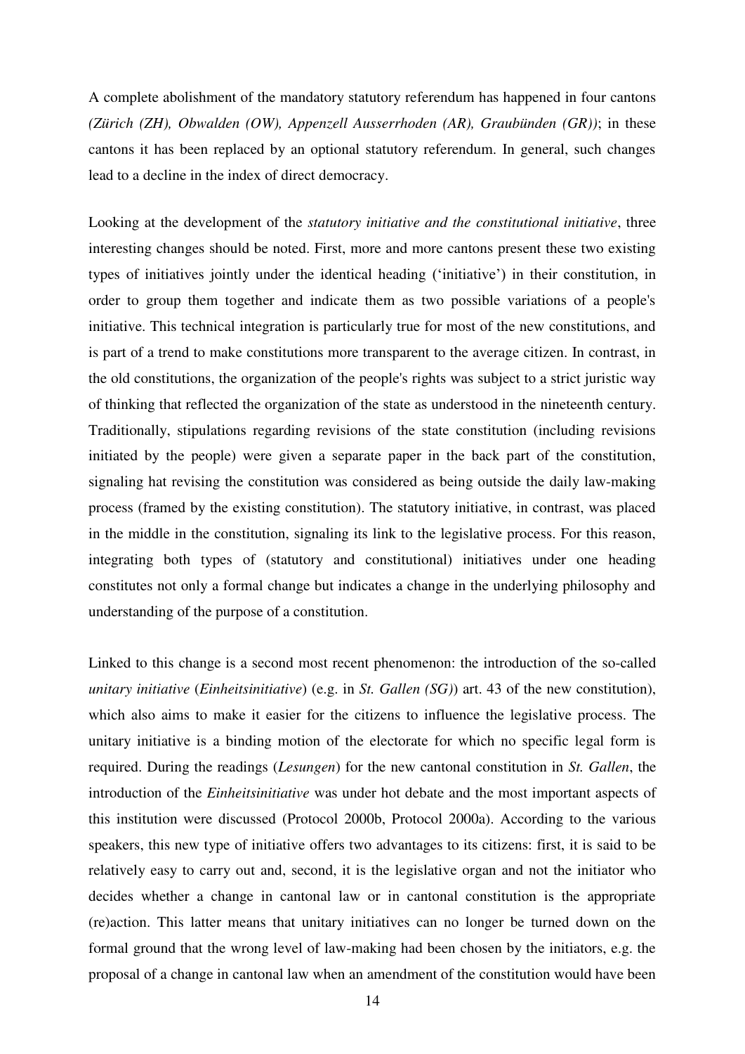A complete abolishment of the mandatory statutory referendum has happened in four cantons *(Zürich (ZH), Obwalden (OW), Appenzell Ausserrhoden (AR), Graubünden (GR))*; in these cantons it has been replaced by an optional statutory referendum. In general, such changes lead to a decline in the index of direct democracy.

Looking at the development of the *statutory initiative and the constitutional initiative*, three interesting changes should be noted. First, more and more cantons present these two existing types of initiatives jointly under the identical heading ('initiative') in their constitution, in order to group them together and indicate them as two possible variations of a people's initiative. This technical integration is particularly true for most of the new constitutions, and is part of a trend to make constitutions more transparent to the average citizen. In contrast, in the old constitutions, the organization of the people's rights was subject to a strict juristic way of thinking that reflected the organization of the state as understood in the nineteenth century. Traditionally, stipulations regarding revisions of the state constitution (including revisions initiated by the people) were given a separate paper in the back part of the constitution, signaling hat revising the constitution was considered as being outside the daily law-making process (framed by the existing constitution). The statutory initiative, in contrast, was placed in the middle in the constitution, signaling its link to the legislative process. For this reason, integrating both types of (statutory and constitutional) initiatives under one heading constitutes not only a formal change but indicates a change in the underlying philosophy and understanding of the purpose of a constitution.

Linked to this change is a second most recent phenomenon: the introduction of the so-called *unitary initiative* (*Einheitsinitiative*) (e.g. in *St. Gallen (SG)*) art. 43 of the new constitution), which also aims to make it easier for the citizens to influence the legislative process. The unitary initiative is a binding motion of the electorate for which no specific legal form is required. During the readings (*Lesungen*) for the new cantonal constitution in *St. Gallen*, the introduction of the *Einheitsinitiative* was under hot debate and the most important aspects of this institution were discussed (Protocol 2000b, Protocol 2000a). According to the various speakers, this new type of initiative offers two advantages to its citizens: first, it is said to be relatively easy to carry out and, second, it is the legislative organ and not the initiator who decides whether a change in cantonal law or in cantonal constitution is the appropriate (re)action. This latter means that unitary initiatives can no longer be turned down on the formal ground that the wrong level of law-making had been chosen by the initiators, e.g. the proposal of a change in cantonal law when an amendment of the constitution would have been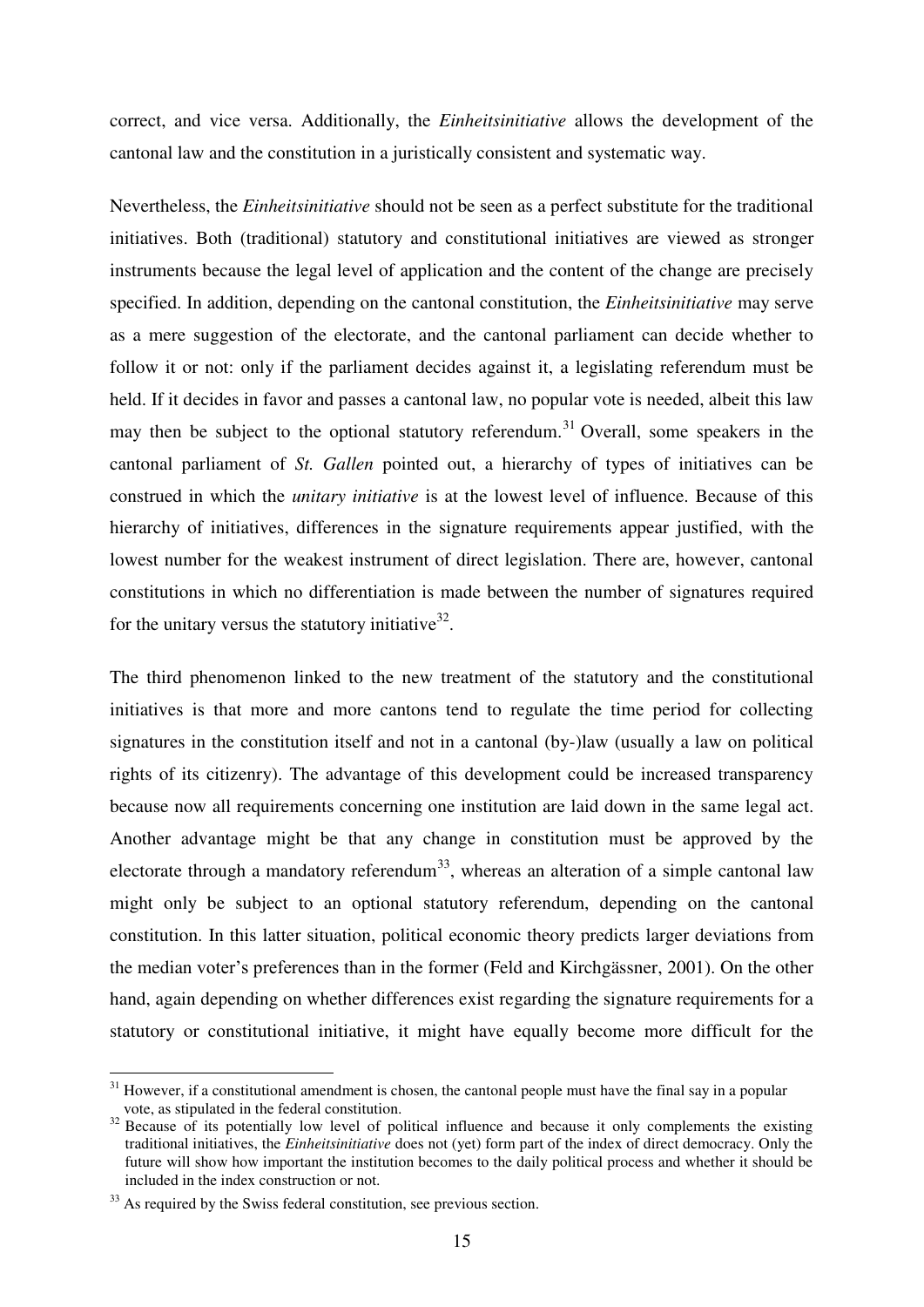correct, and vice versa. Additionally, the *Einheitsinitiative* allows the development of the cantonal law and the constitution in a juristically consistent and systematic way.

Nevertheless, the *Einheitsinitiative* should not be seen as a perfect substitute for the traditional initiatives. Both (traditional) statutory and constitutional initiatives are viewed as stronger instruments because the legal level of application and the content of the change are precisely specified. In addition, depending on the cantonal constitution, the *Einheitsinitiative* may serve as a mere suggestion of the electorate, and the cantonal parliament can decide whether to follow it or not: only if the parliament decides against it, a legislating referendum must be held. If it decides in favor and passes a cantonal law, no popular vote is needed, albeit this law may then be subject to the optional statutory referendum.[31] Overall, some speakers in the cantonal parliament of *St. Gallen* pointed out, a hierarchy of types of initiatives can be construed in which the *unitary initiative* is at the lowest level of influence. Because of this hierarchy of initiatives, differences in the signature requirements appear justified, with the lowest number for the weakest instrument of direct legislation. There are, however, cantonal constitutions in which no differentiation is made between the number of signatures required for the unitary versus the statutory initiative[32].

The third phenomenon linked to the new treatment of the statutory and the constitutional initiatives is that more and more cantons tend to regulate the time period for collecting signatures in the constitution itself and not in a cantonal (by-)law (usually a law on political rights of its citizenry). The advantage of this development could be increased transparency because now all requirements concerning one institution are laid down in the same legal act. Another advantage might be that any change in constitution must be approved by the electorate through a mandatory referendum[33], whereas an alteration of a simple cantonal law might only be subject to an optional statutory referendum, depending on the cantonal constitution. In this latter situation, political economic theory predicts larger deviations from the median voter's preferences than in the former (Feld and Kirchgässner, 2001). On the other hand, again depending on whether differences exist regarding the signature requirements for a statutory or constitutional initiative, it might have equally become more difficult for the

---

[31] However, if a constitutional amendment is chosen, the cantonal people must have the final say in a popular vote, as stipulated in the federal constitution.

[32] Because of its potentially low level of political influence and because it only complements the existing traditional initiatives, the *Einheitsinitiative* does not (yet) form part of the index of direct democracy. Only the future will show how important the institution becomes to the daily political process and whether it should be included in the index construction or not.

[33] As required by the Swiss federal constitution, see previous section.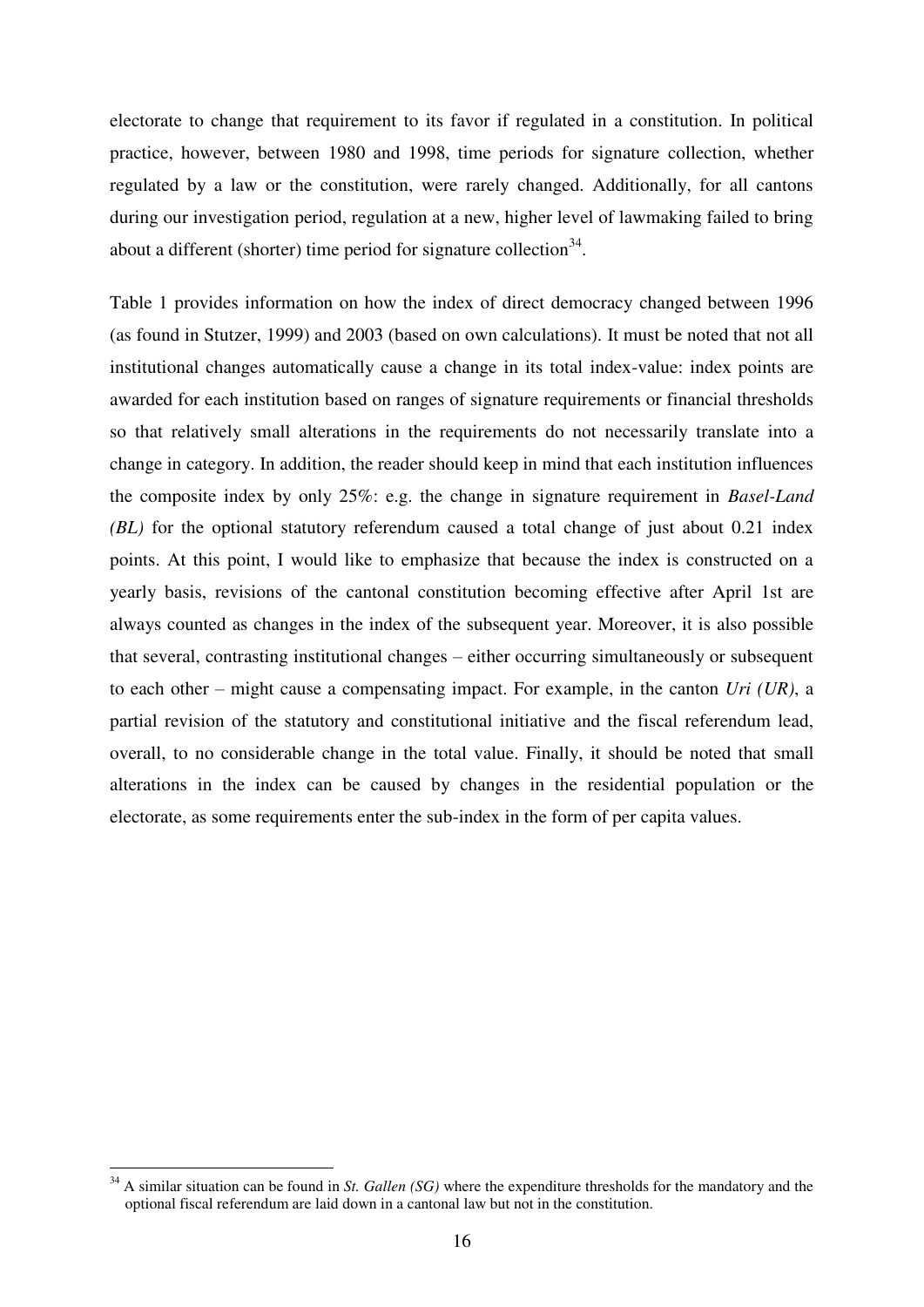electorate to change that requirement to its favor if regulated in a constitution. In political practice, however, between 1980 and 1998, time periods for signature collection, whether regulated by a law or the constitution, were rarely changed. Additionally, for all cantons during our investigation period, regulation at a new, higher level of lawmaking failed to bring about a different (shorter) time period for signature collection[34].

Table 1 provides information on how the index of direct democracy changed between 1996 (as found in Stutzer, 1999) and 2003 (based on own calculations). It must be noted that not all institutional changes automatically cause a change in its total index-value: index points are awarded for each institution based on ranges of signature requirements or financial thresholds so that relatively small alterations in the requirements do not necessarily translate into a change in category. In addition, the reader should keep in mind that each institution influences the composite index by only 25%: e.g. the change in signature requirement in *Basel-Land (BL)* for the optional statutory referendum caused a total change of just about 0.21 index points. At this point, I would like to emphasize that because the index is constructed on a yearly basis, revisions of the cantonal constitution becoming effective after April 1st are always counted as changes in the index of the subsequent year. Moreover, it is also possible that several, contrasting institutional changes – either occurring simultaneously or subsequent to each other – might cause a compensating impact. For example, in the canton *Uri (UR)*, a partial revision of the statutory and constitutional initiative and the fiscal referendum lead, overall, to no considerable change in the total value. Finally, it should be noted that small alterations in the index can be caused by changes in the residential population or the electorate, as some requirements enter the sub-index in the form of per capita values.

[34] A similar situation can be found in *St. Gallen (SG)* where the expenditure thresholds for the mandatory and the optional fiscal referendum are laid down in a cantonal law but not in the constitution.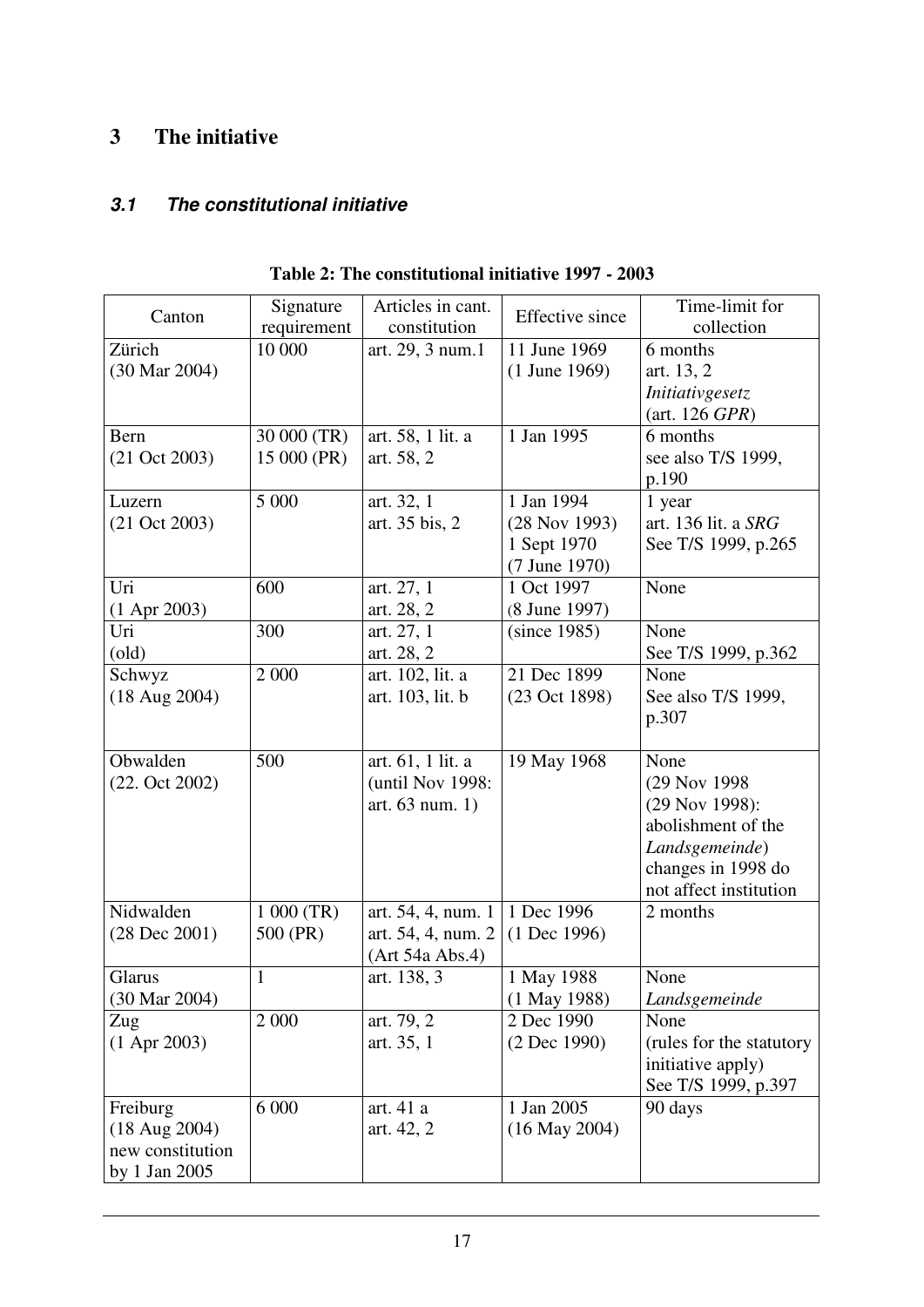## 3 The initiative

### *3.1 The constitutional initiative*

**Table 2: The constitutional initiative 1997 - 2003**

| Canton | Signature requirement | Articles in cant. constitution | Effective since | Time-limit for collection |
|---|---|---|---|---|
| Zürich (30 Mar 2004) | 10 000 | art. 29, 3 num.1 | 11 June 1969 (1 June 1969) | 6 months art. 13, 2 *Initiativgesetz* (art. 126 *GPR*) |
| Bern (21 Oct 2003) | 30 000 (TR) 15 000 (PR) | art. 58, 1 lit. a art. 58, 2 | 1 Jan 1995 | 6 months see also T/S 1999, p.190 |
| Luzern (21 Oct 2003) | 5 000 | art. 32, 1 art. 35 bis, 2 | 1 Jan 1994 (28 Nov 1993) 1 Sept 1970 (7 June 1970) | 1 year art. 136 lit. a *SRG* See T/S 1999, p.265 |
| Uri (1 Apr 2003) | 600 | art. 27, 1 art. 28, 2 | 1 Oct 1997 (8 June 1997) | None |
| Uri (old) | 300 | art. 27, 1 art. 28, 2 | (since 1985) | None See T/S 1999, p.362 |
| Schwyz (18 Aug 2004) | 2 000 | art. 102, lit. a art. 103, lit. b | 21 Dec 1899 (23 Oct 1898) | None See also T/S 1999, p.307 |
| Obwalden (22. Oct 2002) | 500 | art. 61, 1 lit. a (until Nov 1998: art. 63 num. 1) | 19 May 1968 | None (29 Nov 1998 (29 Nov 1998): abolishment of the *Landsgemeinde*) changes in 1998 do not affect institution |
| Nidwalden (28 Dec 2001) | 1 000 (TR) 500 (PR) | art. 54, 4, num. 1 art. 54, 4, num. 2 (Art 54a Abs.4) | 1 Dec 1996 (1 Dec 1996) | 2 months |
| Glarus (30 Mar 2004) | 1 | art. 138, 3 | 1 May 1988 (1 May 1988) | None *Landsgemeinde* |
| Zug (1 Apr 2003) | 2 000 | art. 79, 2 art. 35, 1 | 2 Dec 1990 (2 Dec 1990) | None (rules for the statutory initiative apply) See T/S 1999, p.397 |
| Freiburg (18 Aug 2004) new constitution by 1 Jan 2005 | 6 000 | art. 41 a art. 42, 2 | 1 Jan 2005 (16 May 2004) | 90 days |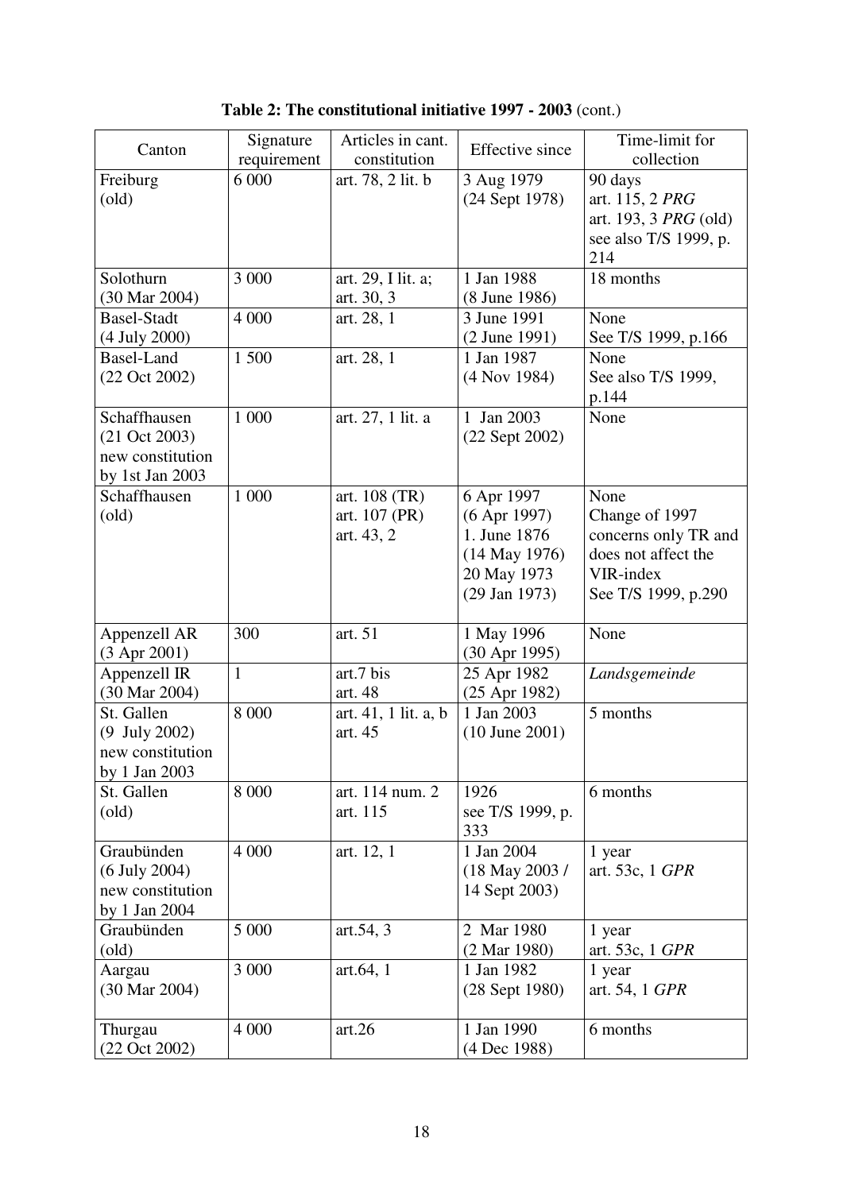**Table 2: The constitutional initiative 1997 - 2003** (cont.)

| Canton | Signature requirement | Articles in cant. constitution | Effective since | Time-limit for collection |
|---|---|---|---|---|
| Freiburg (old) | 6 000 | art. 78, 2 lit. b | 3 Aug 1979 (24 Sept 1978) | 90 days art. 115, 2 *PRG* art. 193, 3 *PRG* (old) see also T/S 1999, p. 214 |
| Solothurn (30 Mar 2004) | 3 000 | art. 29, I lit. a; art. 30, 3 | 1 Jan 1988 (8 June 1986) | 18 months |
| Basel-Stadt (4 July 2000) | 4 000 | art. 28, 1 | 3 June 1991 (2 June 1991) | None See T/S 1999, p.166 |
| Basel-Land (22 Oct 2002) | 1 500 | art. 28, 1 | 1 Jan 1987 (4 Nov 1984) | None See also T/S 1999, p.144 |
| Schaffhausen (21 Oct 2003) new constitution by 1st Jan 2003 | 1 000 | art. 27, 1 lit. a | 1 Jan 2003 (22 Sept 2002) | None |
| Schaffhausen (old) | 1 000 | art. 108 (TR) art. 107 (PR) art. 43, 2 | 6 Apr 1997 (6 Apr 1997) 1. June 1876 (14 May 1976) 20 May 1973 (29 Jan 1973) | None Change of 1997 concerns only TR and does not affect the VIR-index See T/S 1999, p.290 |
| Appenzell AR (3 Apr 2001) | 300 | art. 51 | 1 May 1996 (30 Apr 1995) | None |
| Appenzell IR (30 Mar 2004) | 1 | art.7 bis art. 48 | 25 Apr 1982 (25 Apr 1982) | *Landsgemeinde* |
| St. Gallen (9 July 2002) new constitution by 1 Jan 2003 | 8 000 | art. 41, 1 lit. a, b art. 45 | 1 Jan 2003 (10 June 2001) | 5 months |
| St. Gallen (old) | 8 000 | art. 114 num. 2 art. 115 | 1926 see T/S 1999, p. 333 | 6 months |
| Graubünden (6 July 2004) new constitution by 1 Jan 2004 | 4 000 | art. 12, 1 | 1 Jan 2004 (18 May 2003 / 14 Sept 2003) | 1 year art. 53c, 1 *GPR* |
| Graubünden (old) | 5 000 | art.54, 3 | 2 Mar 1980 (2 Mar 1980) | 1 year art. 53c, 1 *GPR* |
| Aargau (30 Mar 2004) | 3 000 | art.64, 1 | 1 Jan 1982 (28 Sept 1980) | 1 year art. 54, 1 *GPR* |
| Thurgau (22 Oct 2002) | 4 000 | art.26 | 1 Jan 1990 (4 Dec 1988) | 6 months |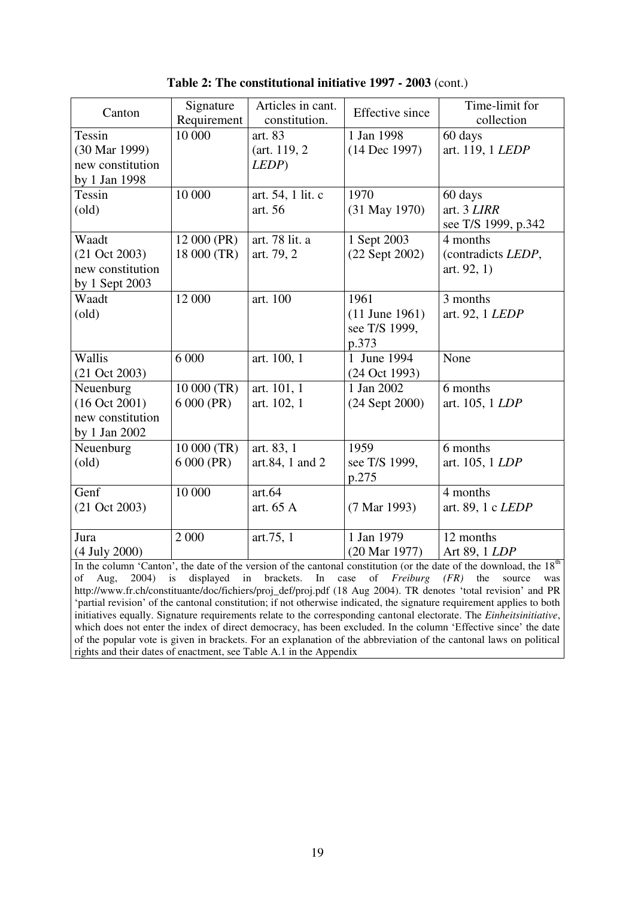**Table 2: The constitutional initiative 1997 - 2003** (cont.)

| Canton | Signature Requirement | Articles in cant. constitution. | Effective since | Time-limit for collection |
|---|---|---|---|---|
| Tessin (30 Mar 1999) new constitution by 1 Jan 1998 | 10 000 | art. 83 (art. 119, 2 *LEDP*) | 1 Jan 1998 (14 Dec 1997) | 60 days art. 119, 1 *LEDP* |
| Tessin (old) | 10 000 | art. 54, 1 lit. c art. 56 | 1970 (31 May 1970) | 60 days art. 3 *LIRR* see T/S 1999, p.342 |
| Waadt (21 Oct 2003) new constitution by 1 Sept 2003 | 12 000 (PR) 18 000 (TR) | art. 78 lit. a art. 79, 2 | 1 Sept 2003 (22 Sept 2002) | 4 months (contradicts *LEDP*, art. 92, 1) |
| Waadt (old) | 12 000 | art. 100 | 1961 (11 June 1961) see T/S 1999, p.373 | 3 months art. 92, 1 *LEDP* |
| Wallis (21 Oct 2003) | 6 000 | art. 100, 1 | 1 June 1994 (24 Oct 1993) | None |
| Neuenburg (16 Oct 2001) new constitution by 1 Jan 2002 | 10 000 (TR) 6 000 (PR) | art. 101, 1 art. 102, 1 | 1 Jan 2002 (24 Sept 2000) | 6 months art. 105, 1 *LDP* |
| Neuenburg (old) | 10 000 (TR) 6 000 (PR) | art. 83, 1 art.84, 1 and 2 | 1959 see T/S 1999, p.275 | 6 months art. 105, 1 *LDP* |
| Genf (21 Oct 2003) | 10 000 | art.64 art. 65 A | (7 Mar 1993) | 4 months art. 89, 1 c *LEDP* |
| Jura (4 July 2000) | 2 000 | art.75, 1 | 1 Jan 1979 (20 Mar 1977) | 12 months Art 89, 1 *LDP* |

In the column 'Canton', the date of the version of the cantonal constitution (or the date of the download, the 18th of Aug, 2004) is displayed in brackets. In case of *Freiburg (FR)* the source was http://www.fr.ch/constituante/doc/fichiers/proj_def/proj.pdf (18 Aug 2004). TR denotes 'total revision' and PR 'partial revision' of the cantonal constitution; if not otherwise indicated, the signature requirement applies to both initiatives equally. Signature requirements relate to the corresponding cantonal electorate. The *Einheitsinitiative*, which does not enter the index of direct democracy, has been excluded. In the column 'Effective since' the date of the popular vote is given in brackets. For an explanation of the abbreviation of the cantonal laws on political rights and their dates of enactment, see Table A.1 in the Appendix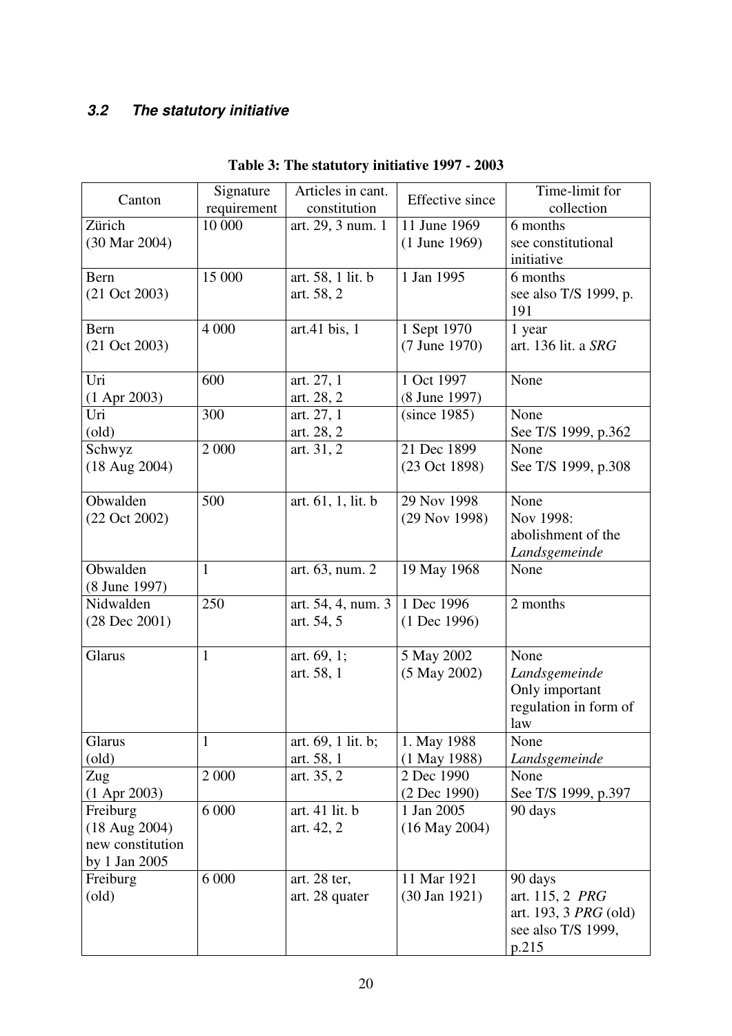### *3.2 The statutory initiative*

**Table 3: The statutory initiative 1997 - 2003**

| Canton | Signature requirement | Articles in cant. constitution | Effective since | Time-limit for collection |
|---|---|---|---|---|
| Zürich (30 Mar 2004) | 10 000 | art. 29, 3 num. 1 | 11 June 1969 (1 June 1969) | 6 months see constitutional initiative |
| Bern (21 Oct 2003) | 15 000 | art. 58, 1 lit. b art. 58, 2 | 1 Jan 1995 | 6 months see also T/S 1999, p. 191 |
| Bern (21 Oct 2003) | 4 000 | art.41 bis, 1 | 1 Sept 1970 (7 June 1970) | 1 year art. 136 lit. a *SRG* |
| Uri (1 Apr 2003) | 600 | art. 27, 1 art. 28, 2 | 1 Oct 1997 (8 June 1997) | None |
| Uri (old) | 300 | art. 27, 1 art. 28, 2 | (since 1985) | None See T/S 1999, p.362 |
| Schwyz (18 Aug 2004) | 2 000 | art. 31, 2 | 21 Dec 1899 (23 Oct 1898) | None See T/S 1999, p.308 |
| Obwalden (22 Oct 2002) | 500 | art. 61, 1, lit. b | 29 Nov 1998 (29 Nov 1998) | None Nov 1998: abolishment of the *Landsgemeinde* |
| Obwalden (8 June 1997) | 1 | art. 63, num. 2 | 19 May 1968 | None |
| Nidwalden (28 Dec 2001) | 250 | art. 54, 4, num. 3 art. 54, 5 | 1 Dec 1996 (1 Dec 1996) | 2 months |
| Glarus | 1 | art. 69, 1; art. 58, 1 | 5 May 2002 (5 May 2002) | None *Landsgemeinde* Only important regulation in form of law |
| Glarus (old) | 1 | art. 69, 1 lit. b; art. 58, 1 | 1. May 1988 (1 May 1988) | None *Landsgemeinde* |
| Zug (1 Apr 2003) | 2 000 | art. 35, 2 | 2 Dec 1990 (2 Dec 1990) | None See T/S 1999, p.397 |
| Freiburg (18 Aug 2004) new constitution by 1 Jan 2005 | 6 000 | art. 41 lit. b art. 42, 2 | 1 Jan 2005 (16 May 2004) | 90 days |
| Freiburg (old) | 6 000 | art. 28 ter, art. 28 quater | 11 Mar 1921 (30 Jan 1921) | 90 days art. 115, 2 *PRG* art. 193, 3 *PRG* (old) see also T/S 1999, p.215 |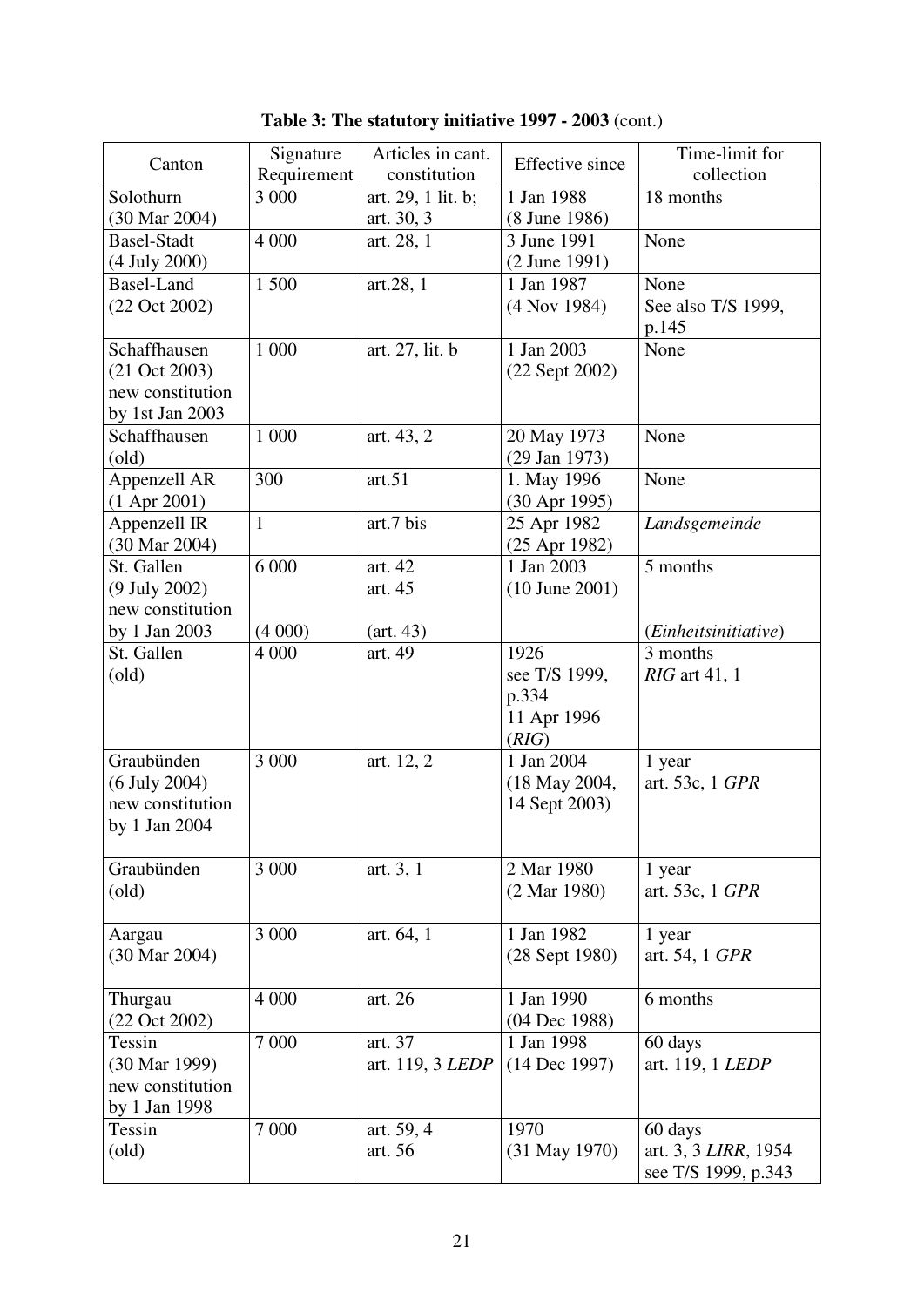**Table 3: The statutory initiative 1997 - 2003** (cont.)

| Canton | Signature Requirement | Articles in cant. constitution | Effective since | Time-limit for collection |
|---|---|---|---|---|
| Solothurn (30 Mar 2004) | 3 000 | art. 29, 1 lit. b; art. 30, 3 | 1 Jan 1988 (8 June 1986) | 18 months |
| Basel-Stadt (4 July 2000) | 4 000 | art. 28, 1 | 3 June 1991 (2 June 1991) | None |
| Basel-Land (22 Oct 2002) | 1 500 | art.28, 1 | 1 Jan 1987 (4 Nov 1984) | None See also T/S 1999, p.145 |
| Schaffhausen (21 Oct 2003) new constitution by 1st Jan 2003 | 1 000 | art. 27, lit. b | 1 Jan 2003 (22 Sept 2002) | None |
| Schaffhausen (old) | 1 000 | art. 43, 2 | 20 May 1973 (29 Jan 1973) | None |
| Appenzell AR (1 Apr 2001) | 300 | art.51 | 1. May 1996 (30 Apr 1995) | None |
| Appenzell IR (30 Mar 2004) | 1 | art.7 bis | 25 Apr 1982 (25 Apr 1982) | *Landsgemeinde* |
| St. Gallen (9 July 2002) new constitution by 1 Jan 2003 | 6 000 (4 000) | art. 42 art. 45 (art. 43) | 1 Jan 2003 (10 June 2001) | 5 months (*Einheitsinitiative*) |
| St. Gallen (old) | 4 000 | art. 49 | 1926 see T/S 1999, p.334 11 Apr 1996 (*RIG*) | 3 months *RIG* art 41, 1 |
| Graubünden (6 July 2004) new constitution by 1 Jan 2004 | 3 000 | art. 12, 2 | 1 Jan 2004 (18 May 2004, 14 Sept 2003) | 1 year art. 53c, 1 *GPR* |
| Graubünden (old) | 3 000 | art. 3, 1 | 2 Mar 1980 (2 Mar 1980) | 1 year art. 53c, 1 *GPR* |
| Aargau (30 Mar 2004) | 3 000 | art. 64, 1 | 1 Jan 1982 (28 Sept 1980) | 1 year art. 54, 1 *GPR* |
| Thurgau (22 Oct 2002) | 4 000 | art. 26 | 1 Jan 1990 (04 Dec 1988) | 6 months |
| Tessin (30 Mar 1999) new constitution by 1 Jan 1998 | 7 000 | art. 37 art. 119, 3 *LEDP* | 1 Jan 1998 (14 Dec 1997) | 60 days art. 119, 1 *LEDP* |
| Tessin (old) | 7 000 | art. 59, 4 art. 56 | 1970 (31 May 1970) | 60 days art. 3, 3 *LIRR*, 1954 see T/S 1999, p.343 |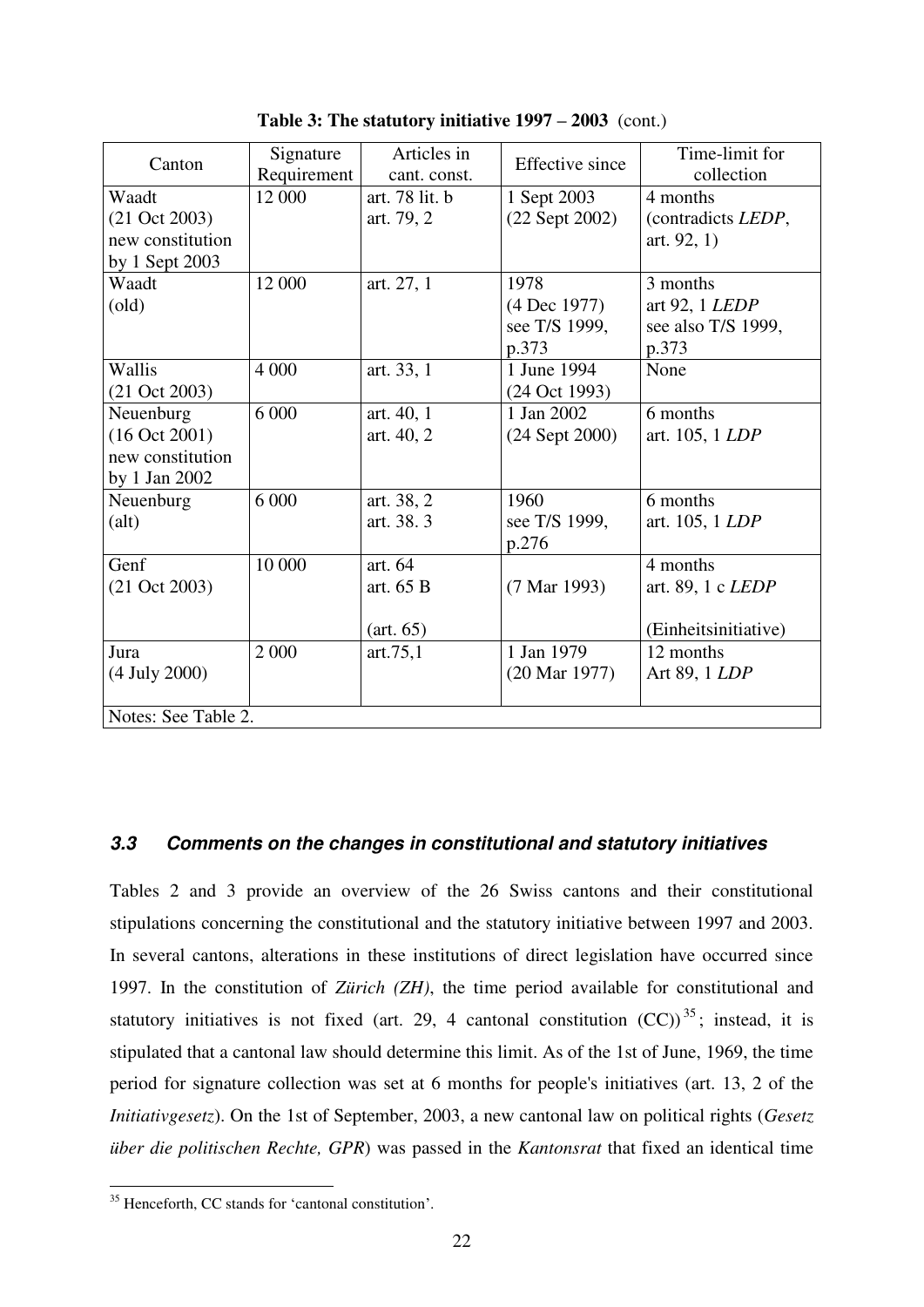**Table 3: The statutory initiative 1997 – 2003** (cont.)

| Canton | Signature Requirement | Articles in cant. const. | Effective since | Time-limit for collection |
|---|---|---|---|---|
| Waadt (21 Oct 2003) new constitution by 1 Sept 2003 | 12 000 | art. 78 lit. b art. 79, 2 | 1 Sept 2003 (22 Sept 2002) | 4 months (contradicts *LEDP*, art. 92, 1) |
| Waadt (old) | 12 000 | art. 27, 1 | 1978 (4 Dec 1977) see T/S 1999, p.373 | 3 months art 92, 1 *LEDP* see also T/S 1999, p.373 |
| Wallis (21 Oct 2003) | 4 000 | art. 33, 1 | 1 June 1994 (24 Oct 1993) | None |
| Neuenburg (16 Oct 2001) new constitution by 1 Jan 2002 | 6 000 | art. 40, 1 art. 40, 2 | 1 Jan 2002 (24 Sept 2000) | 6 months art. 105, 1 *LDP* |
| Neuenburg (alt) | 6 000 | art. 38, 2 art. 38. 3 | 1960 see T/S 1999, p.276 | 6 months art. 105, 1 *LDP* |
| Genf (21 Oct 2003) | 10 000 | art. 64 art. 65 B (art. 65) | (7 Mar 1993) | 4 months art. 89, 1 c *LEDP* (Einheitsinitiative) |
| Jura (4 July 2000) | 2 000 | art.75,1 | 1 Jan 1979 (20 Mar 1977) | 12 months Art 89, 1 *LDP* |
| Notes: See Table 2. | | | | |

### *3.3 Comments on the changes in constitutional and statutory initiatives*

Tables 2 and 3 provide an overview of the 26 Swiss cantons and their constitutional stipulations concerning the constitutional and the statutory initiative between 1997 and 2003. In several cantons, alterations in these institutions of direct legislation have occurred since 1997. In the constitution of *Zürich (ZH)*, the time period available for constitutional and statutory initiatives is not fixed (art. 29, 4 cantonal constitution (CC))[35]; instead, it is stipulated that a cantonal law should determine this limit. As of the 1st of June, 1969, the time period for signature collection was set at 6 months for people's initiatives (art. 13, 2 of the *Initiativgesetz*). On the 1st of September, 2003, a new cantonal law on political rights (*Gesetz über die politischen Rechte, GPR*) was passed in the *Kantonsrat* that fixed an identical time

[35] Henceforth, CC stands for 'cantonal constitution'.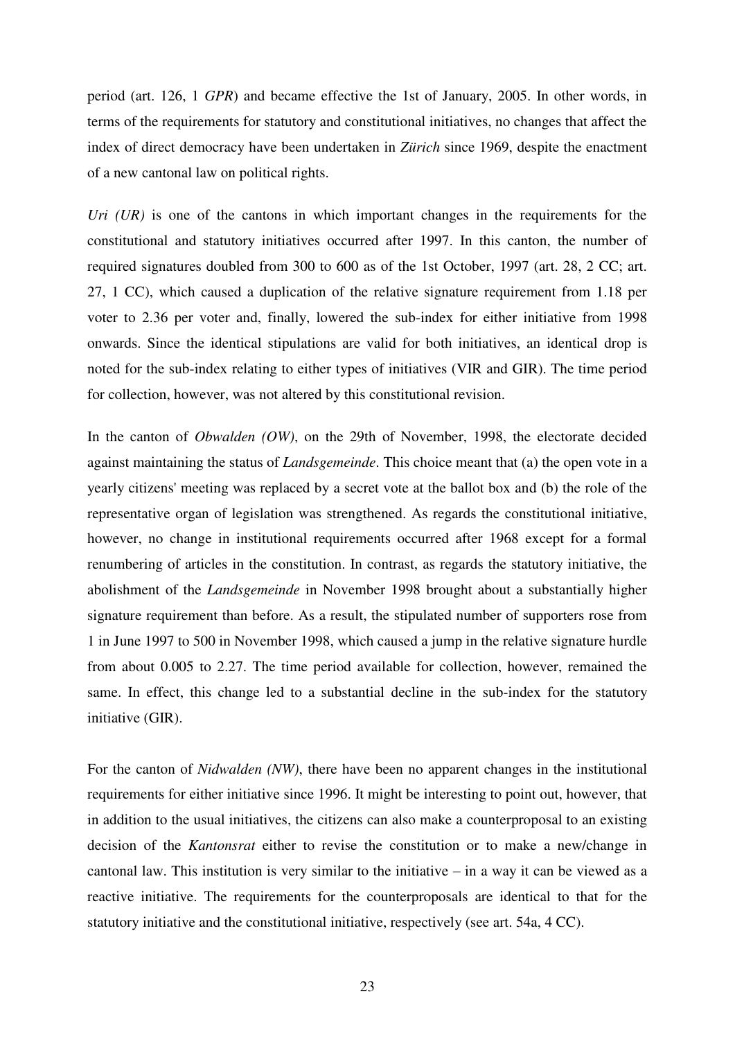period (art. 126, 1 *GPR*) and became effective the 1st of January, 2005. In other words, in terms of the requirements for statutory and constitutional initiatives, no changes that affect the index of direct democracy have been undertaken in *Zürich* since 1969, despite the enactment of a new cantonal law on political rights.

*Uri (UR)* is one of the cantons in which important changes in the requirements for the constitutional and statutory initiatives occurred after 1997. In this canton, the number of required signatures doubled from 300 to 600 as of the 1st October, 1997 (art. 28, 2 CC; art. 27, 1 CC), which caused a duplication of the relative signature requirement from 1.18 per voter to 2.36 per voter and, finally, lowered the sub-index for either initiative from 1998 onwards. Since the identical stipulations are valid for both initiatives, an identical drop is noted for the sub-index relating to either types of initiatives (VIR and GIR). The time period for collection, however, was not altered by this constitutional revision.

In the canton of *Obwalden (OW)*, on the 29th of November, 1998, the electorate decided against maintaining the status of *Landsgemeinde*. This choice meant that (a) the open vote in a yearly citizens' meeting was replaced by a secret vote at the ballot box and (b) the role of the representative organ of legislation was strengthened. As regards the constitutional initiative, however, no change in institutional requirements occurred after 1968 except for a formal renumbering of articles in the constitution. In contrast, as regards the statutory initiative, the abolishment of the *Landsgemeinde* in November 1998 brought about a substantially higher signature requirement than before. As a result, the stipulated number of supporters rose from 1 in June 1997 to 500 in November 1998, which caused a jump in the relative signature hurdle from about 0.005 to 2.27. The time period available for collection, however, remained the same. In effect, this change led to a substantial decline in the sub-index for the statutory initiative (GIR).

For the canton of *Nidwalden (NW)*, there have been no apparent changes in the institutional requirements for either initiative since 1996. It might be interesting to point out, however, that in addition to the usual initiatives, the citizens can also make a counterproposal to an existing decision of the *Kantonsrat* either to revise the constitution or to make a new/change in cantonal law. This institution is very similar to the initiative – in a way it can be viewed as a reactive initiative. The requirements for the counterproposals are identical to that for the statutory initiative and the constitutional initiative, respectively (see art. 54a, 4 CC).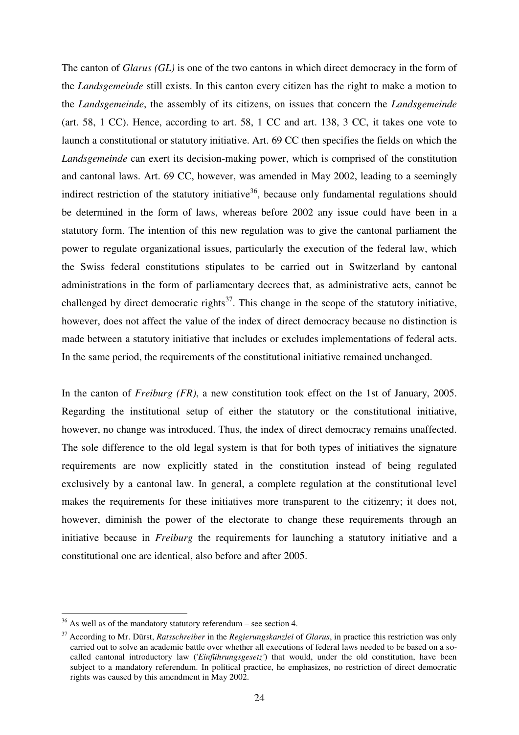The canton of *Glarus (GL)* is one of the two cantons in which direct democracy in the form of the *Landsgemeinde* still exists. In this canton every citizen has the right to make a motion to the *Landsgemeinde*, the assembly of its citizens, on issues that concern the *Landsgemeinde* (art. 58, 1 CC). Hence, according to art. 58, 1 CC and art. 138, 3 CC, it takes one vote to launch a constitutional or statutory initiative. Art. 69 CC then specifies the fields on which the *Landsgemeinde* can exert its decision-making power, which is comprised of the constitution and cantonal laws. Art. 69 CC, however, was amended in May 2002, leading to a seemingly indirect restriction of the statutory initiative[36], because only fundamental regulations should be determined in the form of laws, whereas before 2002 any issue could have been in a statutory form. The intention of this new regulation was to give the cantonal parliament the power to regulate organizational issues, particularly the execution of the federal law, which the Swiss federal constitutions stipulates to be carried out in Switzerland by cantonal administrations in the form of parliamentary decrees that, as administrative acts, cannot be challenged by direct democratic rights[37]. This change in the scope of the statutory initiative, however, does not affect the value of the index of direct democracy because no distinction is made between a statutory initiative that includes or excludes implementations of federal acts. In the same period, the requirements of the constitutional initiative remained unchanged.

In the canton of *Freiburg (FR)*, a new constitution took effect on the 1st of January, 2005. Regarding the institutional setup of either the statutory or the constitutional initiative, however, no change was introduced. Thus, the index of direct democracy remains unaffected. The sole difference to the old legal system is that for both types of initiatives the signature requirements are now explicitly stated in the constitution instead of being regulated exclusively by a cantonal law. In general, a complete regulation at the constitutional level makes the requirements for these initiatives more transparent to the citizenry; it does not, however, diminish the power of the electorate to change these requirements through an initiative because in *Freiburg* the requirements for launching a statutory initiative and a constitutional one are identical, also before and after 2005.

---

[36] As well as of the mandatory statutory referendum – see section 4.

[37] According to Mr. Dürst, *Ratsschreiber* in the *Regierungskanzlei* of *Glarus*, in practice this restriction was only carried out to solve an academic battle over whether all executions of federal laws needed to be based on a so-called cantonal introductory law ('*Einführungsgesetz*') that would, under the old constitution, have been subject to a mandatory referendum. In political practice, he emphasizes, no restriction of direct democratic rights was caused by this amendment in May 2002.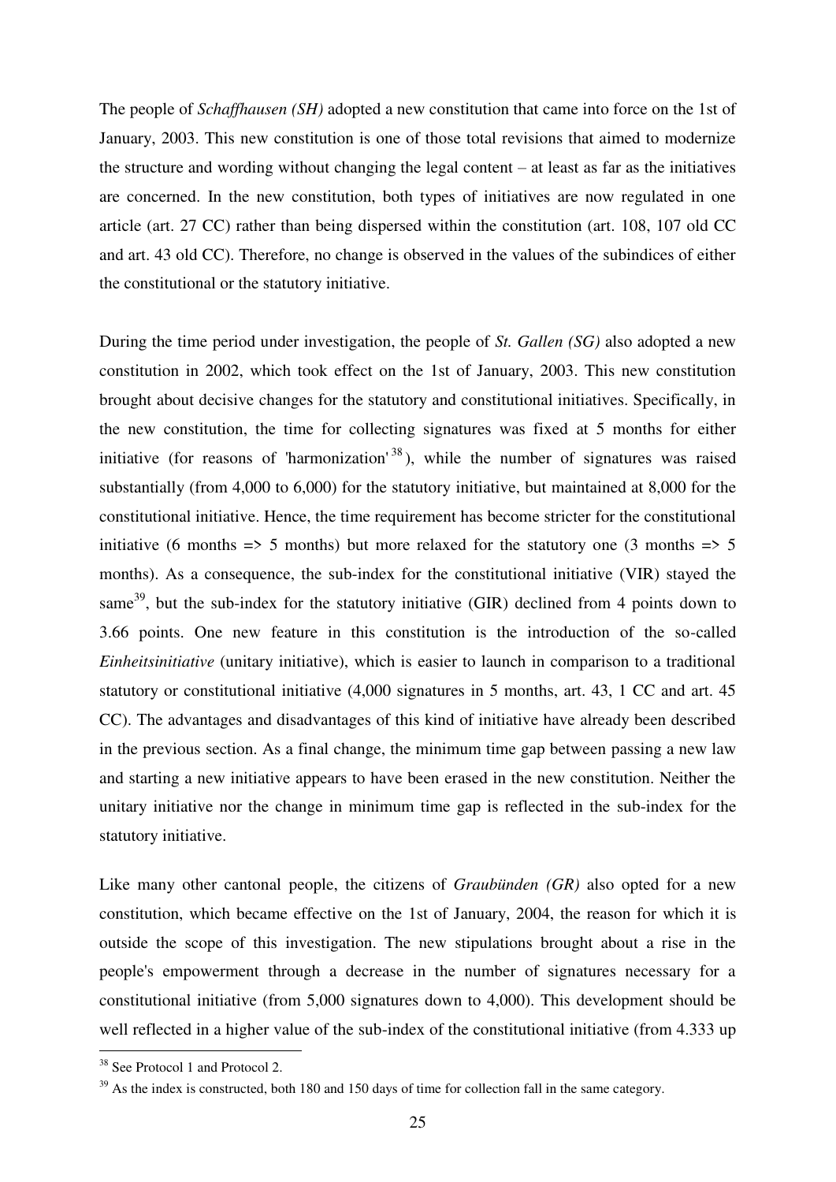The people of *Schaffhausen (SH)* adopted a new constitution that came into force on the 1st of January, 2003. This new constitution is one of those total revisions that aimed to modernize the structure and wording without changing the legal content – at least as far as the initiatives are concerned. In the new constitution, both types of initiatives are now regulated in one article (art. 27 CC) rather than being dispersed within the constitution (art. 108, 107 old CC and art. 43 old CC). Therefore, no change is observed in the values of the subindices of either the constitutional or the statutory initiative.

During the time period under investigation, the people of *St. Gallen (SG)* also adopted a new constitution in 2002, which took effect on the 1st of January, 2003. This new constitution brought about decisive changes for the statutory and constitutional initiatives. Specifically, in the new constitution, the time for collecting signatures was fixed at 5 months for either initiative (for reasons of 'harmonization'[38]), while the number of signatures was raised substantially (from 4,000 to 6,000) for the statutory initiative, but maintained at 8,000 for the constitutional initiative. Hence, the time requirement has become stricter for the constitutional initiative (6 months => 5 months) but more relaxed for the statutory one (3 months => 5 months). As a consequence, the sub-index for the constitutional initiative (VIR) stayed the same[39], but the sub-index for the statutory initiative (GIR) declined from 4 points down to 3.66 points. One new feature in this constitution is the introduction of the so-called *Einheitsinitiative* (unitary initiative), which is easier to launch in comparison to a traditional statutory or constitutional initiative (4,000 signatures in 5 months, art. 43, 1 CC and art. 45 CC). The advantages and disadvantages of this kind of initiative have already been described in the previous section. As a final change, the minimum time gap between passing a new law and starting a new initiative appears to have been erased in the new constitution. Neither the unitary initiative nor the change in minimum time gap is reflected in the sub-index for the statutory initiative.

Like many other cantonal people, the citizens of *Graubünden (GR)* also opted for a new constitution, which became effective on the 1st of January, 2004, the reason for which it is outside the scope of this investigation. The new stipulations brought about a rise in the people's empowerment through a decrease in the number of signatures necessary for a constitutional initiative (from 5,000 signatures down to 4,000). This development should be well reflected in a higher value of the sub-index of the constitutional initiative (from 4.333 up

[38] See Protocol 1 and Protocol 2.

[39] As the index is constructed, both 180 and 150 days of time for collection fall in the same category.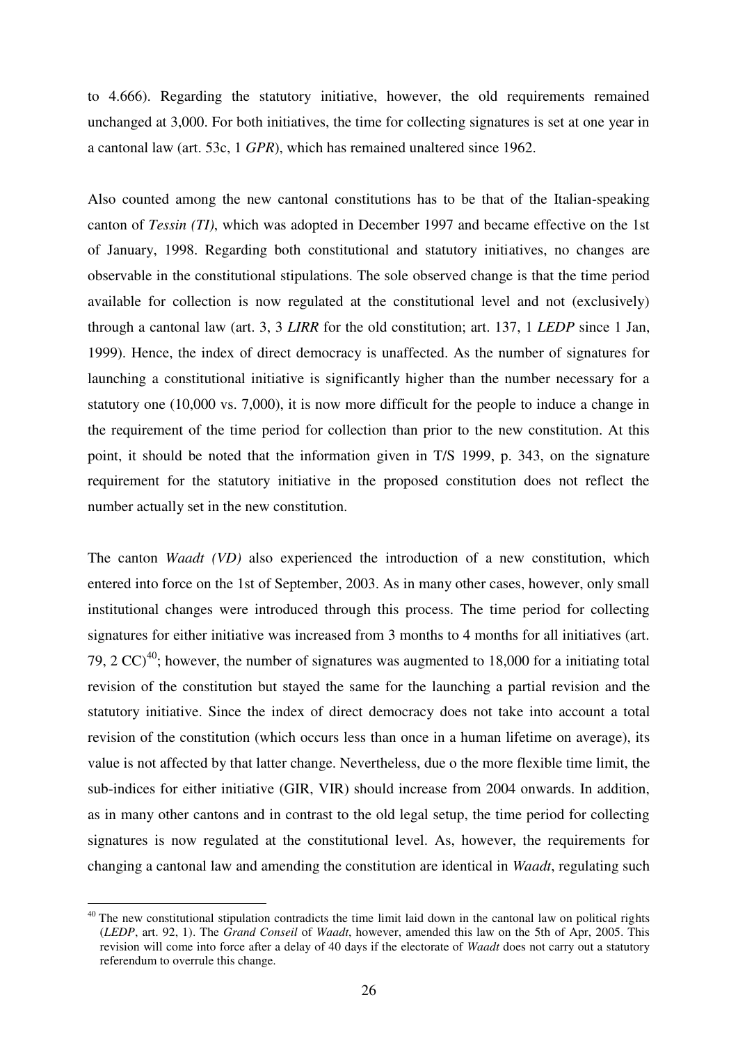to 4.666). Regarding the statutory initiative, however, the old requirements remained unchanged at 3,000. For both initiatives, the time for collecting signatures is set at one year in a cantonal law (art. 53c, 1 *GPR*), which has remained unaltered since 1962.

Also counted among the new cantonal constitutions has to be that of the Italian-speaking canton of *Tessin (TI)*, which was adopted in December 1997 and became effective on the 1st of January, 1998. Regarding both constitutional and statutory initiatives, no changes are observable in the constitutional stipulations. The sole observed change is that the time period available for collection is now regulated at the constitutional level and not (exclusively) through a cantonal law (art. 3, 3 *LIRR* for the old constitution; art. 137, 1 *LEDP* since 1 Jan, 1999). Hence, the index of direct democracy is unaffected. As the number of signatures for launching a constitutional initiative is significantly higher than the number necessary for a statutory one (10,000 vs. 7,000), it is now more difficult for the people to induce a change in the requirement of the time period for collection than prior to the new constitution. At this point, it should be noted that the information given in T/S 1999, p. 343, on the signature requirement for the statutory initiative in the proposed constitution does not reflect the number actually set in the new constitution.

The canton *Waadt (VD)* also experienced the introduction of a new constitution, which entered into force on the 1st of September, 2003. As in many other cases, however, only small institutional changes were introduced through this process. The time period for collecting signatures for either initiative was increased from 3 months to 4 months for all initiatives (art. 79, 2 CC)[40]; however, the number of signatures was augmented to 18,000 for a initiating total revision of the constitution but stayed the same for the launching a partial revision and the statutory initiative. Since the index of direct democracy does not take into account a total revision of the constitution (which occurs less than once in a human lifetime on average), its value is not affected by that latter change. Nevertheless, due o the more flexible time limit, the sub-indices for either initiative (GIR, VIR) should increase from 2004 onwards. In addition, as in many other cantons and in contrast to the old legal setup, the time period for collecting signatures is now regulated at the constitutional level. As, however, the requirements for changing a cantonal law and amending the constitution are identical in *Waadt*, regulating such

[40] The new constitutional stipulation contradicts the time limit laid down in the cantonal law on political rights (*LEDP*, art. 92, 1). The *Grand Conseil* of *Waadt*, however, amended this law on the 5th of Apr, 2005. This revision will come into force after a delay of 40 days if the electorate of *Waadt* does not carry out a statutory referendum to overrule this change.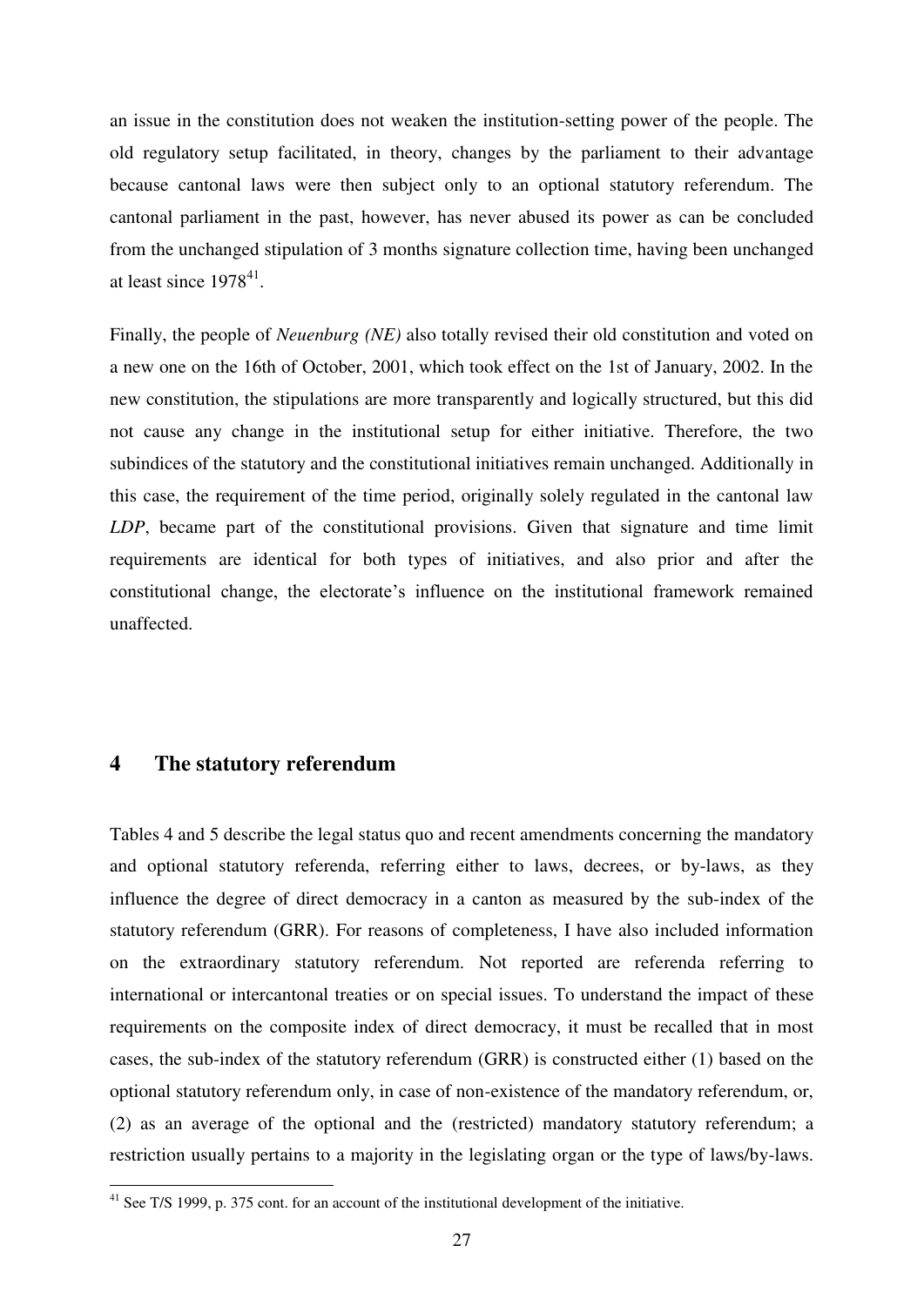an issue in the constitution does not weaken the institution-setting power of the people. The old regulatory setup facilitated, in theory, changes by the parliament to their advantage because cantonal laws were then subject only to an optional statutory referendum. The cantonal parliament in the past, however, has never abused its power as can be concluded from the unchanged stipulation of 3 months signature collection time, having been unchanged at least since 1978[41].

Finally, the people of *Neuenburg (NE)* also totally revised their old constitution and voted on a new one on the 16th of October, 2001, which took effect on the 1st of January, 2002. In the new constitution, the stipulations are more transparently and logically structured, but this did not cause any change in the institutional setup for either initiative. Therefore, the two subindices of the statutory and the constitutional initiatives remain unchanged. Additionally in this case, the requirement of the time period, originally solely regulated in the cantonal law *LDP*, became part of the constitutional provisions. Given that signature and time limit requirements are identical for both types of initiatives, and also prior and after the constitutional change, the electorate's influence on the institutional framework remained unaffected.

## 4 The statutory referendum

Tables 4 and 5 describe the legal status quo and recent amendments concerning the mandatory and optional statutory referenda, referring either to laws, decrees, or by-laws, as they influence the degree of direct democracy in a canton as measured by the sub-index of the statutory referendum (GRR). For reasons of completeness, I have also included information on the extraordinary statutory referendum. Not reported are referenda referring to international or intercantonal treaties or on special issues. To understand the impact of these requirements on the composite index of direct democracy, it must be recalled that in most cases, the sub-index of the statutory referendum (GRR) is constructed either (1) based on the optional statutory referendum only, in case of non-existence of the mandatory referendum, or, (2) as an average of the optional and the (restricted) mandatory statutory referendum; a restriction usually pertains to a majority in the legislating organ or the type of laws/by-laws.

[41] See T/S 1999, p. 375 cont. for an account of the institutional development of the initiative.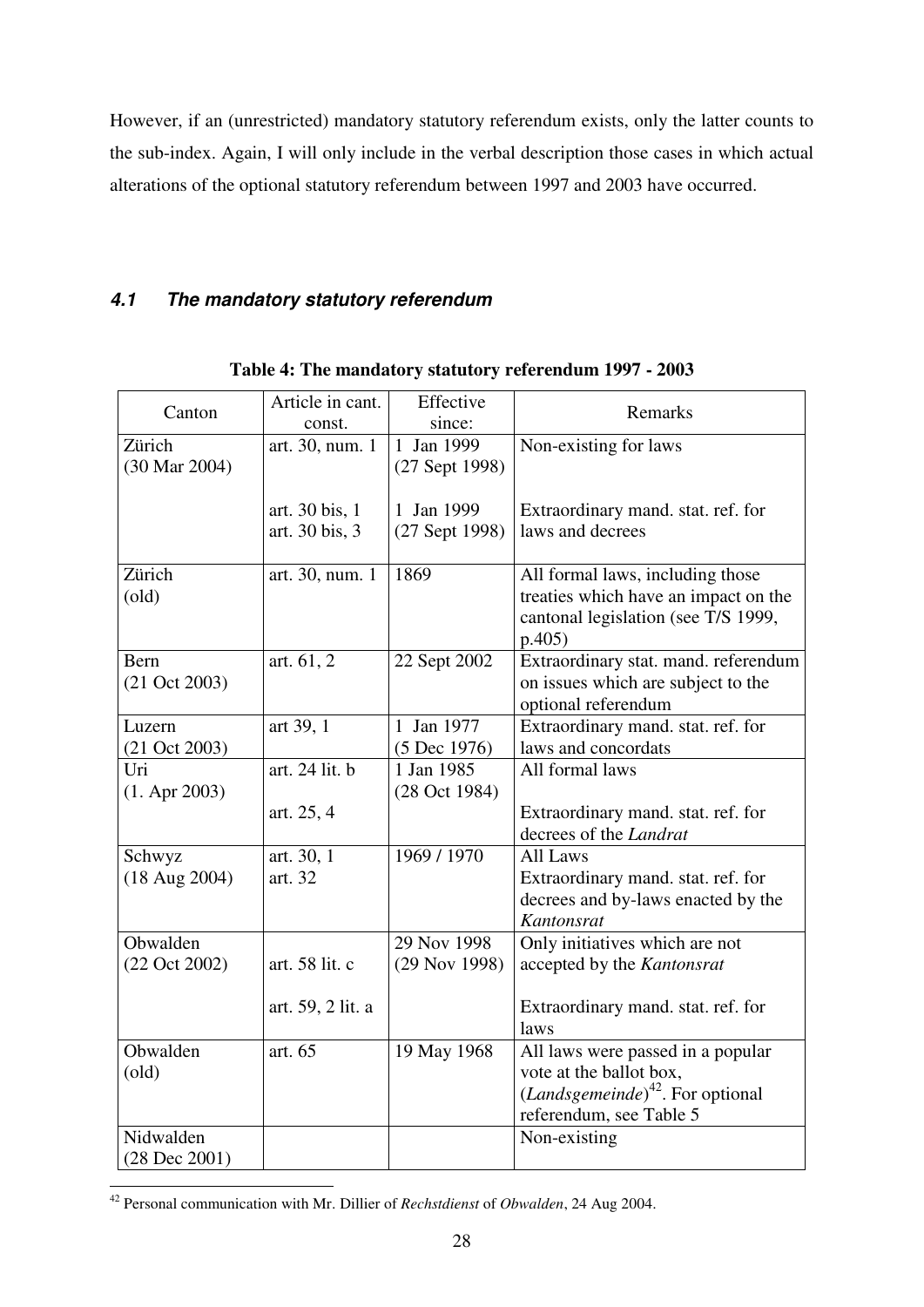However, if an (unrestricted) mandatory statutory referendum exists, only the latter counts to the sub-index. Again, I will only include in the verbal description those cases in which actual alterations of the optional statutory referendum between 1997 and 2003 have occurred.

### *4.1 The mandatory statutory referendum*

**Table 4: The mandatory statutory referendum 1997 - 2003**

| Canton | Article in cant. const. | Effective since: | Remarks |
|---|---|---|---|
| Zürich (30 Mar 2004) | art. 30, num. 1<br><br>art. 30 bis, 1<br>art. 30 bis, 3 | 1 Jan 1999 (27 Sept 1998)<br><br>1 Jan 1999 (27 Sept 1998) | Non-existing for laws<br><br>Extraordinary mand. stat. ref. for laws and decrees |
| Zürich (old) | art. 30, num. 1 | 1869 | All formal laws, including those treaties which have an impact on the cantonal legislation (see T/S 1999, p.405) |
| Bern (21 Oct 2003) | art. 61, 2 | 22 Sept 2002 | Extraordinary stat. mand. referendum on issues which are subject to the optional referendum |
| Luzern (21 Oct 2003) | art 39, 1 | 1 Jan 1977 (5 Dec 1976) | Extraordinary mand. stat. ref. for laws and concordats |
| Uri (1. Apr 2003) | art. 24 lit. b<br><br>art. 25, 4 | 1 Jan 1985 (28 Oct 1984) | All formal laws<br><br>Extraordinary mand. stat. ref. for decrees of the *Landrat* |
| Schwyz (18 Aug 2004) | art. 30, 1<br>art. 32 | 1969 / 1970 | All Laws<br>Extraordinary mand. stat. ref. for decrees and by-laws enacted by the *Kantonsrat* |
| Obwalden (22 Oct 2002) | art. 58 lit. c<br><br>art. 59, 2 lit. a | 29 Nov 1998 (29 Nov 1998) | Only initiatives which are not accepted by the *Kantonsrat*<br><br>Extraordinary mand. stat. ref. for laws |
| Obwalden (old) | art. 65 | 19 May 1968 | All laws were passed in a popular vote at the ballot box, (*Landsgemeinde*)[42]. For optional referendum, see Table 5 |
| Nidwalden (28 Dec 2001) | | | Non-existing |

[42] Personal communication with Mr. Dillier of *Rechstdienst* of *Obwalden*, 24 Aug 2004.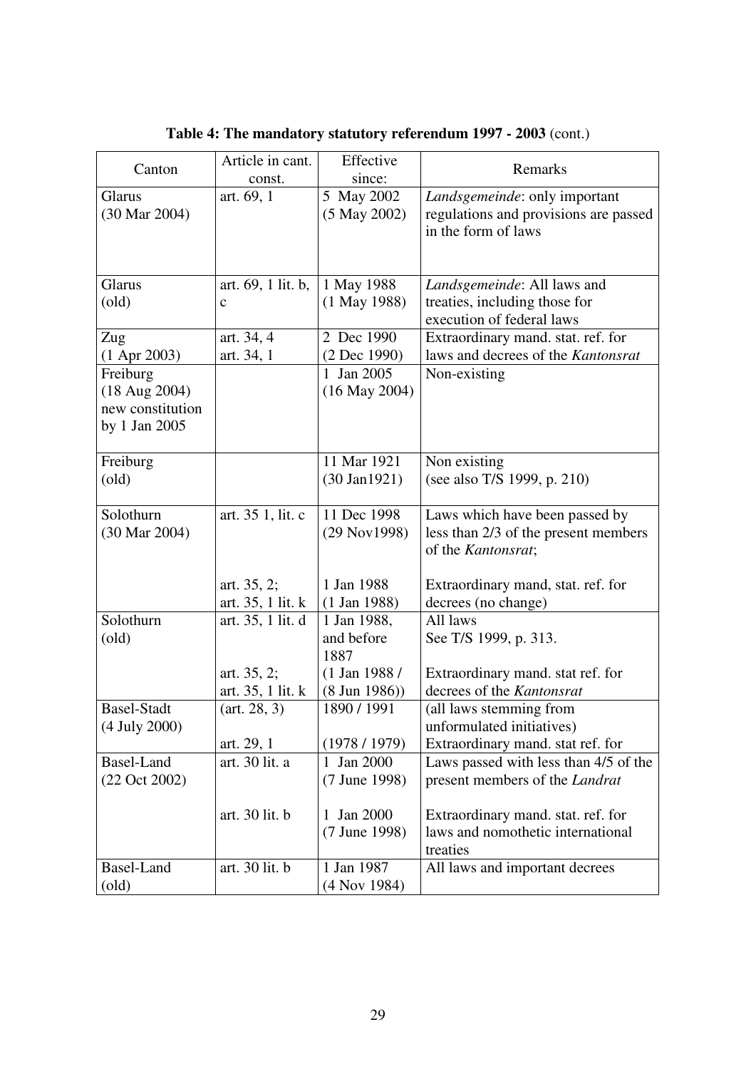**Table 4: The mandatory statutory referendum 1997 - 2003** (cont.)

| Canton | Article in cant. const. | Effective since: | Remarks |
|---|---|---|---|
| Glarus (30 Mar 2004) | art. 69, 1 | 5 May 2002 (5 May 2002) | *Landsgemeinde*: only important regulations and provisions are passed in the form of laws |
| Glarus (old) | art. 69, 1 lit. b, c | 1 May 1988 (1 May 1988) | *Landsgemeinde*: All laws and treaties, including those for execution of federal laws |
| Zug (1 Apr 2003) | art. 34, 4<br>art. 34, 1 | 2 Dec 1990 (2 Dec 1990) | Extraordinary mand. stat. ref. for laws and decrees of the *Kantonsrat* |
| Freiburg (18 Aug 2004) new constitution by 1 Jan 2005 | | 1 Jan 2005 (16 May 2004) | Non-existing |
| Freiburg (old) | | 11 Mar 1921 (30 Jan1921) | Non existing (see also T/S 1999, p. 210) |
| Solothurn (30 Mar 2004) | art. 35 1, lit. c | 11 Dec 1998 (29 Nov1998) | Laws which have been passed by less than 2/3 of the present members of the *Kantonsrat*; |
| | art. 35, 2;<br>art. 35, 1 lit. k | 1 Jan 1988 (1 Jan 1988) | Extraordinary mand, stat. ref. for decrees (no change) |
| Solothurn (old) | art. 35, 1 lit. d | 1 Jan 1988, and before 1887 | All laws See T/S 1999, p. 313. |
| | art. 35, 2;<br>art. 35, 1 lit. k | (1 Jan 1988 / (8 Jun 1986)) | Extraordinary mand. stat ref. for decrees of the *Kantonsrat* |
| Basel-Stadt (4 July 2000) | (art. 28, 3)<br>art. 29, 1 | 1890 / 1991<br>(1978 / 1979) | (all laws stemming from unformulated initiatives)<br>Extraordinary mand. stat ref. for |
| Basel-Land (22 Oct 2002) | art. 30 lit. a | 1 Jan 2000 (7 June 1998) | Laws passed with less than 4/5 of the present members of the *Landrat* |
| | art. 30 lit. b | 1 Jan 2000 (7 June 1998) | Extraordinary mand. stat. ref. for laws and nomothetic international treaties |
| Basel-Land (old) | art. 30 lit. b | 1 Jan 1987 (4 Nov 1984) | All laws and important decrees |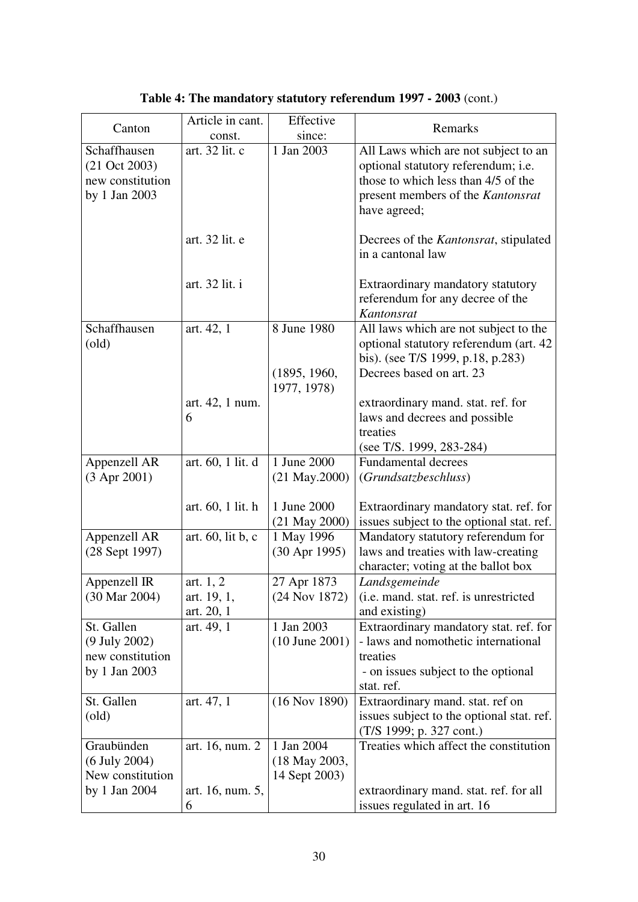**Table 4: The mandatory statutory referendum 1997 - 2003** (cont.)

| Canton | Article in cant. const. | Effective since: | Remarks |
|---|---|---|---|
| Schaffhausen (21 Oct 2003) new constitution by 1 Jan 2003 | art. 32 lit. c<br><br>art. 32 lit. e<br><br>art. 32 lit. i | 1 Jan 2003 | All Laws which are not subject to an optional statutory referendum; i.e. those to which less than 4/5 of the present members of the *Kantonsrat* have agreed;<br><br>Decrees of the *Kantonsrat*, stipulated in a cantonal law<br><br>Extraordinary mandatory statutory referendum for any decree of the *Kantonsrat* |
| Schaffhausen (old) | art. 42, 1<br><br>art. 42, 1 num. 6 | 8 June 1980<br><br>(1895, 1960, 1977, 1978) | All laws which are not subject to the optional statutory referendum (art. 42 bis). (see T/S 1999, p.18, p.283) Decrees based on art. 23<br><br>extraordinary mand. stat. ref. for laws and decrees and possible treaties (see T/S. 1999, 283-284) |
| Appenzell AR (3 Apr 2001) | art. 60, 1 lit. d<br><br>art. 60, 1 lit. h | 1 June 2000 (21 May.2000)<br><br>1 June 2000 (21 May 2000) | Fundamental decrees (*Grundsatzbeschluss*)<br><br>Extraordinary mandatory stat. ref. for issues subject to the optional stat. ref. |
| Appenzell AR (28 Sept 1997) | art. 60, lit b, c | 1 May 1996 (30 Apr 1995) | Mandatory statutory referendum for laws and treaties with law-creating character; voting at the ballot box |
| Appenzell IR (30 Mar 2004) | art. 1, 2<br>art. 19, 1,<br>art. 20, 1 | 27 Apr 1873 (24 Nov 1872) | *Landsgemeinde* (i.e. mand. stat. ref. is unrestricted and existing) |
| St. Gallen (9 July 2002) new constitution by 1 Jan 2003 | art. 49, 1 | 1 Jan 2003 (10 June 2001) | Extraordinary mandatory stat. ref. for<br>- laws and nomothetic international treaties<br>- on issues subject to the optional stat. ref. |
| St. Gallen (old) | art. 47, 1 | (16 Nov 1890) | Extraordinary mand. stat. ref on issues subject to the optional stat. ref. (T/S 1999; p. 327 cont.) |
| Graubünden (6 July 2004) New constitution by 1 Jan 2004 | art. 16, num. 2<br><br>art. 16, num. 5, 6 | 1 Jan 2004 (18 May 2003, 14 Sept 2003) | Treaties which affect the constitution<br><br>extraordinary mand. stat. ref. for all issues regulated in art. 16 |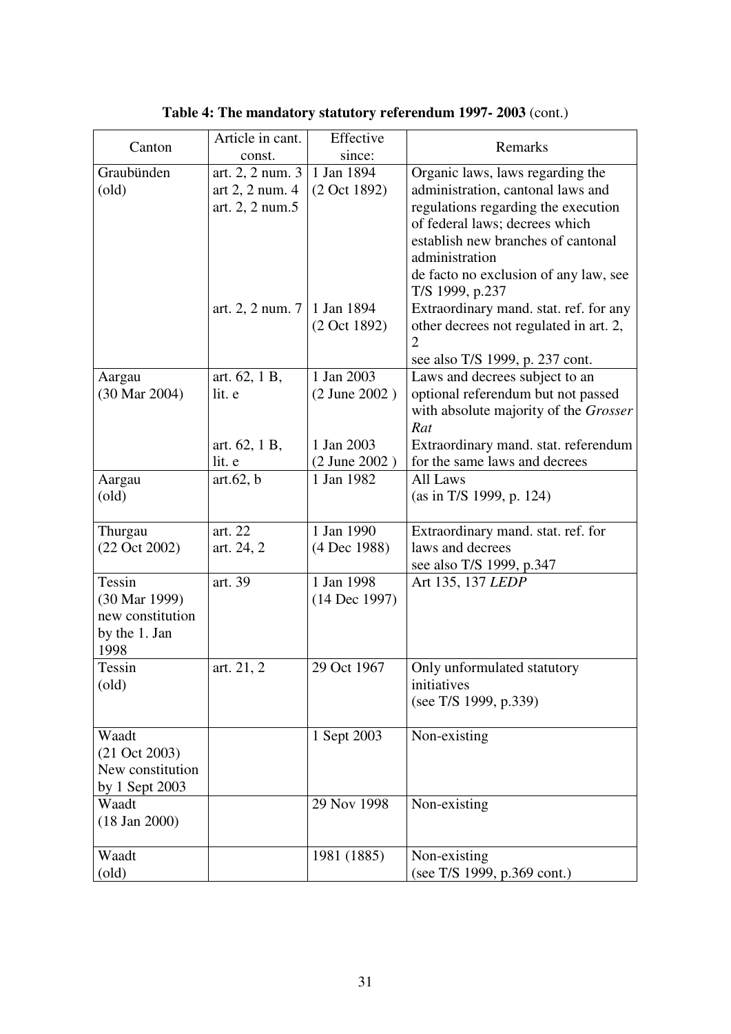**Table 4: The mandatory statutory referendum 1997- 2003** (cont.)

| Canton | Article in cant. const. | Effective since: | Remarks |
|---|---|---|---|
| Graubünden (old) | art. 2, 2 num. 3 art 2, 2 num. 4 art. 2, 2 num.5 | 1 Jan 1894 (2 Oct 1892) | Organic laws, laws regarding the administration, cantonal laws and regulations regarding the execution of federal laws; decrees which establish new branches of cantonal administration de facto no exclusion of any law, see T/S 1999, p.237 |
| | art. 2, 2 num. 7 | 1 Jan 1894 (2 Oct 1892) | Extraordinary mand. stat. ref. for any other decrees not regulated in art. 2, 2 see also T/S 1999, p. 237 cont. |
| Aargau (30 Mar 2004) | art. 62, 1 B, lit. e | 1 Jan 2003 (2 June 2002 ) | Laws and decrees subject to an optional referendum but not passed with absolute majority of the *Grosser Rat* |
| | art. 62, 1 B, lit. e | 1 Jan 2003 (2 June 2002 ) | Extraordinary mand. stat. referendum for the same laws and decrees |
| Aargau (old) | art.62, b | 1 Jan 1982 | All Laws (as in T/S 1999, p. 124) |
| Thurgau (22 Oct 2002) | art. 22 art. 24, 2 | 1 Jan 1990 (4 Dec 1988) | Extraordinary mand. stat. ref. for laws and decrees see also T/S 1999, p.347 |
| Tessin (30 Mar 1999) new constitution by the 1. Jan 1998 | art. 39 | 1 Jan 1998 (14 Dec 1997) | Art 135, 137 *LEDP* |
| Tessin (old) | art. 21, 2 | 29 Oct 1967 | Only unformulated statutory initiatives (see T/S 1999, p.339) |
| Waadt (21 Oct 2003) New constitution by 1 Sept 2003 | | 1 Sept 2003 | Non-existing |
| Waadt (18 Jan 2000) | | 29 Nov 1998 | Non-existing |
| Waadt (old) | | 1981 (1885) | Non-existing (see T/S 1999, p.369 cont.) |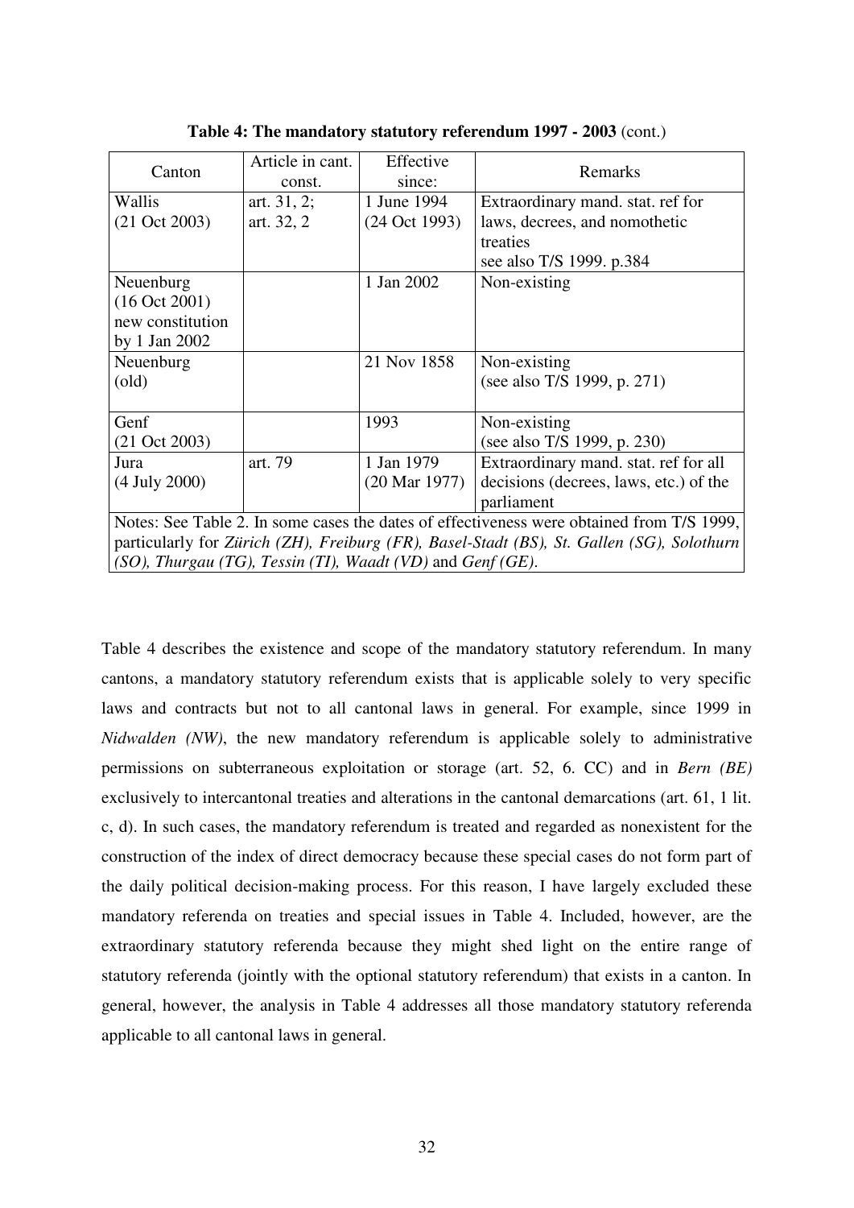**Table 4: The mandatory statutory referendum 1997 - 2003** (cont.)

| Canton | Article in cant. const. | Effective since: | Remarks |
|---|---|---|---|
| Wallis (21 Oct 2003) | art. 31, 2; art. 32, 2 | 1 June 1994 (24 Oct 1993) | Extraordinary mand. stat. ref for laws, decrees, and nomothetic treaties see also T/S 1999. p.384 |
| Neuenburg (16 Oct 2001) new constitution by 1 Jan 2002 | | 1 Jan 2002 | Non-existing |
| Neuenburg (old) | | 21 Nov 1858 | Non-existing (see also T/S 1999, p. 271) |
| Genf (21 Oct 2003) | | 1993 | Non-existing (see also T/S 1999, p. 230) |
| Jura (4 July 2000) | art. 79 | 1 Jan 1979 (20 Mar 1977) | Extraordinary mand. stat. ref for all decisions (decrees, laws, etc.) of the parliament |
| Notes: See Table 2. In some cases the dates of effectiveness were obtained from T/S 1999, particularly for *Zürich (ZH), Freiburg (FR), Basel-Stadt (BS), St. Gallen (SG), Solothurn (SO), Thurgau (TG), Tessin (TI), Waadt (VD)* and *Genf (GE)*. | | | |

Table 4 describes the existence and scope of the mandatory statutory referendum. In many cantons, a mandatory statutory referendum exists that is applicable solely to very specific laws and contracts but not to all cantonal laws in general. For example, since 1999 in *Nidwalden (NW)*, the new mandatory referendum is applicable solely to administrative permissions on subterraneous exploitation or storage (art. 52, 6. CC) and in *Bern (BE)* exclusively to intercantonal treaties and alterations in the cantonal demarcations (art. 61, 1 lit. c, d). In such cases, the mandatory referendum is treated and regarded as nonexistent for the construction of the index of direct democracy because these special cases do not form part of the daily political decision-making process. For this reason, I have largely excluded these mandatory referenda on treaties and special issues in Table 4. Included, however, are the extraordinary statutory referenda because they might shed light on the entire range of statutory referenda (jointly with the optional statutory referendum) that exists in a canton. In general, however, the analysis in Table 4 addresses all those mandatory statutory referenda applicable to all cantonal laws in general.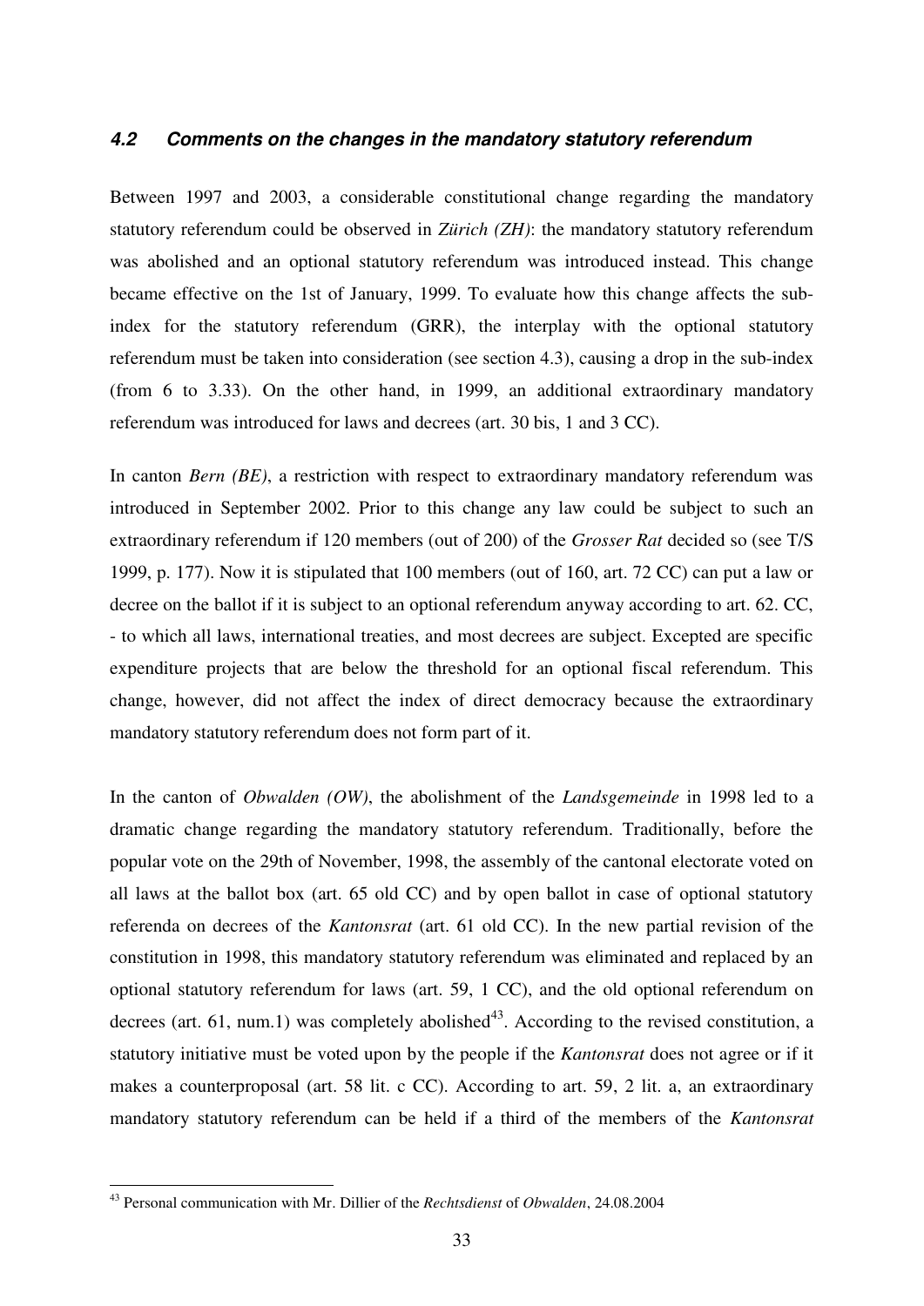### *4.2 Comments on the changes in the mandatory statutory referendum*

Between 1997 and 2003, a considerable constitutional change regarding the mandatory statutory referendum could be observed in *Zürich (ZH)*: the mandatory statutory referendum was abolished and an optional statutory referendum was introduced instead. This change became effective on the 1st of January, 1999. To evaluate how this change affects the sub-index for the statutory referendum (GRR), the interplay with the optional statutory referendum must be taken into consideration (see section 4.3), causing a drop in the sub-index (from 6 to 3.33). On the other hand, in 1999, an additional extraordinary mandatory referendum was introduced for laws and decrees (art. 30 bis, 1 and 3 CC).

In canton *Bern (BE)*, a restriction with respect to extraordinary mandatory referendum was introduced in September 2002. Prior to this change any law could be subject to such an extraordinary referendum if 120 members (out of 200) of the *Grosser Rat* decided so (see T/S 1999, p. 177). Now it is stipulated that 100 members (out of 160, art. 72 CC) can put a law or decree on the ballot if it is subject to an optional referendum anyway according to art. 62. CC, - to which all laws, international treaties, and most decrees are subject. Excepted are specific expenditure projects that are below the threshold for an optional fiscal referendum. This change, however, did not affect the index of direct democracy because the extraordinary mandatory statutory referendum does not form part of it.

In the canton of *Obwalden (OW)*, the abolishment of the *Landsgemeinde* in 1998 led to a dramatic change regarding the mandatory statutory referendum. Traditionally, before the popular vote on the 29th of November, 1998, the assembly of the cantonal electorate voted on all laws at the ballot box (art. 65 old CC) and by open ballot in case of optional statutory referenda on decrees of the *Kantonsrat* (art. 61 old CC). In the new partial revision of the constitution in 1998, this mandatory statutory referendum was eliminated and replaced by an optional statutory referendum for laws (art. 59, 1 CC), and the old optional referendum on decrees (art. 61, num.1) was completely abolished[43]. According to the revised constitution, a statutory initiative must be voted upon by the people if the *Kantonsrat* does not agree or if it makes a counterproposal (art. 58 lit. c CC). According to art. 59, 2 lit. a, an extraordinary mandatory statutory referendum can be held if a third of the members of the *Kantonsrat*

---

[43] Personal communication with Mr. Dillier of the *Rechtsdienst* of *Obwalden*, 24.08.2004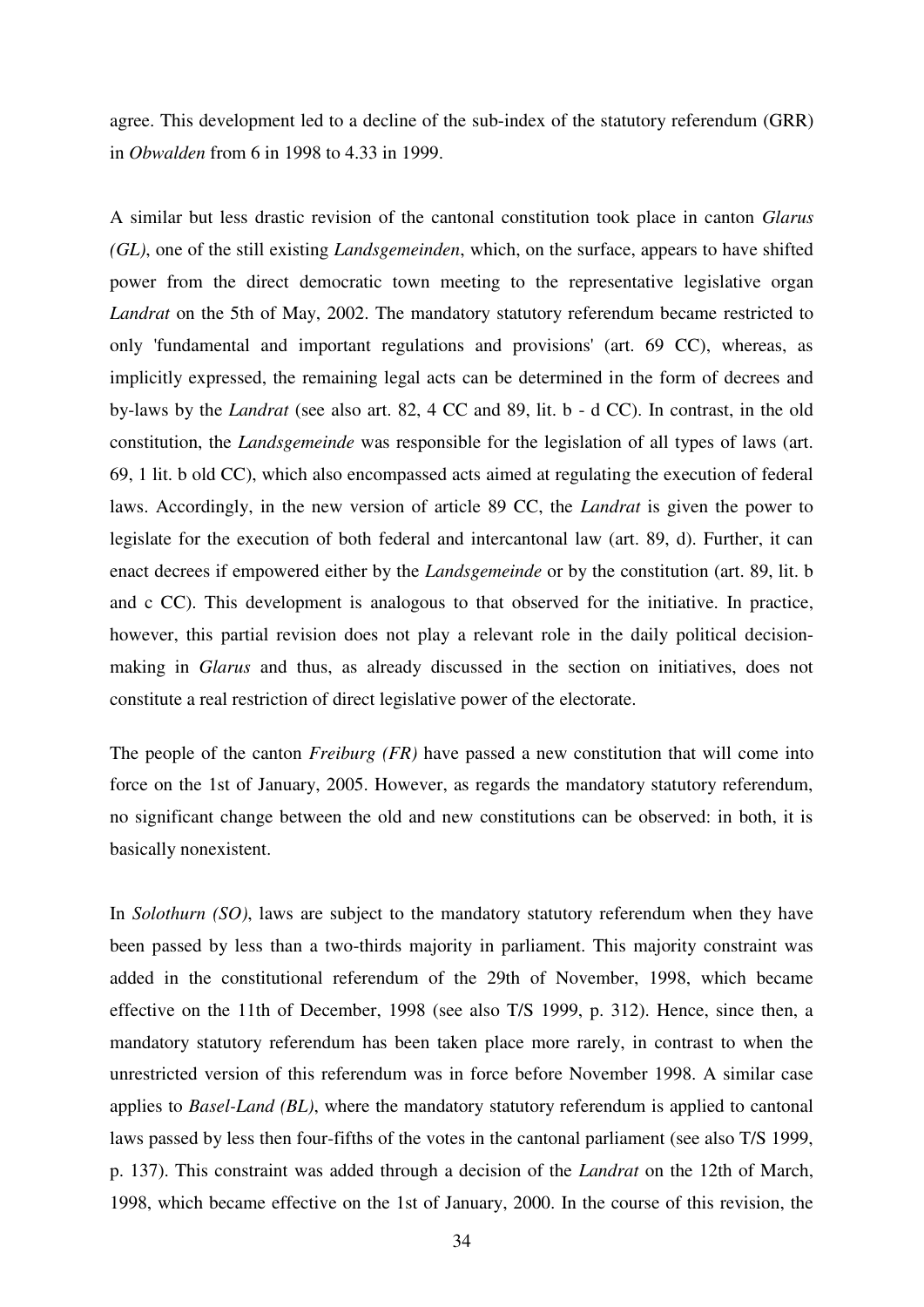agree. This development led to a decline of the sub-index of the statutory referendum (GRR) in *Obwalden* from 6 in 1998 to 4.33 in 1999.

A similar but less drastic revision of the cantonal constitution took place in canton *Glarus (GL)*, one of the still existing *Landsgemeinden*, which, on the surface, appears to have shifted power from the direct democratic town meeting to the representative legislative organ *Landrat* on the 5th of May, 2002. The mandatory statutory referendum became restricted to only 'fundamental and important regulations and provisions' (art. 69 CC), whereas, as implicitly expressed, the remaining legal acts can be determined in the form of decrees and by-laws by the *Landrat* (see also art. 82, 4 CC and 89, lit. b - d CC). In contrast, in the old constitution, the *Landsgemeinde* was responsible for the legislation of all types of laws (art. 69, 1 lit. b old CC), which also encompassed acts aimed at regulating the execution of federal laws. Accordingly, in the new version of article 89 CC, the *Landrat* is given the power to legislate for the execution of both federal and intercantonal law (art. 89, d). Further, it can enact decrees if empowered either by the *Landsgemeinde* or by the constitution (art. 89, lit. b and c CC). This development is analogous to that observed for the initiative. In practice, however, this partial revision does not play a relevant role in the daily political decision-making in *Glarus* and thus, as already discussed in the section on initiatives, does not constitute a real restriction of direct legislative power of the electorate.

The people of the canton *Freiburg (FR)* have passed a new constitution that will come into force on the 1st of January, 2005. However, as regards the mandatory statutory referendum, no significant change between the old and new constitutions can be observed: in both, it is basically nonexistent.

In *Solothurn (SO)*, laws are subject to the mandatory statutory referendum when they have been passed by less than a two-thirds majority in parliament. This majority constraint was added in the constitutional referendum of the 29th of November, 1998, which became effective on the 11th of December, 1998 (see also T/S 1999, p. 312). Hence, since then, a mandatory statutory referendum has been taken place more rarely, in contrast to when the unrestricted version of this referendum was in force before November 1998. A similar case applies to *Basel-Land (BL)*, where the mandatory statutory referendum is applied to cantonal laws passed by less then four-fifths of the votes in the cantonal parliament (see also T/S 1999, p. 137). This constraint was added through a decision of the *Landrat* on the 12th of March, 1998, which became effective on the 1st of January, 2000. In the course of this revision, the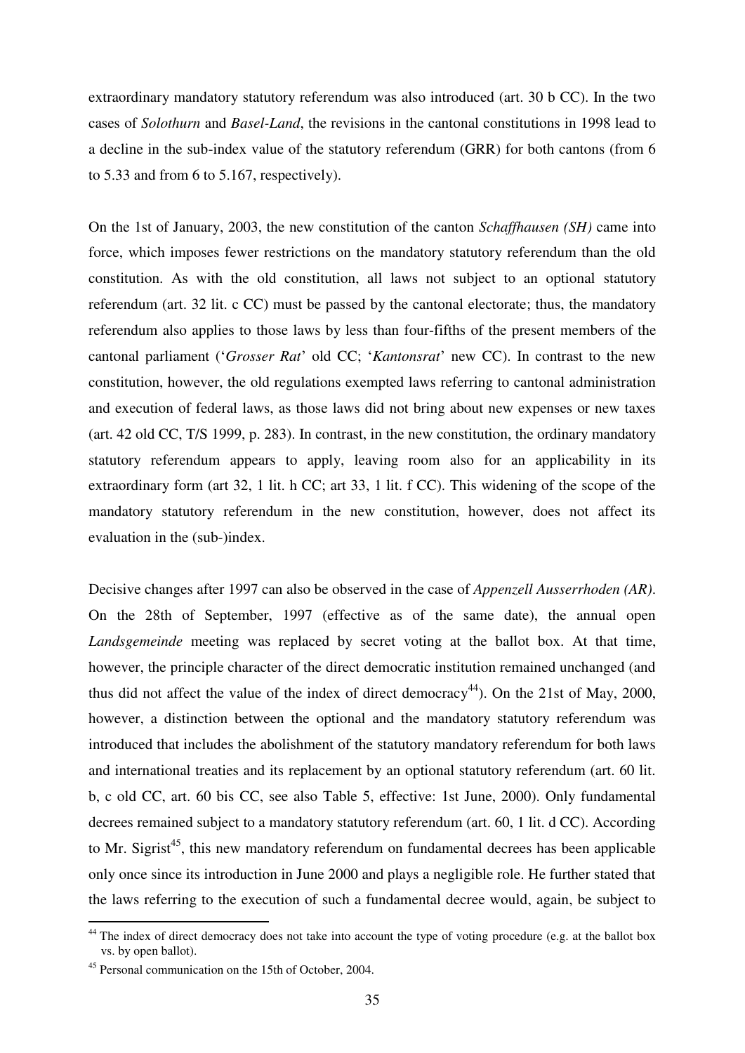extraordinary mandatory statutory referendum was also introduced (art. 30 b CC). In the two cases of *Solothurn* and *Basel-Land*, the revisions in the cantonal constitutions in 1998 lead to a decline in the sub-index value of the statutory referendum (GRR) for both cantons (from 6 to 5.33 and from 6 to 5.167, respectively).

On the 1st of January, 2003, the new constitution of the canton *Schaffhausen (SH)* came into force, which imposes fewer restrictions on the mandatory statutory referendum than the old constitution. As with the old constitution, all laws not subject to an optional statutory referendum (art. 32 lit. c CC) must be passed by the cantonal electorate; thus, the mandatory referendum also applies to those laws by less than four-fifths of the present members of the cantonal parliament ('*Grosser Rat*' old CC; '*Kantonsrat*' new CC). In contrast to the new constitution, however, the old regulations exempted laws referring to cantonal administration and execution of federal laws, as those laws did not bring about new expenses or new taxes (art. 42 old CC, T/S 1999, p. 283). In contrast, in the new constitution, the ordinary mandatory statutory referendum appears to apply, leaving room also for an applicability in its extraordinary form (art 32, 1 lit. h CC; art 33, 1 lit. f CC). This widening of the scope of the mandatory statutory referendum in the new constitution, however, does not affect its evaluation in the (sub-)index.

Decisive changes after 1997 can also be observed in the case of *Appenzell Ausserrhoden (AR)*. On the 28th of September, 1997 (effective as of the same date), the annual open *Landsgemeinde* meeting was replaced by secret voting at the ballot box. At that time, however, the principle character of the direct democratic institution remained unchanged (and thus did not affect the value of the index of direct democracy[44]). On the 21st of May, 2000, however, a distinction between the optional and the mandatory statutory referendum was introduced that includes the abolishment of the statutory mandatory referendum for both laws and international treaties and its replacement by an optional statutory referendum (art. 60 lit. b, c old CC, art. 60 bis CC, see also Table 5, effective: 1st June, 2000). Only fundamental decrees remained subject to a mandatory statutory referendum (art. 60, 1 lit. d CC). According to Mr. Sigrist[45], this new mandatory referendum on fundamental decrees has been applicable only once since its introduction in June 2000 and plays a negligible role. He further stated that the laws referring to the execution of such a fundamental decree would, again, be subject to

---

[44] The index of direct democracy does not take into account the type of voting procedure (e.g. at the ballot box vs. by open ballot).

[45] Personal communication on the 15th of October, 2004.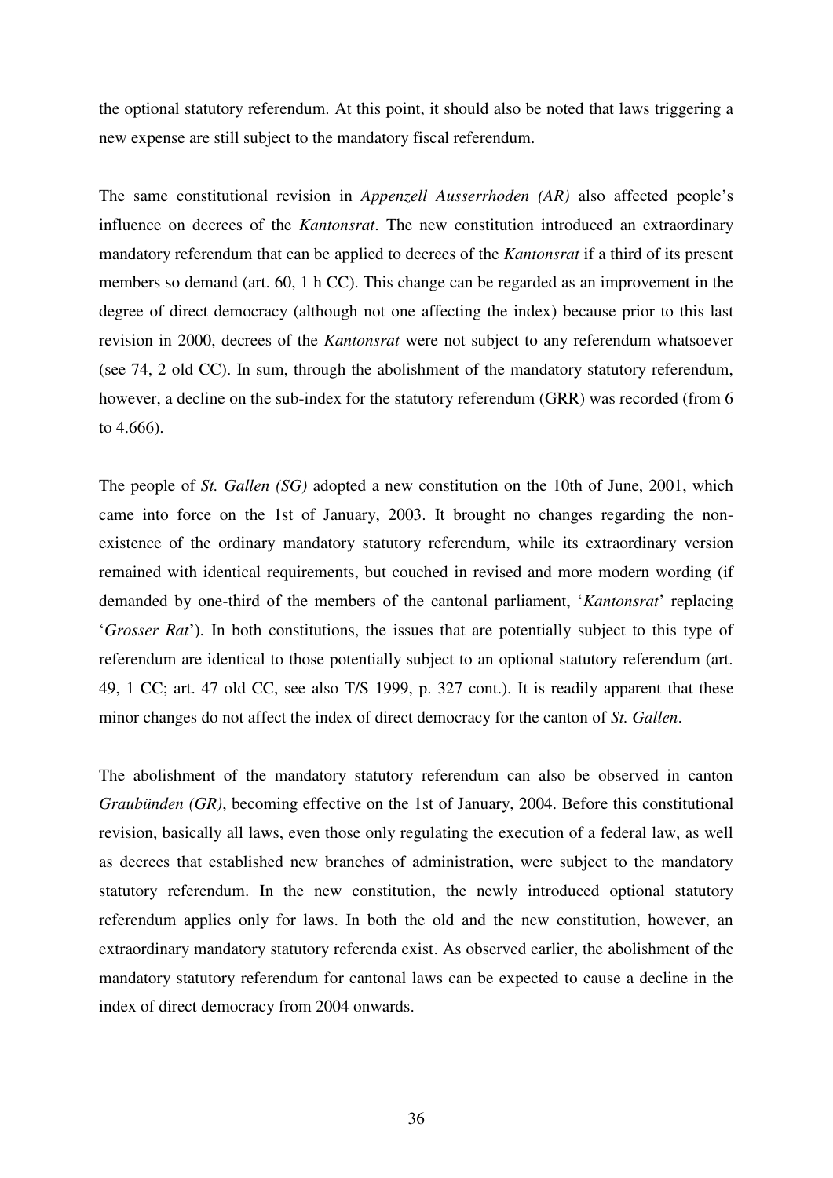the optional statutory referendum. At this point, it should also be noted that laws triggering a new expense are still subject to the mandatory fiscal referendum.

The same constitutional revision in *Appenzell Ausserrhoden (AR)* also affected people's influence on decrees of the *Kantonsrat*. The new constitution introduced an extraordinary mandatory referendum that can be applied to decrees of the *Kantonsrat* if a third of its present members so demand (art. 60, 1 h CC). This change can be regarded as an improvement in the degree of direct democracy (although not one affecting the index) because prior to this last revision in 2000, decrees of the *Kantonsrat* were not subject to any referendum whatsoever (see 74, 2 old CC). In sum, through the abolishment of the mandatory statutory referendum, however, a decline on the sub-index for the statutory referendum (GRR) was recorded (from 6 to 4.666).

The people of *St. Gallen (SG)* adopted a new constitution on the 10th of June, 2001, which came into force on the 1st of January, 2003. It brought no changes regarding the non-existence of the ordinary mandatory statutory referendum, while its extraordinary version remained with identical requirements, but couched in revised and more modern wording (if demanded by one-third of the members of the cantonal parliament, '*Kantonsrat*' replacing '*Grosser Rat*'). In both constitutions, the issues that are potentially subject to this type of referendum are identical to those potentially subject to an optional statutory referendum (art. 49, 1 CC; art. 47 old CC, see also T/S 1999, p. 327 cont.). It is readily apparent that these minor changes do not affect the index of direct democracy for the canton of *St. Gallen*.

The abolishment of the mandatory statutory referendum can also be observed in canton *Graubünden (GR)*, becoming effective on the 1st of January, 2004. Before this constitutional revision, basically all laws, even those only regulating the execution of a federal law, as well as decrees that established new branches of administration, were subject to the mandatory statutory referendum. In the new constitution, the newly introduced optional statutory referendum applies only for laws. In both the old and the new constitution, however, an extraordinary mandatory statutory referenda exist. As observed earlier, the abolishment of the mandatory statutory referendum for cantonal laws can be expected to cause a decline in the index of direct democracy from 2004 onwards.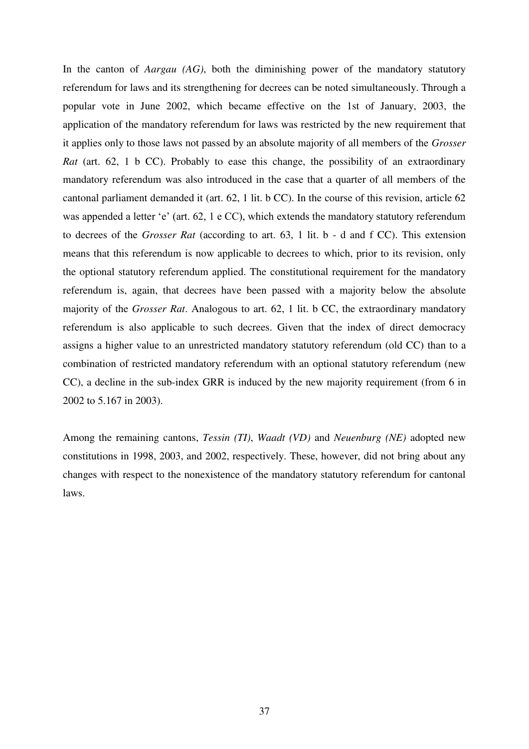In the canton of *Aargau (AG)*, both the diminishing power of the mandatory statutory referendum for laws and its strengthening for decrees can be noted simultaneously. Through a popular vote in June 2002, which became effective on the 1st of January, 2003, the application of the mandatory referendum for laws was restricted by the new requirement that it applies only to those laws not passed by an absolute majority of all members of the *Grosser Rat* (art. 62, 1 b CC). Probably to ease this change, the possibility of an extraordinary mandatory referendum was also introduced in the case that a quarter of all members of the cantonal parliament demanded it (art. 62, 1 lit. b CC). In the course of this revision, article 62 was appended a letter 'e' (art. 62, 1 e CC), which extends the mandatory statutory referendum to decrees of the *Grosser Rat* (according to art. 63, 1 lit. b - d and f CC). This extension means that this referendum is now applicable to decrees to which, prior to its revision, only the optional statutory referendum applied. The constitutional requirement for the mandatory referendum is, again, that decrees have been passed with a majority below the absolute majority of the *Grosser Rat*. Analogous to art. 62, 1 lit. b CC, the extraordinary mandatory referendum is also applicable to such decrees. Given that the index of direct democracy assigns a higher value to an unrestricted mandatory statutory referendum (old CC) than to a combination of restricted mandatory referendum with an optional statutory referendum (new CC), a decline in the sub-index GRR is induced by the new majority requirement (from 6 in 2002 to 5.167 in 2003).

Among the remaining cantons, *Tessin (TI)*, *Waadt (VD)* and *Neuenburg (NE)* adopted new constitutions in 1998, 2003, and 2002, respectively. These, however, did not bring about any changes with respect to the nonexistence of the mandatory statutory referendum for cantonal laws.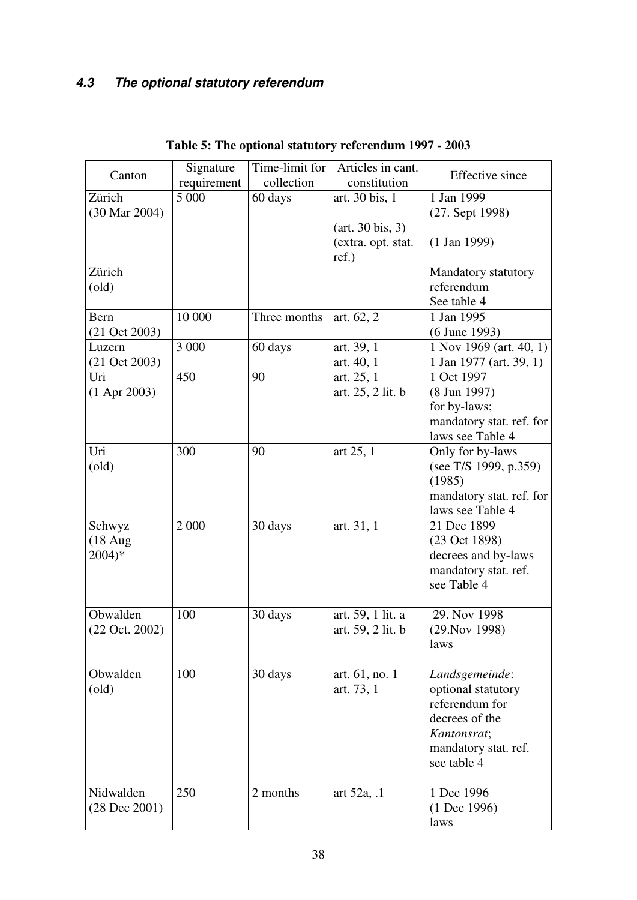### 4.3 The optional statutory referendum

**Table 5: The optional statutory referendum 1997 - 2003**

| Canton | Signature requirement | Time-limit for collection | Articles in cant. constitution | Effective since |
|---|---|---|---|---|
| Zürich (30 Mar 2004) | 5 000 | 60 days | art. 30 bis, 1<br><br>(art. 30 bis, 3) (extra. opt. stat. ref.) | 1 Jan 1999 (27. Sept 1998)<br><br>(1 Jan 1999) |
| Zürich (old) | | | | Mandatory statutory referendum See table 4 |
| Bern (21 Oct 2003) | 10 000 | Three months | art. 62, 2 | 1 Jan 1995 (6 June 1993) |
| Luzern (21 Oct 2003) | 3 000 | 60 days | art. 39, 1<br>art. 40, 1 | 1 Nov 1969 (art. 40, 1)<br>1 Jan 1977 (art. 39, 1) |
| Uri (1 Apr 2003) | 450 | 90 | art. 25, 1<br>art. 25, 2 lit. b | 1 Oct 1997 (8 Jun 1997) for by-laws; mandatory stat. ref. for laws see Table 4 |
| Uri (old) | 300 | 90 | art 25, 1 | Only for by-laws (see T/S 1999, p.359) (1985) mandatory stat. ref. for laws see Table 4 |
| Schwyz (18 Aug 2004)* | 2 000 | 30 days | art. 31, 1 | 21 Dec 1899 (23 Oct 1898) decrees and by-laws mandatory stat. ref. see Table 4 |
| Obwalden (22 Oct. 2002) | 100 | 30 days | art. 59, 1 lit. a<br>art. 59, 2 lit. b | 29. Nov 1998 (29.Nov 1998) laws |
| Obwalden (old) | 100 | 30 days | art. 61, no. 1<br>art. 73, 1 | *Landsgemeinde*: optional statutory referendum for decrees of the *Kantonsrat*; mandatory stat. ref. see table 4 |
| Nidwalden (28 Dec 2001) | 250 | 2 months | art 52a, .1 | 1 Dec 1996 (1 Dec 1996) laws |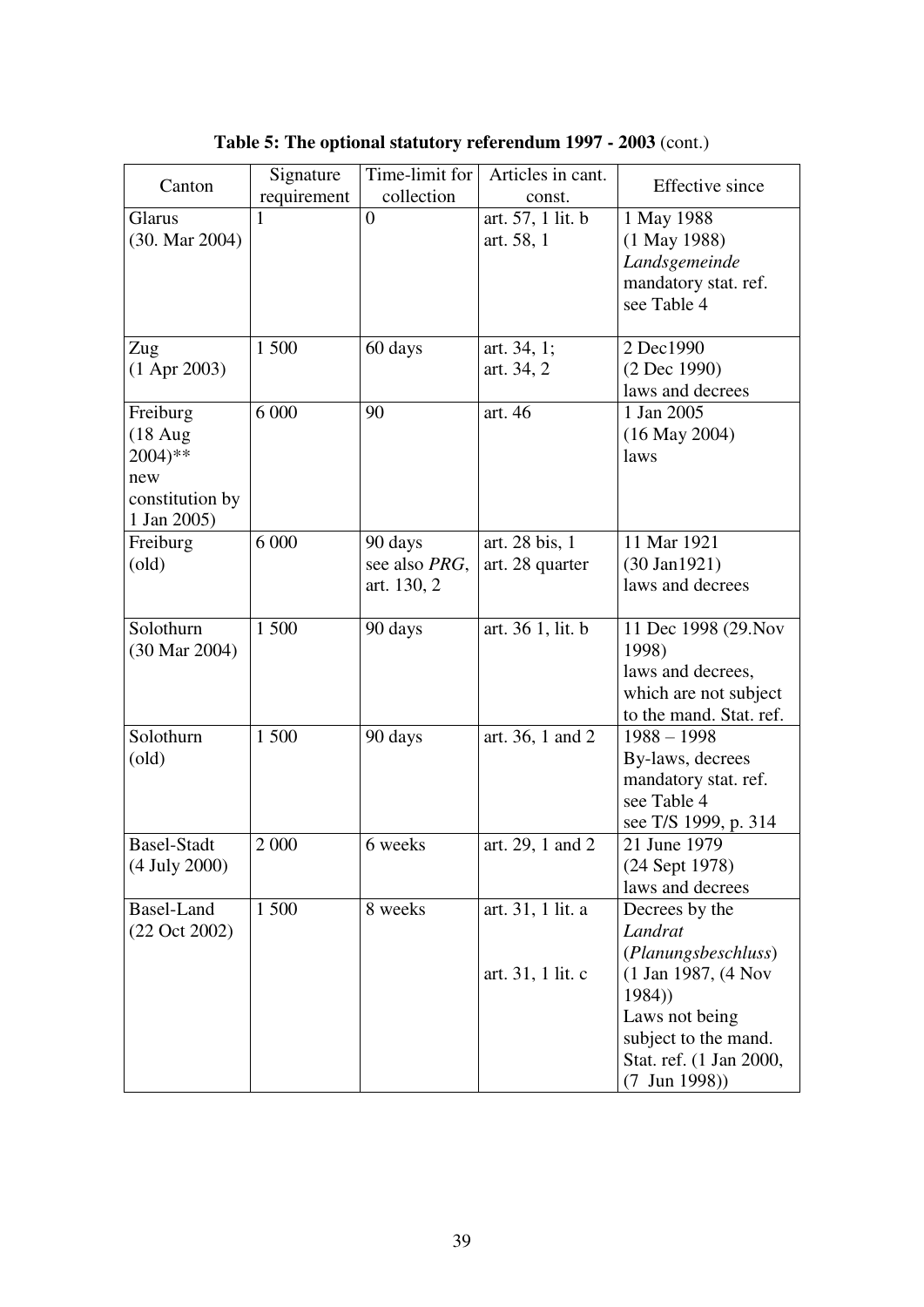**Table 5: The optional statutory referendum 1997 - 2003** (cont.)

| Canton | Signature requirement | Time-limit for collection | Articles in cant. const. | Effective since |
|---|---|---|---|---|
| Glarus (30. Mar 2004) | 1 | 0 | art. 57, 1 lit. b art. 58, 1 | 1 May 1988 (1 May 1988) *Landsgemeinde* mandatory stat. ref. see Table 4 |
| Zug (1 Apr 2003) | 1 500 | 60 days | art. 34, 1; art. 34, 2 | 2 Dec1990 (2 Dec 1990) laws and decrees |
| Freiburg (18 Aug 2004)** new constitution by 1 Jan 2005) | 6 000 | 90 | art. 46 | 1 Jan 2005 (16 May 2004) laws |
| Freiburg (old) | 6 000 | 90 days see also *PRG*, art. 130, 2 | art. 28 bis, 1 art. 28 quarter | 11 Mar 1921 (30 Jan1921) laws and decrees |
| Solothurn (30 Mar 2004) | 1 500 | 90 days | art. 36 1, lit. b | 11 Dec 1998 (29.Nov 1998) laws and decrees, which are not subject to the mand. Stat. ref. |
| Solothurn (old) | 1 500 | 90 days | art. 36, 1 and 2 | 1988 – 1998 By-laws, decrees mandatory stat. ref. see Table 4 see T/S 1999, p. 314 |
| Basel-Stadt (4 July 2000) | 2 000 | 6 weeks | art. 29, 1 and 2 | 21 June 1979 (24 Sept 1978) laws and decrees |
| Basel-Land (22 Oct 2002) | 1 500 | 8 weeks | art. 31, 1 lit. a art. 31, 1 lit. c | Decrees by the *Landrat* (*Planungsbeschluss*) (1 Jan 1987, (4 Nov 1984)) Laws not being subject to the mand. Stat. ref. (1 Jan 2000, (7 Jun 1998)) |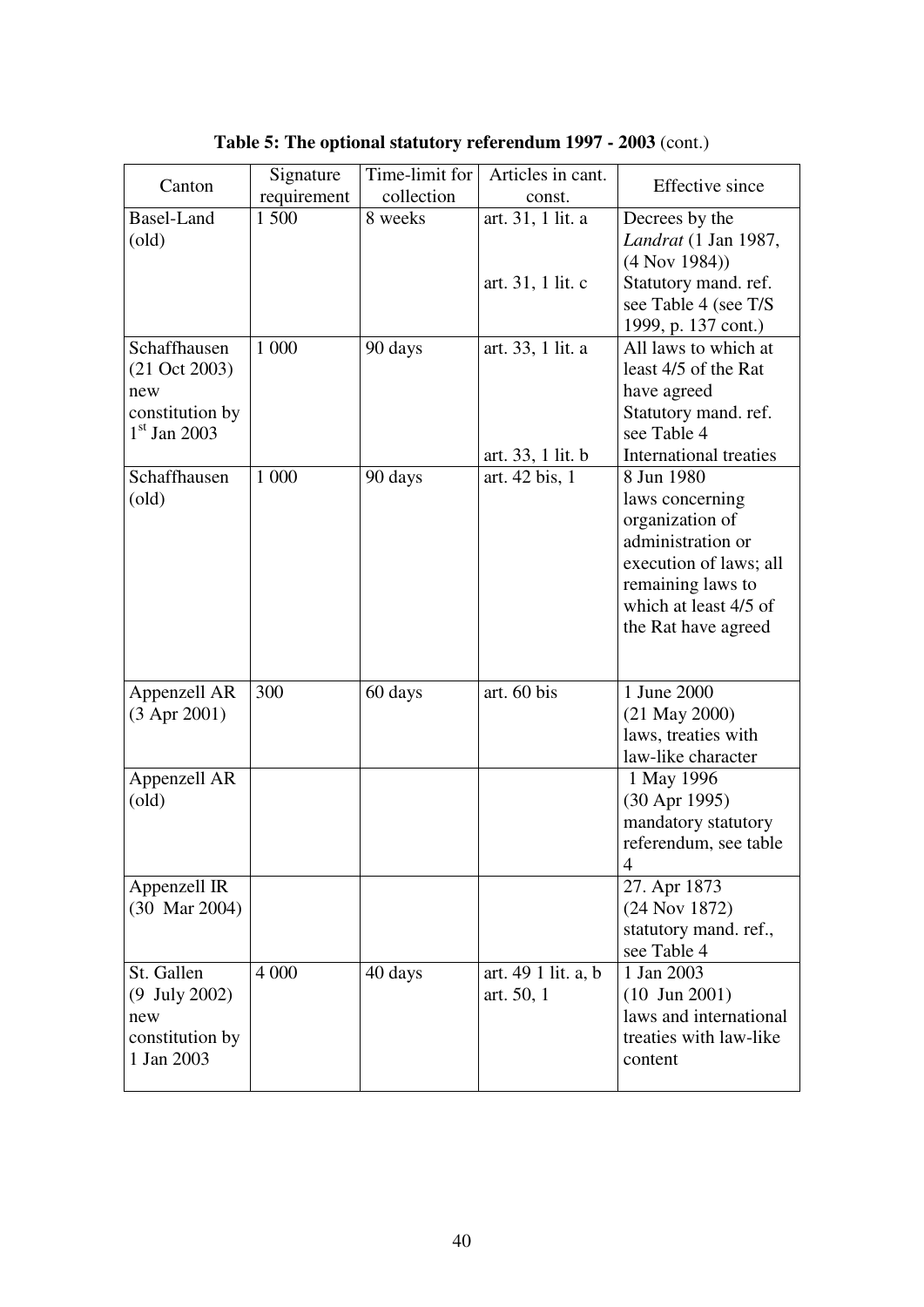**Table 5: The optional statutory referendum 1997 - 2003** (cont.)

| Canton | Signature requirement | Time-limit for collection | Articles in cant. const. | Effective since |
|---|---|---|---|---|
| Basel-Land (old) | 1 500 | 8 weeks | art. 31, 1 lit. a<br><br>art. 31, 1 lit. c | Decrees by the *Landrat* (1 Jan 1987, (4 Nov 1984))<br>Statutory mand. ref. see Table 4 (see T/S 1999, p. 137 cont.) |
| Schaffhausen (21 Oct 2003) new constitution by 1st Jan 2003 | 1 000 | 90 days | art. 33, 1 lit. a<br><br>art. 33, 1 lit. b | All laws to which at least 4/5 of the Rat have agreed<br>Statutory mand. ref. see Table 4<br>International treaties |
| Schaffhausen (old) | 1 000 | 90 days | art. 42 bis, 1 | 8 Jun 1980<br>laws concerning organization of administration or execution of laws; all remaining laws to which at least 4/5 of the Rat have agreed |
| Appenzell AR (3 Apr 2001) | 300 | 60 days | art. 60 bis | 1 June 2000<br>(21 May 2000)<br>laws, treaties with law-like character |
| Appenzell AR (old) | | | | 1 May 1996<br>(30 Apr 1995)<br>mandatory statutory referendum, see table 4 |
| Appenzell IR (30 Mar 2004) | | | | 27. Apr 1873<br>(24 Nov 1872)<br>statutory mand. ref., see Table 4 |
| St. Gallen (9 July 2002) new constitution by 1 Jan 2003 | 4 000 | 40 days | art. 49 1 lit. a, b<br>art. 50, 1 | 1 Jan 2003<br>(10 Jun 2001)<br>laws and international treaties with law-like content |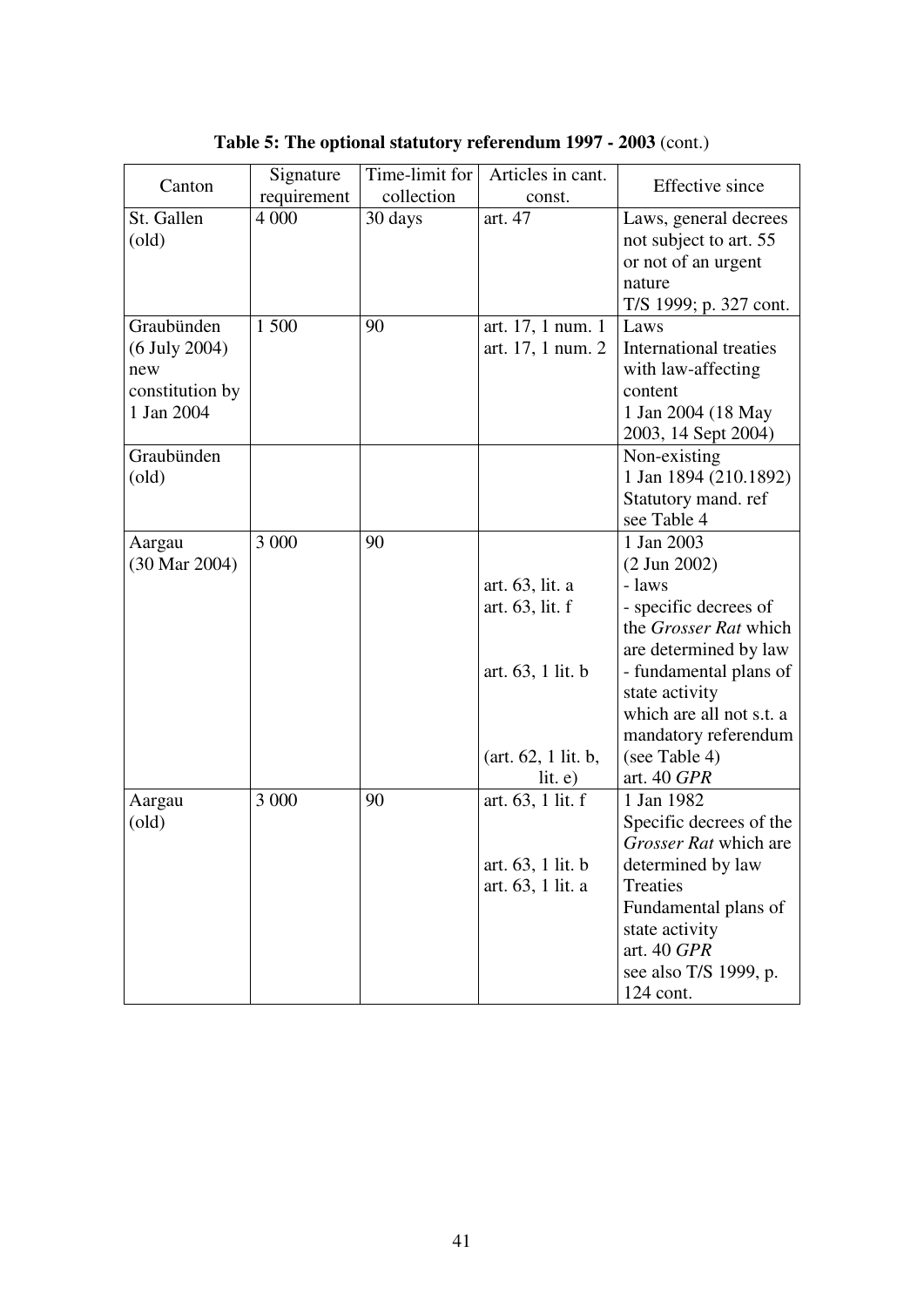**Table 5: The optional statutory referendum 1997 - 2003** (cont.)

| Canton | Signature requirement | Time-limit for collection | Articles in cant. const. | Effective since |
|---|---|---|---|---|
| St. Gallen (old) | 4 000 | 30 days | art. 47 | Laws, general decrees not subject to art. 55 or not of an urgent nature<br>T/S 1999; p. 327 cont. |
| Graubünden (6 July 2004) new constitution by 1 Jan 2004 | 1 500 | 90 | art. 17, 1 num. 1<br>art. 17, 1 num. 2 | Laws<br>International treaties with law-affecting content<br>1 Jan 2004 (18 May 2003, 14 Sept 2004) |
| Graubünden (old) | | | | Non-existing<br>1 Jan 1894 (210.1892)<br>Statutory mand. ref see Table 4 |
| Aargau (30 Mar 2004) | 3 000 | 90 | <br><br>art. 63, lit. a<br>art. 63, lit. f<br><br>art. 63, 1 lit. b<br><br><br>(art. 62, 1 lit. b, lit. e) | 1 Jan 2003<br>(2 Jun 2002)<br>- laws<br>- specific decrees of the *Grosser Rat* which are determined by law<br>- fundamental plans of state activity<br>which are all not s.t. a mandatory referendum<br>(see Table 4)<br>art. 40 *GPR* |
| Aargau (old) | 3 000 | 90 | art. 63, 1 lit. f<br><br>art. 63, 1 lit. b<br>art. 63, 1 lit. a | 1 Jan 1982<br>Specific decrees of the *Grosser Rat* which are determined by law<br>Treaties<br>Fundamental plans of state activity<br>art. 40 *GPR*<br>see also T/S 1999, p. 124 cont. |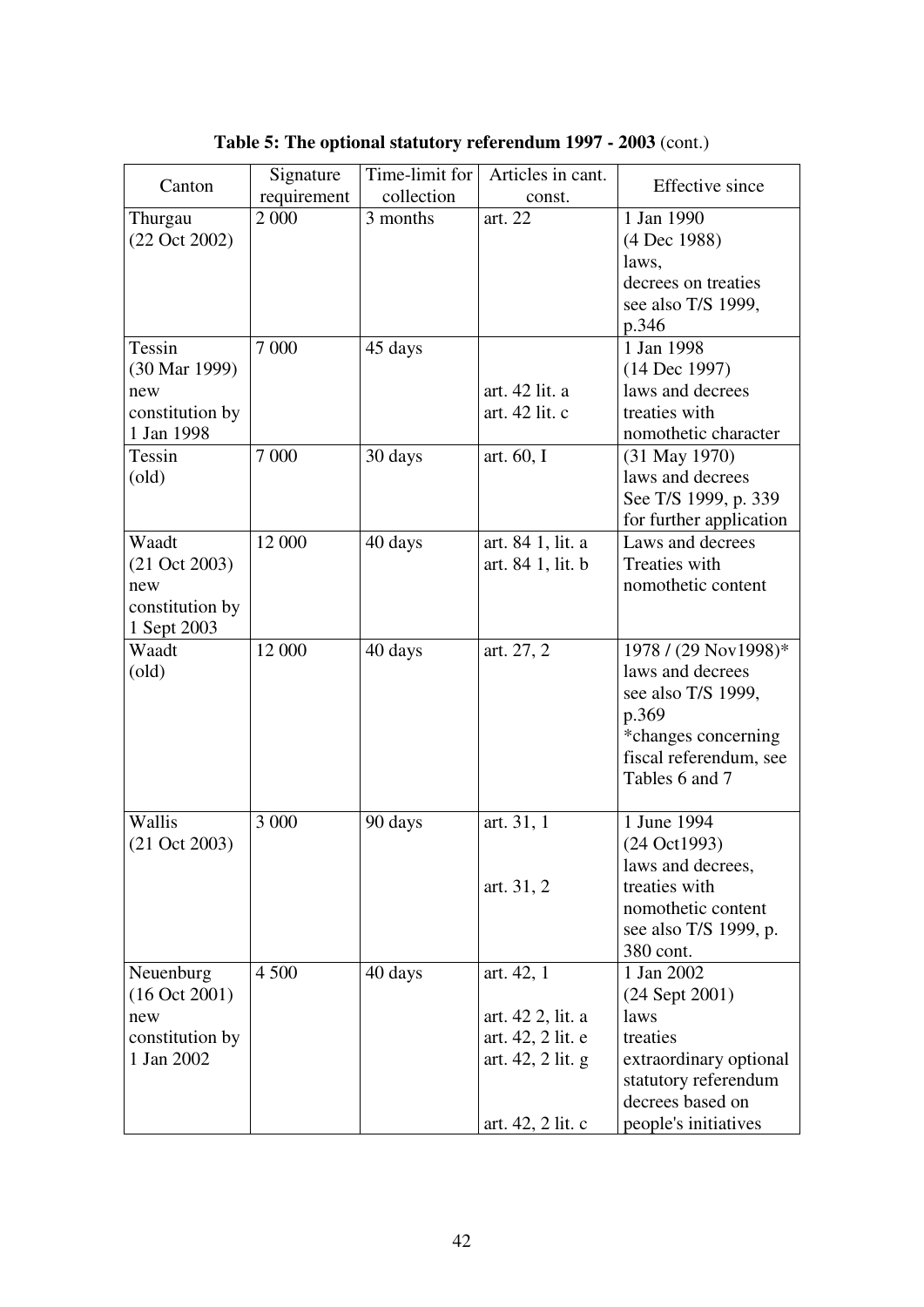**Table 5: The optional statutory referendum 1997 - 2003** (cont.)

| Canton | Signature requirement | Time-limit for collection | Articles in cant. const. | Effective since |
|---|---|---|---|---|
| Thurgau (22 Oct 2002) | 2 000 | 3 months | art. 22 | 1 Jan 1990 (4 Dec 1988) laws, decrees on treaties see also T/S 1999, p.346 |
| Tessin (30 Mar 1999) new constitution by 1 Jan 1998 | 7 000 | 45 days | art. 42 lit. a<br>art. 42 lit. c | 1 Jan 1998 (14 Dec 1997) laws and decrees treaties with nomothetic character |
| Tessin (old) | 7 000 | 30 days | art. 60, I | (31 May 1970) laws and decrees See T/S 1999, p. 339 for further application |
| Waadt (21 Oct 2003) new constitution by 1 Sept 2003 | 12 000 | 40 days | art. 84 1, lit. a<br>art. 84 1, lit. b | Laws and decrees Treaties with nomothetic content |
| Waadt (old) | 12 000 | 40 days | art. 27, 2 | 1978 / (29 Nov1998)* laws and decrees see also T/S 1999, p.369 *changes concerning fiscal referendum, see Tables 6 and 7 |
| Wallis (21 Oct 2003) | 3 000 | 90 days | art. 31, 1<br>art. 31, 2 | 1 June 1994 (24 Oct1993) laws and decrees, treaties with nomothetic content see also T/S 1999, p. 380 cont. |
| Neuenburg (16 Oct 2001) new constitution by 1 Jan 2002 | 4 500 | 40 days | art. 42, 1<br>art. 42 2, lit. a<br>art. 42, 2 lit. e<br>art. 42, 2 lit. g<br>art. 42, 2 lit. c | 1 Jan 2002 (24 Sept 2001) laws treaties extraordinary optional statutory referendum decrees based on people's initiatives |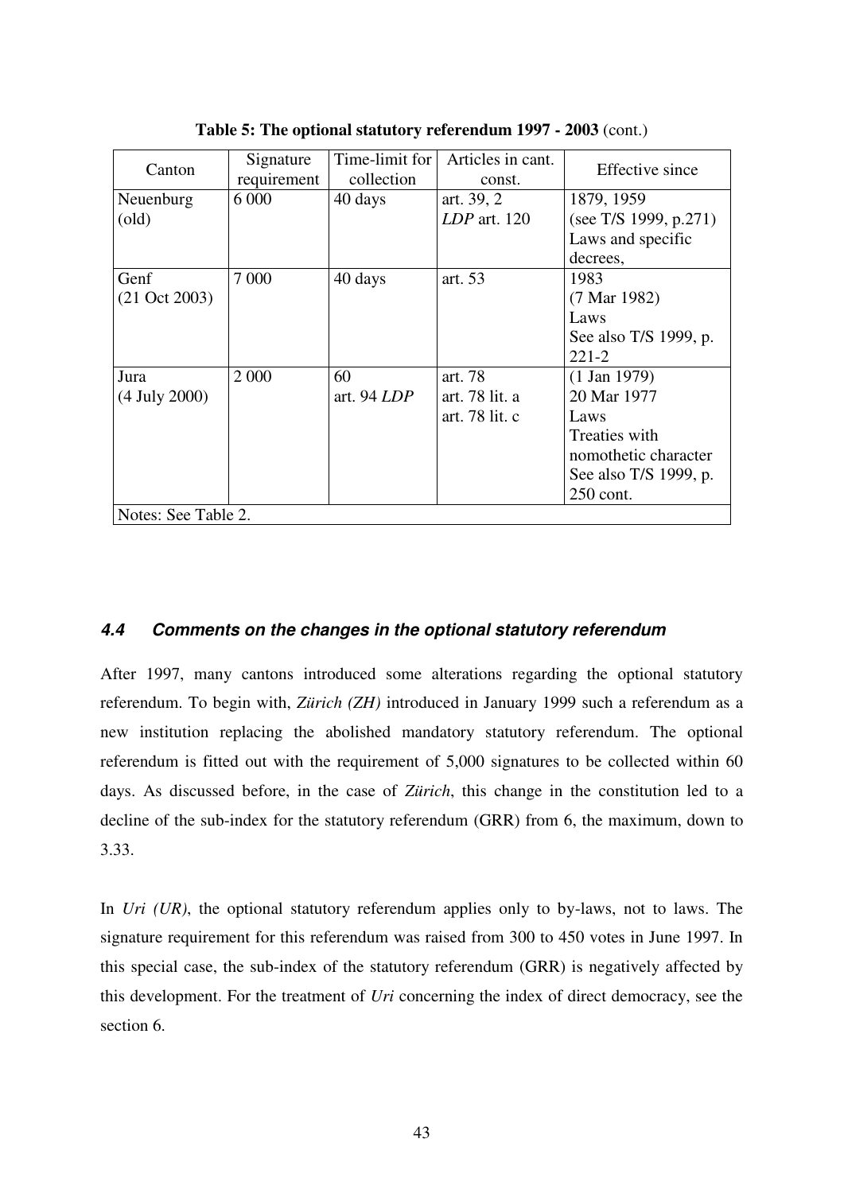**Table 5: The optional statutory referendum 1997 - 2003** (cont.)

| Canton | Signature requirement | Time-limit for collection | Articles in cant. const. | Effective since |
|---|---|---|---|---|
| Neuenburg (old) | 6 000 | 40 days | art. 39, 2<br>*LDP* art. 120 | 1879, 1959<br>(see T/S 1999, p.271)<br>Laws and specific decrees, |
| Genf (21 Oct 2003) | 7 000 | 40 days | art. 53 | 1983<br>(7 Mar 1982)<br>Laws<br>See also T/S 1999, p. 221-2 |
| Jura (4 July 2000) | 2 000 | 60<br>art. 94 *LDP* | art. 78<br>art. 78 lit. a<br>art. 78 lit. c | (1 Jan 1979)<br>20 Mar 1977<br>Laws<br>Treaties with nomothetic character<br>See also T/S 1999, p. 250 cont. |
| Notes: See Table 2. | | | | |

### *4.4 Comments on the changes in the optional statutory referendum*

After 1997, many cantons introduced some alterations regarding the optional statutory referendum. To begin with, *Zürich (ZH)* introduced in January 1999 such a referendum as a new institution replacing the abolished mandatory statutory referendum. The optional referendum is fitted out with the requirement of 5,000 signatures to be collected within 60 days. As discussed before, in the case of *Zürich*, this change in the constitution led to a decline of the sub-index for the statutory referendum (GRR) from 6, the maximum, down to 3.33.

In *Uri (UR)*, the optional statutory referendum applies only to by-laws, not to laws. The signature requirement for this referendum was raised from 300 to 450 votes in June 1997. In this special case, the sub-index of the statutory referendum (GRR) is negatively affected by this development. For the treatment of *Uri* concerning the index of direct democracy, see the section 6.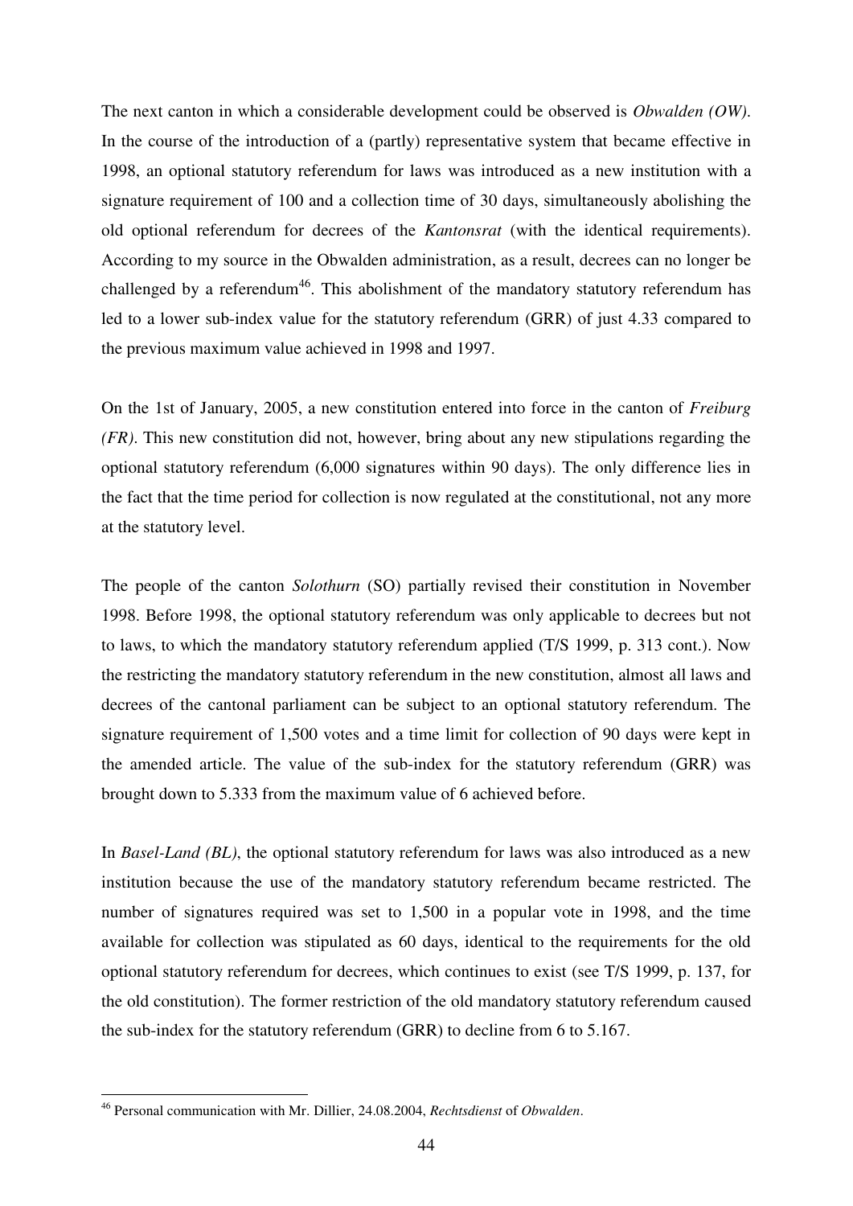The next canton in which a considerable development could be observed is *Obwalden (OW)*. In the course of the introduction of a (partly) representative system that became effective in 1998, an optional statutory referendum for laws was introduced as a new institution with a signature requirement of 100 and a collection time of 30 days, simultaneously abolishing the old optional referendum for decrees of the *Kantonsrat* (with the identical requirements). According to my source in the Obwalden administration, as a result, decrees can no longer be challenged by a referendum[46]. This abolishment of the mandatory statutory referendum has led to a lower sub-index value for the statutory referendum (GRR) of just 4.33 compared to the previous maximum value achieved in 1998 and 1997.

On the 1st of January, 2005, a new constitution entered into force in the canton of *Freiburg (FR)*. This new constitution did not, however, bring about any new stipulations regarding the optional statutory referendum (6,000 signatures within 90 days). The only difference lies in the fact that the time period for collection is now regulated at the constitutional, not any more at the statutory level.

The people of the canton *Solothurn* (SO) partially revised their constitution in November 1998. Before 1998, the optional statutory referendum was only applicable to decrees but not to laws, to which the mandatory statutory referendum applied (T/S 1999, p. 313 cont.). Now the restricting the mandatory statutory referendum in the new constitution, almost all laws and decrees of the cantonal parliament can be subject to an optional statutory referendum. The signature requirement of 1,500 votes and a time limit for collection of 90 days were kept in the amended article. The value of the sub-index for the statutory referendum (GRR) was brought down to 5.333 from the maximum value of 6 achieved before.

In *Basel-Land (BL)*, the optional statutory referendum for laws was also introduced as a new institution because the use of the mandatory statutory referendum became restricted. The number of signatures required was set to 1,500 in a popular vote in 1998, and the time available for collection was stipulated as 60 days, identical to the requirements for the old optional statutory referendum for decrees, which continues to exist (see T/S 1999, p. 137, for the old constitution). The former restriction of the old mandatory statutory referendum caused the sub-index for the statutory referendum (GRR) to decline from 6 to 5.167.

---

[46] Personal communication with Mr. Dillier, 24.08.2004, *Rechtsdienst* of *Obwalden*.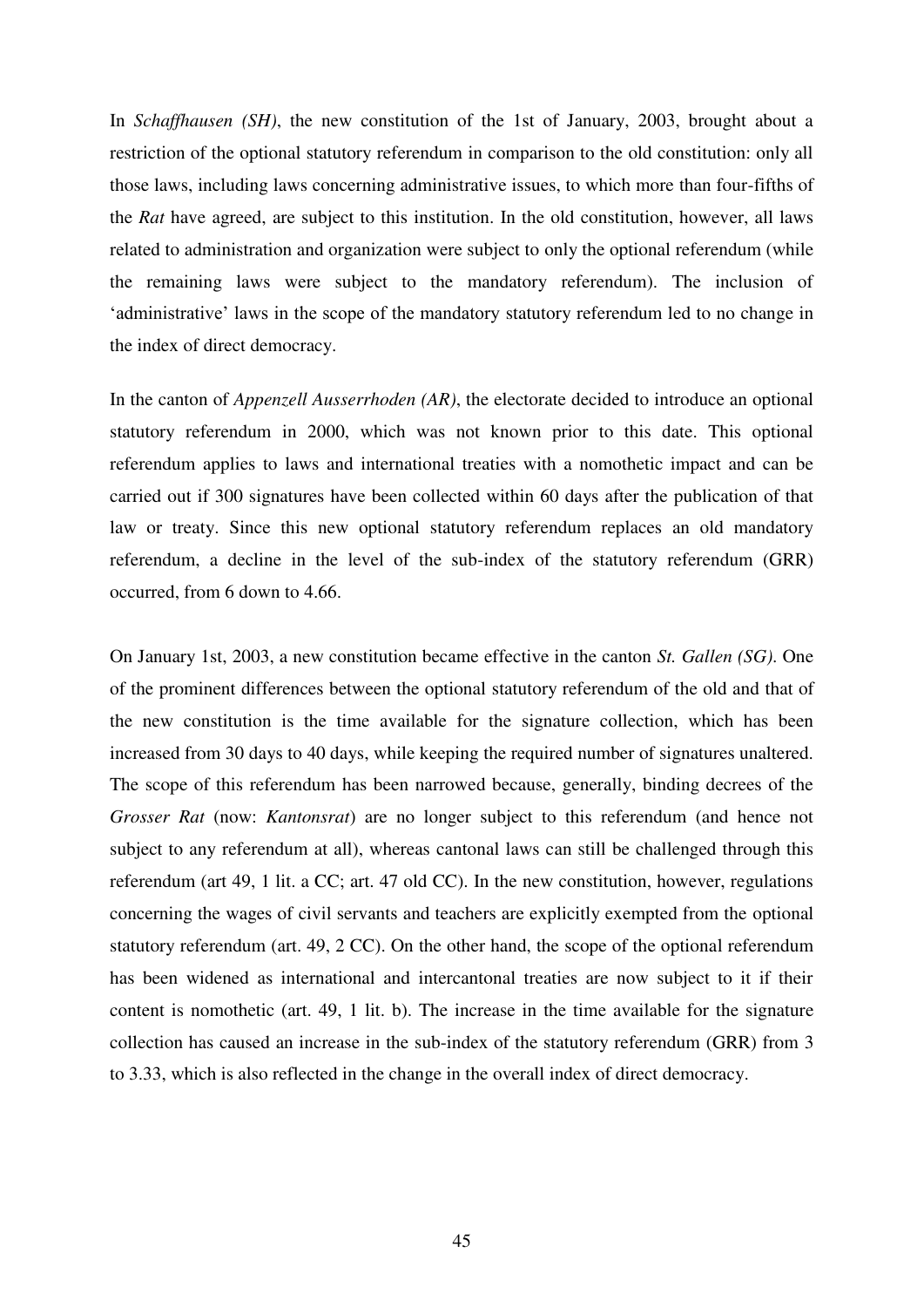In *Schaffhausen (SH)*, the new constitution of the 1st of January, 2003, brought about a restriction of the optional statutory referendum in comparison to the old constitution: only all those laws, including laws concerning administrative issues, to which more than four-fifths of the *Rat* have agreed, are subject to this institution. In the old constitution, however, all laws related to administration and organization were subject to only the optional referendum (while the remaining laws were subject to the mandatory referendum). The inclusion of 'administrative' laws in the scope of the mandatory statutory referendum led to no change in the index of direct democracy.

In the canton of *Appenzell Ausserrhoden (AR)*, the electorate decided to introduce an optional statutory referendum in 2000, which was not known prior to this date. This optional referendum applies to laws and international treaties with a nomothetic impact and can be carried out if 300 signatures have been collected within 60 days after the publication of that law or treaty. Since this new optional statutory referendum replaces an old mandatory referendum, a decline in the level of the sub-index of the statutory referendum (GRR) occurred, from 6 down to 4.66.

On January 1st, 2003, a new constitution became effective in the canton *St. Gallen (SG)*. One of the prominent differences between the optional statutory referendum of the old and that of the new constitution is the time available for the signature collection, which has been increased from 30 days to 40 days, while keeping the required number of signatures unaltered. The scope of this referendum has been narrowed because, generally, binding decrees of the *Grosser Rat* (now: *Kantonsrat*) are no longer subject to this referendum (and hence not subject to any referendum at all), whereas cantonal laws can still be challenged through this referendum (art 49, 1 lit. a CC; art. 47 old CC). In the new constitution, however, regulations concerning the wages of civil servants and teachers are explicitly exempted from the optional statutory referendum (art. 49, 2 CC). On the other hand, the scope of the optional referendum has been widened as international and intercantonal treaties are now subject to it if their content is nomothetic (art. 49, 1 lit. b). The increase in the time available for the signature collection has caused an increase in the sub-index of the statutory referendum (GRR) from 3 to 3.33, which is also reflected in the change in the overall index of direct democracy.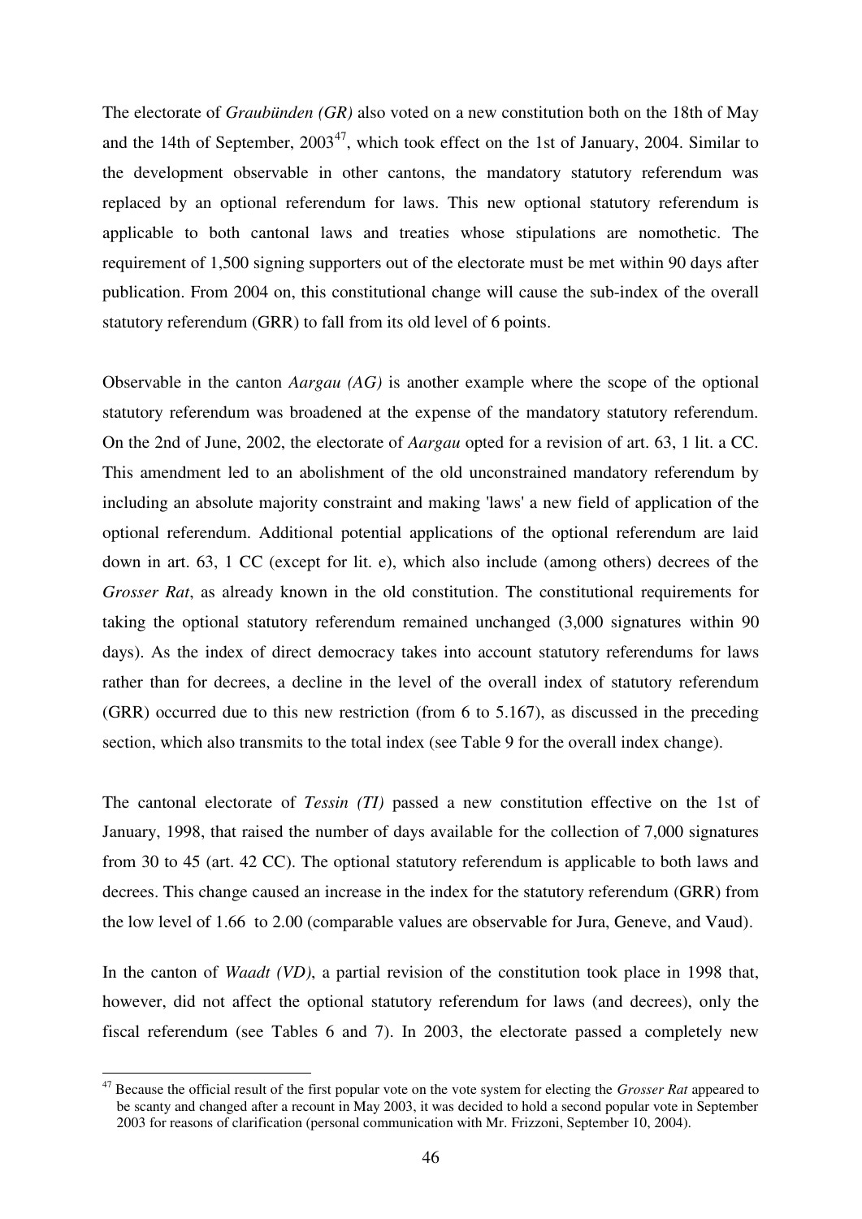The electorate of *Graubünden (GR)* also voted on a new constitution both on the 18th of May and the 14th of September, 2003[47], which took effect on the 1st of January, 2004. Similar to the development observable in other cantons, the mandatory statutory referendum was replaced by an optional referendum for laws. This new optional statutory referendum is applicable to both cantonal laws and treaties whose stipulations are nomothetic. The requirement of 1,500 signing supporters out of the electorate must be met within 90 days after publication. From 2004 on, this constitutional change will cause the sub-index of the overall statutory referendum (GRR) to fall from its old level of 6 points.

Observable in the canton *Aargau (AG)* is another example where the scope of the optional statutory referendum was broadened at the expense of the mandatory statutory referendum. On the 2nd of June, 2002, the electorate of *Aargau* opted for a revision of art. 63, 1 lit. a CC. This amendment led to an abolishment of the old unconstrained mandatory referendum by including an absolute majority constraint and making 'laws' a new field of application of the optional referendum. Additional potential applications of the optional referendum are laid down in art. 63, 1 CC (except for lit. e), which also include (among others) decrees of the *Grosser Rat*, as already known in the old constitution. The constitutional requirements for taking the optional statutory referendum remained unchanged (3,000 signatures within 90 days). As the index of direct democracy takes into account statutory referendums for laws rather than for decrees, a decline in the level of the overall index of statutory referendum (GRR) occurred due to this new restriction (from 6 to 5.167), as discussed in the preceding section, which also transmits to the total index (see Table 9 for the overall index change).

The cantonal electorate of *Tessin (TI)* passed a new constitution effective on the 1st of January, 1998, that raised the number of days available for the collection of 7,000 signatures from 30 to 45 (art. 42 CC). The optional statutory referendum is applicable to both laws and decrees. This change caused an increase in the index for the statutory referendum (GRR) from the low level of 1.66 to 2.00 (comparable values are observable for Jura, Geneve, and Vaud).

In the canton of *Waadt (VD)*, a partial revision of the constitution took place in 1998 that, however, did not affect the optional statutory referendum for laws (and decrees), only the fiscal referendum (see Tables 6 and 7). In 2003, the electorate passed a completely new

---

[47] Because the official result of the first popular vote on the vote system for electing the *Grosser Rat* appeared to be scanty and changed after a recount in May 2003, it was decided to hold a second popular vote in September 2003 for reasons of clarification (personal communication with Mr. Frizzoni, September 10, 2004).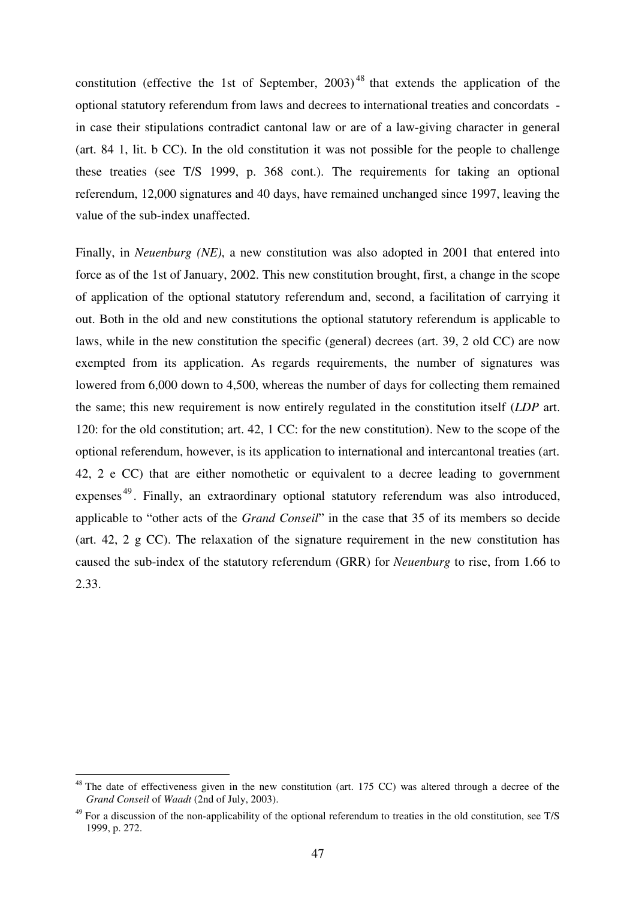constitution (effective the 1st of September, 2003)[48] that extends the application of the optional statutory referendum from laws and decrees to international treaties and concordats - in case their stipulations contradict cantonal law or are of a law-giving character in general (art. 84 1, lit. b CC). In the old constitution it was not possible for the people to challenge these treaties (see T/S 1999, p. 368 cont.). The requirements for taking an optional referendum, 12,000 signatures and 40 days, have remained unchanged since 1997, leaving the value of the sub-index unaffected.

Finally, in *Neuenburg (NE)*, a new constitution was also adopted in 2001 that entered into force as of the 1st of January, 2002. This new constitution brought, first, a change in the scope of application of the optional statutory referendum and, second, a facilitation of carrying it out. Both in the old and new constitutions the optional statutory referendum is applicable to laws, while in the new constitution the specific (general) decrees (art. 39, 2 old CC) are now exempted from its application. As regards requirements, the number of signatures was lowered from 6,000 down to 4,500, whereas the number of days for collecting them remained the same; this new requirement is now entirely regulated in the constitution itself (*LDP* art. 120: for the old constitution; art. 42, 1 CC: for the new constitution). New to the scope of the optional referendum, however, is its application to international and intercantonal treaties (art. 42, 2 e CC) that are either nomothetic or equivalent to a decree leading to government expenses[49]. Finally, an extraordinary optional statutory referendum was also introduced, applicable to "other acts of the *Grand Conseil*" in the case that 35 of its members so decide (art. 42, 2 g CC). The relaxation of the signature requirement in the new constitution has caused the sub-index of the statutory referendum (GRR) for *Neuenburg* to rise, from 1.66 to 2.33.

[48] The date of effectiveness given in the new constitution (art. 175 CC) was altered through a decree of the *Grand Conseil* of *Waadt* (2nd of July, 2003).

[49] For a discussion of the non-applicability of the optional referendum to treaties in the old constitution, see T/S 1999, p. 272.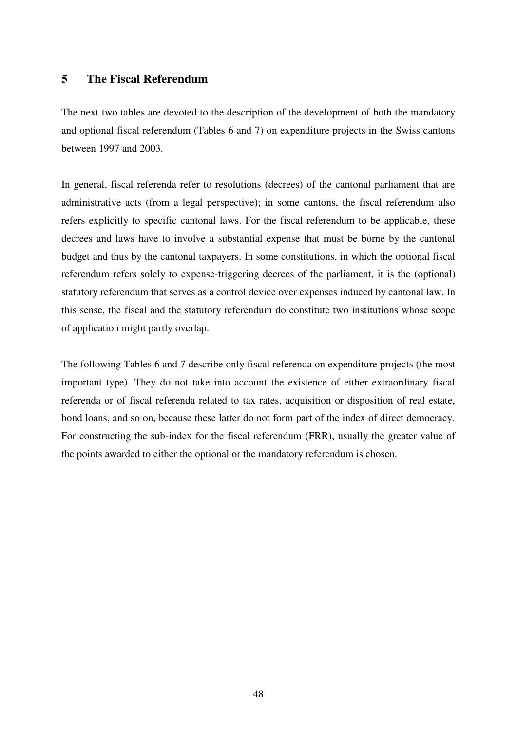## 5 The Fiscal Referendum

The next two tables are devoted to the description of the development of both the mandatory and optional fiscal referendum (Tables 6 and 7) on expenditure projects in the Swiss cantons between 1997 and 2003.

In general, fiscal referenda refer to resolutions (decrees) of the cantonal parliament that are administrative acts (from a legal perspective); in some cantons, the fiscal referendum also refers explicitly to specific cantonal laws. For the fiscal referendum to be applicable, these decrees and laws have to involve a substantial expense that must be borne by the cantonal budget and thus by the cantonal taxpayers. In some constitutions, in which the optional fiscal referendum refers solely to expense-triggering decrees of the parliament, it is the (optional) statutory referendum that serves as a control device over expenses induced by cantonal law. In this sense, the fiscal and the statutory referendum do constitute two institutions whose scope of application might partly overlap.

The following Tables 6 and 7 describe only fiscal referenda on expenditure projects (the most important type). They do not take into account the existence of either extraordinary fiscal referenda or of fiscal referenda related to tax rates, acquisition or disposition of real estate, bond loans, and so on, because these latter do not form part of the index of direct democracy. For constructing the sub-index for the fiscal referendum (FRR), usually the greater value of the points awarded to either the optional or the mandatory referendum is chosen.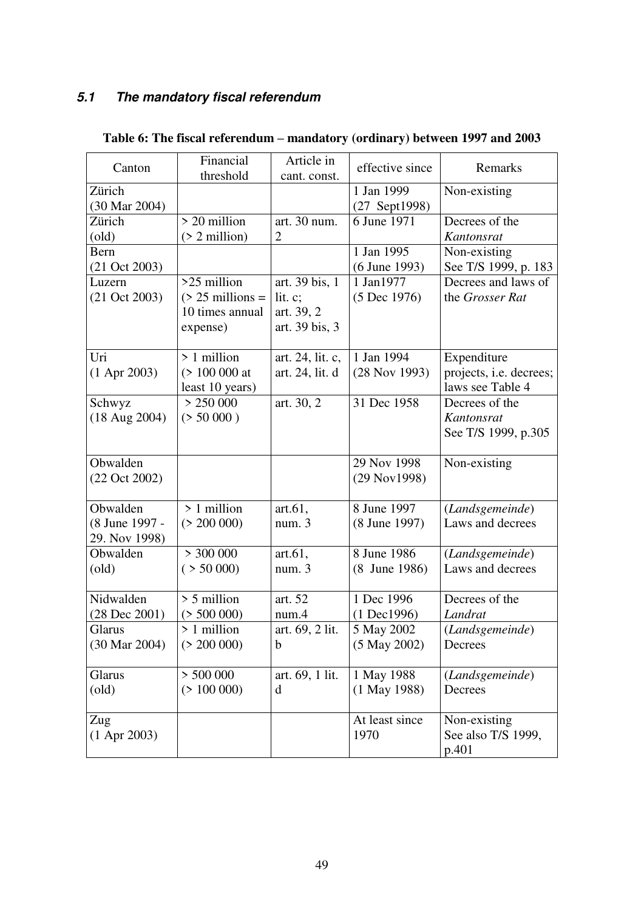### *5.1 The mandatory fiscal referendum*

**Table 6: The fiscal referendum – mandatory (ordinary) between 1997 and 2003**

| Canton | Financial threshold | Article in cant. const. | effective since | Remarks |
|---|---|---|---|---|
| Zürich (30 Mar 2004) | | | 1 Jan 1999 (27 Sept1998) | Non-existing |
| Zürich (old) | > 20 million (> 2 million) | art. 30 num. 2 | 6 June 1971 | Decrees of the *Kantonsrat* |
| Bern (21 Oct 2003) | | | 1 Jan 1995 (6 June 1993) | Non-existing See T/S 1999, p. 183 |
| Luzern (21 Oct 2003) | >25 million (> 25 millions = 10 times annual expense) | art. 39 bis, 1 lit. c; art. 39, 2 art. 39 bis, 3 | 1 Jan1977 (5 Dec 1976) | Decrees and laws of the *Grosser Rat* |
| Uri (1 Apr 2003) | > 1 million (> 100 000 at least 10 years) | art. 24, lit. c, art. 24, lit. d | 1 Jan 1994 (28 Nov 1993) | Expenditure projects, i.e. decrees; laws see Table 4 |
| Schwyz (18 Aug 2004) | > 250 000 (> 50 000 ) | art. 30, 2 | 31 Dec 1958 | Decrees of the *Kantonsrat* See T/S 1999, p.305 |
| Obwalden (22 Oct 2002) | | | 29 Nov 1998 (29 Nov1998) | Non-existing |
| Obwalden (8 June 1997 - 29. Nov 1998) | > 1 million (> 200 000) | art.61, num. 3 | 8 June 1997 (8 June 1997) | (*Landsgemeinde*) Laws and decrees |
| Obwalden (old) | > 300 000 ( > 50 000) | art.61, num. 3 | 8 June 1986 (8 June 1986) | (*Landsgemeinde*) Laws and decrees |
| Nidwalden (28 Dec 2001) | > 5 million (> 500 000) | art. 52 num.4 | 1 Dec 1996 (1 Dec1996) | Decrees of the *Landrat* |
| Glarus (30 Mar 2004) | > 1 million (> 200 000) | art. 69, 2 lit. b | 5 May 2002 (5 May 2002) | (*Landsgemeinde*) Decrees |
| Glarus (old) | > 500 000 (> 100 000) | art. 69, 1 lit. d | 1 May 1988 (1 May 1988) | (*Landsgemeinde*) Decrees |
| Zug (1 Apr 2003) | | | At least since 1970 | Non-existing See also T/S 1999, p.401 |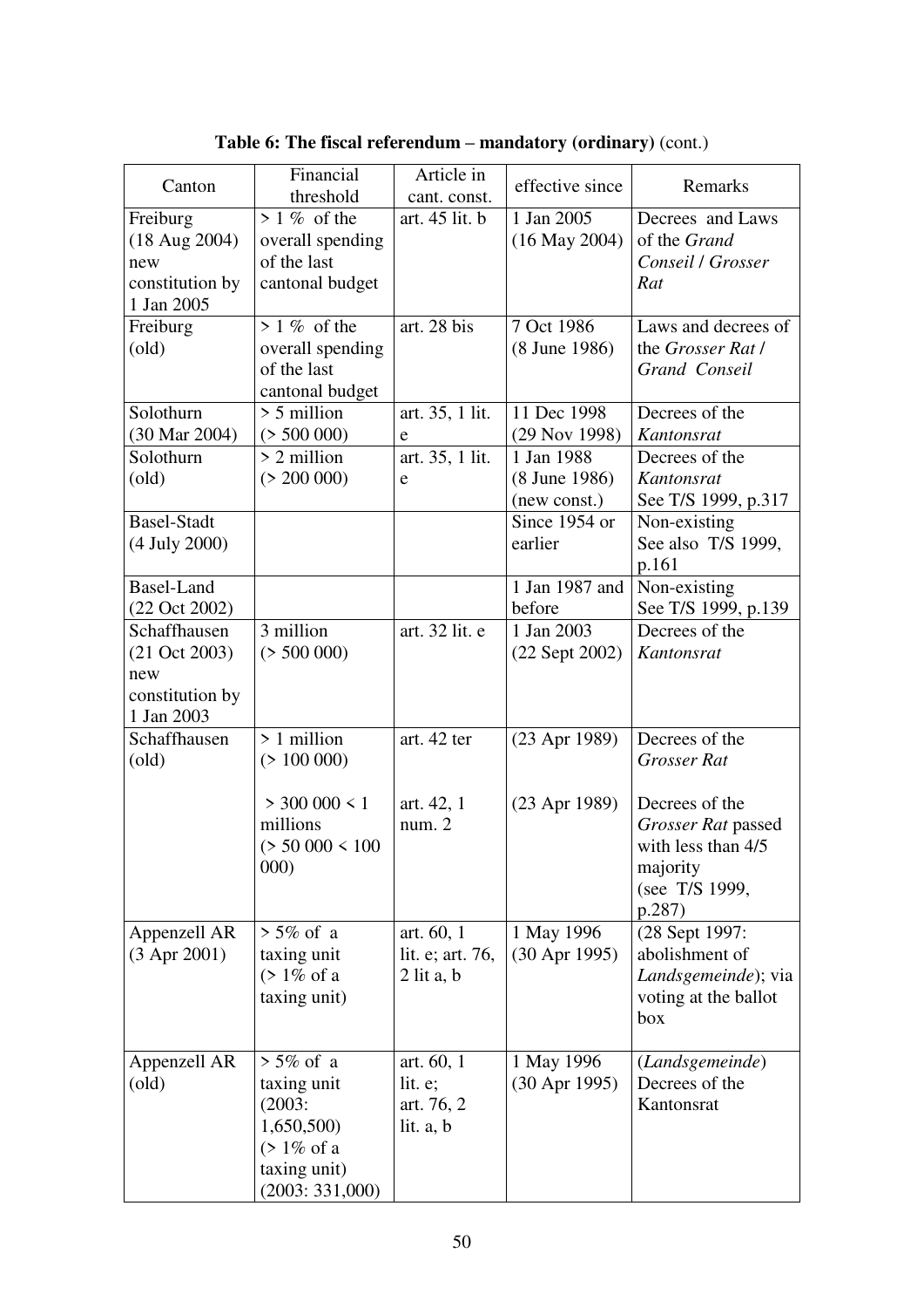**Table 6: The fiscal referendum – mandatory (ordinary)** (cont.)

| Canton | Financial threshold | Article in cant. const. | effective since | Remarks |
|---|---|---|---|---|
| Freiburg (18 Aug 2004) new constitution by 1 Jan 2005 | > 1 % of the overall spending of the last cantonal budget | art. 45 lit. b | 1 Jan 2005 (16 May 2004) | Decrees and Laws of the *Grand Conseil* / *Grosser Rat* |
| Freiburg (old) | > 1 % of the overall spending of the last cantonal budget | art. 28 bis | 7 Oct 1986 (8 June 1986) | Laws and decrees of the *Grosser Rat* / *Grand Conseil* |
| Solothurn (30 Mar 2004) | > 5 million (> 500 000) | art. 35, 1 lit. e | 11 Dec 1998 (29 Nov 1998) | Decrees of the *Kantonsrat* |
| Solothurn (old) | > 2 million (> 200 000) | art. 35, 1 lit. e | 1 Jan 1988 (8 June 1986) (new const.) | Decrees of the *Kantonsrat* See T/S 1999, p.317 |
| Basel-Stadt (4 July 2000) | | | Since 1954 or earlier | Non-existing See also T/S 1999, p.161 |
| Basel-Land (22 Oct 2002) | | | 1 Jan 1987 and before | Non-existing See T/S 1999, p.139 |
| Schaffhausen (21 Oct 2003) new constitution by 1 Jan 2003 | 3 million (> 500 000) | art. 32 lit. e | 1 Jan 2003 (22 Sept 2002) | Decrees of the *Kantonsrat* |
| Schaffhausen (old) | > 1 million (> 100 000)<br><br>> 300 000 < 1 millions (> 50 000 < 100 000) | art. 42 ter<br><br>art. 42, 1 num. 2 | (23 Apr 1989)<br><br>(23 Apr 1989) | Decrees of the *Grosser Rat*<br><br>Decrees of the *Grosser Rat* passed with less than 4/5 majority (see T/S 1999, p.287) |
| Appenzell AR (3 Apr 2001) | > 5% of a taxing unit (> 1% of a taxing unit) | art. 60, 1 lit. e; art. 76, 2 lit a, b | 1 May 1996 (30 Apr 1995) | (28 Sept 1997: abolishment of *Landsgemeinde*); via voting at the ballot box |
| Appenzell AR (old) | > 5% of a taxing unit (2003: 1,650,500) (> 1% of a taxing unit) (2003: 331,000) | art. 60, 1 lit. e; art. 76, 2 lit. a, b | 1 May 1996 (30 Apr 1995) | (*Landsgemeinde*) Decrees of the Kantonsrat |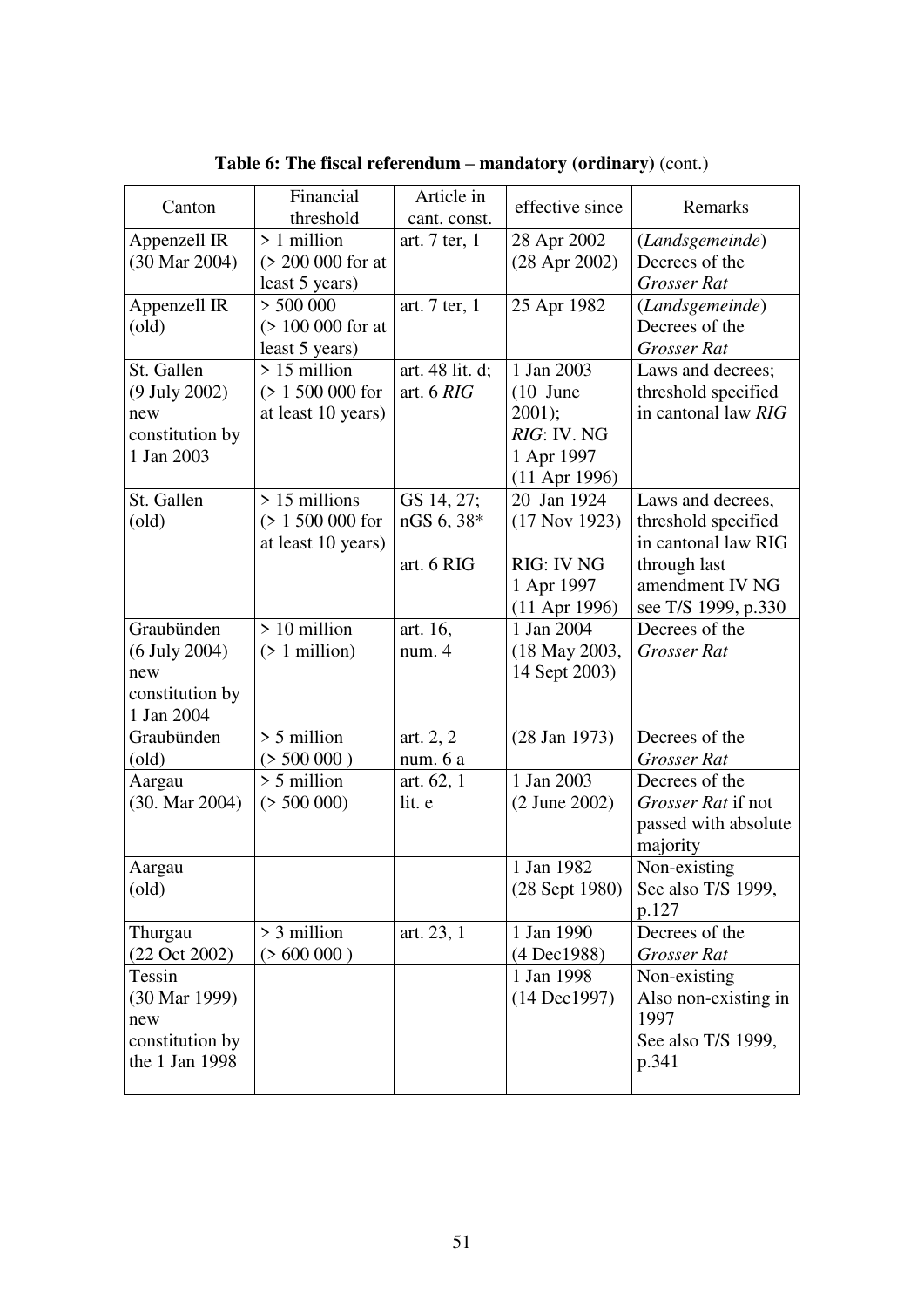**Table 6: The fiscal referendum – mandatory (ordinary)** (cont.)

| Canton | Financial threshold | Article in cant. const. | effective since | Remarks |
|---|---|---|---|---|
| Appenzell IR (30 Mar 2004) | > 1 million (> 200 000 for at least 5 years) | art. 7 ter, 1 | 28 Apr 2002 (28 Apr 2002) | (*Landsgemeinde*) Decrees of the *Grosser Rat* |
| Appenzell IR (old) | > 500 000 (> 100 000 for at least 5 years) | art. 7 ter, 1 | 25 Apr 1982 | (*Landsgemeinde*) Decrees of the *Grosser Rat* |
| St. Gallen (9 July 2002) new constitution by 1 Jan 2003 | > 15 million (> 1 500 000 for at least 10 years) | art. 48 lit. d; art. 6 *RIG* | 1 Jan 2003 (10 June 2001); *RIG*: IV. NG 1 Apr 1997 (11 Apr 1996) | Laws and decrees; threshold specified in cantonal law *RIG* |
| St. Gallen (old) | > 15 millions (> 1 500 000 for at least 10 years) | GS 14, 27; nGS 6, 38* art. 6 RIG | 20 Jan 1924 (17 Nov 1923) RIG: IV NG 1 Apr 1997 (11 Apr 1996) | Laws and decrees, threshold specified in cantonal law RIG through last amendment IV NG see T/S 1999, p.330 |
| Graubünden (6 July 2004) new constitution by 1 Jan 2004 | > 10 million (> 1 million) | art. 16, num. 4 | 1 Jan 2004 (18 May 2003, 14 Sept 2003) | Decrees of the *Grosser Rat* |
| Graubünden (old) | > 5 million (> 500 000 ) | art. 2, 2 num. 6 a | (28 Jan 1973) | Decrees of the *Grosser Rat* |
| Aargau (30. Mar 2004) | > 5 million (> 500 000) | art. 62, 1 lit. e | 1 Jan 2003 (2 June 2002) | Decrees of the *Grosser Rat* if not passed with absolute majority |
| Aargau (old) | | | 1 Jan 1982 (28 Sept 1980) | Non-existing See also T/S 1999, p.127 |
| Thurgau (22 Oct 2002) | > 3 million (> 600 000 ) | art. 23, 1 | 1 Jan 1990 (4 Dec1988) | Decrees of the *Grosser Rat* |
| Tessin (30 Mar 1999) new constitution by the 1 Jan 1998 | | | 1 Jan 1998 (14 Dec1997) | Non-existing Also non-existing in 1997 See also T/S 1999, p.341 |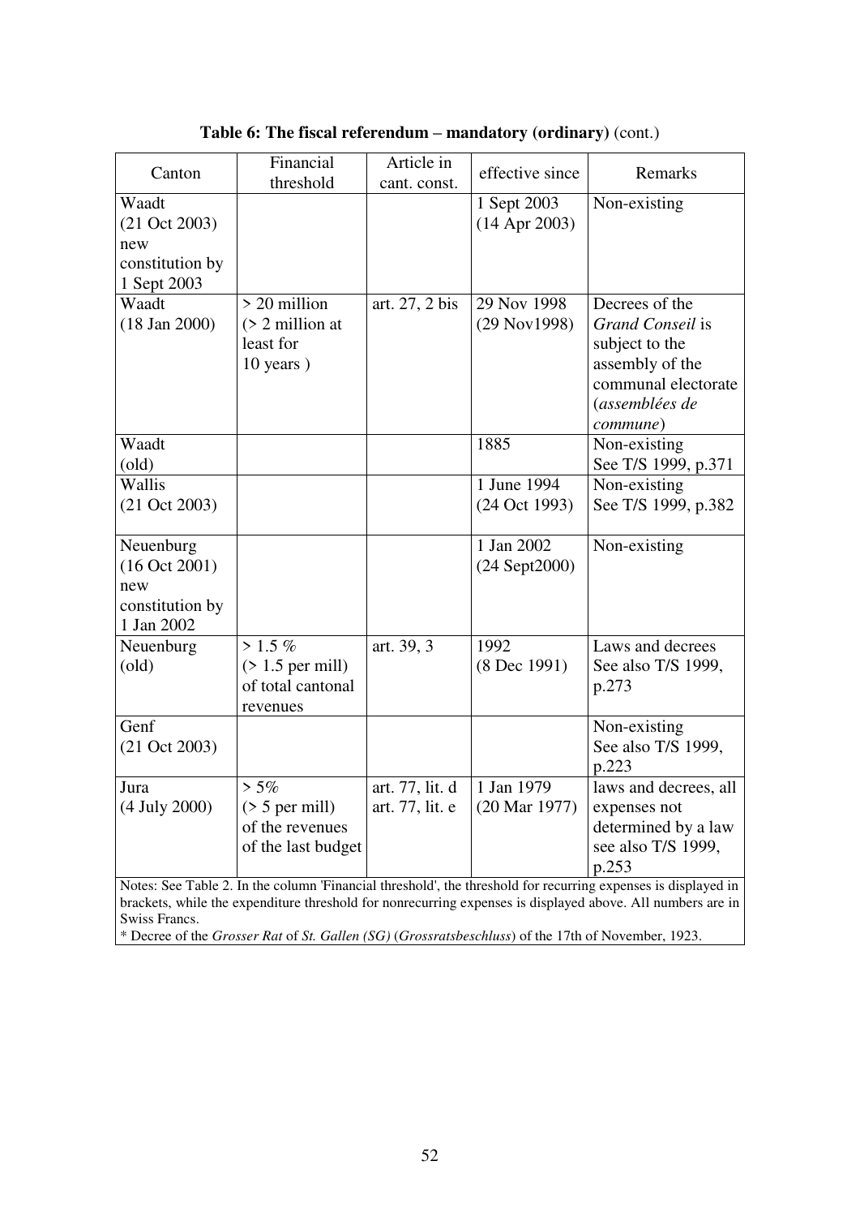**Table 6: The fiscal referendum – mandatory (ordinary)** (cont.)

| Canton | Financial threshold | Article in cant. const. | effective since | Remarks |
|---|---|---|---|---|
| Waadt (21 Oct 2003) new constitution by 1 Sept 2003 | | | 1 Sept 2003 (14 Apr 2003) | Non-existing |
| Waadt (18 Jan 2000) | > 20 million (> 2 million at least for 10 years ) | art. 27, 2 bis | 29 Nov 1998 (29 Nov1998) | Decrees of the *Grand Conseil* is subject to the assembly of the communal electorate (*assemblées de commune*) |
| Waadt (old) | | | 1885 | Non-existing See T/S 1999, p.371 |
| Wallis (21 Oct 2003) | | | 1 June 1994 (24 Oct 1993) | Non-existing See T/S 1999, p.382 |
| Neuenburg (16 Oct 2001) new constitution by 1 Jan 2002 | | | 1 Jan 2002 (24 Sept2000) | Non-existing |
| Neuenburg (old) | > 1.5 % (> 1.5 per mill) of total cantonal revenues | art. 39, 3 | 1992 (8 Dec 1991) | Laws and decrees See also T/S 1999, p.273 |
| Genf (21 Oct 2003) | | | | Non-existing See also T/S 1999, p.223 |
| Jura (4 July 2000) | > 5% (> 5 per mill) of the revenues of the last budget | art. 77, lit. d art. 77, lit. e | 1 Jan 1979 (20 Mar 1977) | laws and decrees, all expenses not determined by a law see also T/S 1999, p.253 |

Notes: See Table 2. In the column 'Financial threshold', the threshold for recurring expenses is displayed in brackets, while the expenditure threshold for nonrecurring expenses is displayed above. All numbers are in Swiss Francs.

\* Decree of the *Grosser Rat* of *St. Gallen (SG)* (*Grossratsbeschluss*) of the 17th of November, 1923.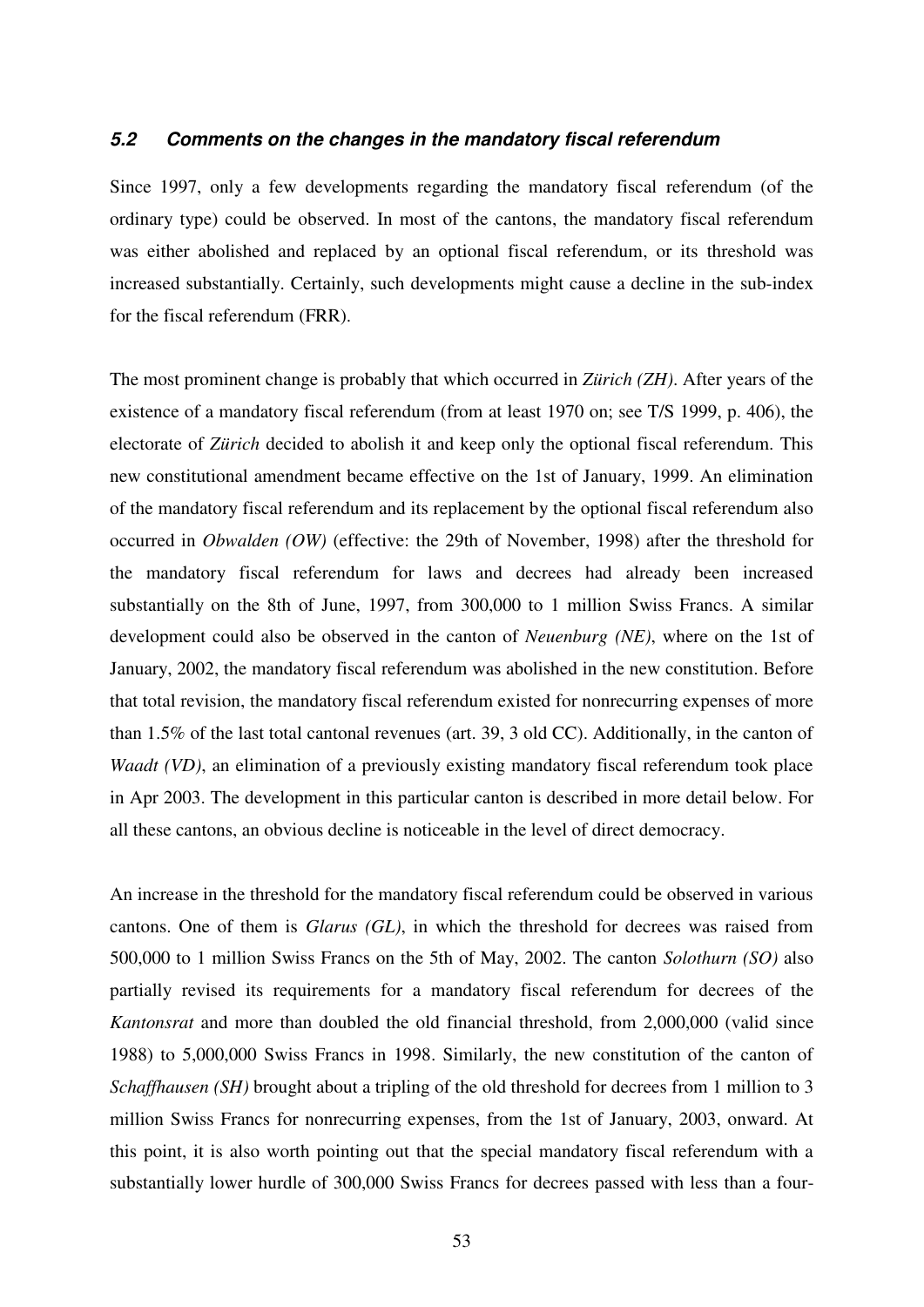### *5.2 Comments on the changes in the mandatory fiscal referendum*

Since 1997, only a few developments regarding the mandatory fiscal referendum (of the ordinary type) could be observed. In most of the cantons, the mandatory fiscal referendum was either abolished and replaced by an optional fiscal referendum, or its threshold was increased substantially. Certainly, such developments might cause a decline in the sub-index for the fiscal referendum (FRR).

The most prominent change is probably that which occurred in *Zürich (ZH)*. After years of the existence of a mandatory fiscal referendum (from at least 1970 on; see T/S 1999, p. 406), the electorate of *Zürich* decided to abolish it and keep only the optional fiscal referendum. This new constitutional amendment became effective on the 1st of January, 1999. An elimination of the mandatory fiscal referendum and its replacement by the optional fiscal referendum also occurred in *Obwalden (OW)* (effective: the 29th of November, 1998) after the threshold for the mandatory fiscal referendum for laws and decrees had already been increased substantially on the 8th of June, 1997, from 300,000 to 1 million Swiss Francs. A similar development could also be observed in the canton of *Neuenburg (NE)*, where on the 1st of January, 2002, the mandatory fiscal referendum was abolished in the new constitution. Before that total revision, the mandatory fiscal referendum existed for nonrecurring expenses of more than 1.5% of the last total cantonal revenues (art. 39, 3 old CC). Additionally, in the canton of *Waadt (VD)*, an elimination of a previously existing mandatory fiscal referendum took place in Apr 2003. The development in this particular canton is described in more detail below. For all these cantons, an obvious decline is noticeable in the level of direct democracy.

An increase in the threshold for the mandatory fiscal referendum could be observed in various cantons. One of them is *Glarus (GL)*, in which the threshold for decrees was raised from 500,000 to 1 million Swiss Francs on the 5th of May, 2002. The canton *Solothurn (SO)* also partially revised its requirements for a mandatory fiscal referendum for decrees of the *Kantonsrat* and more than doubled the old financial threshold, from 2,000,000 (valid since 1988) to 5,000,000 Swiss Francs in 1998. Similarly, the new constitution of the canton of *Schaffhausen (SH)* brought about a tripling of the old threshold for decrees from 1 million to 3 million Swiss Francs for nonrecurring expenses, from the 1st of January, 2003, onward. At this point, it is also worth pointing out that the special mandatory fiscal referendum with a substantially lower hurdle of 300,000 Swiss Francs for decrees passed with less than a four-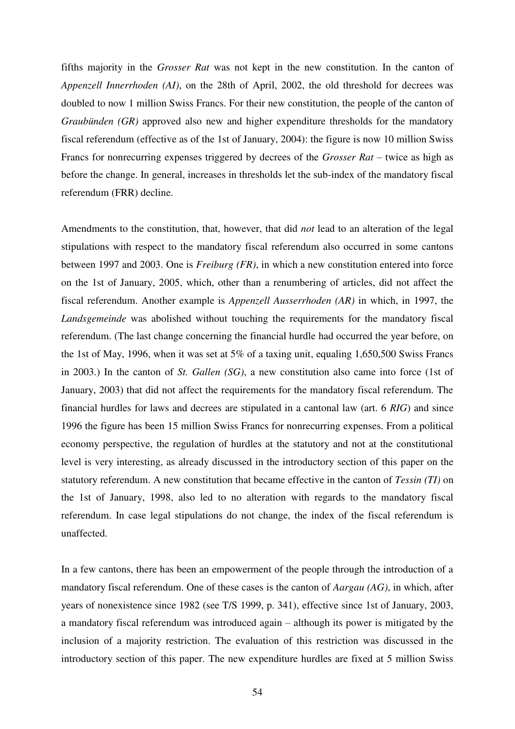fifths majority in the *Grosser Rat* was not kept in the new constitution. In the canton of *Appenzell Innerrhoden (AI)*, on the 28th of April, 2002, the old threshold for decrees was doubled to now 1 million Swiss Francs. For their new constitution, the people of the canton of *Graubünden (GR)* approved also new and higher expenditure thresholds for the mandatory fiscal referendum (effective as of the 1st of January, 2004): the figure is now 10 million Swiss Francs for nonrecurring expenses triggered by decrees of the *Grosser Rat* – twice as high as before the change. In general, increases in thresholds let the sub-index of the mandatory fiscal referendum (FRR) decline.

Amendments to the constitution, that, however, that did *not* lead to an alteration of the legal stipulations with respect to the mandatory fiscal referendum also occurred in some cantons between 1997 and 2003. One is *Freiburg (FR)*, in which a new constitution entered into force on the 1st of January, 2005, which, other than a renumbering of articles, did not affect the fiscal referendum. Another example is *Appenzell Ausserrhoden (AR)* in which, in 1997, the *Landsgemeinde* was abolished without touching the requirements for the mandatory fiscal referendum. (The last change concerning the financial hurdle had occurred the year before, on the 1st of May, 1996, when it was set at 5% of a taxing unit, equaling 1,650,500 Swiss Francs in 2003.) In the canton of *St. Gallen (SG)*, a new constitution also came into force (1st of January, 2003) that did not affect the requirements for the mandatory fiscal referendum. The financial hurdles for laws and decrees are stipulated in a cantonal law (art. 6 *RIG*) and since 1996 the figure has been 15 million Swiss Francs for nonrecurring expenses. From a political economy perspective, the regulation of hurdles at the statutory and not at the constitutional level is very interesting, as already discussed in the introductory section of this paper on the statutory referendum. A new constitution that became effective in the canton of *Tessin (TI)* on the 1st of January, 1998, also led to no alteration with regards to the mandatory fiscal referendum. In case legal stipulations do not change, the index of the fiscal referendum is unaffected.

In a few cantons, there has been an empowerment of the people through the introduction of a mandatory fiscal referendum. One of these cases is the canton of *Aargau (AG)*, in which, after years of nonexistence since 1982 (see T/S 1999, p. 341), effective since 1st of January, 2003, a mandatory fiscal referendum was introduced again – although its power is mitigated by the inclusion of a majority restriction. The evaluation of this restriction was discussed in the introductory section of this paper. The new expenditure hurdles are fixed at 5 million Swiss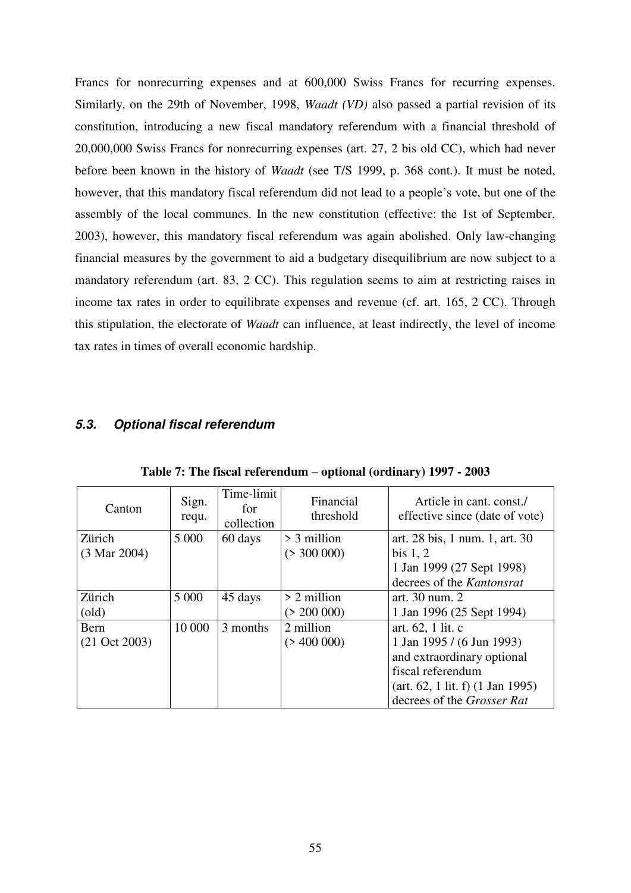Francs for nonrecurring expenses and at 600,000 Swiss Francs for recurring expenses. Similarly, on the 29th of November, 1998, *Waadt (VD)* also passed a partial revision of its constitution, introducing a new fiscal mandatory referendum with a financial threshold of 20,000,000 Swiss Francs for nonrecurring expenses (art. 27, 2 bis old CC), which had never before been known in the history of *Waadt* (see T/S 1999, p. 368 cont.). It must be noted, however, that this mandatory fiscal referendum did not lead to a people's vote, but one of the assembly of the local communes. In the new constitution (effective: the 1st of September, 2003), however, this mandatory fiscal referendum was again abolished. Only law-changing financial measures by the government to aid a budgetary disequilibrium are now subject to a mandatory referendum (art. 83, 2 CC). This regulation seems to aim at restricting raises in income tax rates in order to equilibrate expenses and revenue (cf. art. 165, 2 CC). Through this stipulation, the electorate of *Waadt* can influence, at least indirectly, the level of income tax rates in times of overall economic hardship.

### *5.3. Optional fiscal referendum*

**Table 7: The fiscal referendum – optional (ordinary) 1997 - 2003**

| Canton | Sign. requ. | Time-limit for collection | Financial threshold | Article in cant. const./ effective since (date of vote) |
|---|---|---|---|---|
| Zürich (3 Mar 2004) | 5 000 | 60 days | > 3 million (> 300 000) | art. 28 bis, 1 num. 1, art. 30 bis 1, 2<br>1 Jan 1999 (27 Sept 1998)<br>decrees of the *Kantonsrat* |
| Zürich (old) | 5 000 | 45 days | > 2 million (> 200 000) | art. 30 num. 2<br>1 Jan 1996 (25 Sept 1994) |
| Bern (21 Oct 2003) | 10 000 | 3 months | 2 million (> 400 000) | art. 62, 1 lit. c<br>1 Jan 1995 / (6 Jun 1993)<br>and extraordinary optional fiscal referendum<br>(art. 62, 1 lit. f) (1 Jan 1995)<br>decrees of the *Grosser Rat* |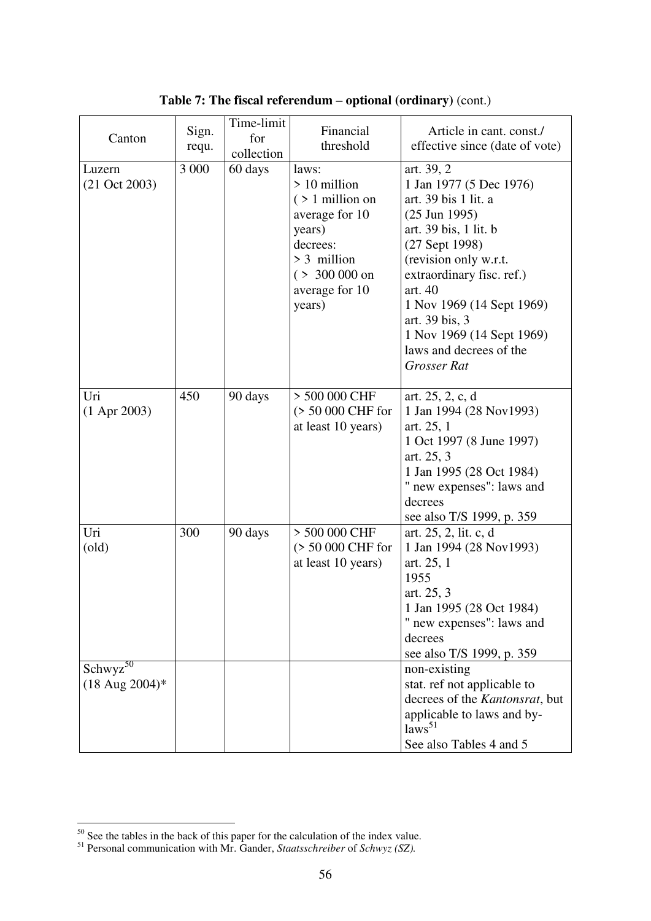**Table 7: The fiscal referendum – optional (ordinary)** (cont.)

| Canton | Sign. requ. | Time-limit for collection | Financial threshold | Article in cant. const./ effective since (date of vote) |
|---|---|---|---|---|
| Luzern (21 Oct 2003) | 3 000 | 60 days | laws: > 10 million ( > 1 million on average for 10 years) decrees: > 3 million ( > 300 000 on average for 10 years) | art. 39, 2 1 Jan 1977 (5 Dec 1976) art. 39 bis 1 lit. a (25 Jun 1995) art. 39 bis, 1 lit. b (27 Sept 1998) (revision only w.r.t. extraordinary fisc. ref.) art. 40 1 Nov 1969 (14 Sept 1969) art. 39 bis, 3 1 Nov 1969 (14 Sept 1969) laws and decrees of the *Grosser Rat* |
| Uri (1 Apr 2003) | 450 | 90 days | > 500 000 CHF (> 50 000 CHF for at least 10 years) | art. 25, 2, c, d 1 Jan 1994 (28 Nov1993) art. 25, 1 1 Oct 1997 (8 June 1997) art. 25, 3 1 Jan 1995 (28 Oct 1984) " new expenses": laws and decrees see also T/S 1999, p. 359 |
| Uri (old) | 300 | 90 days | > 500 000 CHF (> 50 000 CHF for at least 10 years) | art. 25, 2, lit. c, d 1 Jan 1994 (28 Nov1993) art. 25, 1 1955 art. 25, 3 1 Jan 1995 (28 Oct 1984) " new expenses": laws and decrees see also T/S 1999, p. 359 |
| Schwyz[50] (18 Aug 2004)* | | | | non-existing stat. ref not applicable to decrees of the *Kantonsrat*, but applicable to laws and by-laws[51] See also Tables 4 and 5 |

[50] See the tables in the back of this paper for the calculation of the index value.
[51] Personal communication with Mr. Gander, *Staatsschreiber* of *Schwyz (SZ).*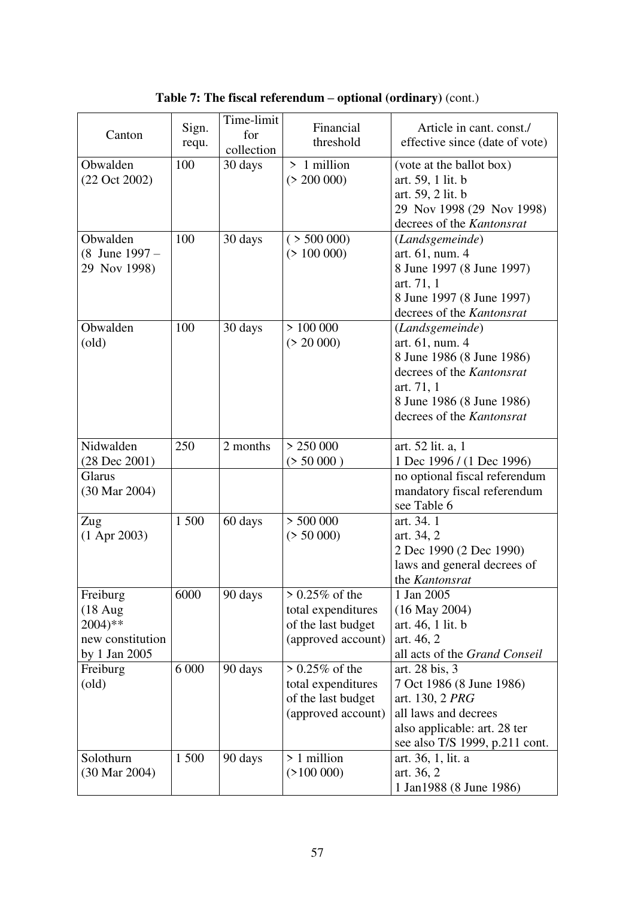**Table 7: The fiscal referendum – optional (ordinary)** (cont.)

| Canton | Sign. requ. | Time-limit for collection | Financial threshold | Article in cant. const./ effective since (date of vote) |
|---|---|---|---|---|
| Obwalden (22 Oct 2002) | 100 | 30 days | > 1 million (> 200 000) | (vote at the ballot box) art. 59, 1 lit. b art. 59, 2 lit. b 29 Nov 1998 (29 Nov 1998) decrees of the *Kantonsrat* |
| Obwalden (8 June 1997 – 29 Nov 1998) | 100 | 30 days | ( > 500 000) (> 100 000) | (*Landsgemeinde*) art. 61, num. 4 8 June 1997 (8 June 1997) art. 71, 1 8 June 1997 (8 June 1997) decrees of the *Kantonsrat* |
| Obwalden (old) | 100 | 30 days | > 100 000 (> 20 000) | (*Landsgemeinde*) art. 61, num. 4 8 June 1986 (8 June 1986) decrees of the *Kantonsrat* art. 71, 1 8 June 1986 (8 June 1986) decrees of the *Kantonsrat* |
| Nidwalden (28 Dec 2001) | 250 | 2 months | > 250 000 (> 50 000 ) | art. 52 lit. a, 1 1 Dec 1996 / (1 Dec 1996) |
| Glarus (30 Mar 2004) | | | | no optional fiscal referendum mandatory fiscal referendum see Table 6 |
| Zug (1 Apr 2003) | 1 500 | 60 days | > 500 000 (> 50 000) | art. 34. 1 art. 34, 2 2 Dec 1990 (2 Dec 1990) laws and general decrees of the *Kantonsrat* |
| Freiburg (18 Aug 2004)** new constitution by 1 Jan 2005 | 6000 | 90 days | > 0.25% of the total expenditures of the last budget (approved account) | 1 Jan 2005 (16 May 2004) art. 46, 1 lit. b art. 46, 2 all acts of the *Grand Conseil* |
| Freiburg (old) | 6 000 | 90 days | > 0.25% of the total expenditures of the last budget (approved account) | art. 28 bis, 3 7 Oct 1986 (8 June 1986) art. 130, 2 *PRG* all laws and decrees also applicable: art. 28 ter see also T/S 1999, p.211 cont. |
| Solothurn (30 Mar 2004) | 1 500 | 90 days | > 1 million (>100 000) | art. 36, 1, lit. a art. 36, 2 1 Jan1988 (8 June 1986) |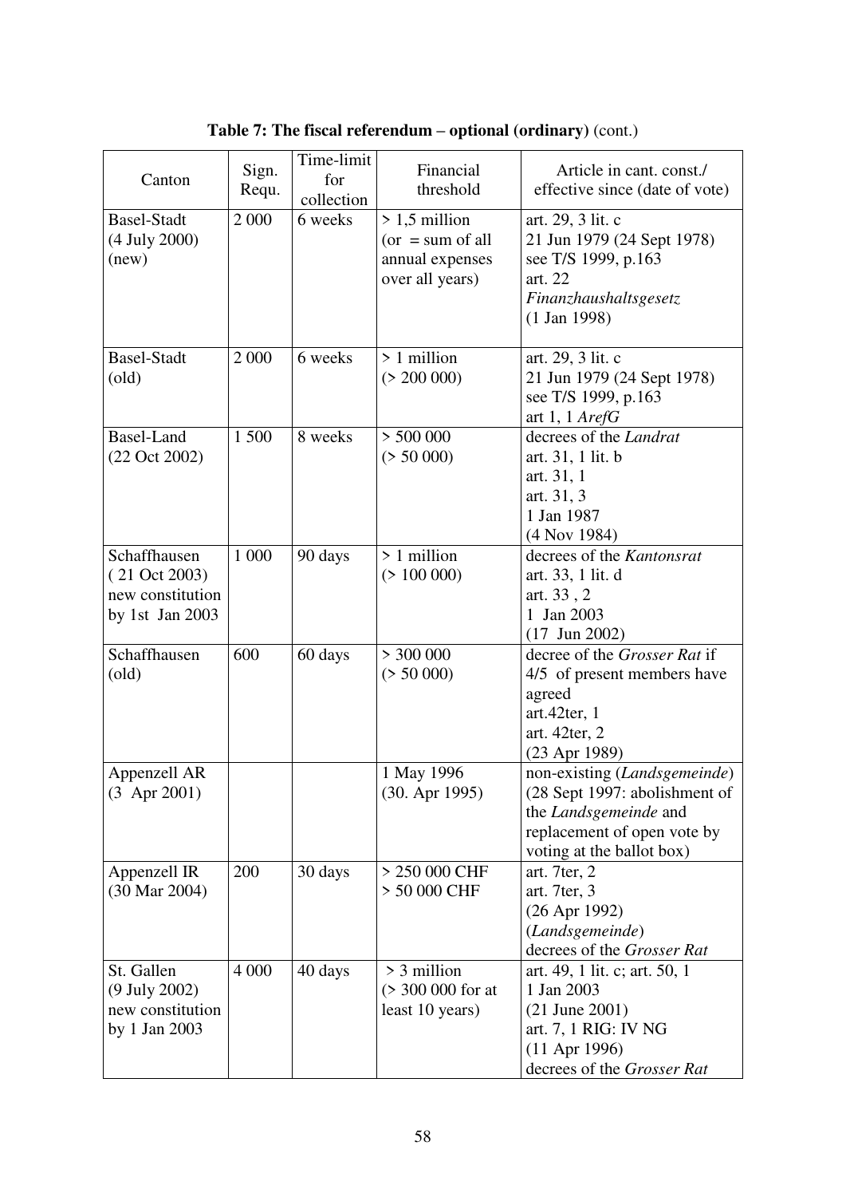**Table 7: The fiscal referendum – optional (ordinary)** (cont.)

| Canton | Sign. Requ. | Time-limit for collection | Financial threshold | Article in cant. const./ effective since (date of vote) |
|---|---|---|---|---|
| Basel-Stadt (4 July 2000) (new) | 2 000 | 6 weeks | > 1,5 million (or = sum of all annual expenses over all years) | art. 29, 3 lit. c<br>21 Jun 1979 (24 Sept 1978)<br>see T/S 1999, p.163<br>art. 22<br>*Finanzhaushaltsgesetz*<br>(1 Jan 1998) |
| Basel-Stadt (old) | 2 000 | 6 weeks | > 1 million<br>(> 200 000) | art. 29, 3 lit. c<br>21 Jun 1979 (24 Sept 1978)<br>see T/S 1999, p.163<br>art 1, 1 *ArefG* |
| Basel-Land (22 Oct 2002) | 1 500 | 8 weeks | > 500 000<br>(> 50 000) | decrees of the *Landrat*<br>art. 31, 1 lit. b<br>art. 31, 1<br>art. 31, 3<br>1 Jan 1987<br>(4 Nov 1984) |
| Schaffhausen ( 21 Oct 2003) new constitution by 1st Jan 2003 | 1 000 | 90 days | > 1 million<br>(> 100 000) | decrees of the *Kantonsrat*<br>art. 33, 1 lit. d<br>art. 33 , 2<br>1 Jan 2003<br>(17 Jun 2002) |
| Schaffhausen (old) | 600 | 60 days | > 300 000<br>(> 50 000) | decree of the *Grosser Rat* if 4/5 of present members have agreed<br>art.42ter, 1<br>art. 42ter, 2<br>(23 Apr 1989) |
| Appenzell AR (3 Apr 2001) | | | 1 May 1996<br>(30. Apr 1995) | non-existing (*Landsgemeinde*)<br>(28 Sept 1997: abolishment of the *Landsgemeinde* and replacement of open vote by voting at the ballot box) |
| Appenzell IR (30 Mar 2004) | 200 | 30 days | > 250 000 CHF<br>> 50 000 CHF | art. 7ter, 2<br>art. 7ter, 3<br>(26 Apr 1992)<br>(*Landsgemeinde*)<br>decrees of the *Grosser Rat* |
| St. Gallen (9 July 2002) new constitution by 1 Jan 2003 | 4 000 | 40 days | > 3 million<br>(> 300 000 for at least 10 years) | art. 49, 1 lit. c; art. 50, 1<br>1 Jan 2003<br>(21 June 2001)<br>art. 7, 1 RIG: IV NG<br>(11 Apr 1996)<br>decrees of the *Grosser Rat* |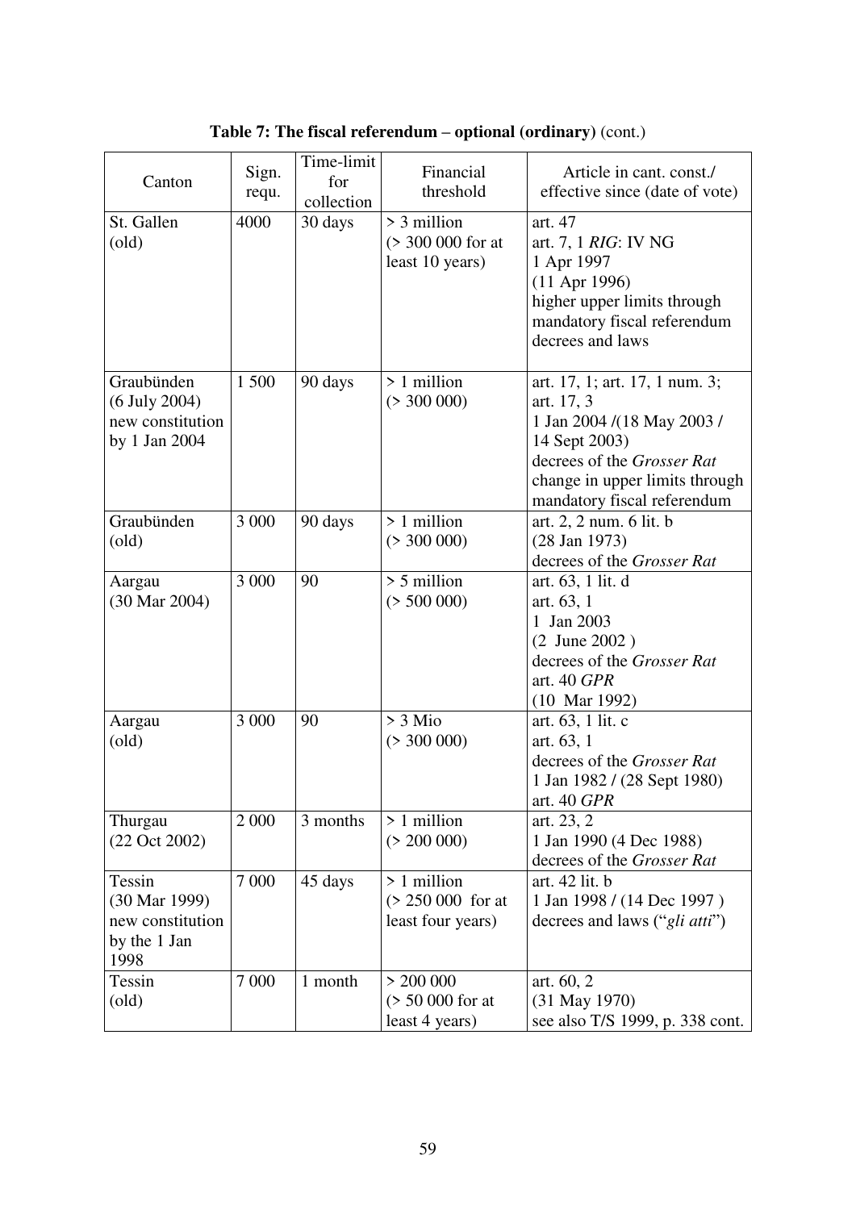**Table 7: The fiscal referendum – optional (ordinary)** (cont.)

| Canton | Sign. requ. | Time-limit for collection | Financial threshold | Article in cant. const./ effective since (date of vote) |
|---|---|---|---|---|
| St. Gallen (old) | 4000 | 30 days | > 3 million (> 300 000 for at least 10 years) | art. 47<br>art. 7, 1 *RIG*: IV NG<br>1 Apr 1997<br>(11 Apr 1996)<br>higher upper limits through mandatory fiscal referendum decrees and laws |
| Graubünden (6 July 2004) new constitution by 1 Jan 2004 | 1 500 | 90 days | > 1 million (> 300 000) | art. 17, 1; art. 17, 1 num. 3; art. 17, 3<br>1 Jan 2004 /(18 May 2003 / 14 Sept 2003)<br>decrees of the *Grosser Rat*<br>change in upper limits through mandatory fiscal referendum |
| Graubünden (old) | 3 000 | 90 days | > 1 million (> 300 000) | art. 2, 2 num. 6 lit. b<br>(28 Jan 1973)<br>decrees of the *Grosser Rat* |
| Aargau (30 Mar 2004) | 3 000 | 90 | > 5 million (> 500 000) | art. 63, 1 lit. d<br>art. 63, 1<br>1 Jan 2003<br>(2 June 2002 )<br>decrees of the *Grosser Rat*<br>art. 40 *GPR*<br>(10 Mar 1992) |
| Aargau (old) | 3 000 | 90 | > 3 Mio (> 300 000) | art. 63, 1 lit. c<br>art. 63, 1<br>decrees of the *Grosser Rat*<br>1 Jan 1982 / (28 Sept 1980)<br>art. 40 *GPR* |
| Thurgau (22 Oct 2002) | 2 000 | 3 months | > 1 million (> 200 000) | art. 23, 2<br>1 Jan 1990 (4 Dec 1988)<br>decrees of the *Grosser Rat* |
| Tessin (30 Mar 1999) new constitution by the 1 Jan 1998 | 7 000 | 45 days | > 1 million (> 250 000 for at least four years) | art. 42 lit. b<br>1 Jan 1998 / (14 Dec 1997 )<br>decrees and laws ("*gli atti*") |
| Tessin (old) | 7 000 | 1 month | > 200 000 (> 50 000 for at least 4 years) | art. 60, 2<br>(31 May 1970)<br>see also T/S 1999, p. 338 cont. |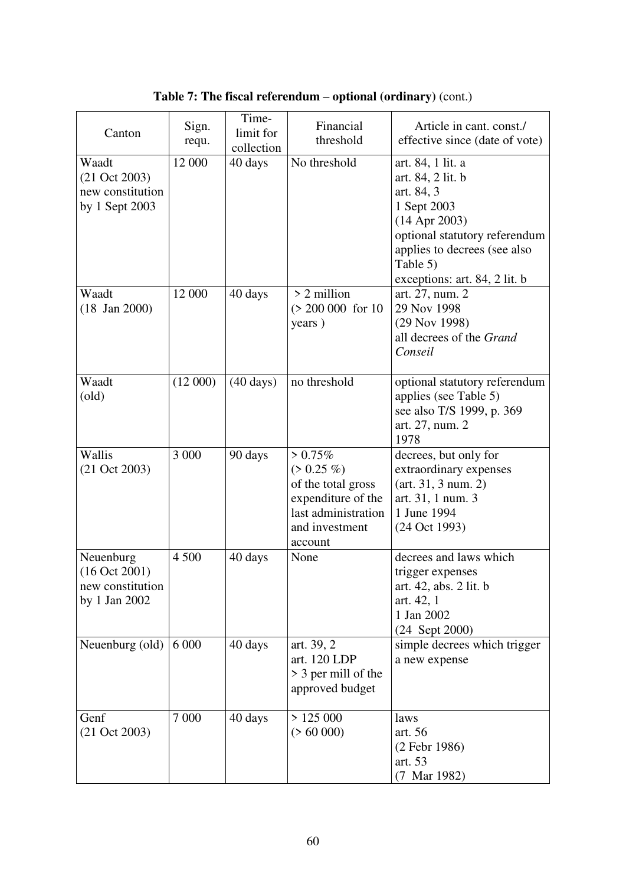**Table 7: The fiscal referendum – optional (ordinary)** (cont.)

| Canton | Sign. requ. | Time-limit for collection | Financial threshold | Article in cant. const./ effective since (date of vote) |
|---|---|---|---|---|
| Waadt (21 Oct 2003) new constitution by 1 Sept 2003 | 12 000 | 40 days | No threshold | art. 84, 1 lit. a<br>art. 84, 2 lit. b<br>art. 84, 3<br>1 Sept 2003<br>(14 Apr 2003)<br>optional statutory referendum applies to decrees (see also Table 5)<br>exceptions: art. 84, 2 lit. b |
| Waadt (18 Jan 2000) | 12 000 | 40 days | > 2 million (> 200 000 for 10 years ) | art. 27, num. 2<br>29 Nov 1998<br>(29 Nov 1998)<br>all decrees of the *Grand Conseil* |
| Waadt (old) | (12 000) | (40 days) | no threshold | optional statutory referendum applies (see Table 5)<br>see also T/S 1999, p. 369<br>art. 27, num. 2<br>1978 |
| Wallis (21 Oct 2003) | 3 000 | 90 days | > 0.75% (> 0.25 %) of the total gross expenditure of the last administration and investment account | decrees, but only for extraordinary expenses (art. 31, 3 num. 2)<br>art. 31, 1 num. 3<br>1 June 1994<br>(24 Oct 1993) |
| Neuenburg (16 Oct 2001) new constitution by 1 Jan 2002 | 4 500 | 40 days | None | decrees and laws which trigger expenses<br>art. 42, abs. 2 lit. b<br>art. 42, 1<br>1 Jan 2002<br>(24 Sept 2000) |
| Neuenburg (old) | 6 000 | 40 days | art. 39, 2<br>art. 120 LDP<br>> 3 per mill of the approved budget | simple decrees which trigger a new expense |
| Genf (21 Oct 2003) | 7 000 | 40 days | > 125 000 (> 60 000) | laws<br>art. 56<br>(2 Febr 1986)<br>art. 53<br>(7 Mar 1982) |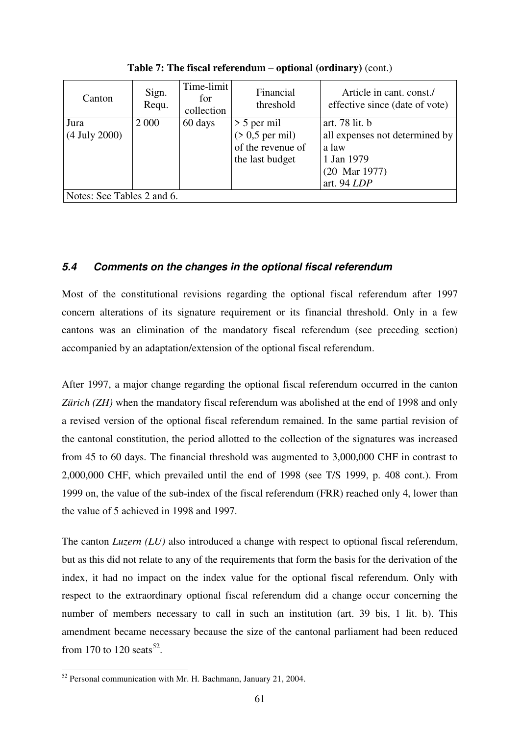**Table 7: The fiscal referendum – optional (ordinary)** (cont.)

| Canton | Sign. Requ. | Time-limit for collection | Financial threshold | Article in cant. const./ effective since (date of vote) |
|---|---|---|---|---|
| Jura (4 July 2000) | 2 000 | 60 days | > 5 per mil (> 0,5 per mil) of the revenue of the last budget | art. 78 lit. b all expenses not determined by a law 1 Jan 1979 (20 Mar 1977) art. 94 *LDP* |
| Notes: See Tables 2 and 6. | | | | |

### *5.4 Comments on the changes in the optional fiscal referendum*

Most of the constitutional revisions regarding the optional fiscal referendum after 1997 concern alterations of its signature requirement or its financial threshold. Only in a few cantons was an elimination of the mandatory fiscal referendum (see preceding section) accompanied by an adaptation/extension of the optional fiscal referendum.

After 1997, a major change regarding the optional fiscal referendum occurred in the canton *Zürich (ZH)* when the mandatory fiscal referendum was abolished at the end of 1998 and only a revised version of the optional fiscal referendum remained. In the same partial revision of the cantonal constitution, the period allotted to the collection of the signatures was increased from 45 to 60 days. The financial threshold was augmented to 3,000,000 CHF in contrast to 2,000,000 CHF, which prevailed until the end of 1998 (see T/S 1999, p. 408 cont.). From 1999 on, the value of the sub-index of the fiscal referendum (FRR) reached only 4, lower than the value of 5 achieved in 1998 and 1997.

The canton *Luzern (LU)* also introduced a change with respect to optional fiscal referendum, but as this did not relate to any of the requirements that form the basis for the derivation of the index, it had no impact on the index value for the optional fiscal referendum. Only with respect to the extraordinary optional fiscal referendum did a change occur concerning the number of members necessary to call in such an institution (art. 39 bis, 1 lit. b). This amendment became necessary because the size of the cantonal parliament had been reduced from 170 to 120 seats[52].

[52] Personal communication with Mr. H. Bachmann, January 21, 2004.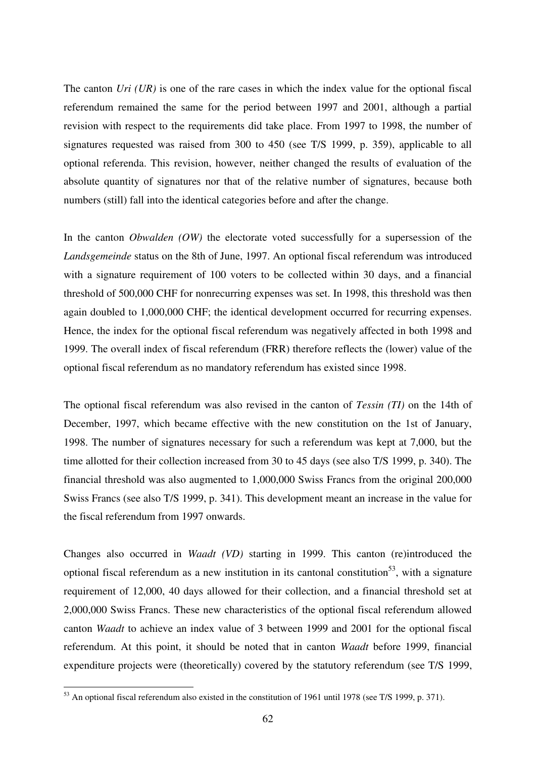The canton *Uri (UR)* is one of the rare cases in which the index value for the optional fiscal referendum remained the same for the period between 1997 and 2001, although a partial revision with respect to the requirements did take place. From 1997 to 1998, the number of signatures requested was raised from 300 to 450 (see T/S 1999, p. 359), applicable to all optional referenda. This revision, however, neither changed the results of evaluation of the absolute quantity of signatures nor that of the relative number of signatures, because both numbers (still) fall into the identical categories before and after the change.

In the canton *Obwalden (OW)* the electorate voted successfully for a supersession of the *Landsgemeinde* status on the 8th of June, 1997. An optional fiscal referendum was introduced with a signature requirement of 100 voters to be collected within 30 days, and a financial threshold of 500,000 CHF for nonrecurring expenses was set. In 1998, this threshold was then again doubled to 1,000,000 CHF; the identical development occurred for recurring expenses. Hence, the index for the optional fiscal referendum was negatively affected in both 1998 and 1999. The overall index of fiscal referendum (FRR) therefore reflects the (lower) value of the optional fiscal referendum as no mandatory referendum has existed since 1998.

The optional fiscal referendum was also revised in the canton of *Tessin (TI)* on the 14th of December, 1997, which became effective with the new constitution on the 1st of January, 1998. The number of signatures necessary for such a referendum was kept at 7,000, but the time allotted for their collection increased from 30 to 45 days (see also T/S 1999, p. 340). The financial threshold was also augmented to 1,000,000 Swiss Francs from the original 200,000 Swiss Francs (see also T/S 1999, p. 341). This development meant an increase in the value for the fiscal referendum from 1997 onwards.

Changes also occurred in *Waadt (VD)* starting in 1999. This canton (re)introduced the optional fiscal referendum as a new institution in its cantonal constitution[53], with a signature requirement of 12,000, 40 days allowed for their collection, and a financial threshold set at 2,000,000 Swiss Francs. These new characteristics of the optional fiscal referendum allowed canton *Waadt* to achieve an index value of 3 between 1999 and 2001 for the optional fiscal referendum. At this point, it should be noted that in canton *Waadt* before 1999, financial expenditure projects were (theoretically) covered by the statutory referendum (see T/S 1999,

[53] An optional fiscal referendum also existed in the constitution of 1961 until 1978 (see T/S 1999, p. 371).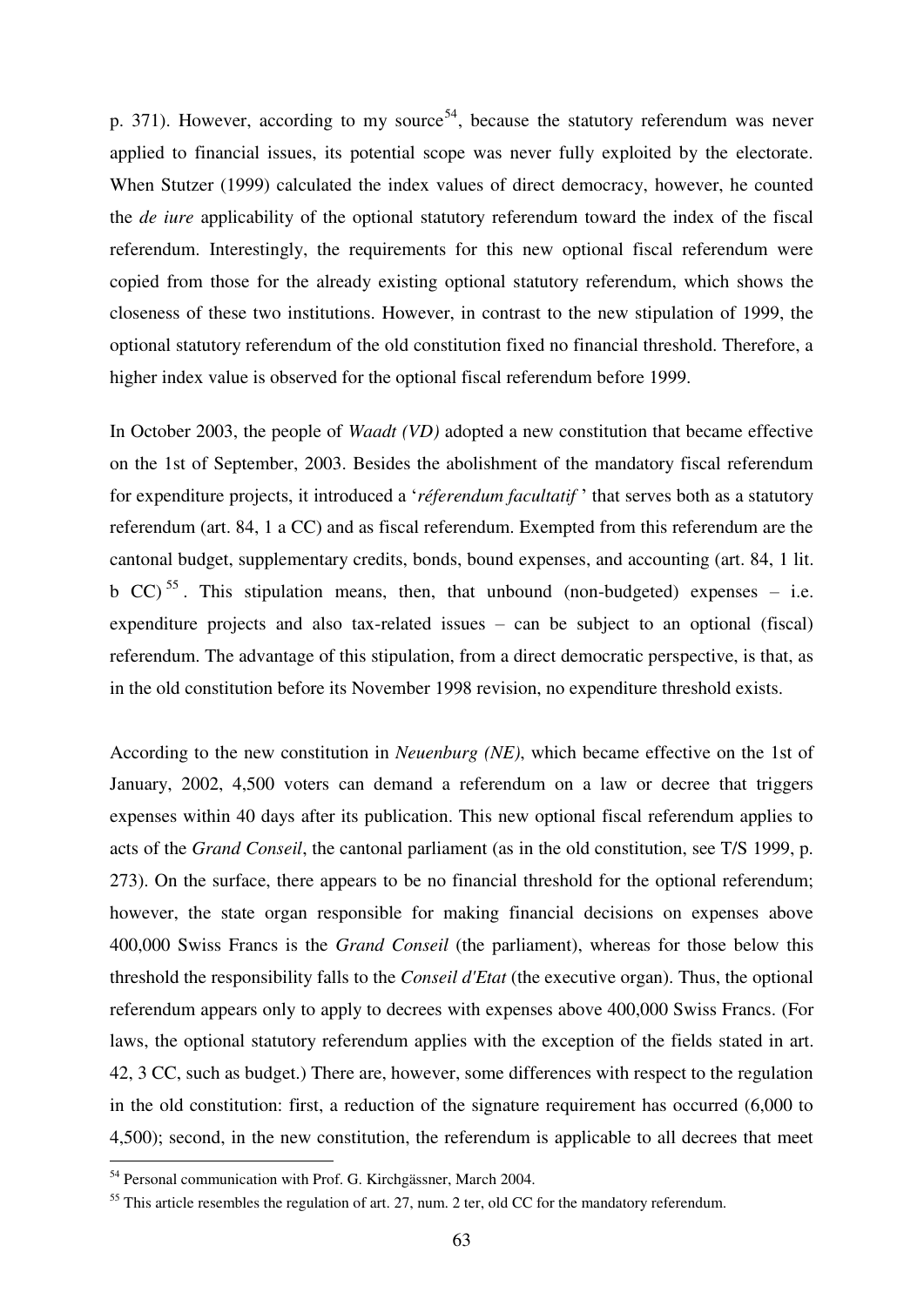p. 371). However, according to my source[54], because the statutory referendum was never applied to financial issues, its potential scope was never fully exploited by the electorate. When Stutzer (1999) calculated the index values of direct democracy, however, he counted the *de iure* applicability of the optional statutory referendum toward the index of the fiscal referendum. Interestingly, the requirements for this new optional fiscal referendum were copied from those for the already existing optional statutory referendum, which shows the closeness of these two institutions. However, in contrast to the new stipulation of 1999, the optional statutory referendum of the old constitution fixed no financial threshold. Therefore, a higher index value is observed for the optional fiscal referendum before 1999.

In October 2003, the people of *Waadt (VD)* adopted a new constitution that became effective on the 1st of September, 2003. Besides the abolishment of the mandatory fiscal referendum for expenditure projects, it introduced a '*réferendum facultatif* ' that serves both as a statutory referendum (art. 84, 1 a CC) and as fiscal referendum. Exempted from this referendum are the cantonal budget, supplementary credits, bonds, bound expenses, and accounting (art. 84, 1 lit. b CC)[55]. This stipulation means, then, that unbound (non-budgeted) expenses – i.e. expenditure projects and also tax-related issues – can be subject to an optional (fiscal) referendum. The advantage of this stipulation, from a direct democratic perspective, is that, as in the old constitution before its November 1998 revision, no expenditure threshold exists.

According to the new constitution in *Neuenburg (NE)*, which became effective on the 1st of January, 2002, 4,500 voters can demand a referendum on a law or decree that triggers expenses within 40 days after its publication. This new optional fiscal referendum applies to acts of the *Grand Conseil*, the cantonal parliament (as in the old constitution, see T/S 1999, p. 273). On the surface, there appears to be no financial threshold for the optional referendum; however, the state organ responsible for making financial decisions on expenses above 400,000 Swiss Francs is the *Grand Conseil* (the parliament), whereas for those below this threshold the responsibility falls to the *Conseil d'Etat* (the executive organ). Thus, the optional referendum appears only to apply to decrees with expenses above 400,000 Swiss Francs. (For laws, the optional statutory referendum applies with the exception of the fields stated in art. 42, 3 CC, such as budget.) There are, however, some differences with respect to the regulation in the old constitution: first, a reduction of the signature requirement has occurred (6,000 to 4,500); second, in the new constitution, the referendum is applicable to all decrees that meet

[54] Personal communication with Prof. G. Kirchgässner, March 2004.

[55] This article resembles the regulation of art. 27, num. 2 ter, old CC for the mandatory referendum.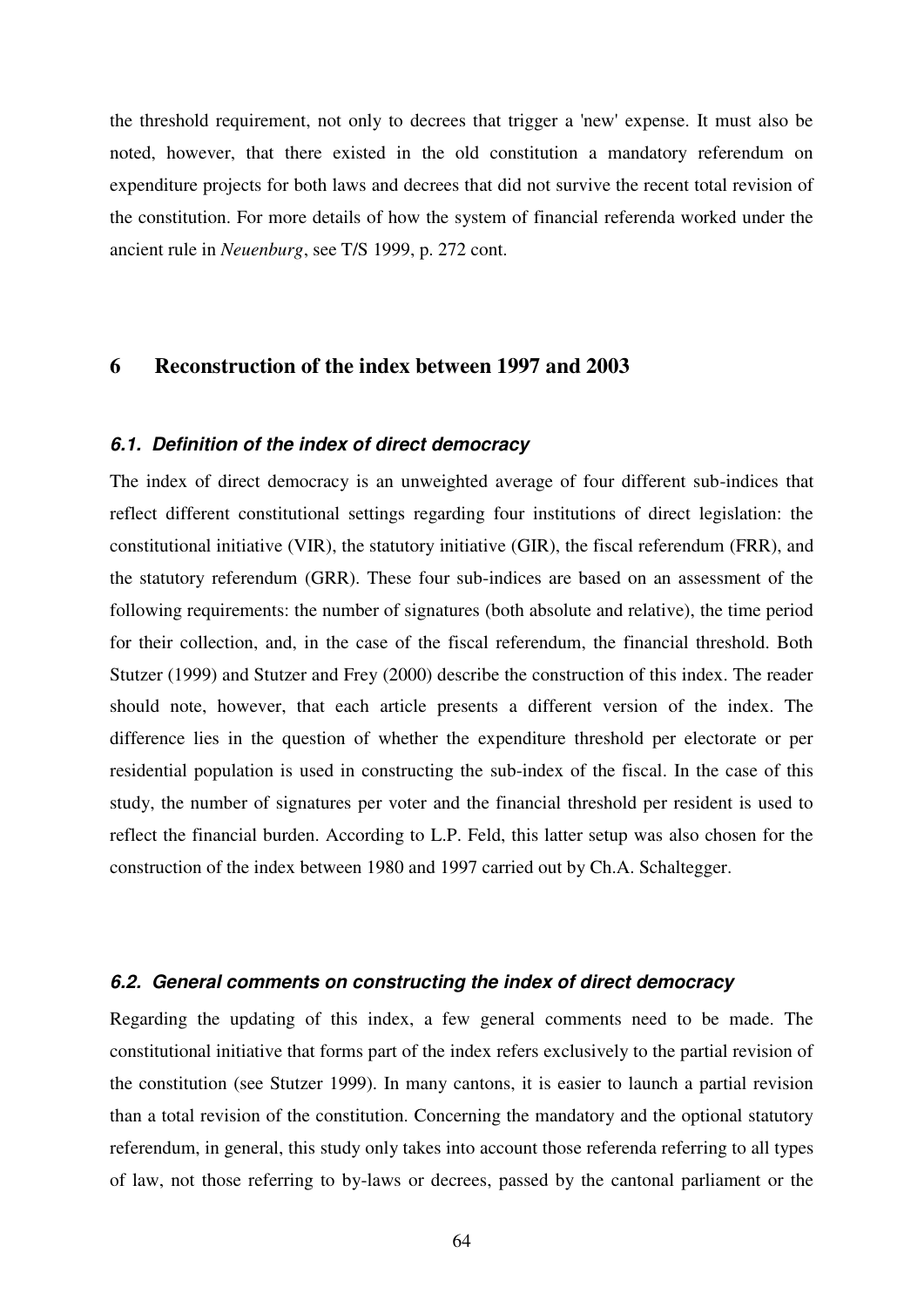the threshold requirement, not only to decrees that trigger a 'new' expense. It must also be noted, however, that there existed in the old constitution a mandatory referendum on expenditure projects for both laws and decrees that did not survive the recent total revision of the constitution. For more details of how the system of financial referenda worked under the ancient rule in *Neuenburg*, see T/S 1999, p. 272 cont.

# 6 Reconstruction of the index between 1997 and 2003

## 6.1. Definition of the index of direct democracy

The index of direct democracy is an unweighted average of four different sub-indices that reflect different constitutional settings regarding four institutions of direct legislation: the constitutional initiative (VIR), the statutory initiative (GIR), the fiscal referendum (FRR), and the statutory referendum (GRR). These four sub-indices are based on an assessment of the following requirements: the number of signatures (both absolute and relative), the time period for their collection, and, in the case of the fiscal referendum, the financial threshold. Both Stutzer (1999) and Stutzer and Frey (2000) describe the construction of this index. The reader should note, however, that each article presents a different version of the index. The difference lies in the question of whether the expenditure threshold per electorate or per residential population is used in constructing the sub-index of the fiscal. In the case of this study, the number of signatures per voter and the financial threshold per resident is used to reflect the financial burden. According to L.P. Feld, this latter setup was also chosen for the construction of the index between 1980 and 1997 carried out by Ch.A. Schaltegger.

## 6.2. General comments on constructing the index of direct democracy

Regarding the updating of this index, a few general comments need to be made. The constitutional initiative that forms part of the index refers exclusively to the partial revision of the constitution (see Stutzer 1999). In many cantons, it is easier to launch a partial revision than a total revision of the constitution. Concerning the mandatory and the optional statutory referendum, in general, this study only takes into account those referenda referring to all types of law, not those referring to by-laws or decrees, passed by the cantonal parliament or the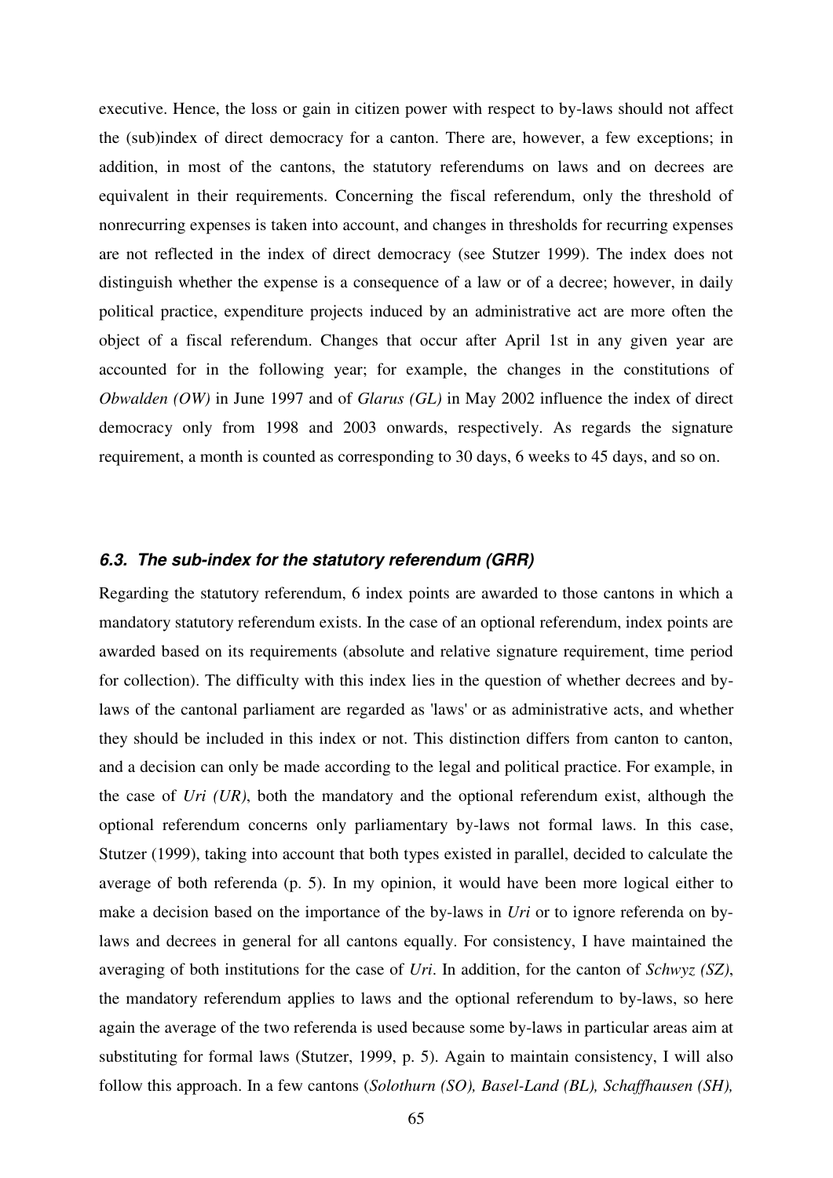executive. Hence, the loss or gain in citizen power with respect to by-laws should not affect the (sub)index of direct democracy for a canton. There are, however, a few exceptions; in addition, in most of the cantons, the statutory referendums on laws and on decrees are equivalent in their requirements. Concerning the fiscal referendum, only the threshold of nonrecurring expenses is taken into account, and changes in thresholds for recurring expenses are not reflected in the index of direct democracy (see Stutzer 1999). The index does not distinguish whether the expense is a consequence of a law or of a decree; however, in daily political practice, expenditure projects induced by an administrative act are more often the object of a fiscal referendum. Changes that occur after April 1st in any given year are accounted for in the following year; for example, the changes in the constitutions of *Obwalden (OW)* in June 1997 and of *Glarus (GL)* in May 2002 influence the index of direct democracy only from 1998 and 2003 onwards, respectively. As regards the signature requirement, a month is counted as corresponding to 30 days, 6 weeks to 45 days, and so on.

### *6.3. The sub-index for the statutory referendum (GRR)*

Regarding the statutory referendum, 6 index points are awarded to those cantons in which a mandatory statutory referendum exists. In the case of an optional referendum, index points are awarded based on its requirements (absolute and relative signature requirement, time period for collection). The difficulty with this index lies in the question of whether decrees and by-laws of the cantonal parliament are regarded as 'laws' or as administrative acts, and whether they should be included in this index or not. This distinction differs from canton to canton, and a decision can only be made according to the legal and political practice. For example, in the case of *Uri (UR)*, both the mandatory and the optional referendum exist, although the optional referendum concerns only parliamentary by-laws not formal laws. In this case, Stutzer (1999), taking into account that both types existed in parallel, decided to calculate the average of both referenda (p. 5). In my opinion, it would have been more logical either to make a decision based on the importance of the by-laws in *Uri* or to ignore referenda on by-laws and decrees in general for all cantons equally. For consistency, I have maintained the averaging of both institutions for the case of *Uri*. In addition, for the canton of *Schwyz (SZ)*, the mandatory referendum applies to laws and the optional referendum to by-laws, so here again the average of the two referenda is used because some by-laws in particular areas aim at substituting for formal laws (Stutzer, 1999, p. 5). Again to maintain consistency, I will also follow this approach. In a few cantons (*Solothurn (SO), Basel-Land (BL), Schaffhausen (SH),*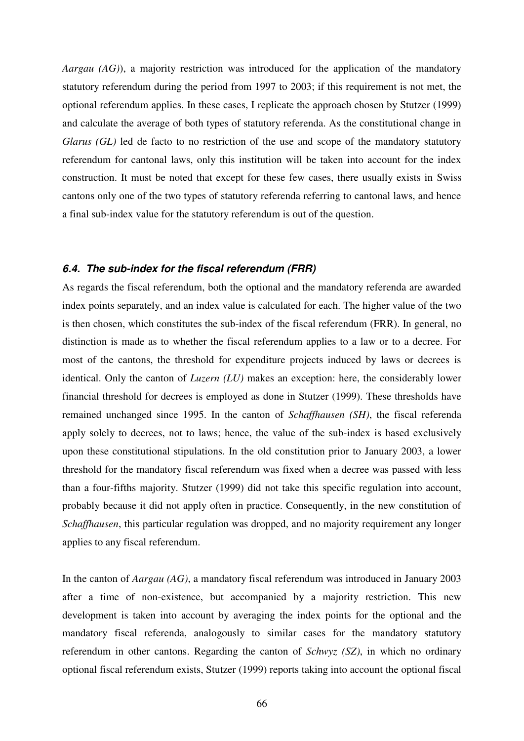*Aargau (AG)*), a majority restriction was introduced for the application of the mandatory statutory referendum during the period from 1997 to 2003; if this requirement is not met, the optional referendum applies. In these cases, I replicate the approach chosen by Stutzer (1999) and calculate the average of both types of statutory referenda. As the constitutional change in *Glarus (GL)* led de facto to no restriction of the use and scope of the mandatory statutory referendum for cantonal laws, only this institution will be taken into account for the index construction. It must be noted that except for these few cases, there usually exists in Swiss cantons only one of the two types of statutory referenda referring to cantonal laws, and hence a final sub-index value for the statutory referendum is out of the question.

### *6.4. The sub-index for the fiscal referendum (FRR)*

As regards the fiscal referendum, both the optional and the mandatory referenda are awarded index points separately, and an index value is calculated for each. The higher value of the two is then chosen, which constitutes the sub-index of the fiscal referendum (FRR). In general, no distinction is made as to whether the fiscal referendum applies to a law or to a decree. For most of the cantons, the threshold for expenditure projects induced by laws or decrees is identical. Only the canton of *Luzern (LU)* makes an exception: here, the considerably lower financial threshold for decrees is employed as done in Stutzer (1999). These thresholds have remained unchanged since 1995. In the canton of *Schaffhausen (SH)*, the fiscal referenda apply solely to decrees, not to laws; hence, the value of the sub-index is based exclusively upon these constitutional stipulations. In the old constitution prior to January 2003, a lower threshold for the mandatory fiscal referendum was fixed when a decree was passed with less than a four-fifths majority. Stutzer (1999) did not take this specific regulation into account, probably because it did not apply often in practice. Consequently, in the new constitution of *Schaffhausen*, this particular regulation was dropped, and no majority requirement any longer applies to any fiscal referendum.

In the canton of *Aargau (AG)*, a mandatory fiscal referendum was introduced in January 2003 after a time of non-existence, but accompanied by a majority restriction. This new development is taken into account by averaging the index points for the optional and the mandatory fiscal referenda, analogously to similar cases for the mandatory statutory referendum in other cantons. Regarding the canton of *Schwyz (SZ)*, in which no ordinary optional fiscal referendum exists, Stutzer (1999) reports taking into account the optional fiscal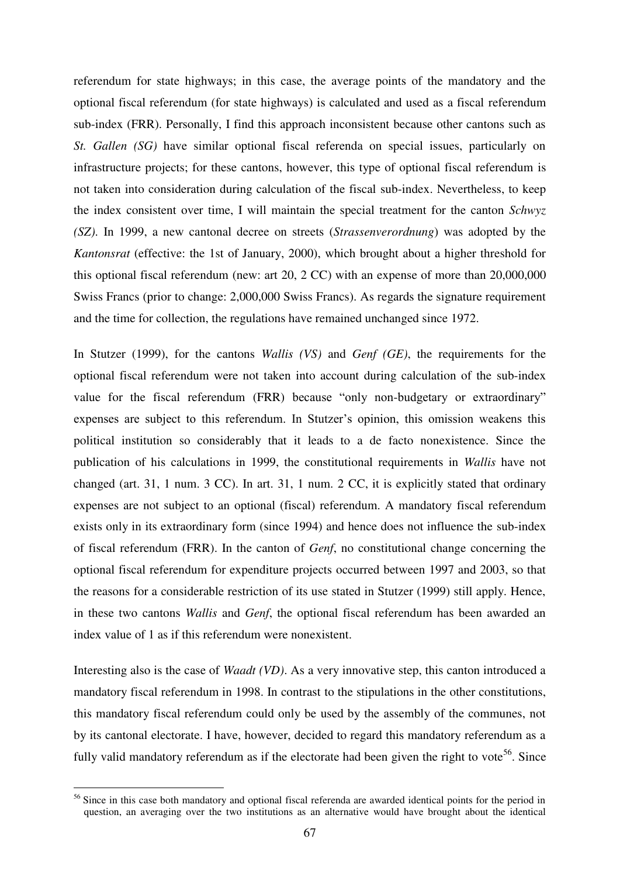referendum for state highways; in this case, the average points of the mandatory and the optional fiscal referendum (for state highways) is calculated and used as a fiscal referendum sub-index (FRR). Personally, I find this approach inconsistent because other cantons such as *St. Gallen (SG)* have similar optional fiscal referenda on special issues, particularly on infrastructure projects; for these cantons, however, this type of optional fiscal referendum is not taken into consideration during calculation of the fiscal sub-index. Nevertheless, to keep the index consistent over time, I will maintain the special treatment for the canton *Schwyz (SZ)*. In 1999, a new cantonal decree on streets (*Strassenverordnung*) was adopted by the *Kantonsrat* (effective: the 1st of January, 2000), which brought about a higher threshold for this optional fiscal referendum (new: art 20, 2 CC) with an expense of more than 20,000,000 Swiss Francs (prior to change: 2,000,000 Swiss Francs). As regards the signature requirement and the time for collection, the regulations have remained unchanged since 1972.

In Stutzer (1999), for the cantons *Wallis (VS)* and *Genf (GE)*, the requirements for the optional fiscal referendum were not taken into account during calculation of the sub-index value for the fiscal referendum (FRR) because "only non-budgetary or extraordinary" expenses are subject to this referendum. In Stutzer's opinion, this omission weakens this political institution so considerably that it leads to a de facto nonexistence. Since the publication of his calculations in 1999, the constitutional requirements in *Wallis* have not changed (art. 31, 1 num. 3 CC). In art. 31, 1 num. 2 CC, it is explicitly stated that ordinary expenses are not subject to an optional (fiscal) referendum. A mandatory fiscal referendum exists only in its extraordinary form (since 1994) and hence does not influence the sub-index of fiscal referendum (FRR). In the canton of *Genf*, no constitutional change concerning the optional fiscal referendum for expenditure projects occurred between 1997 and 2003, so that the reasons for a considerable restriction of its use stated in Stutzer (1999) still apply. Hence, in these two cantons *Wallis* and *Genf*, the optional fiscal referendum has been awarded an index value of 1 as if this referendum were nonexistent.

Interesting also is the case of *Waadt (VD)*. As a very innovative step, this canton introduced a mandatory fiscal referendum in 1998. In contrast to the stipulations in the other constitutions, this mandatory fiscal referendum could only be used by the assembly of the communes, not by its cantonal electorate. I have, however, decided to regard this mandatory referendum as a fully valid mandatory referendum as if the electorate had been given the right to vote[56]. Since

[56] Since in this case both mandatory and optional fiscal referenda are awarded identical points for the period in question, an averaging over the two institutions as an alternative would have brought about the identical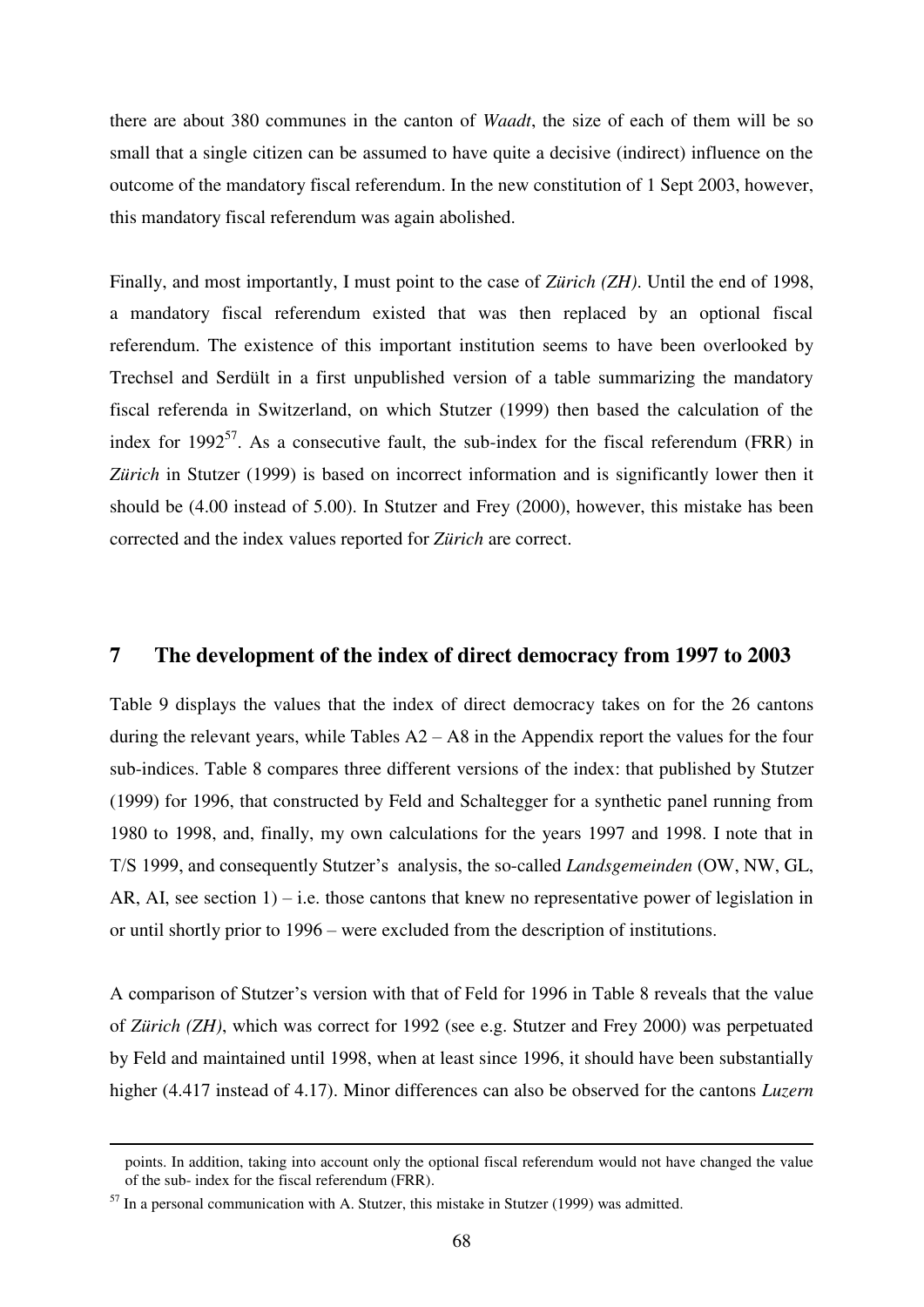there are about 380 communes in the canton of *Waadt*, the size of each of them will be so small that a single citizen can be assumed to have quite a decisive (indirect) influence on the outcome of the mandatory fiscal referendum. In the new constitution of 1 Sept 2003, however, this mandatory fiscal referendum was again abolished.

Finally, and most importantly, I must point to the case of *Zürich (ZH)*. Until the end of 1998, a mandatory fiscal referendum existed that was then replaced by an optional fiscal referendum. The existence of this important institution seems to have been overlooked by Trechsel and Serdült in a first unpublished version of a table summarizing the mandatory fiscal referenda in Switzerland, on which Stutzer (1999) then based the calculation of the index for 1992[57]. As a consecutive fault, the sub-index for the fiscal referendum (FRR) in *Zürich* in Stutzer (1999) is based on incorrect information and is significantly lower then it should be (4.00 instead of 5.00). In Stutzer and Frey (2000), however, this mistake has been corrected and the index values reported for *Zürich* are correct.

## 7 The development of the index of direct democracy from 1997 to 2003

Table 9 displays the values that the index of direct democracy takes on for the 26 cantons during the relevant years, while Tables A2 – A8 in the Appendix report the values for the four sub-indices. Table 8 compares three different versions of the index: that published by Stutzer (1999) for 1996, that constructed by Feld and Schaltegger for a synthetic panel running from 1980 to 1998, and, finally, my own calculations for the years 1997 and 1998. I note that in T/S 1999, and consequently Stutzer's analysis, the so-called *Landsgemeinden* (OW, NW, GL, AR, AI, see section 1) – i.e. those cantons that knew no representative power of legislation in or until shortly prior to 1996 – were excluded from the description of institutions.

A comparison of Stutzer's version with that of Feld for 1996 in Table 8 reveals that the value of *Zürich (ZH)*, which was correct for 1992 (see e.g. Stutzer and Frey 2000) was perpetuated by Feld and maintained until 1998, when at least since 1996, it should have been substantially higher (4.417 instead of 4.17). Minor differences can also be observed for the cantons *Luzern*

points. In addition, taking into account only the optional fiscal referendum would not have changed the value of the sub- index for the fiscal referendum (FRR).

[57] In a personal communication with A. Stutzer, this mistake in Stutzer (1999) was admitted.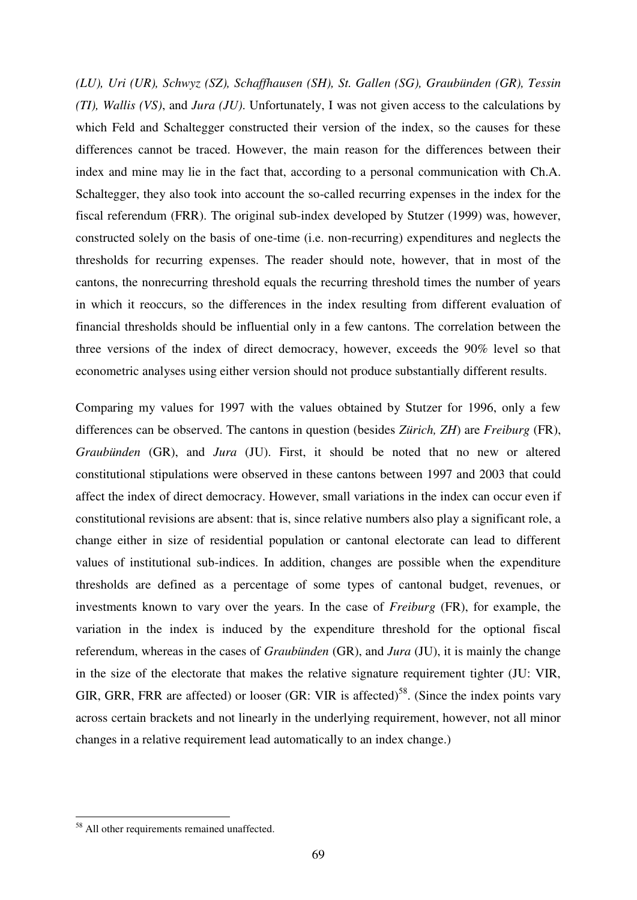*(LU), Uri (UR), Schwyz (SZ), Schaffhausen (SH), St. Gallen (SG), Graubünden (GR), Tessin (TI), Wallis (VS)*, and *Jura (JU)*. Unfortunately, I was not given access to the calculations by which Feld and Schaltegger constructed their version of the index, so the causes for these differences cannot be traced. However, the main reason for the differences between their index and mine may lie in the fact that, according to a personal communication with Ch.A. Schaltegger, they also took into account the so-called recurring expenses in the index for the fiscal referendum (FRR). The original sub-index developed by Stutzer (1999) was, however, constructed solely on the basis of one-time (i.e. non-recurring) expenditures and neglects the thresholds for recurring expenses. The reader should note, however, that in most of the cantons, the nonrecurring threshold equals the recurring threshold times the number of years in which it reoccurs, so the differences in the index resulting from different evaluation of financial thresholds should be influential only in a few cantons. The correlation between the three versions of the index of direct democracy, however, exceeds the 90% level so that econometric analyses using either version should not produce substantially different results.

Comparing my values for 1997 with the values obtained by Stutzer for 1996, only a few differences can be observed. The cantons in question (besides *Zürich, ZH*) are *Freiburg* (FR), *Graubünden* (GR), and *Jura* (JU). First, it should be noted that no new or altered constitutional stipulations were observed in these cantons between 1997 and 2003 that could affect the index of direct democracy. However, small variations in the index can occur even if constitutional revisions are absent: that is, since relative numbers also play a significant role, a change either in size of residential population or cantonal electorate can lead to different values of institutional sub-indices. In addition, changes are possible when the expenditure thresholds are defined as a percentage of some types of cantonal budget, revenues, or investments known to vary over the years. In the case of *Freiburg* (FR), for example, the variation in the index is induced by the expenditure threshold for the optional fiscal referendum, whereas in the cases of *Graubünden* (GR), and *Jura* (JU), it is mainly the change in the size of the electorate that makes the relative signature requirement tighter (JU: VIR, GIR, GRR, FRR are affected) or looser (GR: VIR is affected)[58]. (Since the index points vary across certain brackets and not linearly in the underlying requirement, however, not all minor changes in a relative requirement lead automatically to an index change.)

[58] All other requirements remained unaffected.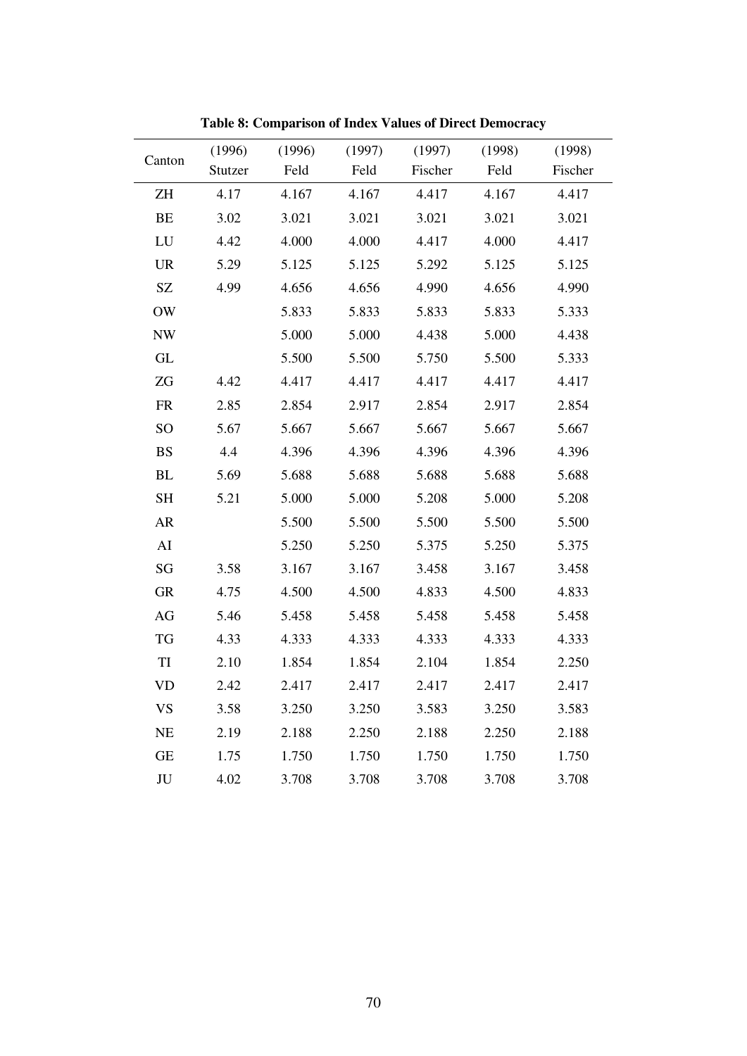**Table 8: Comparison of Index Values of Direct Democracy**

| Canton | (1996) Stutzer | (1996) Feld | (1997) Feld | (1997) Fischer | (1998) Feld | (1998) Fischer |
|---|---|---|---|---|---|---|
| ZH | 4.17 | 4.167 | 4.167 | 4.417 | 4.167 | 4.417 |
| BE | 3.02 | 3.021 | 3.021 | 3.021 | 3.021 | 3.021 |
| LU | 4.42 | 4.000 | 4.000 | 4.417 | 4.000 | 4.417 |
| UR | 5.29 | 5.125 | 5.125 | 5.292 | 5.125 | 5.125 |
| SZ | 4.99 | 4.656 | 4.656 | 4.990 | 4.656 | 4.990 |
| OW | | 5.833 | 5.833 | 5.833 | 5.833 | 5.333 |
| NW | | 5.000 | 5.000 | 4.438 | 5.000 | 4.438 |
| GL | | 5.500 | 5.500 | 5.750 | 5.500 | 5.333 |
| ZG | 4.42 | 4.417 | 4.417 | 4.417 | 4.417 | 4.417 |
| FR | 2.85 | 2.854 | 2.917 | 2.854 | 2.917 | 2.854 |
| SO | 5.67 | 5.667 | 5.667 | 5.667 | 5.667 | 5.667 |
| BS | 4.4 | 4.396 | 4.396 | 4.396 | 4.396 | 4.396 |
| BL | 5.69 | 5.688 | 5.688 | 5.688 | 5.688 | 5.688 |
| SH | 5.21 | 5.000 | 5.000 | 5.208 | 5.000 | 5.208 |
| AR | | 5.500 | 5.500 | 5.500 | 5.500 | 5.500 |
| AI | | 5.250 | 5.250 | 5.375 | 5.250 | 5.375 |
| SG | 3.58 | 3.167 | 3.167 | 3.458 | 3.167 | 3.458 |
| GR | 4.75 | 4.500 | 4.500 | 4.833 | 4.500 | 4.833 |
| AG | 5.46 | 5.458 | 5.458 | 5.458 | 5.458 | 5.458 |
| TG | 4.33 | 4.333 | 4.333 | 4.333 | 4.333 | 4.333 |
| TI | 2.10 | 1.854 | 1.854 | 2.104 | 1.854 | 2.250 |
| VD | 2.42 | 2.417 | 2.417 | 2.417 | 2.417 | 2.417 |
| VS | 3.58 | 3.250 | 3.250 | 3.583 | 3.250 | 3.583 |
| NE | 2.19 | 2.188 | 2.250 | 2.188 | 2.250 | 2.188 |
| GE | 1.75 | 1.750 | 1.750 | 1.750 | 1.750 | 1.750 |
| JU | 4.02 | 3.708 | 3.708 | 3.708 | 3.708 | 3.708 |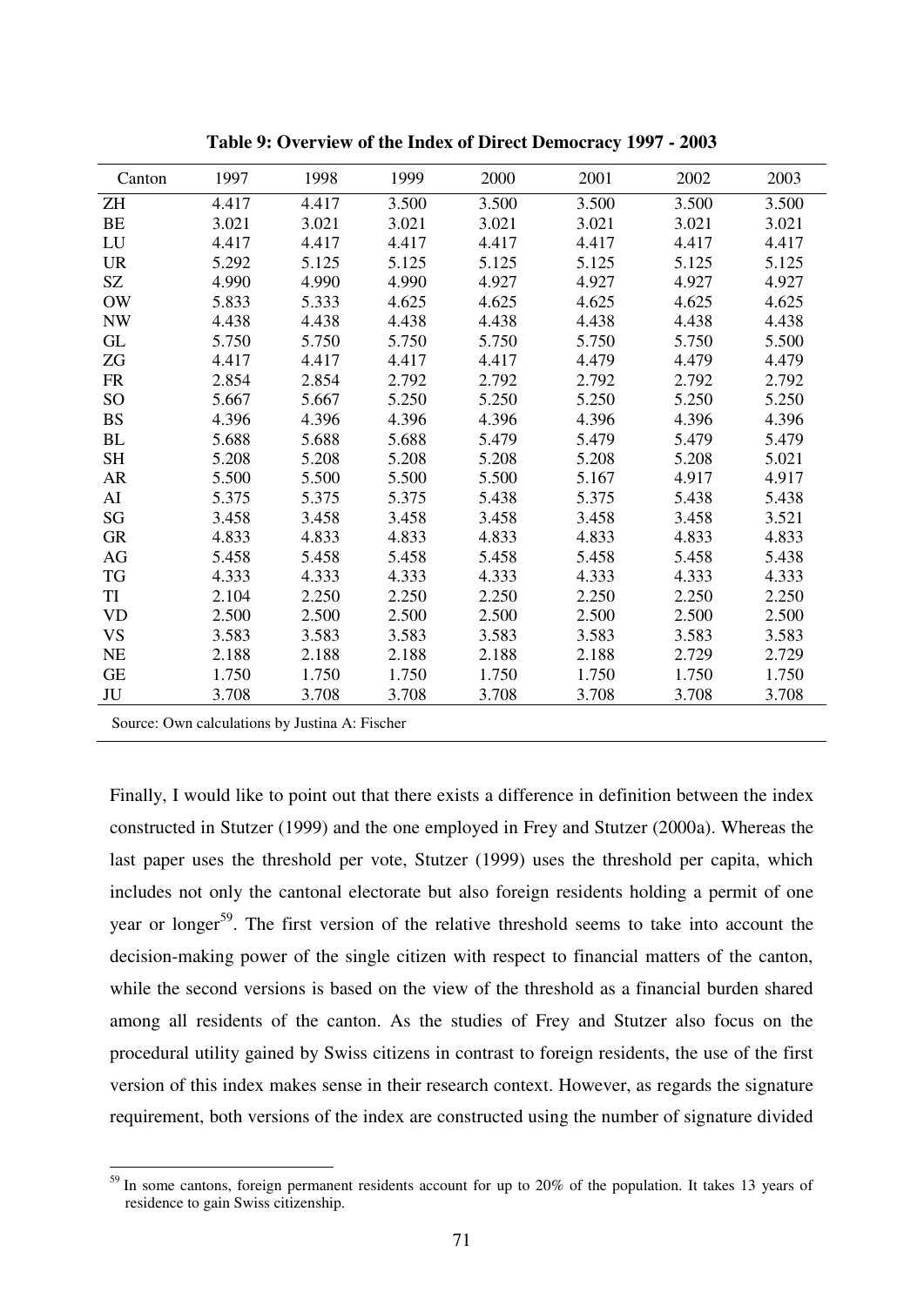**Table 9: Overview of the Index of Direct Democracy 1997 - 2003**

| Canton | 1997 | 1998 | 1999 | 2000 | 2001 | 2002 | 2003 |
|---|---|---|---|---|---|---|---|
| ZH | 4.417 | 4.417 | 3.500 | 3.500 | 3.500 | 3.500 | 3.500 |
| BE | 3.021 | 3.021 | 3.021 | 3.021 | 3.021 | 3.021 | 3.021 |
| LU | 4.417 | 4.417 | 4.417 | 4.417 | 4.417 | 4.417 | 4.417 |
| UR | 5.292 | 5.125 | 5.125 | 5.125 | 5.125 | 5.125 | 5.125 |
| SZ | 4.990 | 4.990 | 4.990 | 4.927 | 4.927 | 4.927 | 4.927 |
| OW | 5.833 | 5.333 | 4.625 | 4.625 | 4.625 | 4.625 | 4.625 |
| NW | 4.438 | 4.438 | 4.438 | 4.438 | 4.438 | 4.438 | 4.438 |
| GL | 5.750 | 5.750 | 5.750 | 5.750 | 5.750 | 5.750 | 5.500 |
| ZG | 4.417 | 4.417 | 4.417 | 4.417 | 4.479 | 4.479 | 4.479 |
| FR | 2.854 | 2.854 | 2.792 | 2.792 | 2.792 | 2.792 | 2.792 |
| SO | 5.667 | 5.667 | 5.250 | 5.250 | 5.250 | 5.250 | 5.250 |
| BS | 4.396 | 4.396 | 4.396 | 4.396 | 4.396 | 4.396 | 4.396 |
| BL | 5.688 | 5.688 | 5.688 | 5.479 | 5.479 | 5.479 | 5.479 |
| SH | 5.208 | 5.208 | 5.208 | 5.208 | 5.208 | 5.208 | 5.021 |
| AR | 5.500 | 5.500 | 5.500 | 5.500 | 5.167 | 4.917 | 4.917 |
| AI | 5.375 | 5.375 | 5.375 | 5.438 | 5.375 | 5.438 | 5.438 |
| SG | 3.458 | 3.458 | 3.458 | 3.458 | 3.458 | 3.458 | 3.521 |
| GR | 4.833 | 4.833 | 4.833 | 4.833 | 4.833 | 4.833 | 4.833 |
| AG | 5.458 | 5.458 | 5.458 | 5.458 | 5.458 | 5.458 | 5.438 |
| TG | 4.333 | 4.333 | 4.333 | 4.333 | 4.333 | 4.333 | 4.333 |
| TI | 2.104 | 2.250 | 2.250 | 2.250 | 2.250 | 2.250 | 2.250 |
| VD | 2.500 | 2.500 | 2.500 | 2.500 | 2.500 | 2.500 | 2.500 |
| VS | 3.583 | 3.583 | 3.583 | 3.583 | 3.583 | 3.583 | 3.583 |
| NE | 2.188 | 2.188 | 2.188 | 2.188 | 2.188 | 2.729 | 2.729 |
| GE | 1.750 | 1.750 | 1.750 | 1.750 | 1.750 | 1.750 | 1.750 |
| JU | 3.708 | 3.708 | 3.708 | 3.708 | 3.708 | 3.708 | 3.708 |

Source: Own calculations by Justina A: Fischer

Finally, I would like to point out that there exists a difference in definition between the index constructed in Stutzer (1999) and the one employed in Frey and Stutzer (2000a). Whereas the last paper uses the threshold per vote, Stutzer (1999) uses the threshold per capita, which includes not only the cantonal electorate but also foreign residents holding a permit of one year or longer[59]. The first version of the relative threshold seems to take into account the decision-making power of the single citizen with respect to financial matters of the canton, while the second versions is based on the view of the threshold as a financial burden shared among all residents of the canton. As the studies of Frey and Stutzer also focus on the procedural utility gained by Swiss citizens in contrast to foreign residents, the use of the first version of this index makes sense in their research context. However, as regards the signature requirement, both versions of the index are constructed using the number of signature divided

[59] In some cantons, foreign permanent residents account for up to 20% of the population. It takes 13 years of residence to gain Swiss citizenship.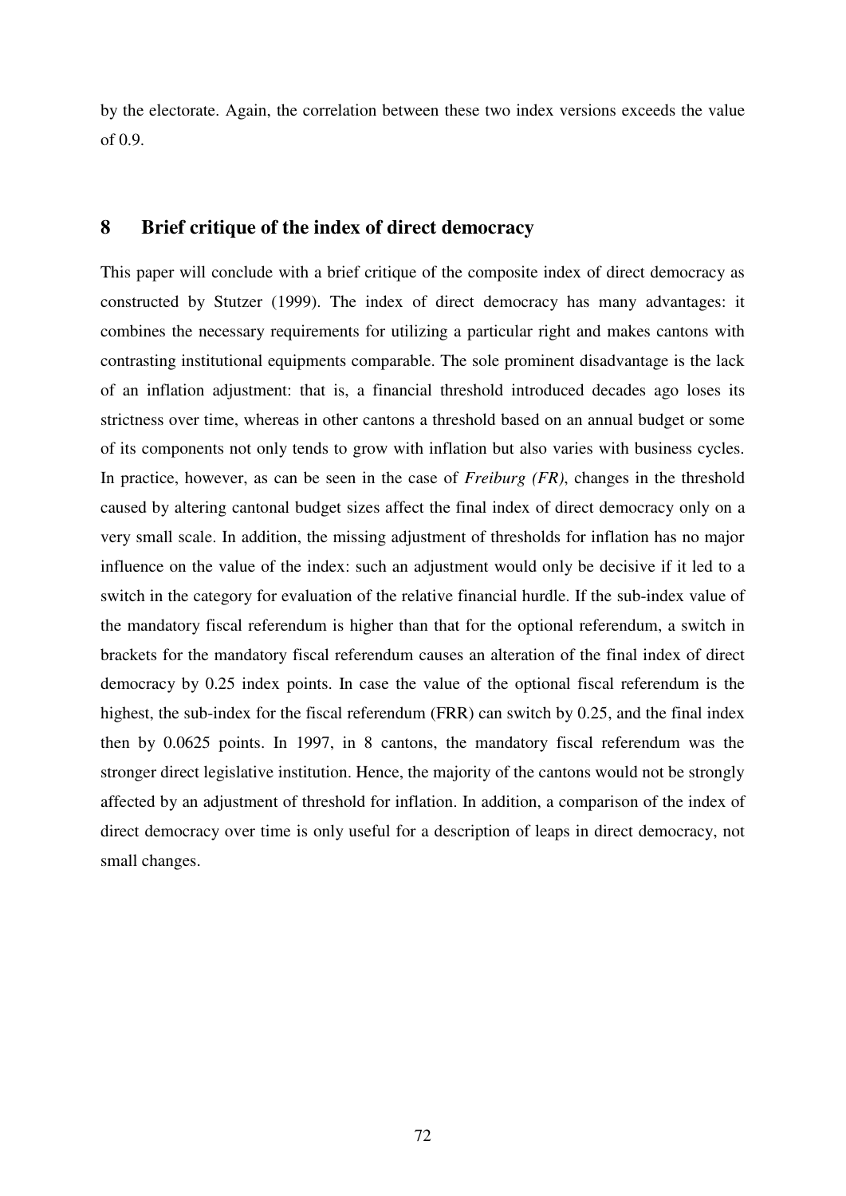by the electorate. Again, the correlation between these two index versions exceeds the value of 0.9.

## 8 Brief critique of the index of direct democracy

This paper will conclude with a brief critique of the composite index of direct democracy as constructed by Stutzer (1999). The index of direct democracy has many advantages: it combines the necessary requirements for utilizing a particular right and makes cantons with contrasting institutional equipments comparable. The sole prominent disadvantage is the lack of an inflation adjustment: that is, a financial threshold introduced decades ago loses its strictness over time, whereas in other cantons a threshold based on an annual budget or some of its components not only tends to grow with inflation but also varies with business cycles. In practice, however, as can be seen in the case of *Freiburg (FR)*, changes in the threshold caused by altering cantonal budget sizes affect the final index of direct democracy only on a very small scale. In addition, the missing adjustment of thresholds for inflation has no major influence on the value of the index: such an adjustment would only be decisive if it led to a switch in the category for evaluation of the relative financial hurdle. If the sub-index value of the mandatory fiscal referendum is higher than that for the optional referendum, a switch in brackets for the mandatory fiscal referendum causes an alteration of the final index of direct democracy by 0.25 index points. In case the value of the optional fiscal referendum is the highest, the sub-index for the fiscal referendum (FRR) can switch by 0.25, and the final index then by 0.0625 points. In 1997, in 8 cantons, the mandatory fiscal referendum was the stronger direct legislative institution. Hence, the majority of the cantons would not be strongly affected by an adjustment of threshold for inflation. In addition, a comparison of the index of direct democracy over time is only useful for a description of leaps in direct democracy, not small changes.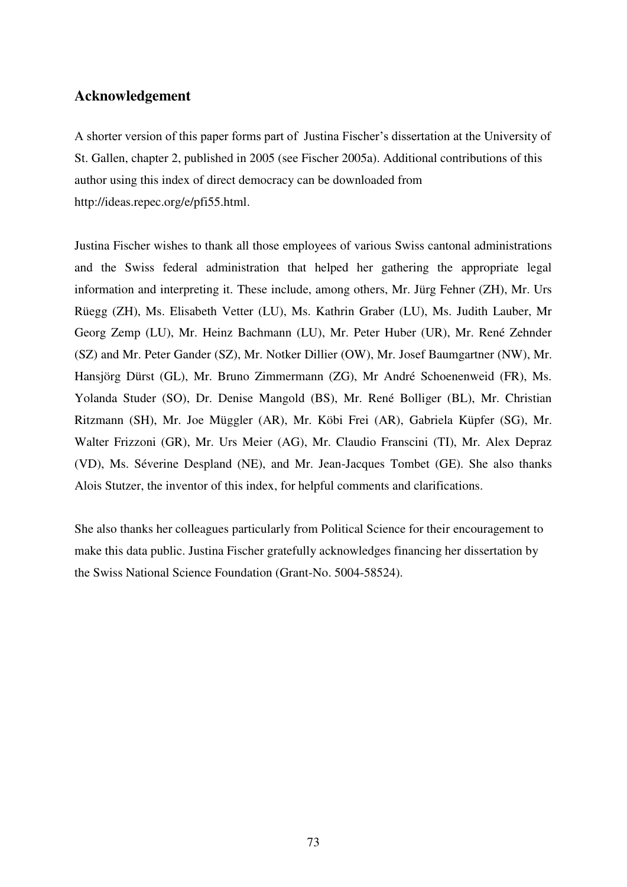## Acknowledgement

A shorter version of this paper forms part of Justina Fischer's dissertation at the University of St. Gallen, chapter 2, published in 2005 (see Fischer 2005a). Additional contributions of this author using this index of direct democracy can be downloaded from http://ideas.repec.org/e/pfi55.html.

Justina Fischer wishes to thank all those employees of various Swiss cantonal administrations and the Swiss federal administration that helped her gathering the appropriate legal information and interpreting it. These include, among others, Mr. Jürg Fehner (ZH), Mr. Urs Rüegg (ZH), Ms. Elisabeth Vetter (LU), Ms. Kathrin Graber (LU), Ms. Judith Lauber, Mr Georg Zemp (LU), Mr. Heinz Bachmann (LU), Mr. Peter Huber (UR), Mr. René Zehnder (SZ) and Mr. Peter Gander (SZ), Mr. Notker Dillier (OW), Mr. Josef Baumgartner (NW), Mr. Hansjörg Dürst (GL), Mr. Bruno Zimmermann (ZG), Mr André Schoenenweid (FR), Ms. Yolanda Studer (SO), Dr. Denise Mangold (BS), Mr. René Bolliger (BL), Mr. Christian Ritzmann (SH), Mr. Joe Müggler (AR), Mr. Köbi Frei (AR), Gabriela Küpfer (SG), Mr. Walter Frizzoni (GR), Mr. Urs Meier (AG), Mr. Claudio Franscini (TI), Mr. Alex Depraz (VD), Ms. Séverine Despland (NE), and Mr. Jean-Jacques Tombet (GE). She also thanks Alois Stutzer, the inventor of this index, for helpful comments and clarifications.

She also thanks her colleagues particularly from Political Science for their encouragement to make this data public. Justina Fischer gratefully acknowledges financing her dissertation by the Swiss National Science Foundation (Grant-No. 5004-58524).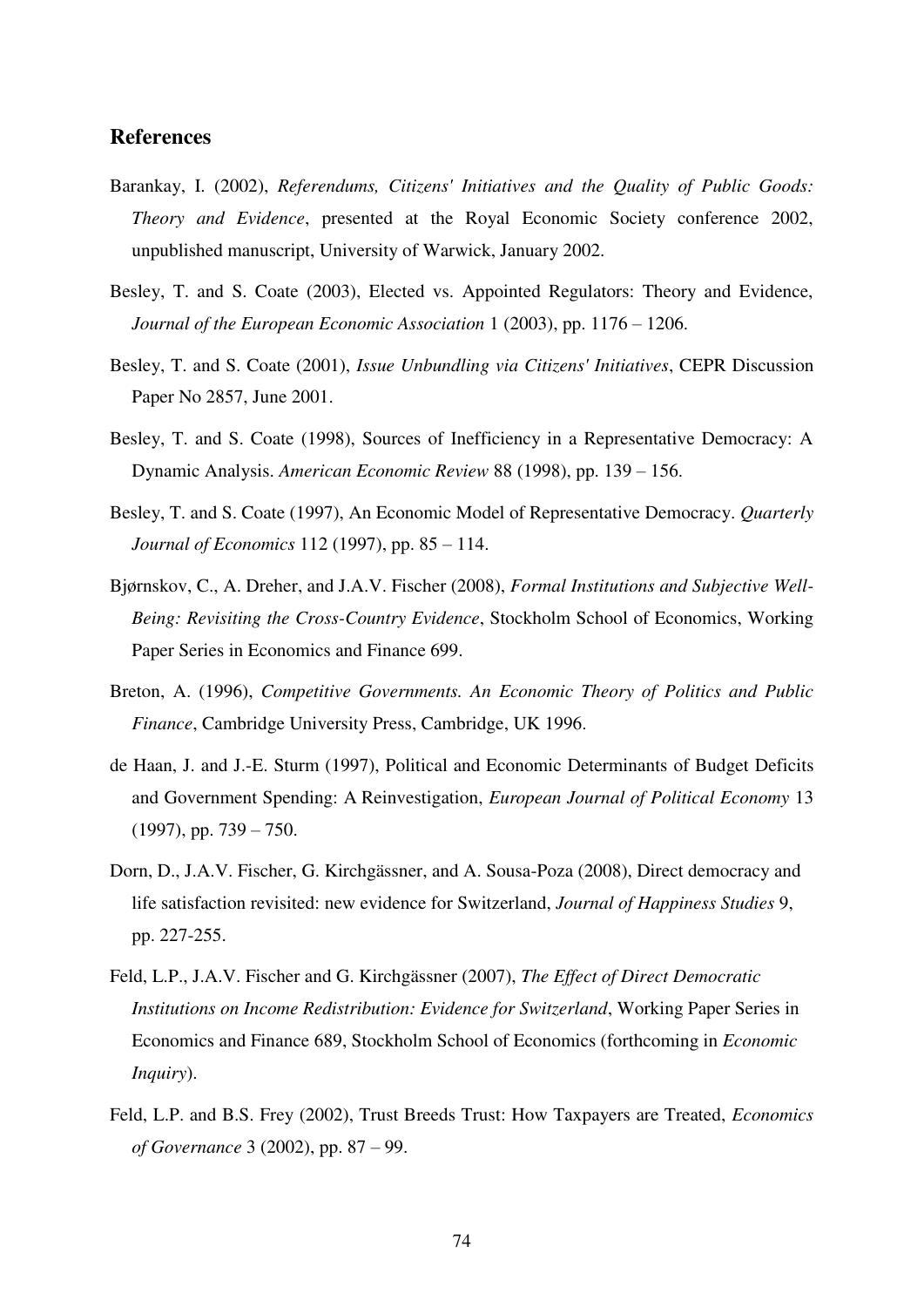## References

Barankay, I. (2002), *Referendums, Citizens' Initiatives and the Quality of Public Goods: Theory and Evidence*, presented at the Royal Economic Society conference 2002, unpublished manuscript, University of Warwick, January 2002.

Besley, T. and S. Coate (2003), Elected vs. Appointed Regulators: Theory and Evidence, *Journal of the European Economic Association* 1 (2003), pp. 1176 – 1206.

Besley, T. and S. Coate (2001), *Issue Unbundling via Citizens' Initiatives*, CEPR Discussion Paper No 2857, June 2001.

Besley, T. and S. Coate (1998), Sources of Inefficiency in a Representative Democracy: A Dynamic Analysis. *American Economic Review* 88 (1998), pp. 139 – 156.

Besley, T. and S. Coate (1997), An Economic Model of Representative Democracy. *Quarterly Journal of Economics* 112 (1997), pp. 85 – 114.

Bjørnskov, C., A. Dreher, and J.A.V. Fischer (2008), *Formal Institutions and Subjective Well-Being: Revisiting the Cross-Country Evidence*, Stockholm School of Economics, Working Paper Series in Economics and Finance 699.

Breton, A. (1996), *Competitive Governments. An Economic Theory of Politics and Public Finance*, Cambridge University Press, Cambridge, UK 1996.

de Haan, J. and J.-E. Sturm (1997), Political and Economic Determinants of Budget Deficits and Government Spending: A Reinvestigation, *European Journal of Political Economy* 13 (1997), pp. 739 – 750.

Dorn, D., J.A.V. Fischer, G. Kirchgässner, and A. Sousa-Poza (2008), Direct democracy and life satisfaction revisited: new evidence for Switzerland, *Journal of Happiness Studies* 9, pp. 227-255.

Feld, L.P., J.A.V. Fischer and G. Kirchgässner (2007), *The Effect of Direct Democratic Institutions on Income Redistribution: Evidence for Switzerland*, Working Paper Series in Economics and Finance 689, Stockholm School of Economics (forthcoming in *Economic Inquiry*).

Feld, L.P. and B.S. Frey (2002), Trust Breeds Trust: How Taxpayers are Treated, *Economics of Governance* 3 (2002), pp. 87 – 99.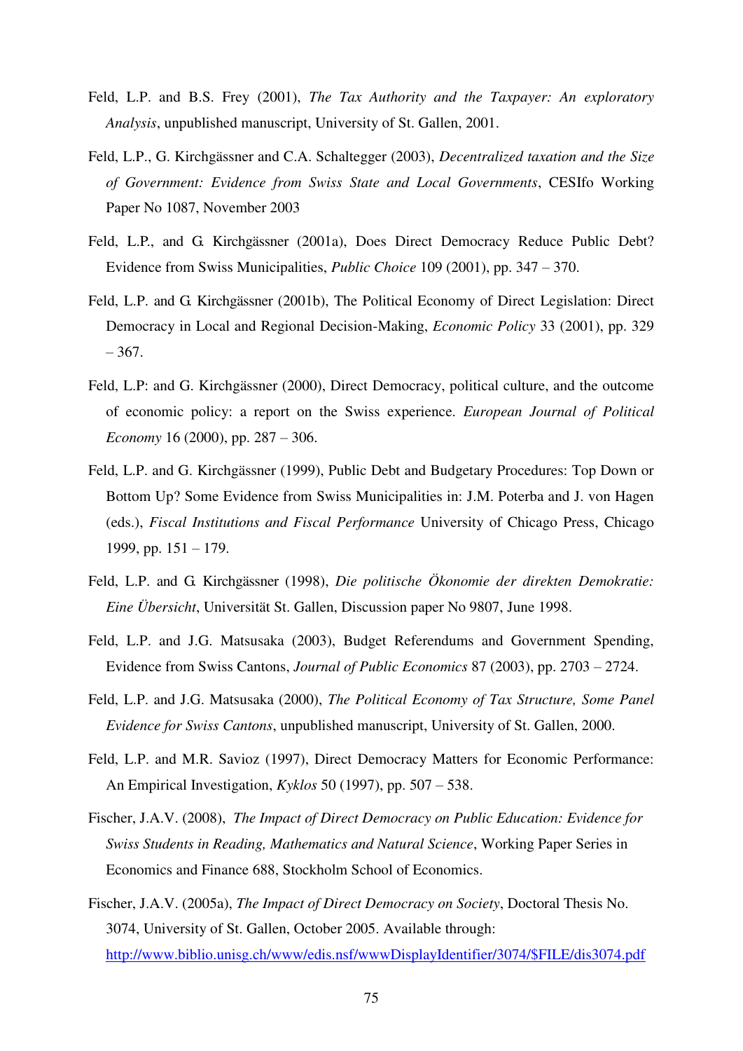Feld, L.P. and B.S. Frey (2001), *The Tax Authority and the Taxpayer: An exploratory Analysis*, unpublished manuscript, University of St. Gallen, 2001.

Feld, L.P., G. Kirchgässner and C.A. Schaltegger (2003), *Decentralized taxation and the Size of Government: Evidence from Swiss State and Local Governments*, CESIfo Working Paper No 1087, November 2003

Feld, L.P., and G. Kirchgässner (2001a), Does Direct Democracy Reduce Public Debt? Evidence from Swiss Municipalities, *Public Choice* 109 (2001), pp. 347 – 370.

Feld, L.P. and G. Kirchgässner (2001b), The Political Economy of Direct Legislation: Direct Democracy in Local and Regional Decision-Making, *Economic Policy* 33 (2001), pp. 329 – 367.

Feld, L.P: and G. Kirchgässner (2000), Direct Democracy, political culture, and the outcome of economic policy: a report on the Swiss experience. *European Journal of Political Economy* 16 (2000), pp. 287 – 306.

Feld, L.P. and G. Kirchgässner (1999), Public Debt and Budgetary Procedures: Top Down or Bottom Up? Some Evidence from Swiss Municipalities in: J.M. Poterba and J. von Hagen (eds.), *Fiscal Institutions and Fiscal Performance* University of Chicago Press, Chicago 1999, pp. 151 – 179.

Feld, L.P. and G. Kirchgässner (1998), *Die politische Ökonomie der direkten Demokratie: Eine Übersicht*, Universität St. Gallen, Discussion paper No 9807, June 1998.

Feld, L.P. and J.G. Matsusaka (2003), Budget Referendums and Government Spending, Evidence from Swiss Cantons, *Journal of Public Economics* 87 (2003), pp. 2703 – 2724.

Feld, L.P. and J.G. Matsusaka (2000), *The Political Economy of Tax Structure, Some Panel Evidence for Swiss Cantons*, unpublished manuscript, University of St. Gallen, 2000.

Feld, L.P. and M.R. Savioz (1997), Direct Democracy Matters for Economic Performance: An Empirical Investigation, *Kyklos* 50 (1997), pp. 507 – 538.

Fischer, J.A.V. (2008), *The Impact of Direct Democracy on Public Education: Evidence for Swiss Students in Reading, Mathematics and Natural Science*, Working Paper Series in Economics and Finance 688, Stockholm School of Economics.

Fischer, J.A.V. (2005a), *The Impact of Direct Democracy on Society*, Doctoral Thesis No. 3074, University of St. Gallen, October 2005. Available through: http://www.biblio.unisg.ch/www/edis.nsf/wwwDisplayIdentifier/3074/$FILE/dis3074.pdf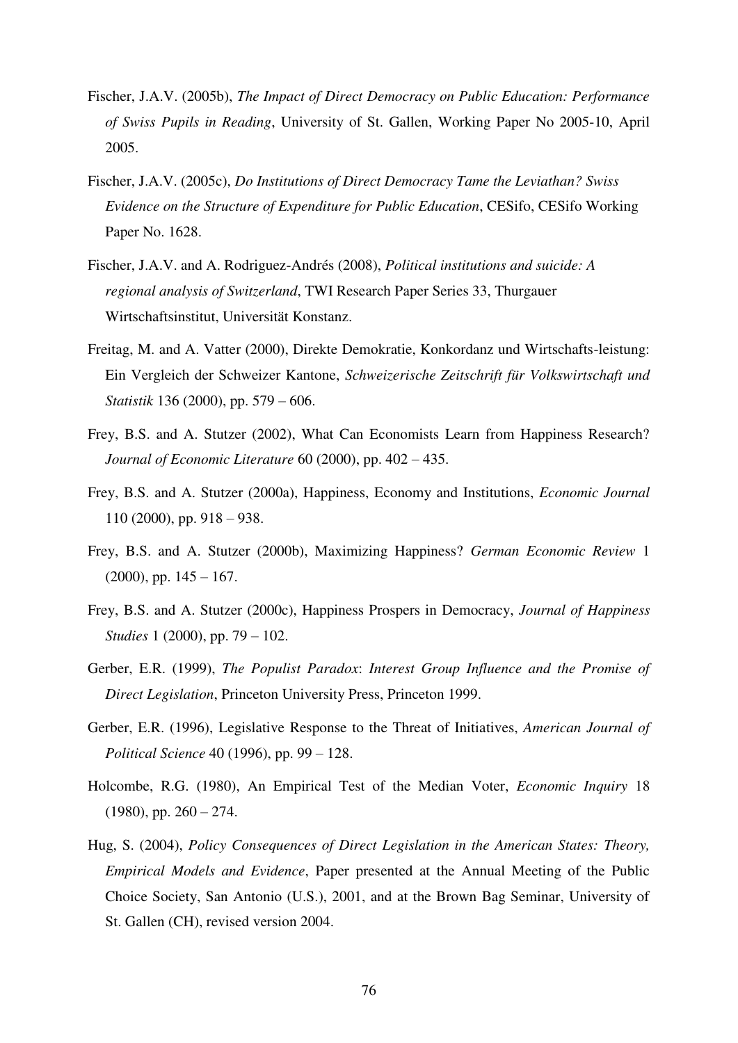Fischer, J.A.V. (2005b), *The Impact of Direct Democracy on Public Education: Performance of Swiss Pupils in Reading*, University of St. Gallen, Working Paper No 2005-10, April 2005.

Fischer, J.A.V. (2005c), *Do Institutions of Direct Democracy Tame the Leviathan? Swiss Evidence on the Structure of Expenditure for Public Education*, CESifo, CESifo Working Paper No. 1628.

Fischer, J.A.V. and A. Rodriguez-Andrés (2008), *Political institutions and suicide: A regional analysis of Switzerland*, TWI Research Paper Series 33, Thurgauer Wirtschaftsinstitut, Universität Konstanz.

Freitag, M. and A. Vatter (2000), Direkte Demokratie, Konkordanz und Wirtschafts-leistung: Ein Vergleich der Schweizer Kantone, *Schweizerische Zeitschrift für Volkswirtschaft und Statistik* 136 (2000), pp. 579 – 606.

Frey, B.S. and A. Stutzer (2002), What Can Economists Learn from Happiness Research? *Journal of Economic Literature* 60 (2000), pp. 402 – 435.

Frey, B.S. and A. Stutzer (2000a), Happiness, Economy and Institutions, *Economic Journal* 110 (2000), pp. 918 – 938.

Frey, B.S. and A. Stutzer (2000b), Maximizing Happiness? *German Economic Review* 1 (2000), pp. 145 – 167.

Frey, B.S. and A. Stutzer (2000c), Happiness Prospers in Democracy, *Journal of Happiness Studies* 1 (2000), pp. 79 – 102.

Gerber, E.R. (1999), *The Populist Paradox*: *Interest Group Influence and the Promise of Direct Legislation*, Princeton University Press, Princeton 1999.

Gerber, E.R. (1996), Legislative Response to the Threat of Initiatives, *American Journal of Political Science* 40 (1996), pp. 99 – 128.

Holcombe, R.G. (1980), An Empirical Test of the Median Voter, *Economic Inquiry* 18 (1980), pp. 260 – 274.

Hug, S. (2004), *Policy Consequences of Direct Legislation in the American States: Theory, Empirical Models and Evidence*, Paper presented at the Annual Meeting of the Public Choice Society, San Antonio (U.S.), 2001, and at the Brown Bag Seminar, University of St. Gallen (CH), revised version 2004.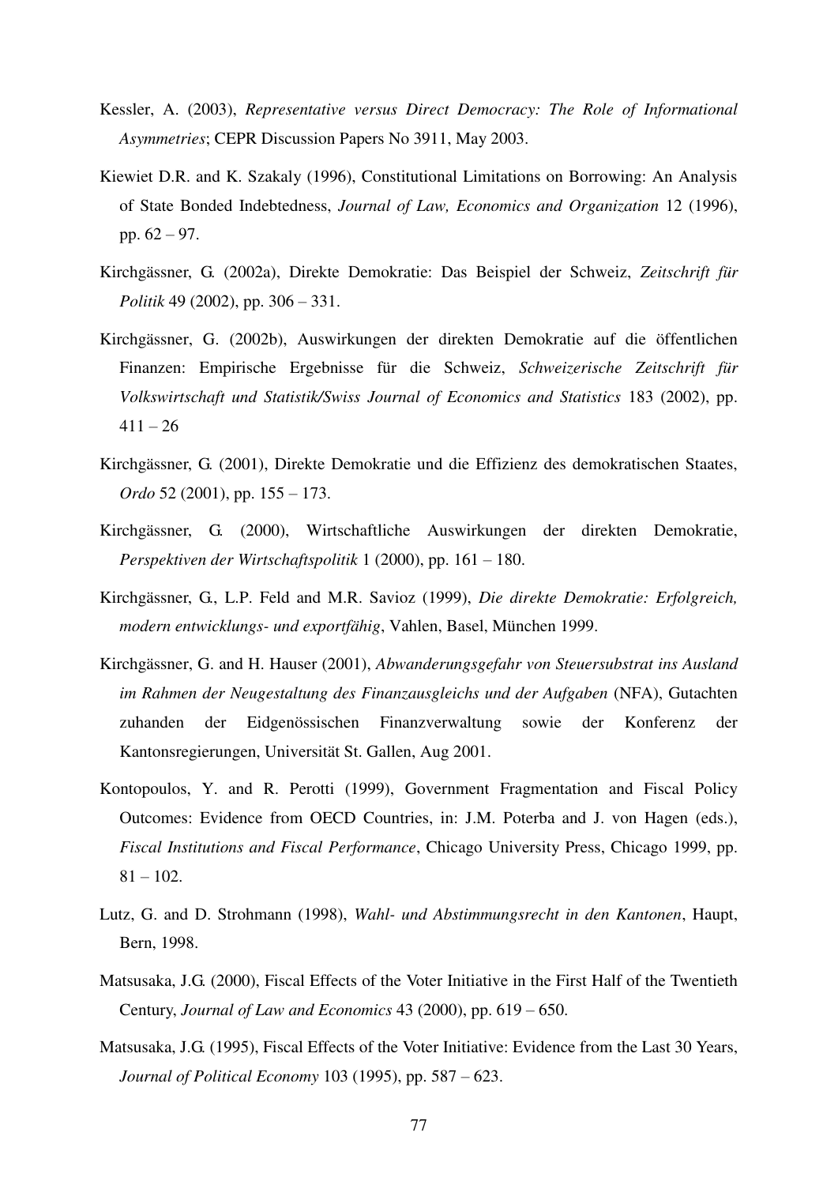Kessler, A. (2003), *Representative versus Direct Democracy: The Role of Informational Asymmetries*; CEPR Discussion Papers No 3911, May 2003.

Kiewiet D.R. and K. Szakaly (1996), Constitutional Limitations on Borrowing: An Analysis of State Bonded Indebtedness, *Journal of Law, Economics and Organization* 12 (1996), pp. 62 – 97.

Kirchgässner, G. (2002a), Direkte Demokratie: Das Beispiel der Schweiz, *Zeitschrift für Politik* 49 (2002), pp. 306 – 331.

Kirchgässner, G. (2002b), Auswirkungen der direkten Demokratie auf die öffentlichen Finanzen: Empirische Ergebnisse für die Schweiz, *Schweizerische Zeitschrift für Volkswirtschaft und Statistik/Swiss Journal of Economics and Statistics* 183 (2002), pp. 411 – 26

Kirchgässner, G. (2001), Direkte Demokratie und die Effizienz des demokratischen Staates, *Ordo* 52 (2001), pp. 155 – 173.

Kirchgässner, G. (2000), Wirtschaftliche Auswirkungen der direkten Demokratie, *Perspektiven der Wirtschaftspolitik* 1 (2000), pp. 161 – 180.

Kirchgässner, G., L.P. Feld and M.R. Savioz (1999), *Die direkte Demokratie: Erfolgreich, modern entwicklungs- und exportfähig*, Vahlen, Basel, München 1999.

Kirchgässner, G. and H. Hauser (2001), *Abwanderungsgefahr von Steuersubstrat ins Ausland im Rahmen der Neugestaltung des Finanzausgleichs und der Aufgaben* (NFA), Gutachten zuhanden der Eidgenössischen Finanzverwaltung sowie der Konferenz der Kantonsregierungen, Universität St. Gallen, Aug 2001.

Kontopoulos, Y. and R. Perotti (1999), Government Fragmentation and Fiscal Policy Outcomes: Evidence from OECD Countries, in: J.M. Poterba and J. von Hagen (eds.), *Fiscal Institutions and Fiscal Performance*, Chicago University Press, Chicago 1999, pp. 81 – 102.

Lutz, G. and D. Strohmann (1998), *Wahl- und Abstimmungsrecht in den Kantonen*, Haupt, Bern, 1998.

Matsusaka, J.G. (2000), Fiscal Effects of the Voter Initiative in the First Half of the Twentieth Century, *Journal of Law and Economics* 43 (2000), pp. 619 – 650.

Matsusaka, J.G. (1995), Fiscal Effects of the Voter Initiative: Evidence from the Last 30 Years, *Journal of Political Economy* 103 (1995), pp. 587 – 623.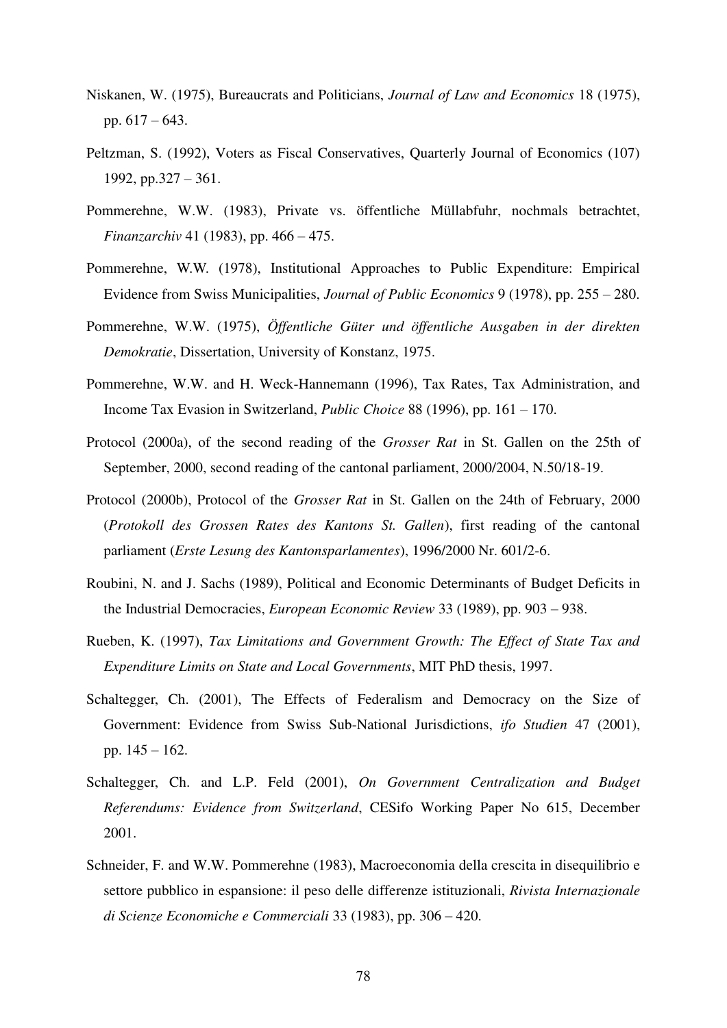Niskanen, W. (1975), Bureaucrats and Politicians, *Journal of Law and Economics* 18 (1975), pp. 617 – 643.

Peltzman, S. (1992), Voters as Fiscal Conservatives, Quarterly Journal of Economics (107) 1992, pp.327 – 361.

Pommerehne, W.W. (1983), Private vs. öffentliche Müllabfuhr, nochmals betrachtet, *Finanzarchiv* 41 (1983), pp. 466 – 475.

Pommerehne, W.W. (1978), Institutional Approaches to Public Expenditure: Empirical Evidence from Swiss Municipalities, *Journal of Public Economics* 9 (1978), pp. 255 – 280.

Pommerehne, W.W. (1975), *Öffentliche Güter und öffentliche Ausgaben in der direkten Demokratie*, Dissertation, University of Konstanz, 1975.

Pommerehne, W.W. and H. Weck-Hannemann (1996), Tax Rates, Tax Administration, and Income Tax Evasion in Switzerland, *Public Choice* 88 (1996), pp. 161 – 170.

Protocol (2000a), of the second reading of the *Grosser Rat* in St. Gallen on the 25th of September, 2000, second reading of the cantonal parliament, 2000/2004, N.50/18-19.

Protocol (2000b), Protocol of the *Grosser Rat* in St. Gallen on the 24th of February, 2000 (*Protokoll des Grossen Rates des Kantons St. Gallen*), first reading of the cantonal parliament (*Erste Lesung des Kantonsparlamentes*), 1996/2000 Nr. 601/2-6.

Roubini, N. and J. Sachs (1989), Political and Economic Determinants of Budget Deficits in the Industrial Democracies, *European Economic Review* 33 (1989), pp. 903 – 938.

Rueben, K. (1997), *Tax Limitations and Government Growth: The Effect of State Tax and Expenditure Limits on State and Local Governments*, MIT PhD thesis, 1997.

Schaltegger, Ch. (2001), The Effects of Federalism and Democracy on the Size of Government: Evidence from Swiss Sub-National Jurisdictions, *ifo Studien* 47 (2001), pp. 145 – 162.

Schaltegger, Ch. and L.P. Feld (2001), *On Government Centralization and Budget Referendums: Evidence from Switzerland*, CESifo Working Paper No 615, December 2001.

Schneider, F. and W.W. Pommerehne (1983), Macroeconomia della crescita in disequilibrio e settore pubblico in espansione: il peso delle differenze istituzionali, *Rivista Internazionale di Scienze Economiche e Commerciali* 33 (1983), pp. 306 – 420.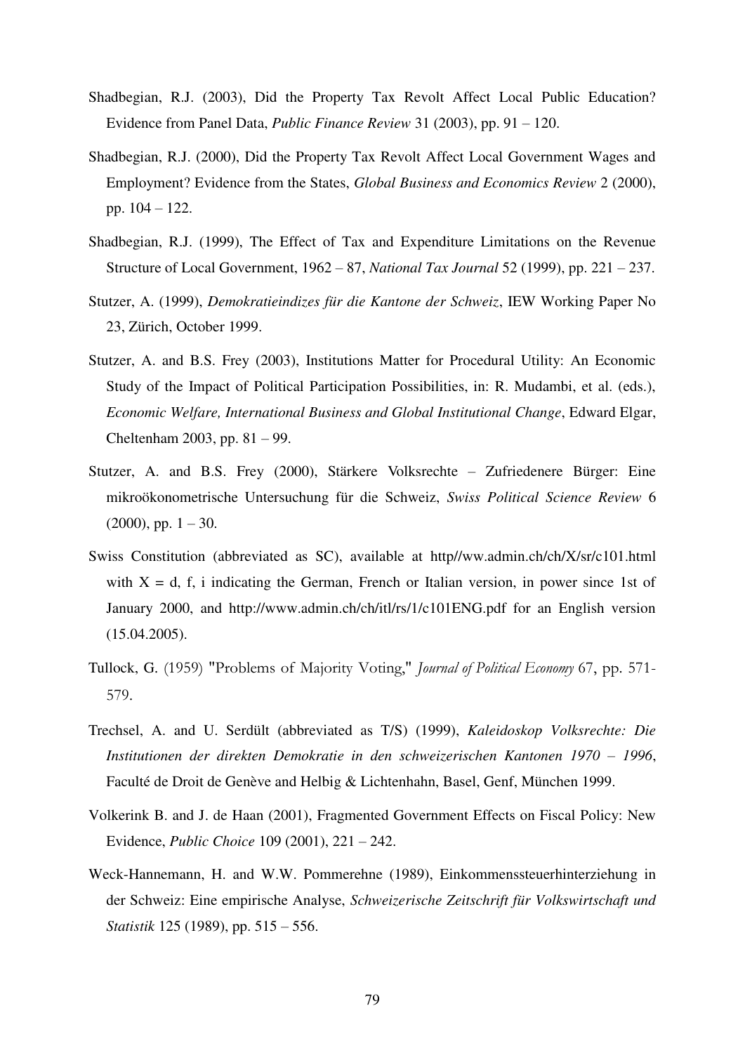Shadbegian, R.J. (2003), Did the Property Tax Revolt Affect Local Public Education? Evidence from Panel Data, *Public Finance Review* 31 (2003), pp. 91 – 120.

Shadbegian, R.J. (2000), Did the Property Tax Revolt Affect Local Government Wages and Employment? Evidence from the States, *Global Business and Economics Review* 2 (2000), pp. 104 – 122.

Shadbegian, R.J. (1999), The Effect of Tax and Expenditure Limitations on the Revenue Structure of Local Government, 1962 – 87, *National Tax Journal* 52 (1999), pp. 221 – 237.

Stutzer, A. (1999), *Demokratieindizes für die Kantone der Schweiz*, IEW Working Paper No 23, Zürich, October 1999.

Stutzer, A. and B.S. Frey (2003), Institutions Matter for Procedural Utility: An Economic Study of the Impact of Political Participation Possibilities, in: R. Mudambi, et al. (eds.), *Economic Welfare, International Business and Global Institutional Change*, Edward Elgar, Cheltenham 2003, pp. 81 – 99.

Stutzer, A. and B.S. Frey (2000), Stärkere Volksrechte – Zufriedenere Bürger: Eine mikroökonometrische Untersuchung für die Schweiz, *Swiss Political Science Review* 6 (2000), pp. 1 – 30.

Swiss Constitution (abbreviated as SC), available at http//ww.admin.ch/ch/X/sr/c101.html with X = d, f, i indicating the German, French or Italian version, in power since 1st of January 2000, and http://www.admin.ch/ch/itl/rs/1/c101ENG.pdf for an English version (15.04.2005).

Tullock, G. (1959) "Problems of Majority Voting," *Journal of Political Economy* 67, pp. 571-579.

Trechsel, A. and U. Serdült (abbreviated as T/S) (1999), *Kaleidoskop Volksrechte: Die Institutionen der direkten Demokratie in den schweizerischen Kantonen 1970 – 1996*, Faculté de Droit de Genève and Helbig & Lichtenhahn, Basel, Genf, München 1999.

Volkerink B. and J. de Haan (2001), Fragmented Government Effects on Fiscal Policy: New Evidence, *Public Choice* 109 (2001), 221 – 242.

Weck-Hannemann, H. and W.W. Pommerehne (1989), Einkommenssteuerhinterziehung in der Schweiz: Eine empirische Analyse, *Schweizerische Zeitschrift für Volkswirtschaft und Statistik* 125 (1989), pp. 515 – 556.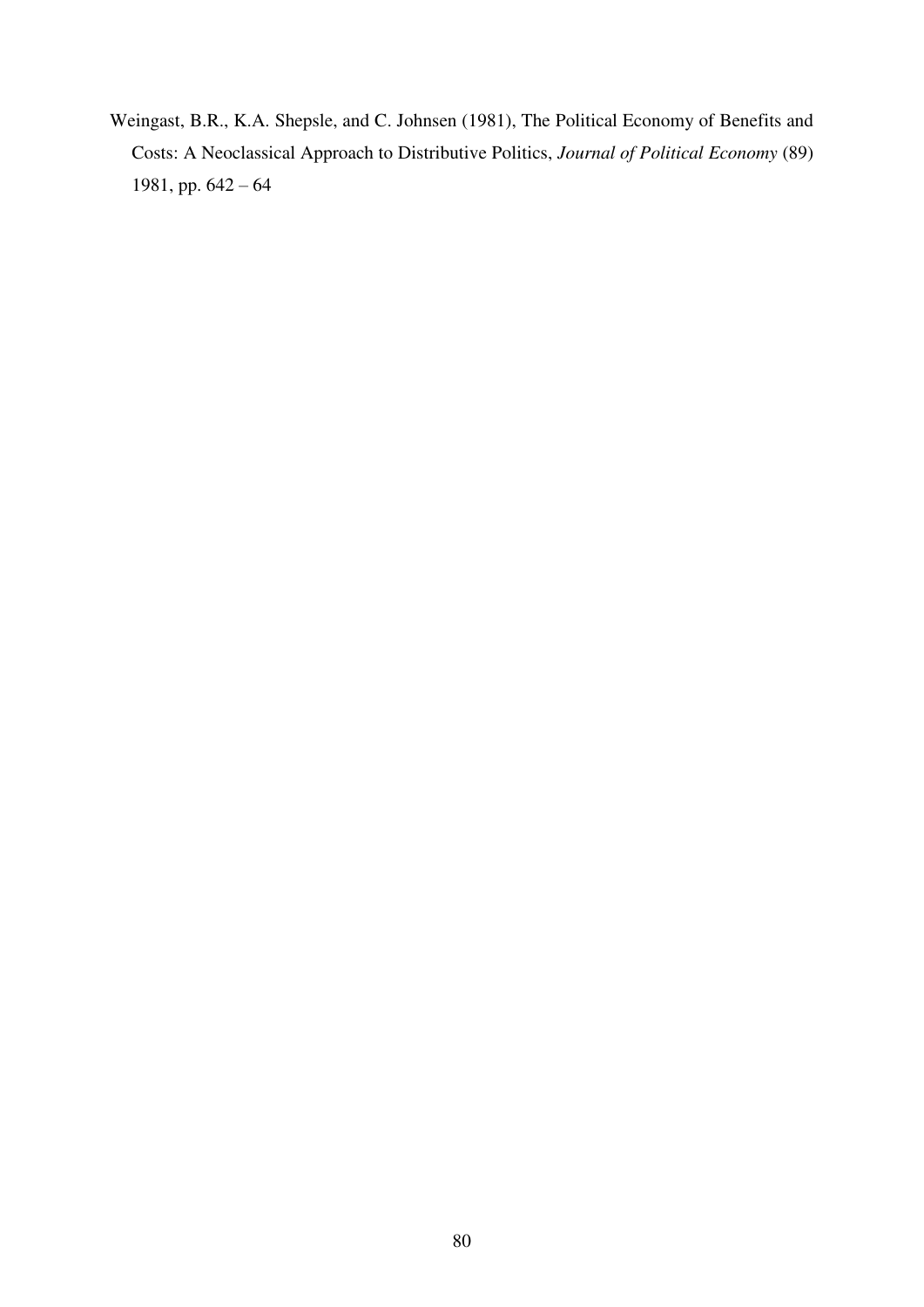Weingast, B.R., K.A. Shepsle, and C. Johnsen (1981), The Political Economy of Benefits and Costs: A Neoclassical Approach to Distributive Politics, *Journal of Political Economy* (89) 1981, pp. 642 – 64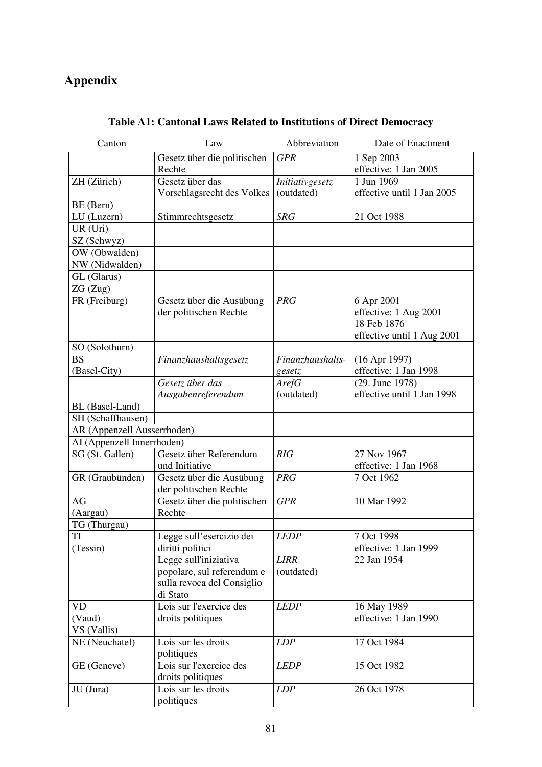# Appendix

**Table A1: Cantonal Laws Related to Institutions of Direct Democracy**

| Canton | Law | Abbreviation | Date of Enactment |
|---|---|---|---|
| | Gesetz über die politischen Rechte | *GPR* | 1 Sep 2003<br>effective: 1 Jan 2005 |
| ZH (Zürich) | Gesetz über das Vorschlagsrecht des Volkes | *Initiativgesetz* (outdated) | 1 Jun 1969<br>effective until 1 Jan 2005 |
| BE (Bern) | | | |
| LU (Luzern) | Stimmrechtsgesetz | *SRG* | 21 Oct 1988 |
| UR (Uri) | | | |
| SZ (Schwyz) | | | |
| OW (Obwalden) | | | |
| NW (Nidwalden) | | | |
| GL (Glarus) | | | |
| ZG (Zug) | | | |
| FR (Freiburg) | Gesetz über die Ausübung der politischen Rechte | *PRG* | 6 Apr 2001<br>effective: 1 Aug 2001<br>18 Feb 1876<br>effective until 1 Aug 2001 |
| SO (Solothurn) | | | |
| BS (Basel-City) | *Finanzhaushaltsgesetz* | *Finanzhaushalts-gesetz* | (16 Apr 1997)<br>effective: 1 Jan 1998 |
| | *Gesetz über das Ausgabenreferendum* | *ArefG* (outdated) | (29. June 1978)<br>effective until 1 Jan 1998 |
| BL (Basel-Land) | | | |
| SH (Schaffhausen) | | | |
| AR (Appenzell Ausserrhoden) | | | |
| AI (Appenzell Innerrhoden) | | | |
| SG (St. Gallen) | Gesetz über Referendum und Initiative | *RIG* | 27 Nov 1967<br>effective: 1 Jan 1968 |
| GR (Graubünden) | Gesetz über die Ausübung der politischen Rechte | *PRG* | 7 Oct 1962 |
| AG (Aargau) | Gesetz über die politischen Rechte | *GPR* | 10 Mar 1992 |
| TG (Thurgau) | | | |
| TI (Tessin) | Legge sull'esercizio dei diritti politici | *LEDP* | 7 Oct 1998<br>effective: 1 Jan 1999 |
| | Legge sull'iniziativa popolare, sul referendum e sulla revoca del Consiglio di Stato | *LIRR* (outdated) | 22 Jan 1954 |
| VD (Vaud) | Lois sur l'exercice des droits politiques | *LEDP* | 16 May 1989<br>effective: 1 Jan 1990 |
| VS (Vallis) | | | |
| NE (Neuchatel) | Lois sur les droits politiques | *LDP* | 17 Oct 1984 |
| GE (Geneve) | Lois sur l'exercice des droits politiques | *LEDP* | 15 Oct 1982 |
| JU (Jura) | Lois sur les droits politiques | *LDP* | 26 Oct 1978 |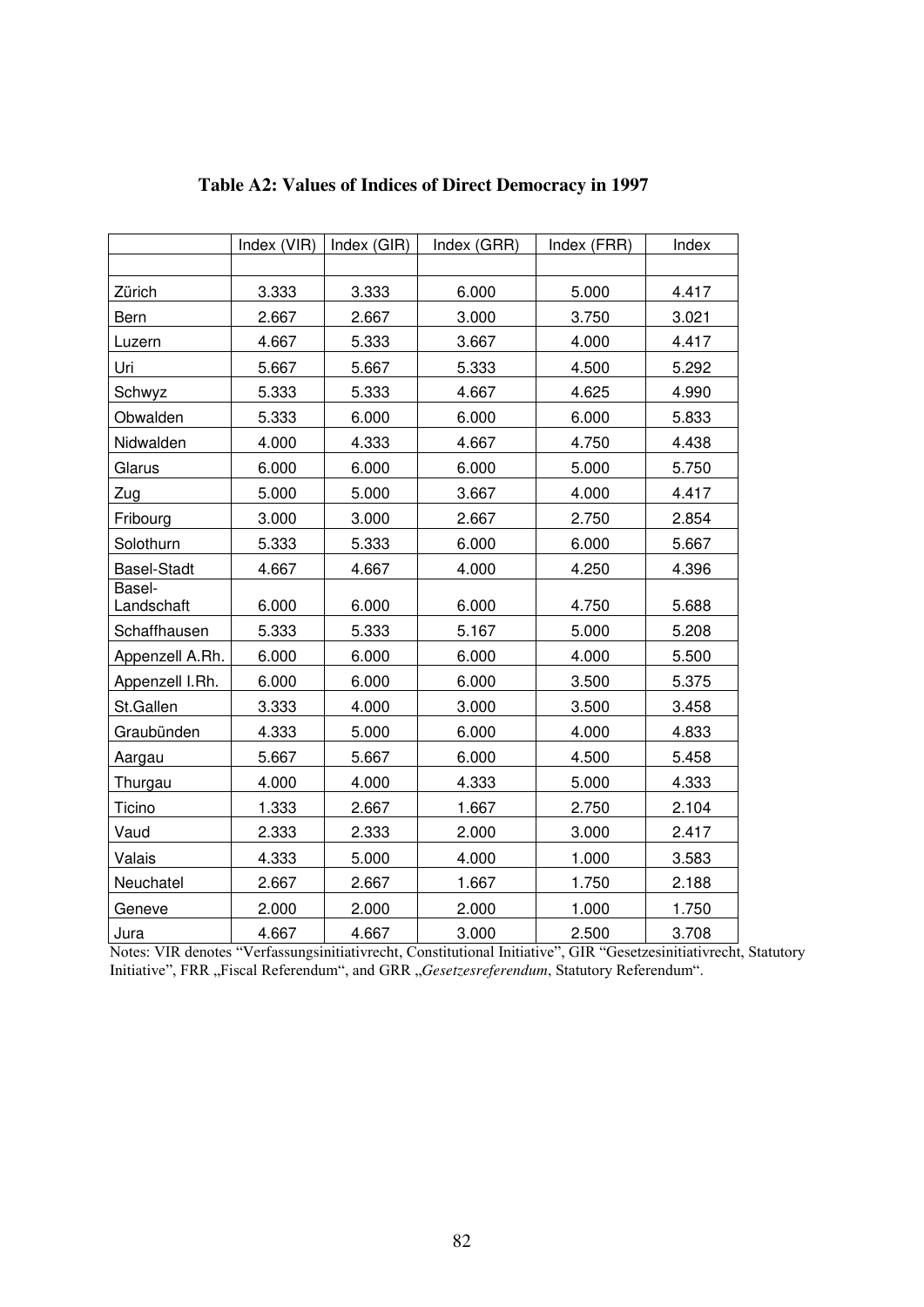**Table A2: Values of Indices of Direct Democracy in 1997**

| | Index (VIR) | Index (GIR) | Index (GRR) | Index (FRR) | Index |
|---|---|---|---|---|---|
| Zürich | 3.333 | 3.333 | 6.000 | 5.000 | 4.417 |
| Bern | 2.667 | 2.667 | 3.000 | 3.750 | 3.021 |
| Luzern | 4.667 | 5.333 | 3.667 | 4.000 | 4.417 |
| Uri | 5.667 | 5.667 | 5.333 | 4.500 | 5.292 |
| Schwyz | 5.333 | 5.333 | 4.667 | 4.625 | 4.990 |
| Obwalden | 5.333 | 6.000 | 6.000 | 6.000 | 5.833 |
| Nidwalden | 4.000 | 4.333 | 4.667 | 4.750 | 4.438 |
| Glarus | 6.000 | 6.000 | 6.000 | 5.000 | 5.750 |
| Zug | 5.000 | 5.000 | 3.667 | 4.000 | 4.417 |
| Fribourg | 3.000 | 3.000 | 2.667 | 2.750 | 2.854 |
| Solothurn | 5.333 | 5.333 | 6.000 | 6.000 | 5.667 |
| Basel-Stadt | 4.667 | 4.667 | 4.000 | 4.250 | 4.396 |
| Basel-Landschaft | 6.000 | 6.000 | 6.000 | 4.750 | 5.688 |
| Schaffhausen | 5.333 | 5.333 | 5.167 | 5.000 | 5.208 |
| Appenzell A.Rh. | 6.000 | 6.000 | 6.000 | 4.000 | 5.500 |
| Appenzell I.Rh. | 6.000 | 6.000 | 6.000 | 3.500 | 5.375 |
| St.Gallen | 3.333 | 4.000 | 3.000 | 3.500 | 3.458 |
| Graubünden | 4.333 | 5.000 | 6.000 | 4.000 | 4.833 |
| Aargau | 5.667 | 5.667 | 6.000 | 4.500 | 5.458 |
| Thurgau | 4.000 | 4.000 | 4.333 | 5.000 | 4.333 |
| Ticino | 1.333 | 2.667 | 1.667 | 2.750 | 2.104 |
| Vaud | 2.333 | 2.333 | 2.000 | 3.000 | 2.417 |
| Valais | 4.333 | 5.000 | 4.000 | 1.000 | 3.583 |
| Neuchatel | 2.667 | 2.667 | 1.667 | 1.750 | 2.188 |
| Geneve | 2.000 | 2.000 | 2.000 | 1.000 | 1.750 |
| Jura | 4.667 | 4.667 | 3.000 | 2.500 | 3.708 |

Notes: VIR denotes "Verfassungsinitiativrecht, Constitutional Initiative", GIR "Gesetzesinitiativrecht, Statutory Initiative", FRR „Fiscal Referendum", and GRR „*Gesetzesreferendum*, Statutory Referendum".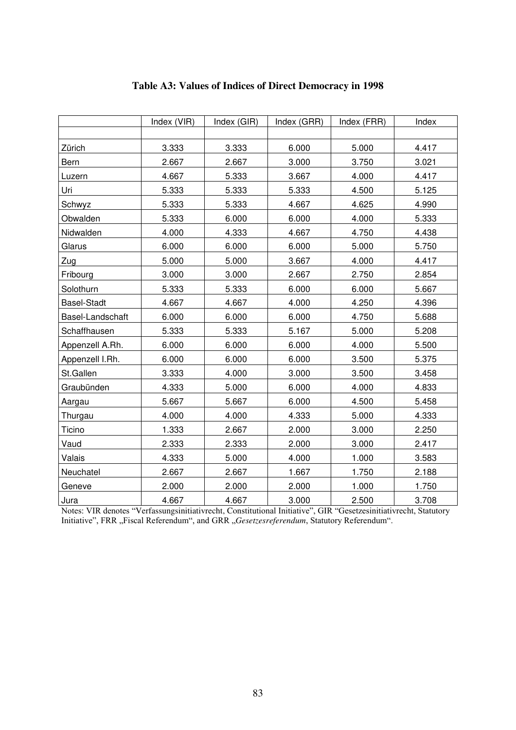**Table A3: Values of Indices of Direct Democracy in 1998**

| | Index (VIR) | Index (GIR) | Index (GRR) | Index (FRR) | Index |
|---|---|---|---|---|---|
| | | | | | |
| Zürich | 3.333 | 3.333 | 6.000 | 5.000 | 4.417 |
| Bern | 2.667 | 2.667 | 3.000 | 3.750 | 3.021 |
| Luzern | 4.667 | 5.333 | 3.667 | 4.000 | 4.417 |
| Uri | 5.333 | 5.333 | 5.333 | 4.500 | 5.125 |
| Schwyz | 5.333 | 5.333 | 4.667 | 4.625 | 4.990 |
| Obwalden | 5.333 | 6.000 | 6.000 | 4.000 | 5.333 |
| Nidwalden | 4.000 | 4.333 | 4.667 | 4.750 | 4.438 |
| Glarus | 6.000 | 6.000 | 6.000 | 5.000 | 5.750 |
| Zug | 5.000 | 5.000 | 3.667 | 4.000 | 4.417 |
| Fribourg | 3.000 | 3.000 | 2.667 | 2.750 | 2.854 |
| Solothurn | 5.333 | 5.333 | 6.000 | 6.000 | 5.667 |
| Basel-Stadt | 4.667 | 4.667 | 4.000 | 4.250 | 4.396 |
| Basel-Landschaft | 6.000 | 6.000 | 6.000 | 4.750 | 5.688 |
| Schaffhausen | 5.333 | 5.333 | 5.167 | 5.000 | 5.208 |
| Appenzell A.Rh. | 6.000 | 6.000 | 6.000 | 4.000 | 5.500 |
| Appenzell I.Rh. | 6.000 | 6.000 | 6.000 | 3.500 | 5.375 |
| St.Gallen | 3.333 | 4.000 | 3.000 | 3.500 | 3.458 |
| Graubünden | 4.333 | 5.000 | 6.000 | 4.000 | 4.833 |
| Aargau | 5.667 | 5.667 | 6.000 | 4.500 | 5.458 |
| Thurgau | 4.000 | 4.000 | 4.333 | 5.000 | 4.333 |
| Ticino | 1.333 | 2.667 | 2.000 | 3.000 | 2.250 |
| Vaud | 2.333 | 2.333 | 2.000 | 3.000 | 2.417 |
| Valais | 4.333 | 5.000 | 4.000 | 1.000 | 3.583 |
| Neuchatel | 2.667 | 2.667 | 1.667 | 1.750 | 2.188 |
| Geneve | 2.000 | 2.000 | 2.000 | 1.000 | 1.750 |
| Jura | 4.667 | 4.667 | 3.000 | 2.500 | 3.708 |

Notes: VIR denotes "Verfassungsinitiativrecht, Constitutional Initiative", GIR "Gesetzesinitiativrecht, Statutory Initiative", FRR „Fiscal Referendum", and GRR „*Gesetzesreferendum*, Statutory Referendum".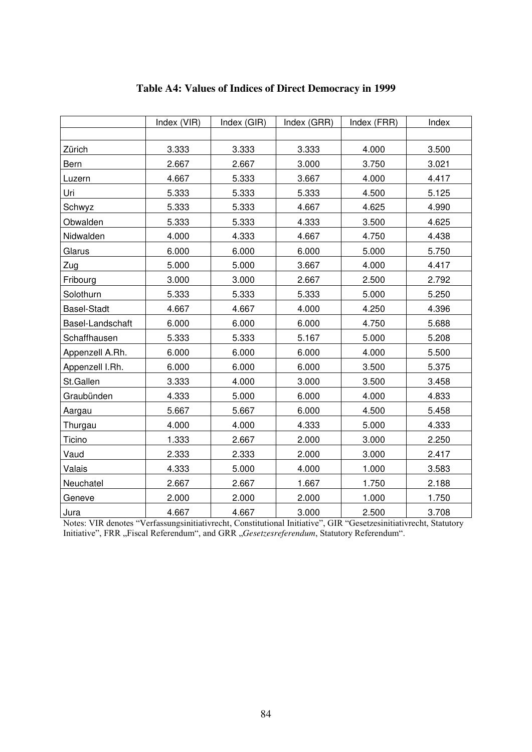**Table A4: Values of Indices of Direct Democracy in 1999**

| | Index (VIR) | Index (GIR) | Index (GRR) | Index (FRR) | Index |
|---|---|---|---|---|---|
| Zürich | 3.333 | 3.333 | 3.333 | 4.000 | 3.500 |
| Bern | 2.667 | 2.667 | 3.000 | 3.750 | 3.021 |
| Luzern | 4.667 | 5.333 | 3.667 | 4.000 | 4.417 |
| Uri | 5.333 | 5.333 | 5.333 | 4.500 | 5.125 |
| Schwyz | 5.333 | 5.333 | 4.667 | 4.625 | 4.990 |
| Obwalden | 5.333 | 5.333 | 4.333 | 3.500 | 4.625 |
| Nidwalden | 4.000 | 4.333 | 4.667 | 4.750 | 4.438 |
| Glarus | 6.000 | 6.000 | 6.000 | 5.000 | 5.750 |
| Zug | 5.000 | 5.000 | 3.667 | 4.000 | 4.417 |
| Fribourg | 3.000 | 3.000 | 2.667 | 2.500 | 2.792 |
| Solothurn | 5.333 | 5.333 | 5.333 | 5.000 | 5.250 |
| Basel-Stadt | 4.667 | 4.667 | 4.000 | 4.250 | 4.396 |
| Basel-Landschaft | 6.000 | 6.000 | 6.000 | 4.750 | 5.688 |
| Schaffhausen | 5.333 | 5.333 | 5.167 | 5.000 | 5.208 |
| Appenzell A.Rh. | 6.000 | 6.000 | 6.000 | 4.000 | 5.500 |
| Appenzell I.Rh. | 6.000 | 6.000 | 6.000 | 3.500 | 5.375 |
| St.Gallen | 3.333 | 4.000 | 3.000 | 3.500 | 3.458 |
| Graubünden | 4.333 | 5.000 | 6.000 | 4.000 | 4.833 |
| Aargau | 5.667 | 5.667 | 6.000 | 4.500 | 5.458 |
| Thurgau | 4.000 | 4.000 | 4.333 | 5.000 | 4.333 |
| Ticino | 1.333 | 2.667 | 2.000 | 3.000 | 2.250 |
| Vaud | 2.333 | 2.333 | 2.000 | 3.000 | 2.417 |
| Valais | 4.333 | 5.000 | 4.000 | 1.000 | 3.583 |
| Neuchatel | 2.667 | 2.667 | 1.667 | 1.750 | 2.188 |
| Geneve | 2.000 | 2.000 | 2.000 | 1.000 | 1.750 |
| Jura | 4.667 | 4.667 | 3.000 | 2.500 | 3.708 |

Notes: VIR denotes "Verfassungsinitiativrecht, Constitutional Initiative", GIR "Gesetzesinitiativrecht, Statutory Initiative", FRR „Fiscal Referendum", and GRR „*Gesetzesreferendum*, Statutory Referendum".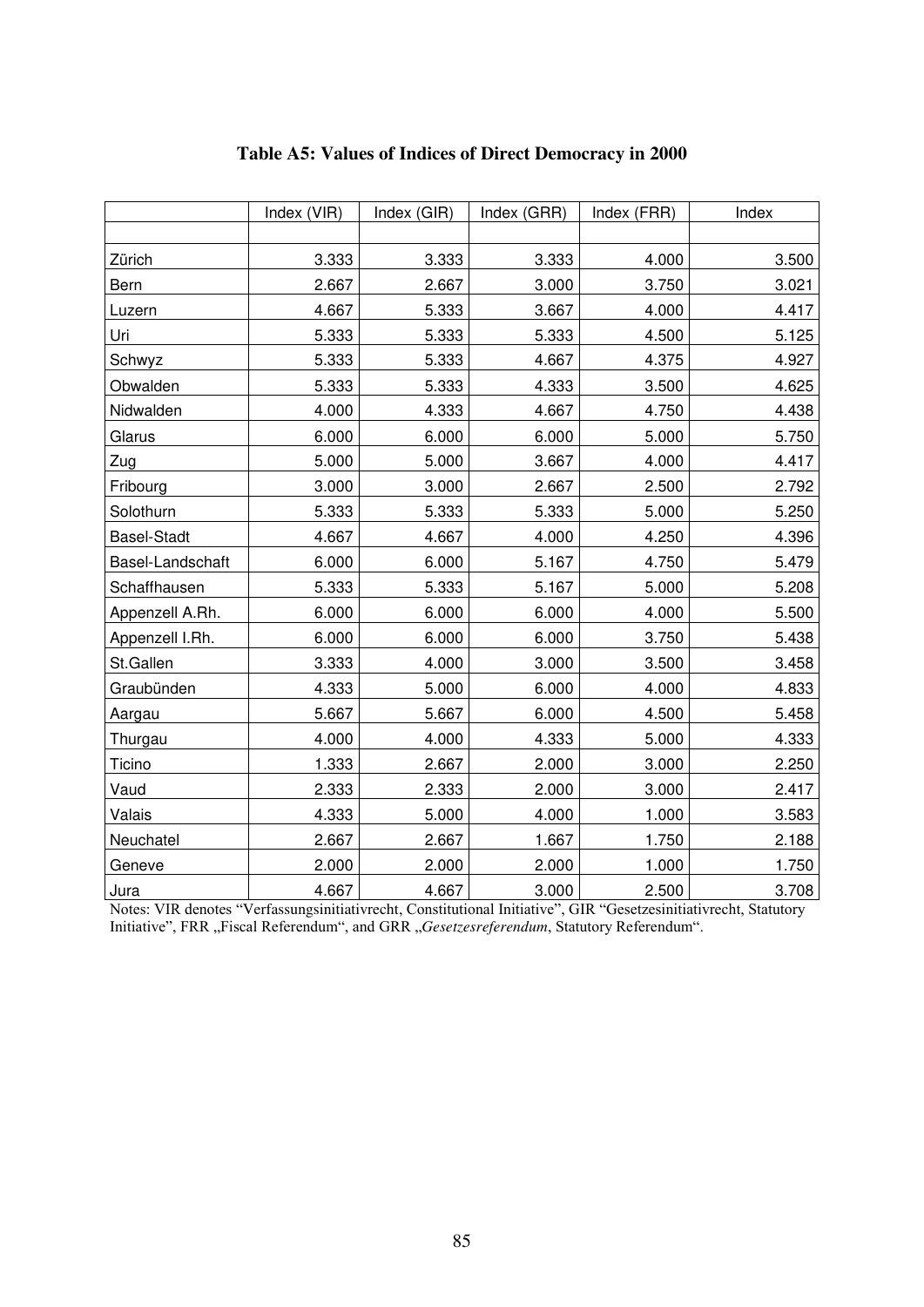**Table A5: Values of Indices of Direct Democracy in 2000**

| | Index (VIR) | Index (GIR) | Index (GRR) | Index (FRR) | Index |
|---|---|---|---|---|---|
| Zürich | 3.333 | 3.333 | 3.333 | 4.000 | 3.500 |
| Bern | 2.667 | 2.667 | 3.000 | 3.750 | 3.021 |
| Luzern | 4.667 | 5.333 | 3.667 | 4.000 | 4.417 |
| Uri | 5.333 | 5.333 | 5.333 | 4.500 | 5.125 |
| Schwyz | 5.333 | 5.333 | 4.667 | 4.375 | 4.927 |
| Obwalden | 5.333 | 5.333 | 4.333 | 3.500 | 4.625 |
| Nidwalden | 4.000 | 4.333 | 4.667 | 4.750 | 4.438 |
| Glarus | 6.000 | 6.000 | 6.000 | 5.000 | 5.750 |
| Zug | 5.000 | 5.000 | 3.667 | 4.000 | 4.417 |
| Fribourg | 3.000 | 3.000 | 2.667 | 2.500 | 2.792 |
| Solothurn | 5.333 | 5.333 | 5.333 | 5.000 | 5.250 |
| Basel-Stadt | 4.667 | 4.667 | 4.000 | 4.250 | 4.396 |
| Basel-Landschaft | 6.000 | 6.000 | 5.167 | 4.750 | 5.479 |
| Schaffhausen | 5.333 | 5.333 | 5.167 | 5.000 | 5.208 |
| Appenzell A.Rh. | 6.000 | 6.000 | 6.000 | 4.000 | 5.500 |
| Appenzell I.Rh. | 6.000 | 6.000 | 6.000 | 3.750 | 5.438 |
| St.Gallen | 3.333 | 4.000 | 3.000 | 3.500 | 3.458 |
| Graubünden | 4.333 | 5.000 | 6.000 | 4.000 | 4.833 |
| Aargau | 5.667 | 5.667 | 6.000 | 4.500 | 5.458 |
| Thurgau | 4.000 | 4.000 | 4.333 | 5.000 | 4.333 |
| Ticino | 1.333 | 2.667 | 2.000 | 3.000 | 2.250 |
| Vaud | 2.333 | 2.333 | 2.000 | 3.000 | 2.417 |
| Valais | 4.333 | 5.000 | 4.000 | 1.000 | 3.583 |
| Neuchatel | 2.667 | 2.667 | 1.667 | 1.750 | 2.188 |
| Geneve | 2.000 | 2.000 | 2.000 | 1.000 | 1.750 |
| Jura | 4.667 | 4.667 | 3.000 | 2.500 | 3.708 |

Notes: VIR denotes "Verfassungsinitiativrecht, Constitutional Initiative", GIR "Gesetzesinitiativrecht, Statutory Initiative", FRR „Fiscal Referendum", and GRR „*Gesetzesreferendum*, Statutory Referendum".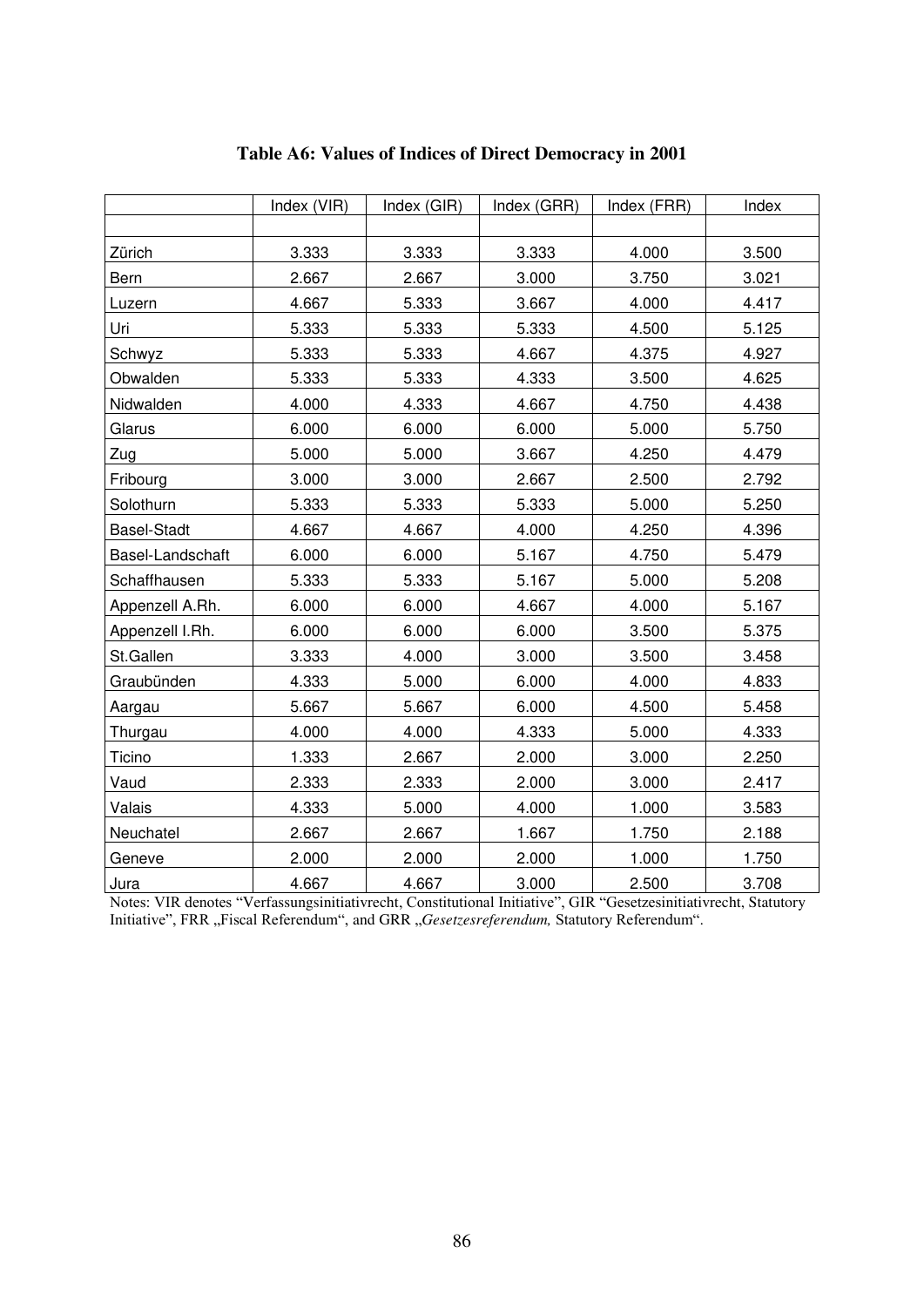**Table A6: Values of Indices of Direct Democracy in 2001**

| | Index (VIR) | Index (GIR) | Index (GRR) | Index (FRR) | Index |
|---|---|---|---|---|---|
| Zürich | 3.333 | 3.333 | 3.333 | 4.000 | 3.500 |
| Bern | 2.667 | 2.667 | 3.000 | 3.750 | 3.021 |
| Luzern | 4.667 | 5.333 | 3.667 | 4.000 | 4.417 |
| Uri | 5.333 | 5.333 | 5.333 | 4.500 | 5.125 |
| Schwyz | 5.333 | 5.333 | 4.667 | 4.375 | 4.927 |
| Obwalden | 5.333 | 5.333 | 4.333 | 3.500 | 4.625 |
| Nidwalden | 4.000 | 4.333 | 4.667 | 4.750 | 4.438 |
| Glarus | 6.000 | 6.000 | 6.000 | 5.000 | 5.750 |
| Zug | 5.000 | 5.000 | 3.667 | 4.250 | 4.479 |
| Fribourg | 3.000 | 3.000 | 2.667 | 2.500 | 2.792 |
| Solothurn | 5.333 | 5.333 | 5.333 | 5.000 | 5.250 |
| Basel-Stadt | 4.667 | 4.667 | 4.000 | 4.250 | 4.396 |
| Basel-Landschaft | 6.000 | 6.000 | 5.167 | 4.750 | 5.479 |
| Schaffhausen | 5.333 | 5.333 | 5.167 | 5.000 | 5.208 |
| Appenzell A.Rh. | 6.000 | 6.000 | 4.667 | 4.000 | 5.167 |
| Appenzell I.Rh. | 6.000 | 6.000 | 6.000 | 3.500 | 5.375 |
| St.Gallen | 3.333 | 4.000 | 3.000 | 3.500 | 3.458 |
| Graubünden | 4.333 | 5.000 | 6.000 | 4.000 | 4.833 |
| Aargau | 5.667 | 5.667 | 6.000 | 4.500 | 5.458 |
| Thurgau | 4.000 | 4.000 | 4.333 | 5.000 | 4.333 |
| Ticino | 1.333 | 2.667 | 2.000 | 3.000 | 2.250 |
| Vaud | 2.333 | 2.333 | 2.000 | 3.000 | 2.417 |
| Valais | 4.333 | 5.000 | 4.000 | 1.000 | 3.583 |
| Neuchatel | 2.667 | 2.667 | 1.667 | 1.750 | 2.188 |
| Geneve | 2.000 | 2.000 | 2.000 | 1.000 | 1.750 |
| Jura | 4.667 | 4.667 | 3.000 | 2.500 | 3.708 |

Notes: VIR denotes "Verfassungsinitiativrecht, Constitutional Initiative", GIR "Gesetzesinitiativrecht, Statutory Initiative", FRR „Fiscal Referendum", and GRR „*Gesetzesreferendum,* Statutory Referendum".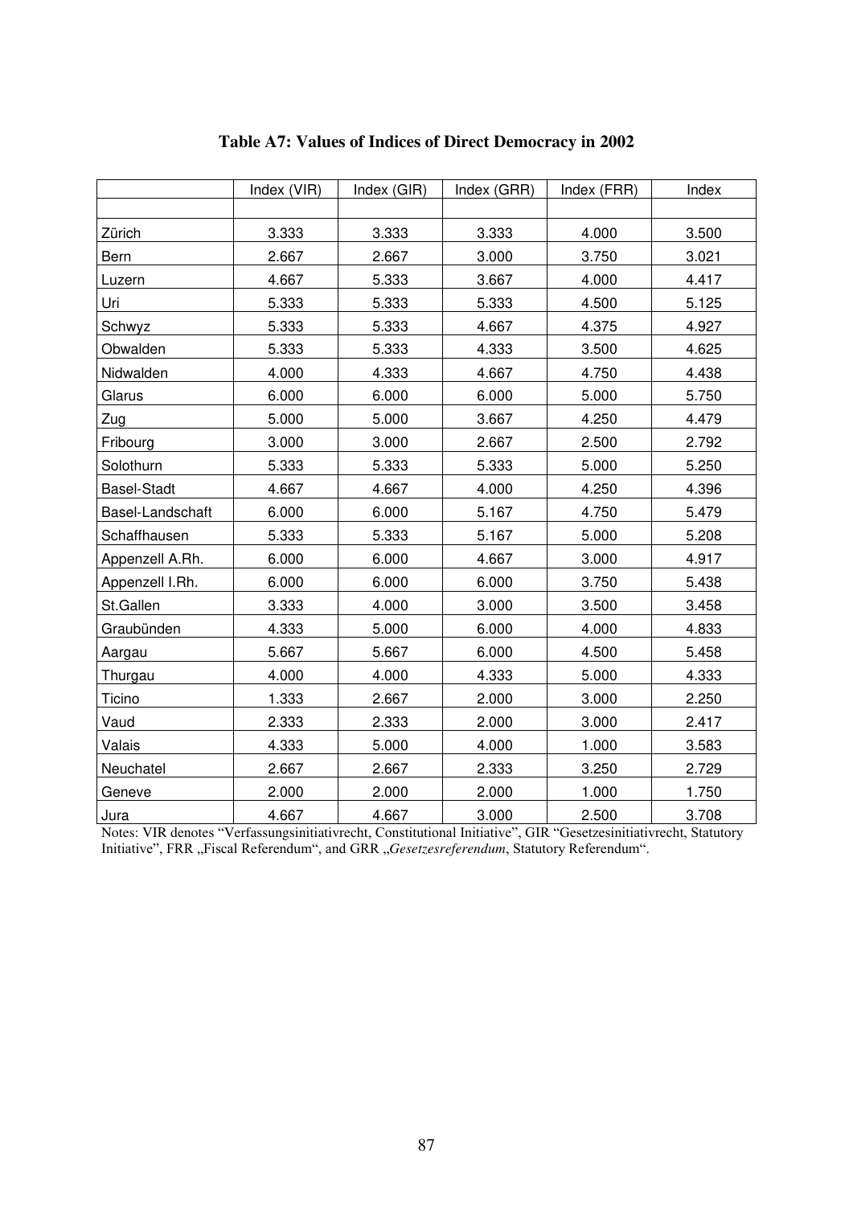**Table A7: Values of Indices of Direct Democracy in 2002**

| | Index (VIR) | Index (GIR) | Index (GRR) | Index (FRR) | Index |
|---|---|---|---|---|---|
| Zürich | 3.333 | 3.333 | 3.333 | 4.000 | 3.500 |
| Bern | 2.667 | 2.667 | 3.000 | 3.750 | 3.021 |
| Luzern | 4.667 | 5.333 | 3.667 | 4.000 | 4.417 |
| Uri | 5.333 | 5.333 | 5.333 | 4.500 | 5.125 |
| Schwyz | 5.333 | 5.333 | 4.667 | 4.375 | 4.927 |
| Obwalden | 5.333 | 5.333 | 4.333 | 3.500 | 4.625 |
| Nidwalden | 4.000 | 4.333 | 4.667 | 4.750 | 4.438 |
| Glarus | 6.000 | 6.000 | 6.000 | 5.000 | 5.750 |
| Zug | 5.000 | 5.000 | 3.667 | 4.250 | 4.479 |
| Fribourg | 3.000 | 3.000 | 2.667 | 2.500 | 2.792 |
| Solothurn | 5.333 | 5.333 | 5.333 | 5.000 | 5.250 |
| Basel-Stadt | 4.667 | 4.667 | 4.000 | 4.250 | 4.396 |
| Basel-Landschaft | 6.000 | 6.000 | 5.167 | 4.750 | 5.479 |
| Schaffhausen | 5.333 | 5.333 | 5.167 | 5.000 | 5.208 |
| Appenzell A.Rh. | 6.000 | 6.000 | 4.667 | 3.000 | 4.917 |
| Appenzell I.Rh. | 6.000 | 6.000 | 6.000 | 3.750 | 5.438 |
| St.Gallen | 3.333 | 4.000 | 3.000 | 3.500 | 3.458 |
| Graubünden | 4.333 | 5.000 | 6.000 | 4.000 | 4.833 |
| Aargau | 5.667 | 5.667 | 6.000 | 4.500 | 5.458 |
| Thurgau | 4.000 | 4.000 | 4.333 | 5.000 | 4.333 |
| Ticino | 1.333 | 2.667 | 2.000 | 3.000 | 2.250 |
| Vaud | 2.333 | 2.333 | 2.000 | 3.000 | 2.417 |
| Valais | 4.333 | 5.000 | 4.000 | 1.000 | 3.583 |
| Neuchatel | 2.667 | 2.667 | 2.333 | 3.250 | 2.729 |
| Geneve | 2.000 | 2.000 | 2.000 | 1.000 | 1.750 |
| Jura | 4.667 | 4.667 | 3.000 | 2.500 | 3.708 |

Notes: VIR denotes "Verfassungsinitiativrecht, Constitutional Initiative", GIR "Gesetzesinitiativrecht, Statutory Initiative", FRR „Fiscal Referendum", and GRR „*Gesetzesreferendum*, Statutory Referendum".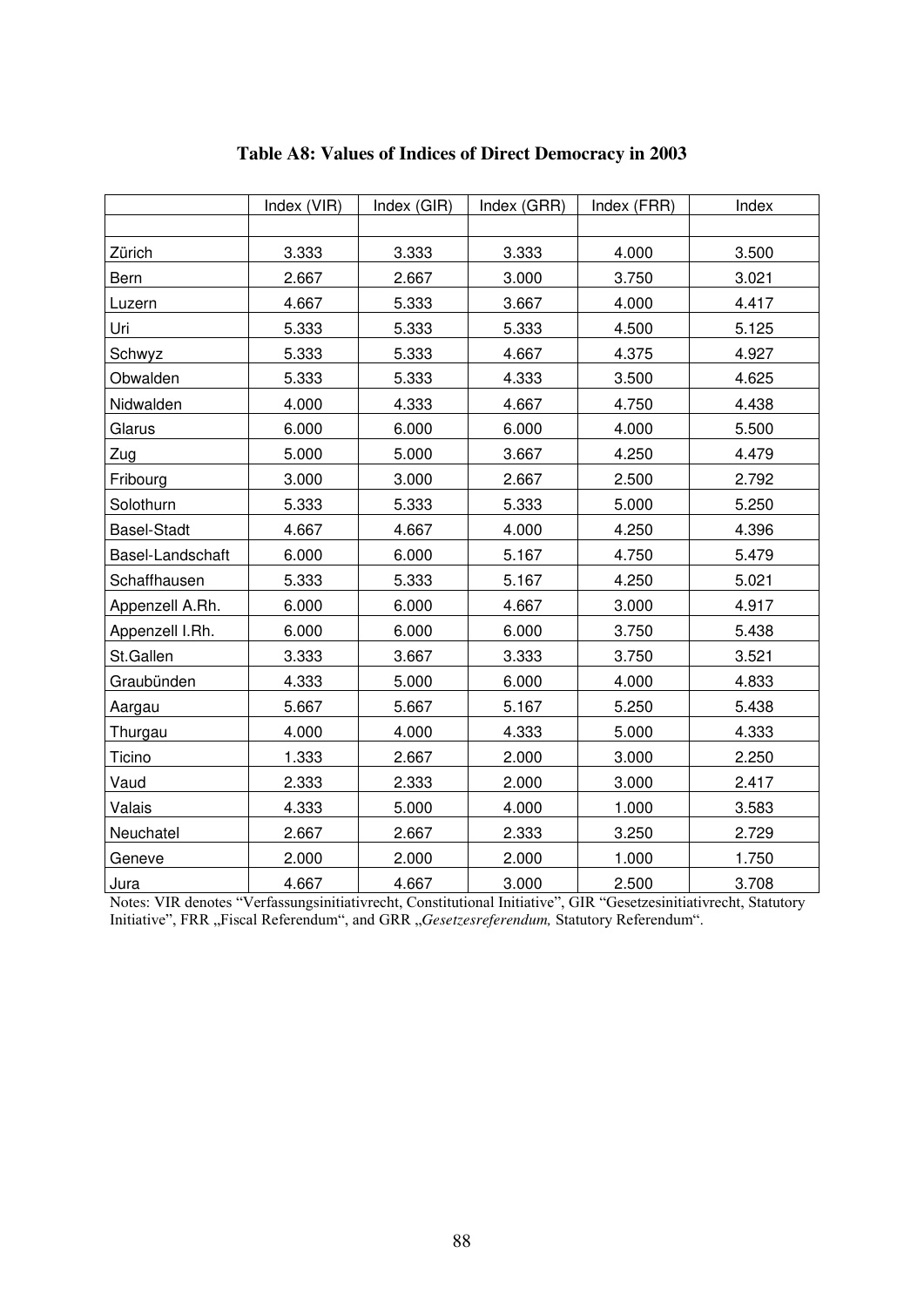**Table A8: Values of Indices of Direct Democracy in 2003**

| | Index (VIR) | Index (GIR) | Index (GRR) | Index (FRR) | Index |
|---|---|---|---|---|---|
| | | | | | |
| Zürich | 3.333 | 3.333 | 3.333 | 4.000 | 3.500 |
| Bern | 2.667 | 2.667 | 3.000 | 3.750 | 3.021 |
| Luzern | 4.667 | 5.333 | 3.667 | 4.000 | 4.417 |
| Uri | 5.333 | 5.333 | 5.333 | 4.500 | 5.125 |
| Schwyz | 5.333 | 5.333 | 4.667 | 4.375 | 4.927 |
| Obwalden | 5.333 | 5.333 | 4.333 | 3.500 | 4.625 |
| Nidwalden | 4.000 | 4.333 | 4.667 | 4.750 | 4.438 |
| Glarus | 6.000 | 6.000 | 6.000 | 4.000 | 5.500 |
| Zug | 5.000 | 5.000 | 3.667 | 4.250 | 4.479 |
| Fribourg | 3.000 | 3.000 | 2.667 | 2.500 | 2.792 |
| Solothurn | 5.333 | 5.333 | 5.333 | 5.000 | 5.250 |
| Basel-Stadt | 4.667 | 4.667 | 4.000 | 4.250 | 4.396 |
| Basel-Landschaft | 6.000 | 6.000 | 5.167 | 4.750 | 5.479 |
| Schaffhausen | 5.333 | 5.333 | 5.167 | 4.250 | 5.021 |
| Appenzell A.Rh. | 6.000 | 6.000 | 4.667 | 3.000 | 4.917 |
| Appenzell I.Rh. | 6.000 | 6.000 | 6.000 | 3.750 | 5.438 |
| St.Gallen | 3.333 | 3.667 | 3.333 | 3.750 | 3.521 |
| Graubünden | 4.333 | 5.000 | 6.000 | 4.000 | 4.833 |
| Aargau | 5.667 | 5.667 | 5.167 | 5.250 | 5.438 |
| Thurgau | 4.000 | 4.000 | 4.333 | 5.000 | 4.333 |
| Ticino | 1.333 | 2.667 | 2.000 | 3.000 | 2.250 |
| Vaud | 2.333 | 2.333 | 2.000 | 3.000 | 2.417 |
| Valais | 4.333 | 5.000 | 4.000 | 1.000 | 3.583 |
| Neuchatel | 2.667 | 2.667 | 2.333 | 3.250 | 2.729 |
| Geneve | 2.000 | 2.000 | 2.000 | 1.000 | 1.750 |
| Jura | 4.667 | 4.667 | 3.000 | 2.500 | 3.708 |

Notes: VIR denotes "Verfassungsinitiativrecht, Constitutional Initiative", GIR "Gesetzesinitiativrecht, Statutory Initiative", FRR „Fiscal Referendum", and GRR „*Gesetzesreferendum,* Statutory Referendum".